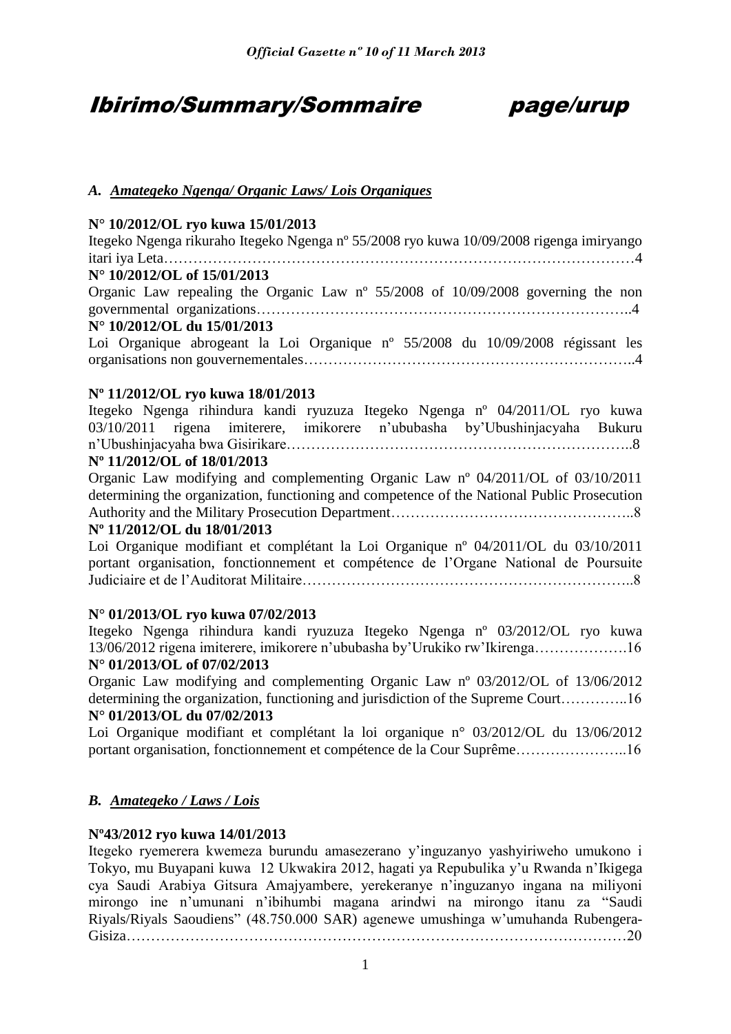# Ibirimo/Summary/Sommaire page/urup

## *A. Amategeko Ngenga/ Organic Laws/ Lois Organiques*

**N° 10/2012/OL ryo kuwa 15/01/2013**
Itegeko Ngenga rikuraho Itegeko Ngenga nº 55/2008 ryo kuwa 10/09/2008 rigenga imiryango itari iya Leta…………………………………………………………………………………….4

**N° 10/2012/OL of 15/01/2013**
Organic Law repealing the Organic Law nº 55/2008 of 10/09/2008 governing the non governmental organizations…………………………………………………………………..4

**N° 10/2012/OL du 15/01/2013**
Loi Organique abrogeant la Loi Organique nº 55/2008 du 10/09/2008 régissant les organisations non gouvernementales…………………………………………………………..4

**Nº 11/2012/OL ryo kuwa 18/01/2013**
Itegeko Ngenga rihindura kandi ryuzuza Itegeko Ngenga nº 04/2011/OL ryo kuwa 03/10/2011 rigena imiterere, imikorere n'ububasha by'Ubushinjacyaha Bukuru n'Ubushinjacyaha bwa Gisirikare……………………………………………………………..8

**Nº 11/2012/OL of 18/01/2013**
Organic Law modifying and complementing Organic Law nº 04/2011/OL of 03/10/2011 determining the organization, functioning and competence of the National Public Prosecution Authority and the Military Prosecution Department…………………………………………..8

**Nº 11/2012/OL du 18/01/2013**
Loi Organique modifiant et complétant la Loi Organique nº 04/2011/OL du 03/10/2011 portant organisation, fonctionnement et compétence de l'Organe National de Poursuite Judiciaire et de l'Auditorat Militaire…………………………………………………………..8

**N° 01/2013/OL ryo kuwa 07/02/2013**
Itegeko Ngenga rihindura kandi ryuzuza Itegeko Ngenga nº 03/2012/OL ryo kuwa 13/06/2012 rigena imiterere, imikorere n'ububasha by'Urukiko rw'Ikirenga……………….16

**N° 01/2013/OL of 07/02/2013**
Organic Law modifying and complementing Organic Law nº 03/2012/OL of 13/06/2012 determining the organization, functioning and jurisdiction of the Supreme Court…………..16

**N° 01/2013/OL du 07/02/2013**
Loi Organique modifiant et complétant la loi organique n° 03/2012/OL du 13/06/2012 portant organisation, fonctionnement et compétence de la Cour Suprême…………………..16

## *B. Amategeko / Laws / Lois*

**Nº43/2012 ryo kuwa 14/01/2013**
Itegeko ryemerera kwemeza burundu amasezerano y'inguzanyo yashyiriweho umukono i Tokyo, mu Buyapani kuwa 12 Ukwakira 2012, hagati ya Repubulika y'u Rwanda n'Ikigega cya Saudi Arabiya Gitsura Amajyambere, yerekeranye n'inguzanyo ingana na miliyoni mirongo ine n'umunani n'ibihumbi magana arindwi na mirongo itanu za "Saudi Riyals/Riyals Saoudiens" (48.750.000 SAR) agenewe umushinga w'umuhanda Rubengera-Gisiza……………………………………………………………………………………….20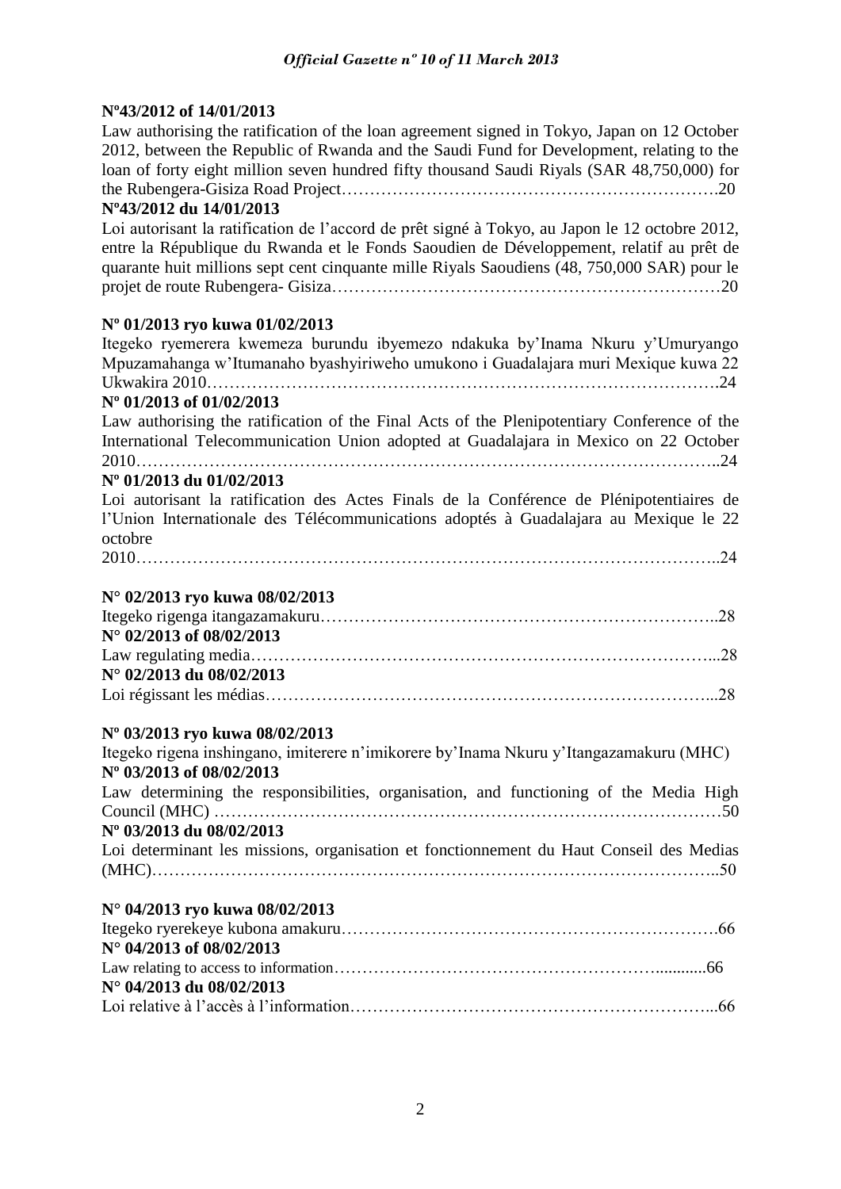**Nº43/2012 of 14/01/2013**

Law authorising the ratification of the loan agreement signed in Tokyo, Japan on 12 October 2012, between the Republic of Rwanda and the Saudi Fund for Development, relating to the loan of forty eight million seven hundred fifty thousand Saudi Riyals (SAR 48,750,000) for the Rubengera-Gisiza Road Project……………………………………………………….20

**Nº43/2012 du 14/01/2013**

Loi autorisant la ratification de l'accord de prêt signé à Tokyo, au Japon le 12 octobre 2012, entre la République du Rwanda et le Fonds Saoudien de Développement, relatif au prêt de quarante huit millions sept cent cinquante mille Riyals Saoudiens (48, 750,000 SAR) pour le projet de route Rubengera- Gisiza……………………………………………………………20

**Nº 01/2013 ryo kuwa 01/02/2013**

Itegeko ryemerera kwemeza burundu ibyemezo ndakuka by'Inama Nkuru y'Umuryango Mpuzamahanga w'Itumanaho byashyiriweho umukono i Guadalajara muri Mexique kuwa 22 Ukwakira 2010……………………………………………………………………………….24

**Nº 01/2013 of 01/02/2013**

Law authorising the ratification of the Final Acts of the Plenipotentiary Conference of the International Telecommunication Union adopted at Guadalajara in Mexico on 22 October 2010………………………………………………………………………………………..24

**Nº 01/2013 du 01/02/2013**

Loi autorisant la ratification des Actes Finals de la Conférence de Plénipotentiaires de l'Union Internationale des Télécommunications adoptés à Guadalajara au Mexique le 22 octobre 2010………………………………………………………………………………………..24

**N° 02/2013 ryo kuwa 08/02/2013**

Itegeko rigenga itangazamakuru……………………………………………………………..28

**N° 02/2013 of 08/02/2013**

Law regulating media……………………………………………………………………...28

**N° 02/2013 du 08/02/2013**

Loi régissant les médias……………………………………………………………………...28

**Nº 03/2013 ryo kuwa 08/02/2013**

Itegeko rigena inshingano, imiterere n'imikorere by'Inama Nkuru y'Itangazamakuru (MHC)

**Nº 03/2013 of 08/02/2013**

Law determining the responsibilities, organisation, and functioning of the Media High Council (MHC) ……………………………………………………………………………50

**Nº 03/2013 du 08/02/2013**

Loi determinant les missions, organisation et fonctionnement du Haut Conseil des Medias (MHC)……………………………………………………………………………………..50

**N° 04/2013 ryo kuwa 08/02/2013**

Itegeko ryerekeye kubona amakuru………………………………………………………….66

**N° 04/2013 of 08/02/2013**

Law relating to access to information…………………………………………………...........66

**N° 04/2013 du 08/02/2013**

Loi relative à l'accès à l'information………………………………………………………...66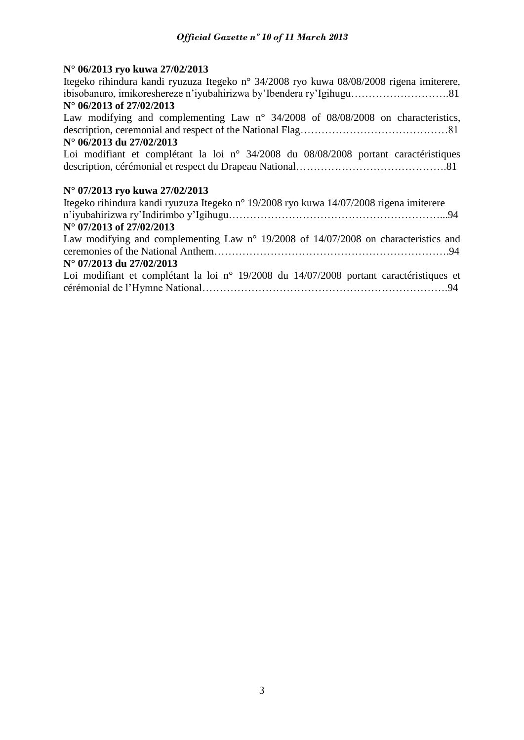**N° 06/2013 ryo kuwa 27/02/2013**

Itegeko rihindura kandi ryuzuza Itegeko n° 34/2008 ryo kuwa 08/08/2008 rigena imiterere, ibisobanuro, imikoreshereze n'iyubahirizwa by'Ibendera ry'Igihugu……………………….81

**N° 06/2013 of 27/02/2013**

Law modifying and complementing Law n° 34/2008 of 08/08/2008 on characteristics, description, ceremonial and respect of the National Flag……………………………………81

**N° 06/2013 du 27/02/2013**

Loi modifiant et complétant la loi n° 34/2008 du 08/08/2008 portant caractéristiques description, cérémonial et respect du Drapeau National…………………………………….81

**N° 07/2013 ryo kuwa 27/02/2013**

Itegeko rihindura kandi ryuzuza Itegeko n° 19/2008 ryo kuwa 14/07/2008 rigena imiterere n'iyubahirizwa ry'Indirimbo y'Igihugu……………………………………………………...94

**N° 07/2013 of 27/02/2013**

Law modifying and complementing Law n° 19/2008 of 14/07/2008 on characteristics and ceremonies of the National Anthem………………………………………………………….94

**N° 07/2013 du 27/02/2013**

Loi modifiant et complétant la loi n° 19/2008 du 14/07/2008 portant caractéristiques et cérémonial de l'Hymne National…………………………………………………………….94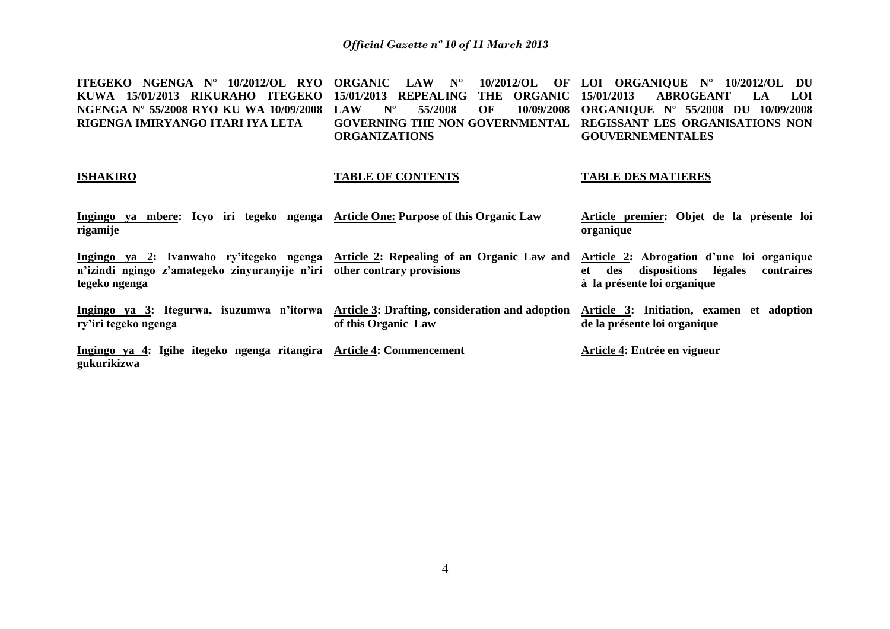**ITEGEKO NGENGA N° 10/2012/OL RYO KUWA 15/01/2013 RIKURAHO ITEGEKO NGENGA Nº 55/2008 RYO KU WA 10/09/2008 RIGENGA IMIRYANGO ITARI IYA LETA**

**ISHAKIRO**

**Ingingo ya mbere: Icyo iri tegeko ngenga rigamije**

**Ingingo ya 2: Ivanwaho ry'itegeko ngenga n'izindi ngingo z'amategeko zinyuranyije n'iri tegeko ngenga**

**Ingingo ya 3: Itegurwa, isuzumwa n'itorwa ry'iri tegeko ngenga**

**Ingingo ya 4: Igihe itegeko ngenga ritangira gukurikizwa**

**ORGANIC LAW N° 10/2012/OL OF 15/01/2013 REPEALING THE ORGANIC LAW Nº 55/2008 OF 10/09/2008 GOVERNING THE NON GOVERNMENTAL ORGANIZATIONS**

**TABLE OF CONTENTS**

**Article One: Purpose of this Organic Law**

**Article 2: Repealing of an Organic Law and other contrary provisions**

**Article 3: Drafting, consideration and adoption of this Organic Law**

**Article 4: Commencement**

**LOI ORGANIQUE N° 10/2012/OL DU 15/01/2013 ABROGEANT LA LOI ORGANIQUE Nº 55/2008 DU 10/09/2008 REGISSANT LES ORGANISATIONS NON GOUVERNEMENTALES**

**TABLE DES MATIERES**

**Article premier: Objet de la présente loi organique**

**Article 2: Abrogation d'une loi organique et des dispositions légales contraires à la présente loi organique**

**Article 3: Initiation, examen et adoption de la présente loi organique**

**Article 4: Entrée en vigueur**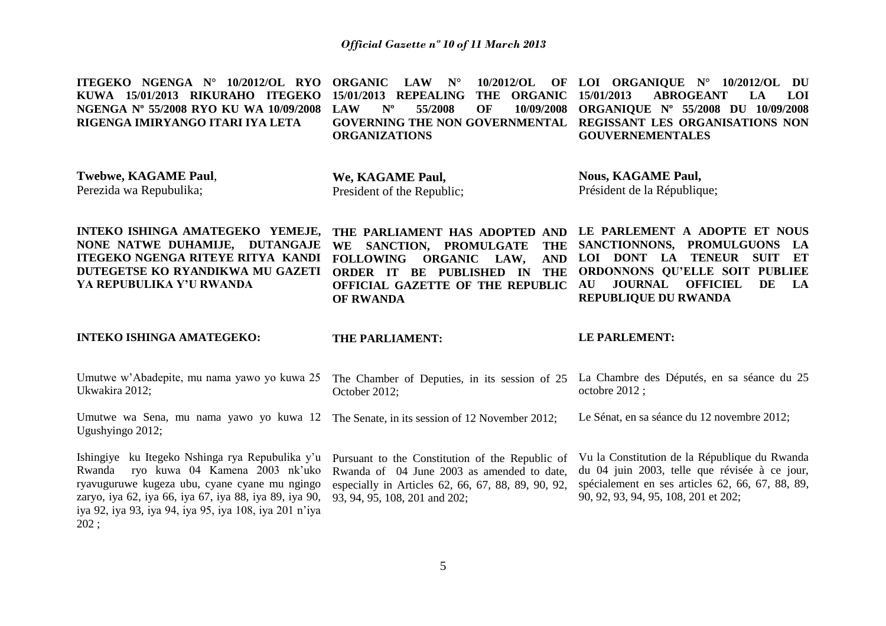**ITEGEKO NGENGA N° 10/2012/OL RYO KUWA 15/01/2013 RIKURAHO ITEGEKO NGENGA Nº 55/2008 RYO KU WA 10/09/2008 RIGENGA IMIRYANGO ITARI IYA LETA**

**Twebwe, KAGAME Paul**,
Perezida wa Repubulika;

**INTEKO ISHINGA AMATEGEKO YEMEJE, NONE NATWE DUHAMIJE, DUTANGAJE ITEGEKO NGENGA RITEYE RITYA KANDI DUTEGETSE KO RYANDIKWA MU GAZETI YA REPUBULIKA Y'U RWANDA**

**INTEKO ISHINGA AMATEGEKO:**

Umutwe w'Abadepite, mu nama yawo yo kuwa 25 Ukwakira 2012;

Umutwe wa Sena, mu nama yawo yo kuwa 12 Ugushyingo 2012;

Ishingiye ku Itegeko Nshinga rya Repubulika y'u Rwanda ryo kuwa 04 Kamena 2003 nk'uko ryavuguruwe kugeza ubu, cyane cyane mu ngingo zaryo, iya 62, iya 66, iya 67, iya 88, iya 89, iya 90, iya 92, iya 93, iya 94, iya 95, iya 108, iya 201 n'iya 202 ;

**ORGANIC LAW N° 10/2012/OL OF 15/01/2013 REPEALING THE ORGANIC LAW Nº 55/2008 OF 10/09/2008 GOVERNING THE NON GOVERNMENTAL ORGANIZATIONS**

**We, KAGAME Paul,**
President of the Republic;

**THE PARLIAMENT HAS ADOPTED AND WE SANCTION, PROMULGATE THE FOLLOWING ORGANIC LAW, AND ORDER IT BE PUBLISHED IN THE OFFICIAL GAZETTE OF THE REPUBLIC OF RWANDA**

**THE PARLIAMENT:**

The Chamber of Deputies, in its session of 25 October 2012;

The Senate, in its session of 12 November 2012;

Pursuant to the Constitution of the Republic of Rwanda of 04 June 2003 as amended to date, especially in Articles 62, 66, 67, 88, 89, 90, 92, 93, 94, 95, 108, 201 and 202;

**LOI ORGANIQUE N° 10/2012/OL DU 15/01/2013 ABROGEANT LA LOI ORGANIQUE Nº 55/2008 DU 10/09/2008 REGISSANT LES ORGANISATIONS NON GOUVERNEMENTALES**

**Nous, KAGAME Paul,**
Président de la République;

**LE PARLEMENT A ADOPTE ET NOUS SANCTIONNONS, PROMULGUONS LA LOI DONT LA TENEUR SUIT ET ORDONNONS QU'ELLE SOIT PUBLIEE AU JOURNAL OFFICIEL DE LA REPUBLIQUE DU RWANDA**

**LE PARLEMENT:**

La Chambre des Députés, en sa séance du 25 octobre 2012 ;

Le Sénat, en sa séance du 12 novembre 2012;

Vu la Constitution de la République du Rwanda du 04 juin 2003, telle que révisée à ce jour, spécialement en ses articles 62, 66, 67, 88, 89, 90, 92, 93, 94, 95, 108, 201 et 202;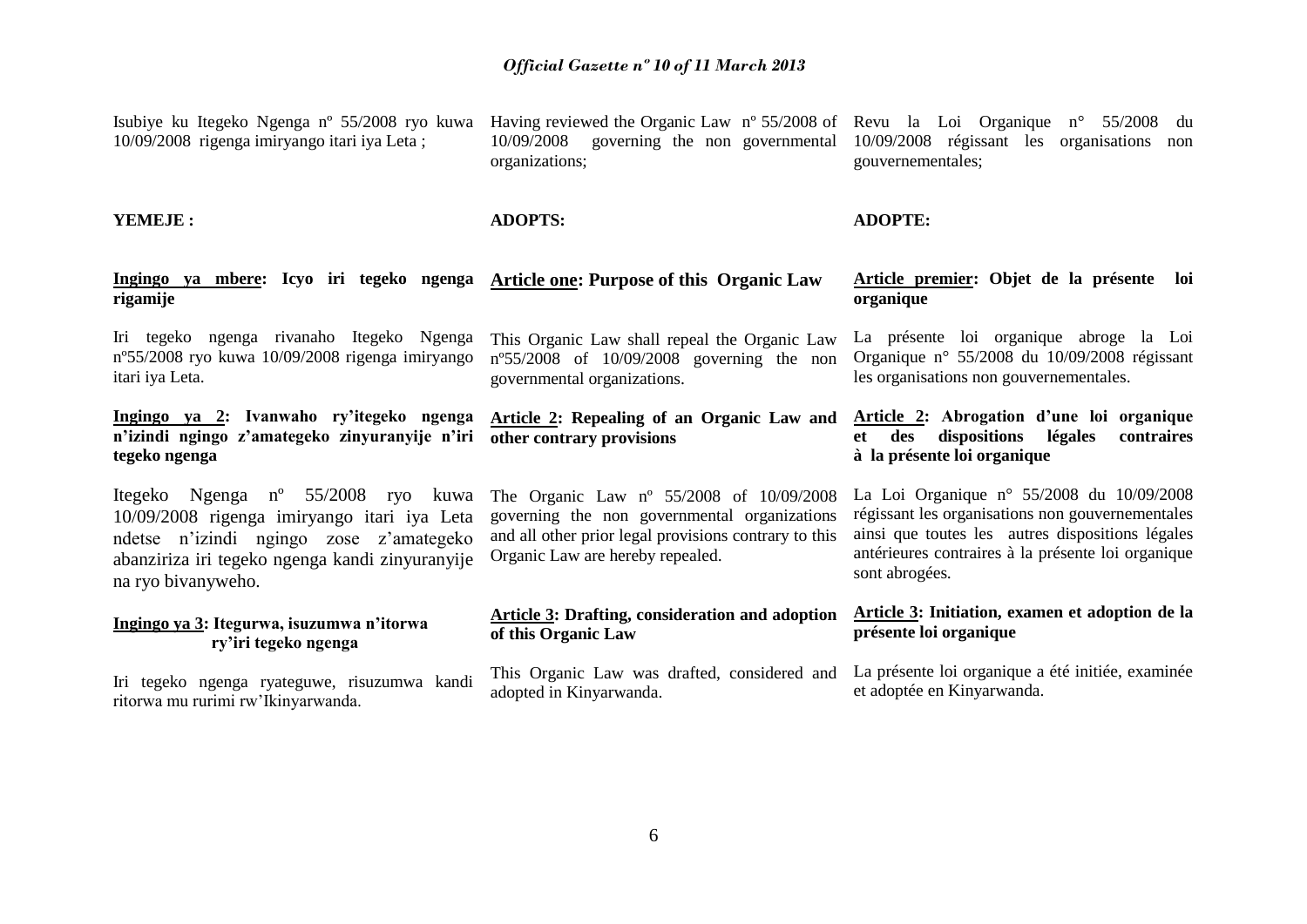Isubiye ku Itegeko Ngenga nº 55/2008 ryo kuwa 10/09/2008 rigenga imiryango itari iya Leta ;

**YEMEJE :**

**<u>Ingingo ya mbere</u>: Icyo iri tegeko ngenga rigamije**

Iri tegeko ngenga rivanaho Itegeko Ngenga nº55/2008 ryo kuwa 10/09/2008 rigenga imiryango itari iya Leta.

**<u>Ingingo ya 2</u>: Ivanwaho ry'itegeko ngenga n'izindi ngingo z'amategeko zinyuranyije n'iri tegeko ngenga**

Itegeko Ngenga nº 55/2008 ryo kuwa 10/09/2008 rigenga imiryango itari iya Leta ndetse n'izindi ngingo zose z'amategeko abanziriza iri tegeko ngenga kandi zinyuranyije na ryo bivanyweho.

**<u>Ingingo ya 3</u>: Itegurwa, isuzumwa n'itorwa ry'iri tegeko ngenga**

Iri tegeko ngenga ryateguwe, risuzumwa kandi ritorwa mu rurimi rw'Ikinyarwanda.

Having reviewed the Organic Law nº 55/2008 of 10/09/2008 governing the non governmental organizations;

**ADOPTS:**

**<u>Article one</u>: Purpose of this Organic Law**

This Organic Law shall repeal the Organic Law nº55/2008 of 10/09/2008 governing the non governmental organizations.

**<u>Article 2</u>: Repealing of an Organic Law and other contrary provisions**

The Organic Law nº 55/2008 of 10/09/2008 governing the non governmental organizations and all other prior legal provisions contrary to this Organic Law are hereby repealed.

**<u>Article 3</u>: Drafting, consideration and adoption of this Organic Law**

This Organic Law was drafted, considered and adopted in Kinyarwanda.

Revu la Loi Organique n° 55/2008 du 10/09/2008 régissant les organisations non gouvernementales;

**ADOPTE:**

**<u>Article premier</u>: Objet de la présente loi organique**

La présente loi organique abroge la Loi Organique n° 55/2008 du 10/09/2008 régissant les organisations non gouvernementales.

**<u>Article 2</u>: Abrogation d'une loi organique et des dispositions légales contraires à la présente loi organique**

La Loi Organique n° 55/2008 du 10/09/2008 régissant les organisations non gouvernementales ainsi que toutes les autres dispositions légales antérieures contraires à la présente loi organique sont abrogées.

**<u>Article 3</u>: Initiation, examen et adoption de la présente loi organique**

La présente loi organique a été initiée, examinée et adoptée en Kinyarwanda.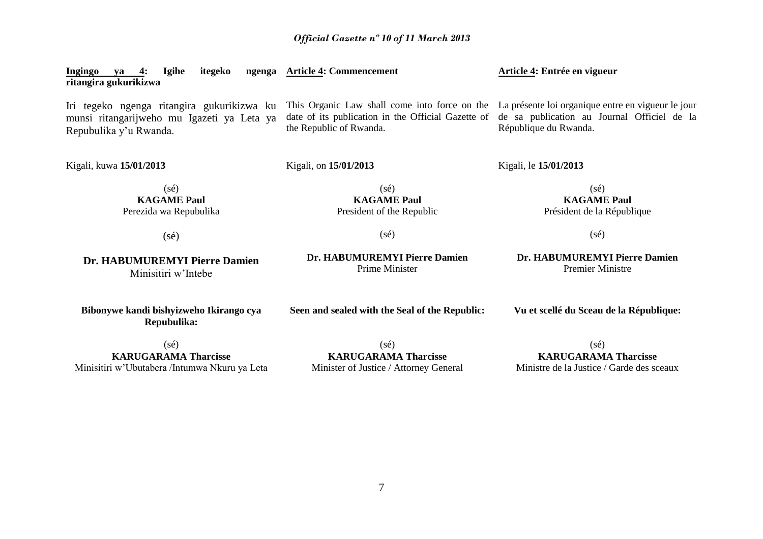**Ingingo ya 4: Igihe itegeko ngenga ritangira gukurikizwa**

Iri tegeko ngenga ritangira gukurikizwa ku munsi ritangarijweho mu Igazeti ya Leta ya Repubulika y'u Rwanda.

Kigali, kuwa **15/01/2013**

(sé)
**KAGAME Paul**
Perezida wa Repubulika

(sé)
**Dr. HABUMUREMYI Pierre Damien**
Minisitiri w'Intebe

**Bibonywe kandi bishyizweho Ikirango cya Repubulika:**

(sé)
**KARUGARAMA Tharcisse**
Minisitiri w'Ubutabera /Intumwa Nkuru ya Leta

**Article 4: Commencement**

This Organic Law shall come into force on the date of its publication in the Official Gazette of the Republic of Rwanda.

Kigali, on **15/01/2013**

(sé)
**KAGAME Paul**
President of the Republic

(sé)
**Dr. HABUMUREMYI Pierre Damien**
Prime Minister

**Seen and sealed with the Seal of the Republic:**

(sé)
**KARUGARAMA Tharcisse**
Minister of Justice / Attorney General

**Article 4: Entrée en vigueur**

La présente loi organique entre en vigueur le jour de sa publication au Journal Officiel de la République du Rwanda.

Kigali, le **15/01/2013**

(sé)
**KAGAME Paul**
Président de la République

(sé)
**Dr. HABUMUREMYI Pierre Damien**
Premier Ministre

**Vu et scellé du Sceau de la République:**

(sé)
**KARUGARAMA Tharcisse**
Ministre de la Justice / Garde des sceaux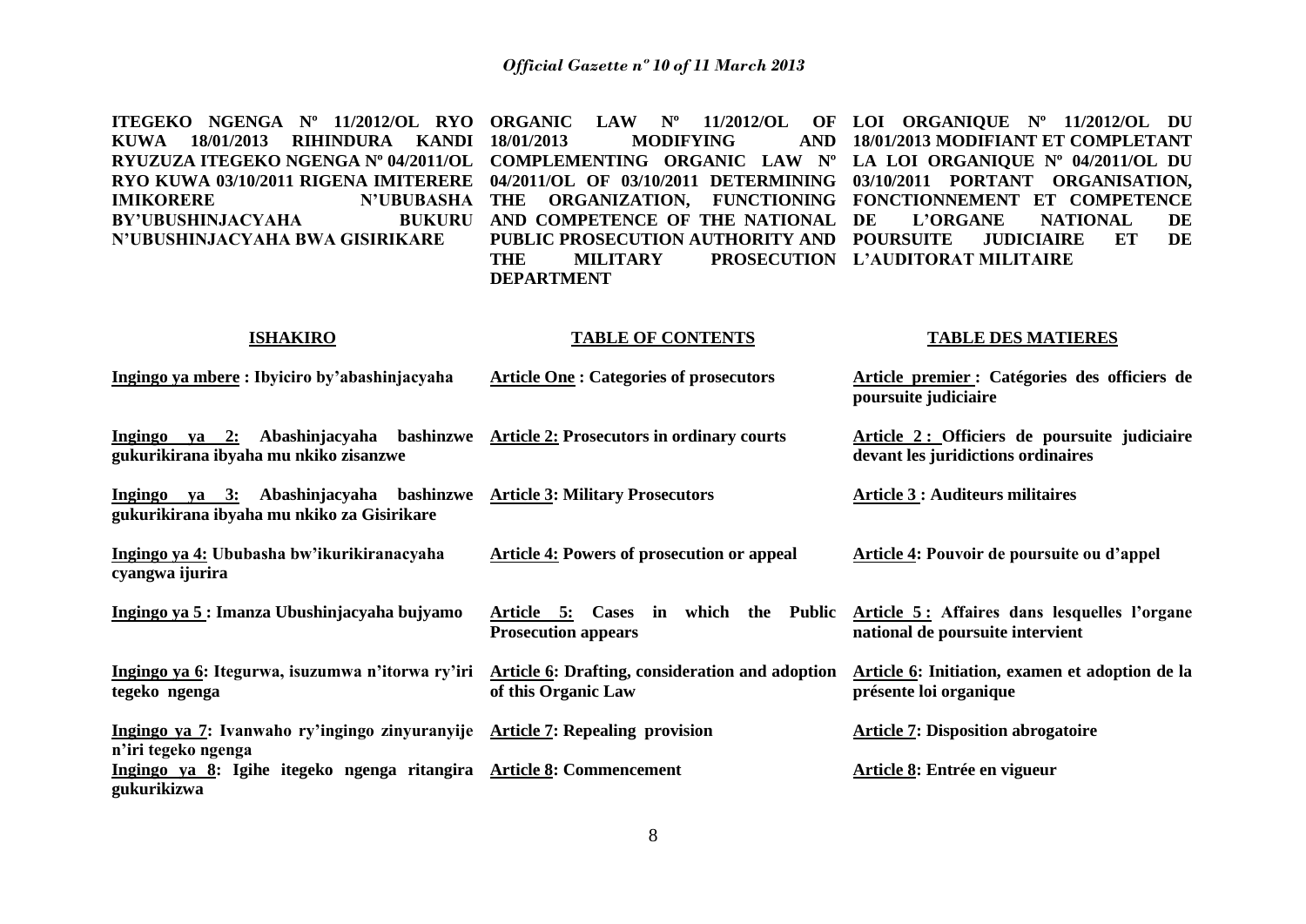**ITEGEKO NGENGA Nº 11/2012/OL RYO KUWA 18/01/2013 RIHINDURA KANDI RYUZUZA ITEGEKO NGENGA Nº 04/2011/OL RYO KUWA 03/10/2011 RIGENA IMITERERE IMIKORERE N'UBUBASHA BY'UBUSHINJACYAHA BUKURU N'UBUSHINJACYAHA BWA GISIRIKARE**

**ORGANIC LAW Nº 11/2012/OL OF 18/01/2013 MODIFYING AND COMPLEMENTING ORGANIC LAW Nº 04/2011/OL OF 03/10/2011 DETERMINING THE ORGANIZATION, FUNCTIONING AND COMPETENCE OF THE NATIONAL PUBLIC PROSECUTION AUTHORITY AND THE MILITARY PROSECUTION DEPARTMENT**

**LOI ORGANIQUE Nº 11/2012/OL DU 18/01/2013 MODIFIANT ET COMPLETANT LA LOI ORGANIQUE Nº 04/2011/OL DU 03/10/2011 PORTANT ORGANISATION, FONCTIONNEMENT ET COMPETENCE DE L'ORGANE NATIONAL DE POURSUITE JUDICIAIRE ET DE L'AUDITORAT MILITAIRE**

| <u>**ISHAKIRO**</u> | <u>**TABLE OF CONTENTS**</u> | <u>**TABLE DES MATIERES**</u> |
|---|---|---|
| <u>**Ingingo ya mbere**</u> **: Ibyiciro by'abashinjacyaha** | <u>**Article One**</u> **: Categories of prosecutors** | <u>**Article premier**</u> **: Catégories des officiers de poursuite judiciaire** |
| <u>**Ingingo ya 2:**</u> **Abashinjacyaha bashinzwe gukurikirana ibyaha mu nkiko zisanzwe** | <u>**Article 2:**</u> **Prosecutors in ordinary courts** | <u>**Article 2 :**</u> **Officiers de poursuite judiciaire devant les juridictions ordinaires** |
| <u>**Ingingo ya 3:**</u> **Abashinjacyaha bashinzwe gukurikirana ibyaha mu nkiko za Gisirikare** | <u>**Article 3**</u>**: Military Prosecutors** | <u>**Article 3**</u> **: Auditeurs militaires** |
| <u>**Ingingo ya 4:**</u> **Ububasha bw'ikurikiranacyaha cyangwa ijurira** | <u>**Article 4:**</u> **Powers of prosecution or appeal** | <u>**Article 4**</u>**: Pouvoir de poursuite ou d'appel** |
| <u>**Ingingo ya 5**</u> **: Imanza Ubushinjacyaha bujyamo** | <u>**Article 5:**</u> **Cases in which the Public Prosecution appears** | <u>**Article 5 :**</u> **Affaires dans lesquelles l'organe national de poursuite intervient** |
| <u>**Ingingo ya 6**</u>**: Itegurwa, isuzumwa n'itorwa ry'iri tegeko ngenga** | <u>**Article 6**</u>**: Drafting, consideration and adoption of this Organic Law** | <u>**Article 6**</u>**: Initiation, examen et adoption de la présente loi organique** |
| <u>**Ingingo ya 7**</u>**: Ivanwaho ry'ingingo zinyuranyije n'iri tegeko ngenga** | <u>**Article 7**</u>**: Repealing provision** | <u>**Article 7**</u>**: Disposition abrogatoire** |
| <u>**Ingingo ya 8**</u>**: Igihe itegeko ngenga ritangira gukurikizwa** | <u>**Article 8**</u>**: Commencement** | <u>**Article 8**</u>**: Entrée en vigueur** |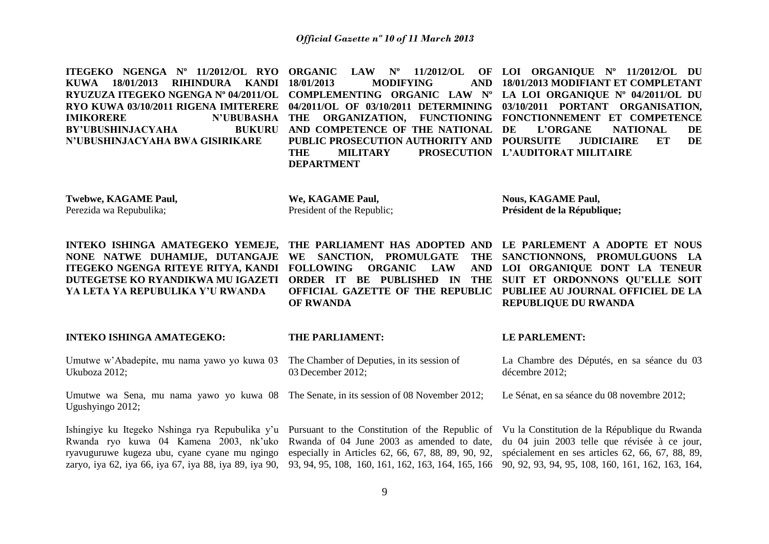**ITEGEKO NGENGA Nº 11/2012/OL RYO KUWA 18/01/2013 RIHINDURA KANDI RYUZUZA ITEGEKO NGENGA Nº 04/2011/OL RYO KUWA 03/10/2011 RIGENA IMITERERE IMIKORERE N'UBUBASHA BY'UBUSHINJACYAHA BUKURU N'UBUSHINJACYAHA BWA GISIRIKARE**

**Twebwe, KAGAME Paul,**
Perezida wa Repubulika;

**INTEKO ISHINGA AMATEGEKO YEMEJE, NONE NATWE DUHAMIJE, DUTANGAJE ITEGEKO NGENGA RITEYE RITYA, KANDI DUTEGETSE KO RYANDIKWA MU IGAZETI YA LETA YA REPUBULIKA Y'U RWANDA**

**INTEKO ISHINGA AMATEGEKO:**

Umutwe w'Abadepite, mu nama yawo yo kuwa 03 Ukuboza 2012;

Umutwe wa Sena, mu nama yawo yo kuwa 08 Ugushyingo 2012;

Ishingiye ku Itegeko Nshinga rya Repubulika y'u Rwanda ryo kuwa 04 Kamena 2003, nk'uko ryavuguruwe kugeza ubu, cyane cyane mu ngingo zaryo, iya 62, iya 66, iya 67, iya 88, iya 89, iya 90,

**ORGANIC LAW Nº 11/2012/OL OF 18/01/2013 MODIFYING AND COMPLEMENTING ORGANIC LAW Nº 04/2011/OL OF 03/10/2011 DETERMINING THE ORGANIZATION, FUNCTIONING AND COMPETENCE OF THE NATIONAL PUBLIC PROSECUTION AUTHORITY AND THE MILITARY PROSECUTION DEPARTMENT**

**We, KAGAME Paul,**
President of the Republic;

**THE PARLIAMENT HAS ADOPTED AND WE SANCTION, PROMULGATE THE FOLLOWING ORGANIC LAW AND ORDER IT BE PUBLISHED IN THE OFFICIAL GAZETTE OF THE REPUBLIC OF RWANDA**

**THE PARLIAMENT:**

The Chamber of Deputies, in its session of 03 December 2012;

The Senate, in its session of 08 November 2012;

Pursuant to the Constitution of the Republic of Rwanda of 04 June 2003 as amended to date, especially in Articles 62, 66, 67, 88, 89, 90, 92, 93, 94, 95, 108, 160, 161, 162, 163, 164, 165, 166

**LOI ORGANIQUE Nº 11/2012/OL DU 18/01/2013 MODIFIANT ET COMPLETANT LA LOI ORGANIQUE Nº 04/2011/OL DU 03/10/2011 PORTANT ORGANISATION, FONCTIONNEMENT ET COMPETENCE DE L'ORGANE NATIONAL DE POURSUITE JUDICIAIRE ET DE L'AUDITORAT MILITAIRE**

**Nous, KAGAME Paul,**
**Président de la République;**

**LE PARLEMENT A ADOPTE ET NOUS SANCTIONNONS, PROMULGUONS LA LOI ORGANIQUE DONT LA TENEUR SUIT ET ORDONNONS QU'ELLE SOIT PUBLIEE AU JOURNAL OFFICIEL DE LA REPUBLIQUE DU RWANDA**

**LE PARLEMENT:**

La Chambre des Députés, en sa séance du 03 décembre 2012;

Le Sénat, en sa séance du 08 novembre 2012;

Vu la Constitution de la République du Rwanda du 04 juin 2003 telle que révisée à ce jour, spécialement en ses articles 62, 66, 67, 88, 89, 90, 92, 93, 94, 95, 108, 160, 161, 162, 163, 164,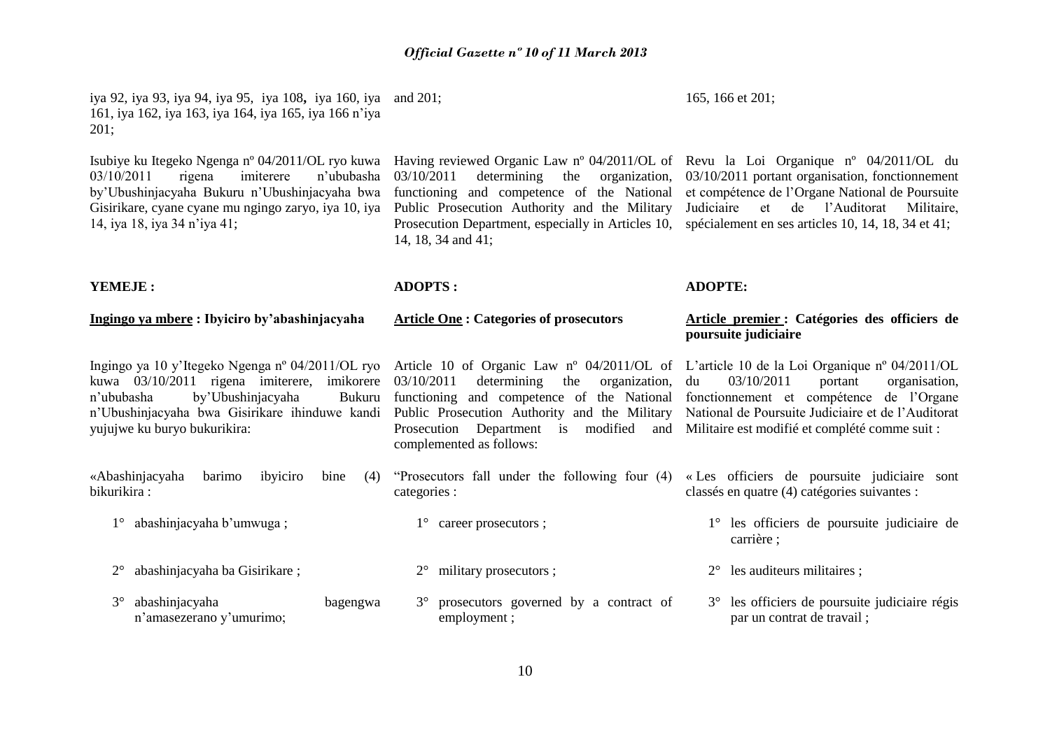iya 92, iya 93, iya 94, iya 95, iya 108**,** iya 160, iya 161, iya 162, iya 163, iya 164, iya 165, iya 166 n'iya 201;

Isubiye ku Itegeko Ngenga nº 04/2011/OL ryo kuwa 03/10/2011 rigena imiterere n'ububasha by'Ubushinjacyaha Bukuru n'Ubushinjacyaha bwa Gisirikare, cyane cyane mu ngingo zaryo, iya 10, iya 14, iya 18, iya 34 n'iya 41;

**YEMEJE :**

**Ingingo ya mbere : Ibyiciro by'abashinjacyaha**

Ingingo ya 10 y'Itegeko Ngenga nº 04/2011/OL ryo kuwa 03/10/2011 rigena imiterere, imikorere n'ububasha by'Ubushinjacyaha Bukuru n'Ubushinjacyaha bwa Gisirikare ihinduwe kandi yujujwe ku buryo bukurikira:

«Abashinjacyaha barimo ibyiciro bine (4) bikurikira :

1° abashinjacyaha b'umwuga ;

2° abashinjacyaha ba Gisirikare ;

3° abashinjacyaha bagengwa n'amasezerano y'umurimo;

and 201;

Having reviewed Organic Law nº 04/2011/OL of 03/10/2011 determining the organization, functioning and competence of the National Public Prosecution Authority and the Military Prosecution Department, especially in Articles 10, 14, 18, 34 and 41;

**ADOPTS :**

**Article One : Categories of prosecutors**

Article 10 of Organic Law nº 04/2011/OL of 03/10/2011 determining the organization, functioning and competence of the National Public Prosecution Authority and the Military Prosecution Department is modified and complemented as follows:

"Prosecutors fall under the following four (4) categories :

1° career prosecutors ;

2° military prosecutors ;

3° prosecutors governed by a contract of employment ;

165, 166 et 201;

Revu la Loi Organique nº 04/2011/OL du 03/10/2011 portant organisation, fonctionnement et compétence de l'Organe National de Poursuite Judiciaire et de l'Auditorat Militaire, spécialement en ses articles 10, 14, 18, 34 et 41;

**ADOPTE:**

**Article premier : Catégories des officiers de poursuite judiciaire**

L'article 10 de la Loi Organique nº 04/2011/OL du 03/10/2011 portant organisation, fonctionnement et compétence de l'Organe National de Poursuite Judiciaire et de l'Auditorat Militaire est modifié et complété comme suit :

« Les officiers de poursuite judiciaire sont classés en quatre (4) catégories suivantes :

1° les officiers de poursuite judiciaire de carrière ;

2° les auditeurs militaires ;

3° les officiers de poursuite judiciaire régis par un contrat de travail ;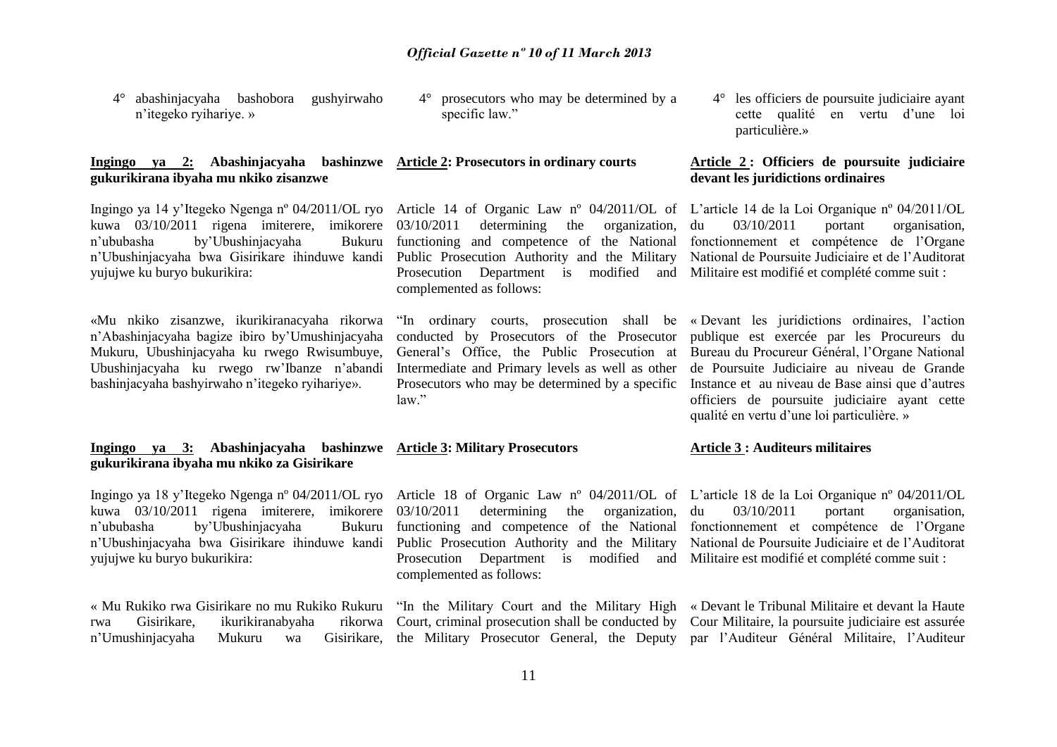4° abashinjacyaha bashobora gushyirwaho n'itegeko ryihariye. »

**Ingingo ya 2: Abashinjacyaha bashinzwe gukurikirana ibyaha mu nkiko zisanzwe**

Ingingo ya 14 y'Itegeko Ngenga nº 04/2011/OL ryo kuwa 03/10/2011 rigena imiterere, imikorere n'ububasha by'Ubushinjacyaha Bukuru n'Ubushinjacyaha bwa Gisirikare ihinduwe kandi yujujwe ku buryo bukurikira:

«Mu nkiko zisanzwe, ikurikiranacyaha rikorwa n'Abashinjacyaha bagize ibiro by'Umushinjacyaha Mukuru, Ubushinjacyaha ku rwego Rwisumbuye, Ubushinjacyaha ku rwego rw'Ibanze n'abandi bashinjacyaha bashyirwaho n'itegeko ryihariye».

**Ingingo ya 3: Abashinjacyaha bashinzwe gukurikirana ibyaha mu nkiko za Gisirikare**

Ingingo ya 18 y'Itegeko Ngenga nº 04/2011/OL ryo kuwa 03/10/2011 rigena imiterere, imikorere n'ububasha by'Ubushinjacyaha Bukuru n'Ubushinjacyaha bwa Gisirikare ihinduwe kandi yujujwe ku buryo bukurikira:

« Mu Rukiko rwa Gisirikare no mu Rukiko Rukuru rwa Gisirikare, ikurikiranabyaha rikorwa n'Umushinjacyaha Mukuru wa Gisirikare,

4° prosecutors who may be determined by a specific law."

**Article 2: Prosecutors in ordinary courts**

Article 14 of Organic Law nº 04/2011/OL of 03/10/2011 determining the organization, functioning and competence of the National Public Prosecution Authority and the Military Prosecution Department is modified and complemented as follows:

"In ordinary courts, prosecution shall be conducted by Prosecutors of the Prosecutor General's Office, the Public Prosecution at Intermediate and Primary levels as well as other Prosecutors who may be determined by a specific law."

**Article 3: Military Prosecutors**

Article 18 of Organic Law nº 04/2011/OL of 03/10/2011 determining the organization, functioning and competence of the National Public Prosecution Authority and the Military Prosecution Department is modified and complemented as follows:

"In the Military Court and the Military High Court, criminal prosecution shall be conducted by the Military Prosecutor General, the Deputy

4° les officiers de poursuite judiciaire ayant cette qualité en vertu d'une loi particulière.»

**Article 2 : Officiers de poursuite judiciaire devant les juridictions ordinaires**

L'article 14 de la Loi Organique nº 04/2011/OL du 03/10/2011 portant organisation, fonctionnement et compétence de l'Organe National de Poursuite Judiciaire et de l'Auditorat Militaire est modifié et complété comme suit :

« Devant les juridictions ordinaires, l'action publique est exercée par les Procureurs du Bureau du Procureur Général, l'Organe National de Poursuite Judiciaire au niveau de Grande Instance et au niveau de Base ainsi que d'autres officiers de poursuite judiciaire ayant cette qualité en vertu d'une loi particulière. »

**Article 3 : Auditeurs militaires**

L'article 18 de la Loi Organique nº 04/2011/OL du 03/10/2011 portant organisation, fonctionnement et compétence de l'Organe National de Poursuite Judiciaire et de l'Auditorat Militaire est modifié et complété comme suit :

« Devant le Tribunal Militaire et devant la Haute Cour Militaire, la poursuite judiciaire est assurée par l'Auditeur Général Militaire, l'Auditeur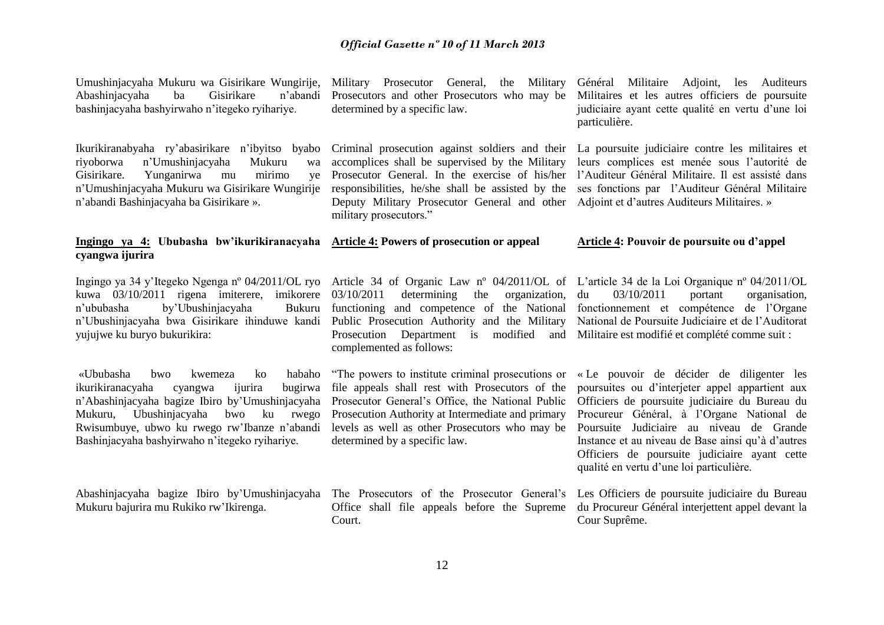Umushinjacyaha Mukuru wa Gisirikare Wungirije, Abashinjacyaha ba Gisirikare n'abandi bashinjacyaha bashyirwaho n'itegeko ryihariye.

Ikurikiranabyaha ry'abasirikare n'ibyitso byabo riyoborwa n'Umushinjacyaha Mukuru wa Gisirikare. Yunganirwa mu mirimo ye n'Umushinjacyaha Mukuru wa Gisirikare Wungirije n'abandi Bashinjacyaha ba Gisirikare ».

**Ingingo ya 4: Ububasha bw'ikurikiranacyaha cyangwa ijurira**

Ingingo ya 34 y'Itegeko Ngenga nº 04/2011/OL ryo kuwa 03/10/2011 rigena imiterere, imikorere n'ububasha by'Ubushinjacyaha Bukuru n'Ubushinjacyaha bwa Gisirikare ihinduwe kandi yujujwe ku buryo bukurikira:

«Ububasha bwo kwemeza ko habaho ikurikiranacyaha cyangwa ijurira bugirwa n'Abashinjacyaha bagize Ibiro by'Umushinjacyaha Mukuru, Ubushinjacyaha bwo ku rwego Rwisumbuye, ubwo ku rwego rw'Ibanze n'abandi Bashinjacyaha bashyirwaho n'itegeko ryihariye.

Abashinjacyaha bagize Ibiro by'Umushinjacyaha Mukuru bajurira mu Rukiko rw'Ikirenga.

Military Prosecutor General, the Military Prosecutors and other Prosecutors who may be determined by a specific law.

Criminal prosecution against soldiers and their accomplices shall be supervised by the Military Prosecutor General. In the exercise of his/her responsibilities, he/she shall be assisted by the Deputy Military Prosecutor General and other military prosecutors."

**Article 4: Powers of prosecution or appeal**

Article 34 of Organic Law nº 04/2011/OL of 03/10/2011 determining the organization, functioning and competence of the National Public Prosecution Authority and the Military Prosecution Department is modified and complemented as follows:

"The powers to institute criminal prosecutions or file appeals shall rest with Prosecutors of the Prosecutor General's Office, the National Public Prosecution Authority at Intermediate and primary levels as well as other Prosecutors who may be determined by a specific law.

The Prosecutors of the Prosecutor General's Office shall file appeals before the Supreme Court.

Général Militaire Adjoint, les Auditeurs Militaires et les autres officiers de poursuite judiciaire ayant cette qualité en vertu d'une loi particulière.

La poursuite judiciaire contre les militaires et leurs complices est menée sous l'autorité de l'Auditeur Général Militaire. Il est assisté dans ses fonctions par l'Auditeur Général Militaire Adjoint et d'autres Auditeurs Militaires. »

**Article 4: Pouvoir de poursuite ou d'appel**

L'article 34 de la Loi Organique nº 04/2011/OL du 03/10/2011 portant organisation, fonctionnement et compétence de l'Organe National de Poursuite Judiciaire et de l'Auditorat Militaire est modifié et complété comme suit :

« Le pouvoir de décider de diligenter les poursuites ou d'interjeter appel appartient aux Officiers de poursuite judiciaire du Bureau du Procureur Général, à l'Organe National de Poursuite Judiciaire au niveau de Grande Instance et au niveau de Base ainsi qu'à d'autres Officiers de poursuite judiciaire ayant cette qualité en vertu d'une loi particulière.

Les Officiers de poursuite judiciaire du Bureau du Procureur Général interjettent appel devant la Cour Suprême.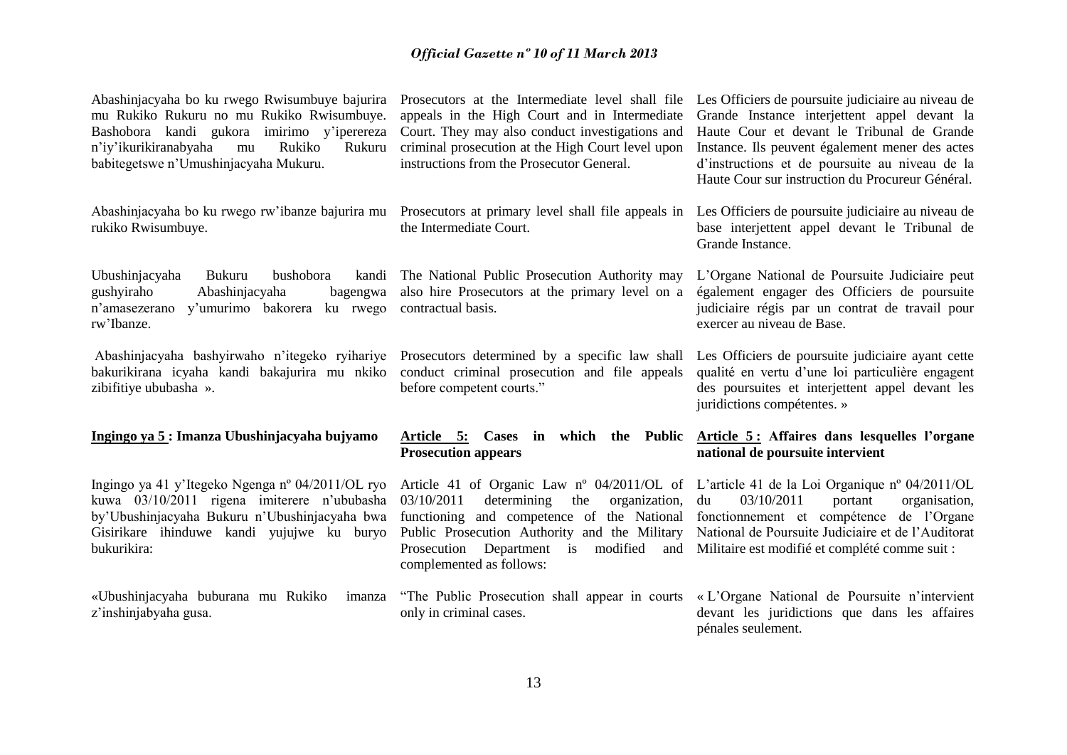Abashinjacyaha bo ku rwego Rwisumbuye bajurira mu Rukiko Rukuru no mu Rukiko Rwisumbuye. Bashobora kandi gukora imirimo y'iperereza n'iy'ikurikiranabyaha mu Rukiko Rukuru babitegetswe n'Umushinjacyaha Mukuru.

Abashinjacyaha bo ku rwego rw'ibanze bajurira mu rukiko Rwisumbuye.

Ubushinjacyaha Bukuru bushobora kandi gushyiraho Abashinjacyaha bagengwa n'amasezerano y'umurimo bakorera ku rwego rw'Ibanze.

Abashinjacyaha bashyirwaho n'itegeko ryihariye bakurikirana icyaha kandi bakajurira mu nkiko zibifitiye ububasha ».

**Ingingo ya 5 : Imanza Ubushinjacyaha bujyamo**

Ingingo ya 41 y'Itegeko Ngenga nº 04/2011/OL ryo kuwa 03/10/2011 rigena imiterere n'ububasha by'Ubushinjacyaha Bukuru n'Ubushinjacyaha bwa Gisirikare ihinduwe kandi yujujwe ku buryo bukurikira:

«Ubushinjacyaha buburana mu Rukiko imanza z'inshinjabyaha gusa.

Prosecutors at the Intermediate level shall file appeals in the High Court and in Intermediate Court. They may also conduct investigations and criminal prosecution at the High Court level upon instructions from the Prosecutor General.

Prosecutors at primary level shall file appeals in the Intermediate Court.

The National Public Prosecution Authority may also hire Prosecutors at the primary level on a contractual basis.

Prosecutors determined by a specific law shall conduct criminal prosecution and file appeals before competent courts."

**Article 5: Cases in which the Public Prosecution appears**

Article 41 of Organic Law nº 04/2011/OL of 03/10/2011 determining the organization, functioning and competence of the National Public Prosecution Authority and the Military Prosecution Department is modified and complemented as follows:

"The Public Prosecution shall appear in courts only in criminal cases.

Les Officiers de poursuite judiciaire au niveau de Grande Instance interjettent appel devant la Haute Cour et devant le Tribunal de Grande Instance. Ils peuvent également mener des actes d'instructions et de poursuite au niveau de la Haute Cour sur instruction du Procureur Général.

Les Officiers de poursuite judiciaire au niveau de base interjettent appel devant le Tribunal de Grande Instance.

L'Organe National de Poursuite Judiciaire peut également engager des Officiers de poursuite judiciaire régis par un contrat de travail pour exercer au niveau de Base.

Les Officiers de poursuite judiciaire ayant cette qualité en vertu d'une loi particulière engagent des poursuites et interjettent appel devant les juridictions compétentes. »

**Article 5 : Affaires dans lesquelles l'organe national de poursuite intervient**

L'article 41 de la Loi Organique nº 04/2011/OL du 03/10/2011 portant organisation, fonctionnement et compétence de l'Organe National de Poursuite Judiciaire et de l'Auditorat Militaire est modifié et complété comme suit :

« L'Organe National de Poursuite n'intervient devant les juridictions que dans les affaires pénales seulement.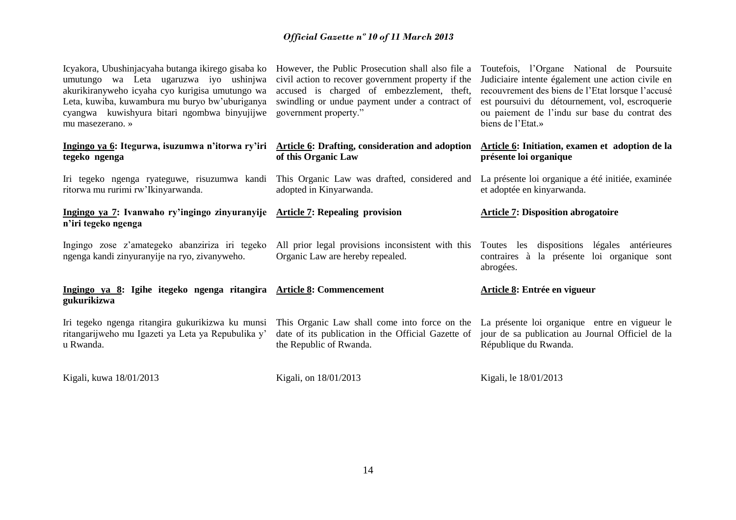Icyakora, Ubushinjacyaha butanga ikirego gisaba ko umutungo wa Leta ugaruzwa iyo ushinjwa akurikiranyweho icyaha cyo kurigisa umutungo wa Leta, kuwiba, kuwambura mu buryo bw'uburiganya cyangwa kuwishyura bitari ngombwa binyujijwe mu masezerano. »

**Ingingo ya 6: Itegurwa, isuzumwa n'itorwa ry'iri tegeko ngenga**

Iri tegeko ngenga ryateguwe, risuzumwa kandi ritorwa mu rurimi rw'Ikinyarwanda.

**Ingingo ya 7: Ivanwaho ry'ingingo zinyuranyije n'iri tegeko ngenga**

Ingingo zose z'amategeko abanziriza iri tegeko ngenga kandi zinyuranyije na ryo, zivanyweho.

**Ingingo ya 8: Igihe itegeko ngenga ritangira gukurikizwa**

Iri tegeko ngenga ritangira gukurikizwa ku munsi ritangarijweho mu Igazeti ya Leta ya Repubulika y' u Rwanda.

Kigali, kuwa 18/01/2013

However, the Public Prosecution shall also file a civil action to recover government property if the accused is charged of embezzlement, theft, swindling or undue payment under a contract of government property."

**Article 6: Drafting, consideration and adoption of this Organic Law**

This Organic Law was drafted, considered and adopted in Kinyarwanda.

**Article 7: Repealing provision**

All prior legal provisions inconsistent with this Organic Law are hereby repealed.

**Article 8: Commencement**

This Organic Law shall come into force on the date of its publication in the Official Gazette of the Republic of Rwanda.

Kigali, on 18/01/2013

Toutefois, l'Organe National de Poursuite Judiciaire intente également une action civile en recouvrement des biens de l'Etat lorsque l'accusé est poursuivi du détournement, vol, escroquerie ou paiement de l'indu sur base du contrat des biens de l'Etat.»

**Article 6: Initiation, examen et adoption de la présente loi organique**

La présente loi organique a été initiée, examinée et adoptée en kinyarwanda.

**Article 7: Disposition abrogatoire**

Toutes les dispositions légales antérieures contraires à la présente loi organique sont abrogées.

**Article 8: Entrée en vigueur**

La présente loi organique entre en vigueur le jour de sa publication au Journal Officiel de la République du Rwanda.

Kigali, le 18/01/2013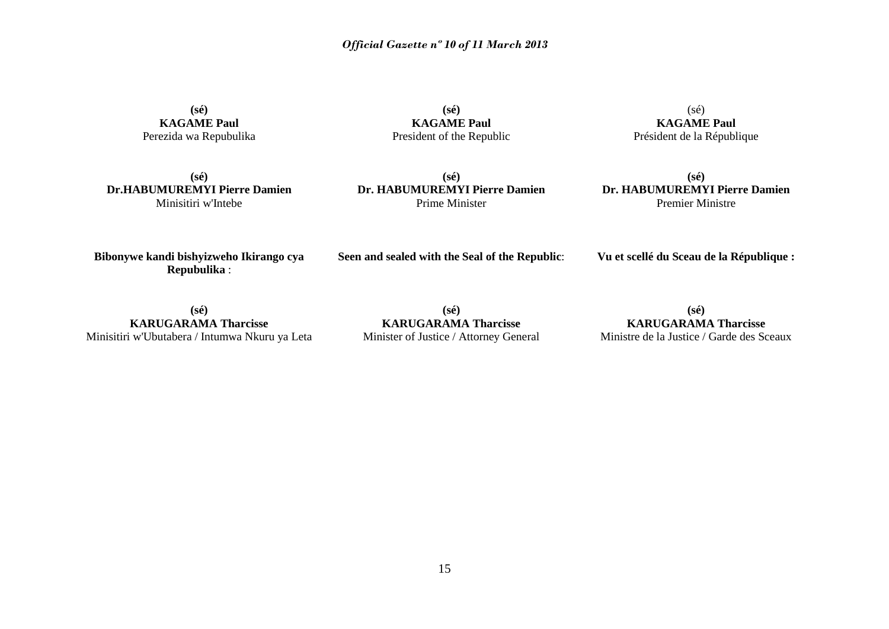**(sé)**
**KAGAME Paul**
Perezida wa Repubulika

**(sé)**
**Dr.HABUMUREMYI Pierre Damien**
Minisitiri w'Intebe

**Bibonywe kandi bishyizweho Ikirango cya Repubulika** :

**(sé)**
**KARUGARAMA Tharcisse**
Minisitiri w'Ubutabera / Intumwa Nkuru ya Leta

**(sé)**
**KAGAME Paul**
President of the Republic

**(sé)**
**Dr. HABUMUREMYI Pierre Damien**
Prime Minister

**Seen and sealed with the Seal of the Republic**:

**(sé)**
**KARUGARAMA Tharcisse**
Minister of Justice / Attorney General

(sé)
**KAGAME Paul**
Président de la République

**(sé)**
**Dr. HABUMUREMYI Pierre Damien**
Premier Ministre

**Vu et scellé du Sceau de la République :**

**(sé)**
**KARUGARAMA Tharcisse**
Ministre de la Justice / Garde des Sceaux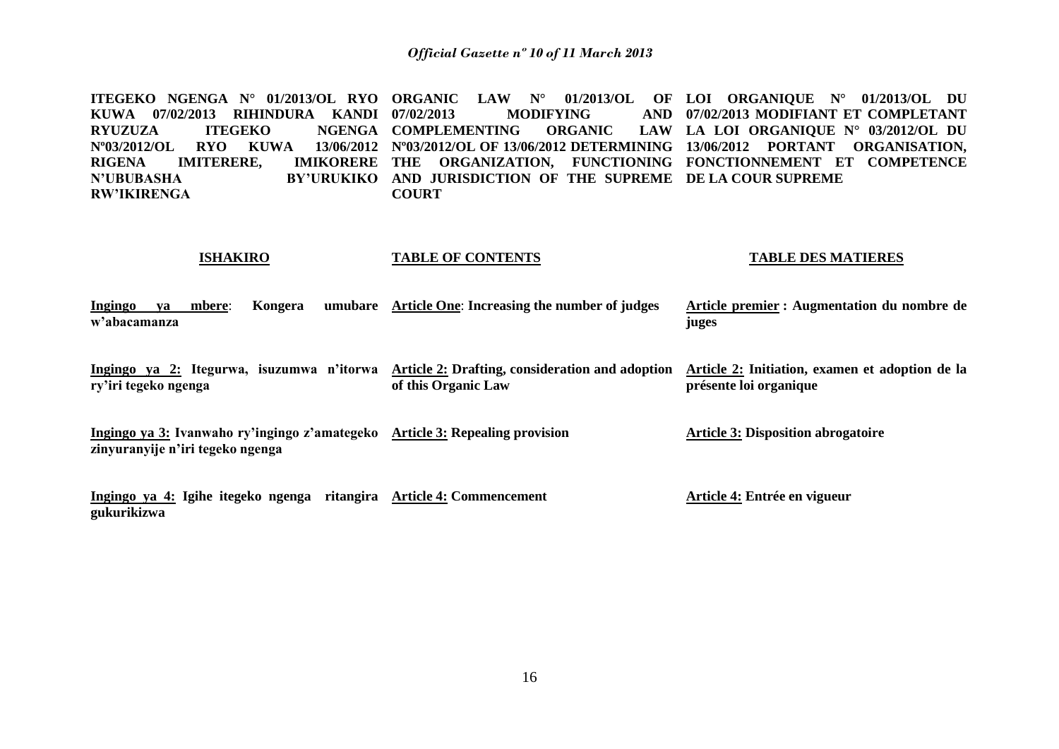**ITEGEKO NGENGA N° 01/2013/OL RYO KUWA 07/02/2013 RIHINDURA KANDI RYUZUZA ITEGEKO NGENGA Nº03/2012/OL RYO KUWA 13/06/2012 RIGENA IMITERERE, IMIKORERE N'UBUBASHA BY'URUKIKO RW'IKIRENGA**

**ORGANIC LAW N° 01/2013/OL OF 07/02/2013 MODIFYING AND COMPLEMENTING ORGANIC LAW Nº03/2012/OL OF 13/06/2012 DETERMINING THE ORGANIZATION, FUNCTIONING AND JURISDICTION OF THE SUPREME COURT**

**LOI ORGANIQUE N° 01/2013/OL DU 07/02/2013 MODIFIANT ET COMPLETANT LA LOI ORGANIQUE N° 03/2012/OL DU 13/06/2012 PORTANT ORGANISATION, FONCTIONNEMENT ET COMPETENCE DE LA COUR SUPREME**

| **ISHAKIRO** | **TABLE OF CONTENTS** | **TABLE DES MATIERES** |
|---|---|---|
| **Ingingo ya mbere**: **Kongera umubare w'abacamanza** | **Article One**: **Increasing the number of judges** | **Article premier : Augmentation du nombre de juges** |
| **Ingingo ya 2: Itegurwa, isuzumwa n'itorwa ry'iri tegeko ngenga** | **Article 2: Drafting, consideration and adoption of this Organic Law** | **Article 2: Initiation, examen et adoption de la présente loi organique** |
| **Ingingo ya 3: Ivanwaho ry'ingingo z'amategeko zinyuranyije n'iri tegeko ngenga** | **Article 3: Repealing provision** | **Article 3: Disposition abrogatoire** |
| **Ingingo ya 4: Igihe itegeko ngenga ritangira gukurikizwa** | **Article 4: Commencement** | **Article 4: Entrée en vigueur** |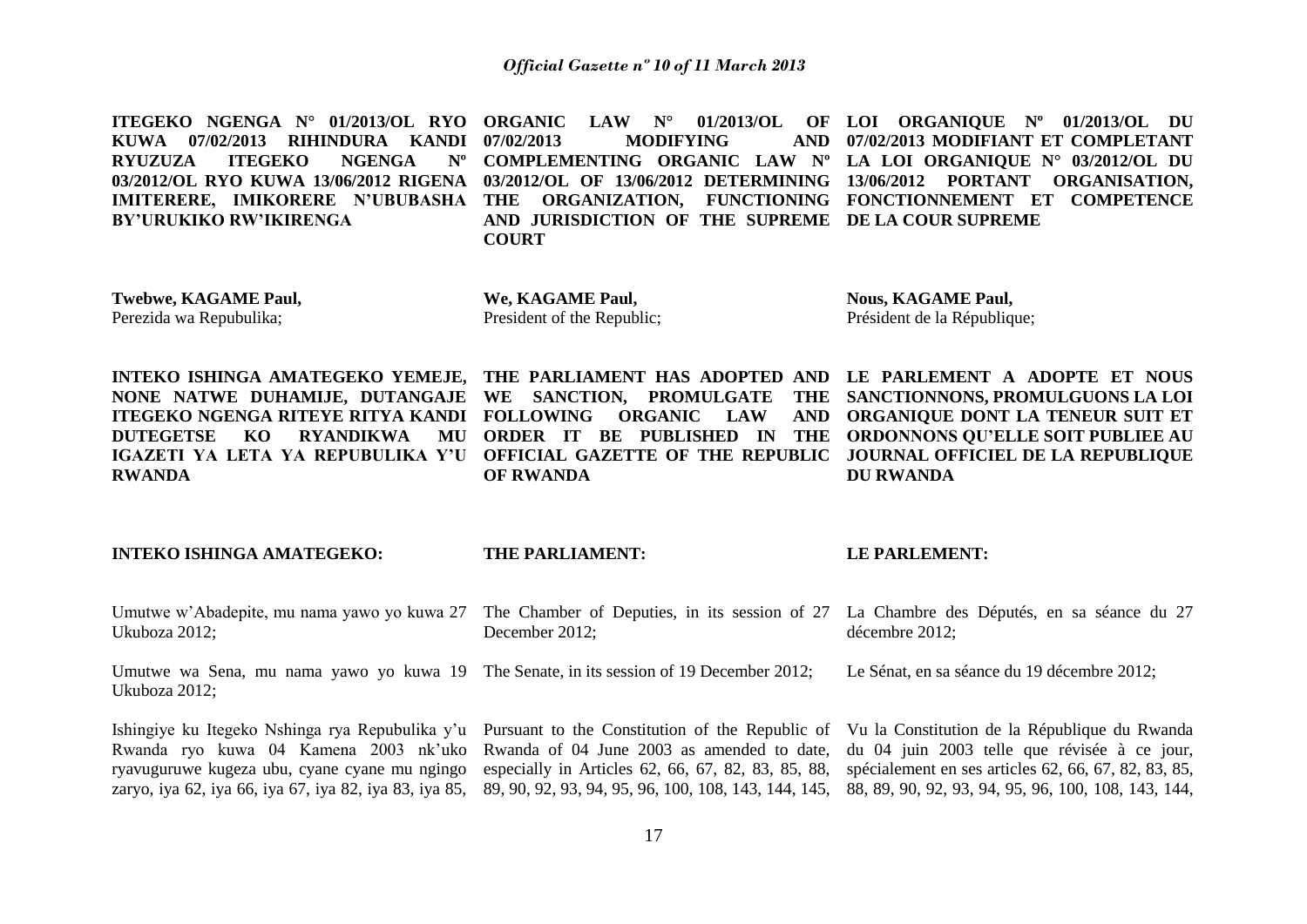**ITEGEKO NGENGA N° 01/2013/OL RYO KUWA 07/02/2013 RIHINDURA KANDI RYUZUZA ITEGEKO NGENGA Nº 03/2012/OL RYO KUWA 13/06/2012 RIGENA IMITERERE, IMIKORERE N'UBUBASHA BY'URUKIKO RW'IKIRENGA**

**Twebwe, KAGAME Paul,**
Perezida wa Repubulika;

**INTEKO ISHINGA AMATEGEKO YEMEJE, NONE NATWE DUHAMIJE, DUTANGAJE ITEGEKO NGENGA RITEYE RITYA KANDI DUTEGETSE KO RYANDIKWA MU IGAZETI YA LETA YA REPUBULIKA Y'U RWANDA**

**INTEKO ISHINGA AMATEGEKO:**

Umutwe w'Abadepite, mu nama yawo yo kuwa 27 Ukuboza 2012;

Umutwe wa Sena, mu nama yawo yo kuwa 19 Ukuboza 2012;

Ishingiye ku Itegeko Nshinga rya Repubulika y'u Rwanda ryo kuwa 04 Kamena 2003 nk'uko ryavuguruwe kugeza ubu, cyane cyane mu ngingo zaryo, iya 62, iya 66, iya 67, iya 82, iya 83, iya 85,

**ORGANIC LAW N° 01/2013/OL OF 07/02/2013 MODIFYING AND COMPLEMENTING ORGANIC LAW Nº 03/2012/OL OF 13/06/2012 DETERMINING THE ORGANIZATION, FUNCTIONING AND JURISDICTION OF THE SUPREME COURT**

**We, KAGAME Paul,**
President of the Republic;

**THE PARLIAMENT HAS ADOPTED AND WE SANCTION, PROMULGATE THE FOLLOWING ORGANIC LAW AND ORDER IT BE PUBLISHED IN THE OFFICIAL GAZETTE OF THE REPUBLIC OF RWANDA**

**THE PARLIAMENT:**

The Chamber of Deputies, in its session of 27 December 2012;

The Senate, in its session of 19 December 2012;

Pursuant to the Constitution of the Republic of Rwanda of 04 June 2003 as amended to date, especially in Articles 62, 66, 67, 82, 83, 85, 88, 89, 90, 92, 93, 94, 95, 96, 100, 108, 143, 144, 145,

**LOI ORGANIQUE Nº 01/2013/OL DU 07/02/2013 MODIFIANT ET COMPLETANT LA LOI ORGANIQUE N° 03/2012/OL DU 13/06/2012 PORTANT ORGANISATION, FONCTIONNEMENT ET COMPETENCE DE LA COUR SUPREME**

**Nous, KAGAME Paul,**
Président de la République;

**LE PARLEMENT A ADOPTE ET NOUS SANCTIONNONS, PROMULGUONS LA LOI ORGANIQUE DONT LA TENEUR SUIT ET ORDONNONS QU'ELLE SOIT PUBLIEE AU JOURNAL OFFICIEL DE LA REPUBLIQUE DU RWANDA**

**LE PARLEMENT:**

La Chambre des Députés, en sa séance du 27 décembre 2012;

Le Sénat, en sa séance du 19 décembre 2012;

Vu la Constitution de la République du Rwanda du 04 juin 2003 telle que révisée à ce jour, spécialement en ses articles 62, 66, 67, 82, 83, 85, 88, 89, 90, 92, 93, 94, 95, 96, 100, 108, 143, 144,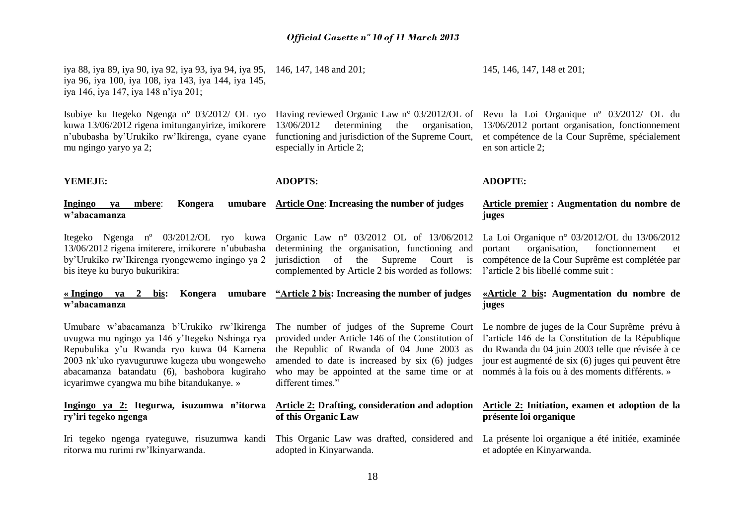iya 88, iya 89, iya 90, iya 92, iya 93, iya 94, iya 95, iya 96, iya 100, iya 108, iya 143, iya 144, iya 145, iya 146, iya 147, iya 148 n'iya 201;

Isubiye ku Itegeko Ngenga n° 03/2012/ OL ryo kuwa 13/06/2012 rigena imitunganyirize, imikorere n'ububasha by'Urukiko rw'Ikirenga, cyane cyane mu ngingo yaryo ya 2;

**YEMEJE:**

**<u>Ingingo ya mbere</u>: Kongera umubare w'abacamanza**

Itegeko Ngenga nº 03/2012/OL ryo kuwa 13/06/2012 rigena imiterere, imikorere n'ububasha by'Urukiko rw'Ikirenga ryongewemo ingingo ya 2 bis iteye ku buryo bukurikira:

**« <u>Ingingo ya 2 bis</u>: Kongera umubare w'abacamanza**

Umubare w'abacamanza b'Urukiko rw'Ikirenga uvugwa mu ngingo ya 146 y'Itegeko Nshinga rya Repubulika y'u Rwanda ryo kuwa 04 Kamena 2003 nk'uko ryavuguruwe kugeza ubu wongeweho abacamanza batandatu (6), bashobora kugiraho icyarimwe cyangwa mu bihe bitandukanye. »

**<u>Ingingo ya 2:</u> Itegurwa, isuzumwa n'itorwa ry'iri tegeko ngenga**

Iri tegeko ngenga ryateguwe, risuzumwa kandi ritorwa mu rurimi rw'Ikinyarwanda.

146, 147, 148 and 201;

Having reviewed Organic Law n° 03/2012/OL of 13/06/2012 determining the organisation, functioning and jurisdiction of the Supreme Court, especially in Article 2;

**ADOPTS:**

**<u>Article One</u>: Increasing the number of judges**

Organic Law n° 03/2012 OL of 13/06/2012 determining the organisation, functioning and jurisdiction of the Supreme Court is complemented by Article 2 bis worded as follows:

**"<u>Article 2 bis</u>: Increasing the number of judges**

The number of judges of the Supreme Court provided under Article 146 of the Constitution of the Republic of Rwanda of 04 June 2003 as amended to date is increased by six (6) judges who may be appointed at the same time or at different times."

**<u>Article 2:</u> Drafting, consideration and adoption of this Organic Law**

This Organic Law was drafted, considered and adopted in Kinyarwanda.

145, 146, 147, 148 et 201;

Revu la Loi Organique nº 03/2012/ OL du 13/06/2012 portant organisation, fonctionnement et compétence de la Cour Suprême, spécialement en son article 2;

**ADOPTE:**

**<u>Article premier</u> : Augmentation du nombre de juges**

La Loi Organique n° 03/2012/OL du 13/06/2012 portant organisation, fonctionnement et compétence de la Cour Suprême est complétée par l'article 2 bis libellé comme suit :

**«<u>Article 2 bis</u>: Augmentation du nombre de juges**

Le nombre de juges de la Cour Suprême prévu à l'article 146 de la Constitution de la République du Rwanda du 04 juin 2003 telle que révisée à ce jour est augmenté de six (6) juges qui peuvent être nommés à la fois ou à des moments différents. »

**<u>Article 2:</u> Initiation, examen et adoption de la présente loi organique**

La présente loi organique a été initiée, examinée et adoptée en Kinyarwanda.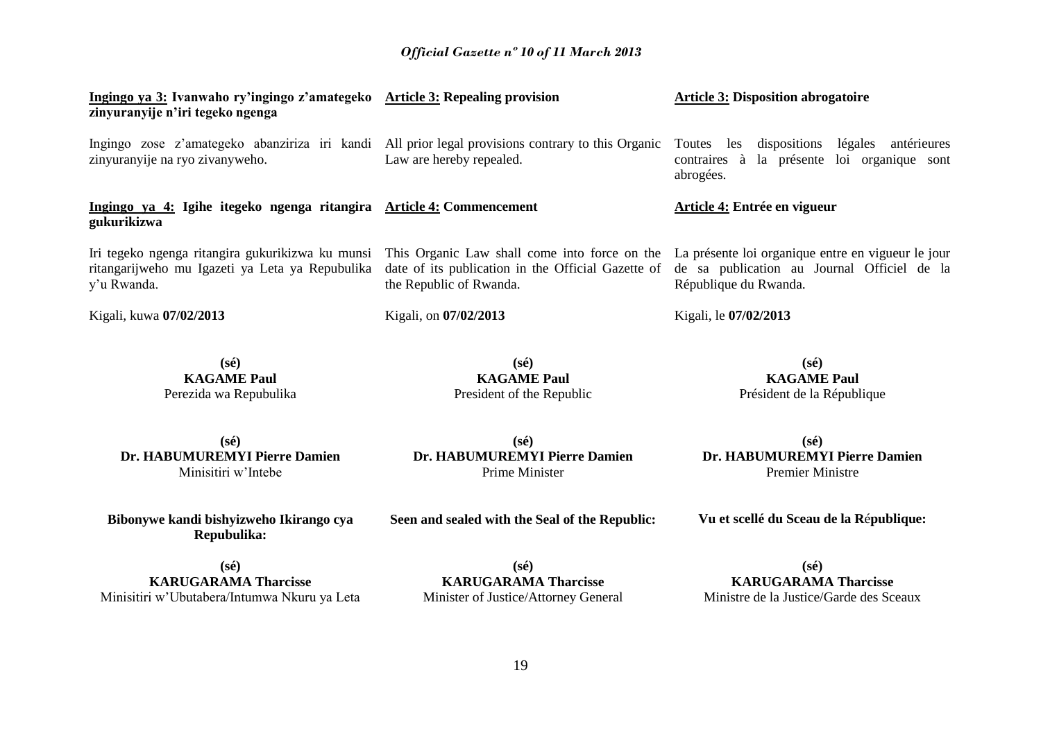**Ingingo ya 3: Ivanwaho ry'ingingo z'amategeko zinyuranyije n'iri tegeko ngenga**

Ingingo zose z'amategeko abanziriza iri kandi zinyuranyije na ryo zivanyweho.

**Ingingo ya 4: Igihe itegeko ngenga ritangira gukurikizwa**

Iri tegeko ngenga ritangira gukurikizwa ku munsi ritangarijweho mu Igazeti ya Leta ya Repubulika y'u Rwanda.

Kigali, kuwa **07/02/2013**

**(sé)**
**KAGAME Paul**
Perezida wa Repubulika

**(sé)**
**Dr. HABUMUREMYI Pierre Damien**
Minisitiri w'Intebe

**Bibonywe kandi bishyizweho Ikirango cya Repubulika:**

**(sé)**
**KARUGARAMA Tharcisse**
Minisitiri w'Ubutabera/Intumwa Nkuru ya Leta

**Article 3: Repealing provision**

All prior legal provisions contrary to this Organic Law are hereby repealed.

**Article 4: Commencement**

This Organic Law shall come into force on the date of its publication in the Official Gazette of the Republic of Rwanda.

Kigali, on **07/02/2013**

**(sé)**
**KAGAME Paul**
President of the Republic

**(sé)**
**Dr. HABUMUREMYI Pierre Damien**
Prime Minister

**Seen and sealed with the Seal of the Republic:**

**(sé)**
**KARUGARAMA Tharcisse**
Minister of Justice/Attorney General

**Article 3: Disposition abrogatoire**

Toutes les dispositions légales antérieures contraires à la présente loi organique sont abrogées.

**Article 4: Entrée en vigueur**

La présente loi organique entre en vigueur le jour de sa publication au Journal Officiel de la République du Rwanda.

Kigali, le **07/02/2013**

**(sé)**
**KAGAME Paul**
Président de la République

**(sé)**
**Dr. HABUMUREMYI Pierre Damien**
Premier Ministre

**Vu et scellé du Sceau de la République:**

**(sé)**
**KARUGARAMA Tharcisse**
Ministre de la Justice/Garde des Sceaux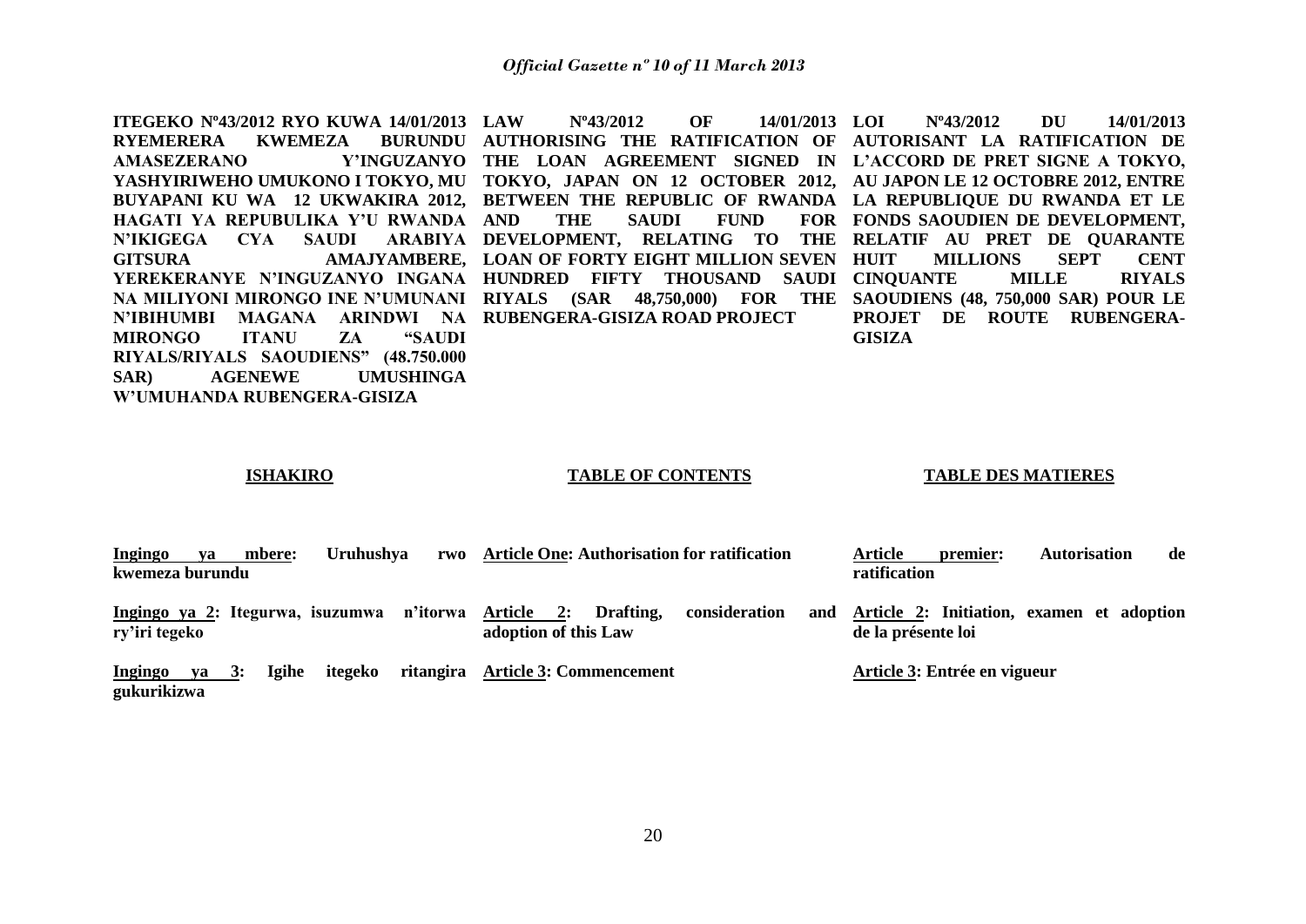**ITEGEKO Nº43/2012 RYO KUWA 14/01/2013 RYEMERERA KWEMEZA BURUNDU AMASEZERANO Y'INGUZANYO YASHYIRIWEHO UMUKONO I TOKYO, MU BUYAPANI KU WA 12 UKWAKIRA 2012, HAGATI YA REPUBULIKA Y'U RWANDA N'IKIGEGA CYA SAUDI ARABIYA GITSURA AMAJYAMBERE, YEREKERANYE N'INGUZANYO INGANA NA MILIYONI MIRONGO INE N'UMUNANI N'IBIHUMBI MAGANA ARINDWI NA MIRONGO ITANU ZA "SAUDI RIYALS/RIYALS SAOUDIENS" (48.750.000 SAR) AGENEWE UMUSHINGA W'UMUHANDA RUBENGERA-GISIZA**

**LAW Nº43/2012 OF 14/01/2013 AUTHORISING THE RATIFICATION OF THE LOAN AGREEMENT SIGNED IN TOKYO, JAPAN ON 12 OCTOBER 2012, BETWEEN THE REPUBLIC OF RWANDA AND THE SAUDI FUND FOR DEVELOPMENT, RELATING TO THE LOAN OF FORTY EIGHT MILLION SEVEN HUNDRED FIFTY THOUSAND SAUDI RIYALS (SAR 48,750,000) FOR THE RUBENGERA-GISIZA ROAD PROJECT**

**LOI Nº43/2012 DU 14/01/2013 AUTORISANT LA RATIFICATION DE L'ACCORD DE PRET SIGNE A TOKYO, AU JAPON LE 12 OCTOBRE 2012, ENTRE LA REPUBLIQUE DU RWANDA ET LE FONDS SAOUDIEN DE DEVELOPMENT, RELATIF AU PRET DE QUARANTE HUIT MILLIONS SEPT CENT CINQUANTE MILLE RIYALS SAOUDIENS (48, 750,000 SAR) POUR LE PROJET DE ROUTE RUBENGERA-GISIZA**

**ISHAKIRO**

**Ingingo ya mbere: Uruhushya rwo kwemeza burundu**

**Ingingo ya 2: Itegurwa, isuzumwa n'itorwa ry'iri tegeko**

**Ingingo ya 3: Igihe itegeko ritangira gukurikizwa**

**TABLE OF CONTENTS**

**Article One: Authorisation for ratification**

**Article 2: Drafting, consideration and adoption of this Law**

**Article 3: Commencement**

**TABLE DES MATIERES**

**Article premier: Autorisation de ratification**

**Article 2: Initiation, examen et adoption de la présente loi**

**Article 3: Entrée en vigueur**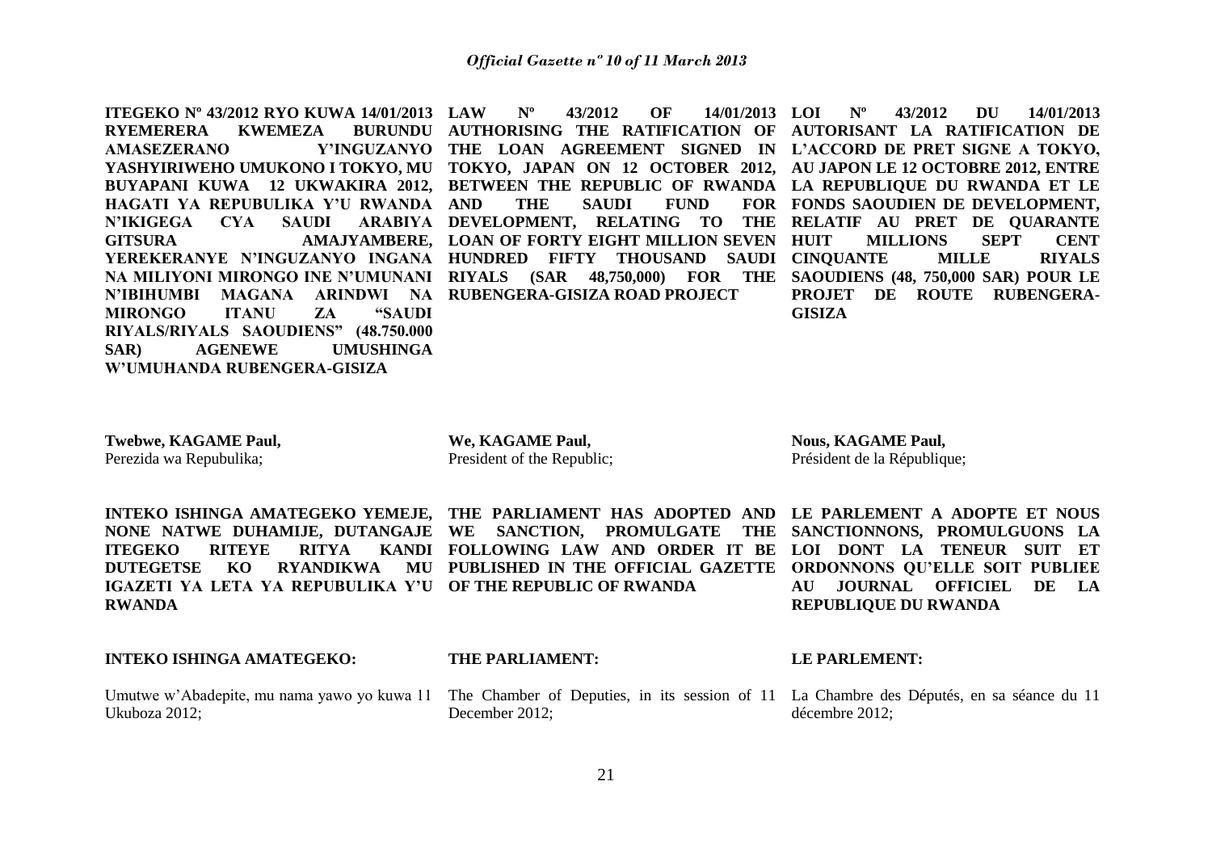**ITEGEKO Nº 43/2012 RYO KUWA 14/01/2013 RYEMERERA KWEMEZA BURUNDU AMASEZERANO Y'INGUZANYO YASHYIRIWEHO UMUKONO I TOKYO, MU BUYAPANI KUWA 12 UKWAKIRA 2012, HAGATI YA REPUBULIKA Y'U RWANDA N'IKIGEGA CYA SAUDI ARABIYA GITSURA AMAJYAMBERE, YEREKERANYE N'INGUZANYO INGANA NA MILIYONI MIRONGO INE N'UMUNANI N'IBIHUMBI MAGANA ARINDWI NA MIRONGO ITANU ZA "SAUDI RIYALS/RIYALS SAOUDIENS" (48.750.000 SAR) AGENEWE UMUSHINGA W'UMUHANDA RUBENGERA-GISIZA**

**Twebwe, KAGAME Paul,**
Perezida wa Repubulika;

**INTEKO ISHINGA AMATEGEKO YEMEJE, NONE NATWE DUHAMIJE, DUTANGAJE ITEGEKO RITEYE RITYA KANDI DUTEGETSE KO RYANDIKWA MU IGAZETI YA LETA YA REPUBULIKA Y'U RWANDA**

**INTEKO ISHINGA AMATEGEKO:**

Umutwe w'Abadepite, mu nama yawo yo kuwa 11 Ukuboza 2012;

**LAW Nº 43/2012 OF 14/01/2013 AUTHORISING THE RATIFICATION OF THE LOAN AGREEMENT SIGNED IN TOKYO, JAPAN ON 12 OCTOBER 2012, BETWEEN THE REPUBLIC OF RWANDA AND THE SAUDI FUND FOR DEVELOPMENT, RELATING TO THE LOAN OF FORTY EIGHT MILLION SEVEN HUNDRED FIFTY THOUSAND SAUDI RIYALS (SAR 48,750,000) FOR THE RUBENGERA-GISIZA ROAD PROJECT**

**We, KAGAME Paul,**
President of the Republic;

**THE PARLIAMENT HAS ADOPTED AND WE SANCTION, PROMULGATE THE FOLLOWING LAW AND ORDER IT BE PUBLISHED IN THE OFFICIAL GAZETTE OF THE REPUBLIC OF RWANDA**

**THE PARLIAMENT:**

The Chamber of Deputies, in its session of 11 December 2012;

**LOI Nº 43/2012 DU 14/01/2013 AUTORISANT LA RATIFICATION DE L'ACCORD DE PRET SIGNE A TOKYO, AU JAPON LE 12 OCTOBRE 2012, ENTRE LA REPUBLIQUE DU RWANDA ET LE FONDS SAOUDIEN DE DEVELOPMENT, RELATIF AU PRET DE QUARANTE HUIT MILLIONS SEPT CENT CINQUANTE MILLE RIYALS SAOUDIENS (48, 750,000 SAR) POUR LE PROJET DE ROUTE RUBENGERA-GISIZA**

**Nous, KAGAME Paul,**
Président de la République;

**LE PARLEMENT A ADOPTE ET NOUS SANCTIONNONS, PROMULGUONS LA LOI DONT LA TENEUR SUIT ET ORDONNONS QU'ELLE SOIT PUBLIEE AU JOURNAL OFFICIEL DE LA REPUBLIQUE DU RWANDA**

**LE PARLEMENT:**

La Chambre des Députés, en sa séance du 11 décembre 2012;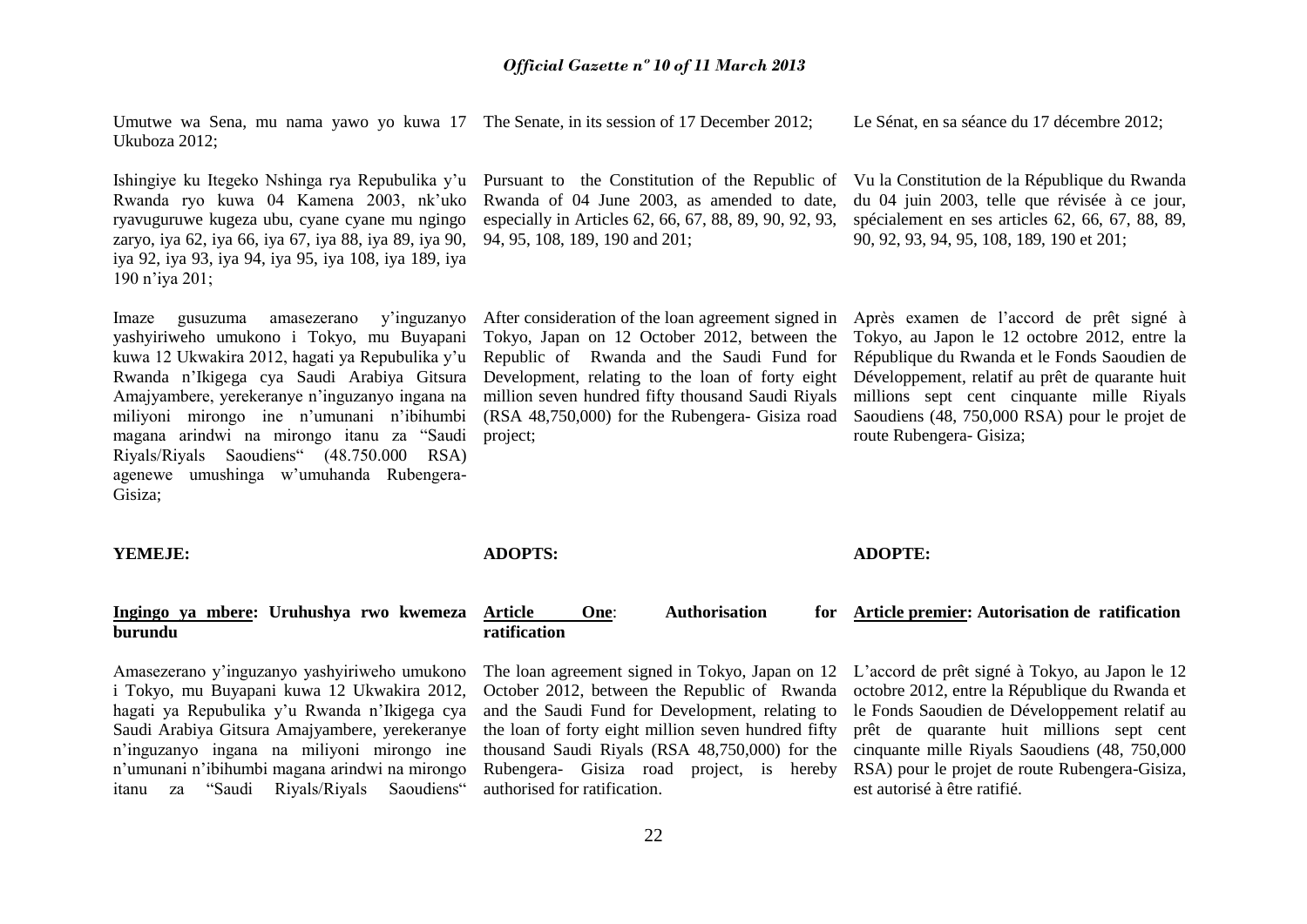Umutwe wa Sena, mu nama yawo yo kuwa 17 Ukuboza 2012;

Ishingiye ku Itegeko Nshinga rya Repubulika y'u Rwanda ryo kuwa 04 Kamena 2003, nk'uko ryavuguruwe kugeza ubu, cyane cyane mu ngingo zaryo, iya 62, iya 66, iya 67, iya 88, iya 89, iya 90, iya 92, iya 93, iya 94, iya 95, iya 108, iya 189, iya 190 n'iya 201;

Imaze gusuzuma amasezerano y'inguzanyo yashyiriweho umukono i Tokyo, mu Buyapani kuwa 12 Ukwakira 2012, hagati ya Repubulika y'u Rwanda n'Ikigega cya Saudi Arabiya Gitsura Amajyambere, yerekeranye n'inguzanyo ingana na miliyoni mirongo ine n'umunani n'ibihumbi magana arindwi na mirongo itanu za "Saudi Riyals/Riyals Saoudiens" (48.750.000 RSA) agenewe umushinga w'umuhanda Rubengera-Gisiza;

**YEMEJE:**

**Ingingo ya mbere: Uruhushya rwo kwemeza burundu**

Amasezerano y'inguzanyo yashyiriweho umukono i Tokyo, mu Buyapani kuwa 12 Ukwakira 2012, hagati ya Repubulika y'u Rwanda n'Ikigega cya Saudi Arabiya Gitsura Amajyambere, yerekeranye n'inguzanyo ingana na miliyoni mirongo ine n'umunani n'ibihumbi magana arindwi na mirongo itanu za "Saudi Riyals/Riyals Saoudiens"

The Senate, in its session of 17 December 2012;

Pursuant to the Constitution of the Republic of Rwanda of 04 June 2003, as amended to date, especially in Articles 62, 66, 67, 88, 89, 90, 92, 93, 94, 95, 108, 189, 190 and 201;

After consideration of the loan agreement signed in Tokyo, Japan on 12 October 2012, between the Republic of Rwanda and the Saudi Fund for Development, relating to the loan of forty eight million seven hundred fifty thousand Saudi Riyals (RSA 48,750,000) for the Rubengera- Gisiza road project;

**ADOPTS:**

**Article One: Authorisation for ratification**

The loan agreement signed in Tokyo, Japan on 12 October 2012, between the Republic of Rwanda and the Saudi Fund for Development, relating to the loan of forty eight million seven hundred fifty thousand Saudi Riyals (RSA 48,750,000) for the Rubengera- Gisiza road project, is hereby authorised for ratification.

Le Sénat, en sa séance du 17 décembre 2012;

Vu la Constitution de la République du Rwanda du 04 juin 2003, telle que révisée à ce jour, spécialement en ses articles 62, 66, 67, 88, 89, 90, 92, 93, 94, 95, 108, 189, 190 et 201;

Après examen de l'accord de prêt signé à Tokyo, au Japon le 12 octobre 2012, entre la République du Rwanda et le Fonds Saoudien de Développement, relatif au prêt de quarante huit millions sept cent cinquante mille Riyals Saoudiens (48, 750,000 RSA) pour le projet de route Rubengera- Gisiza;

**ADOPTE:**

**Article premier: Autorisation de ratification**

L'accord de prêt signé à Tokyo, au Japon le 12 octobre 2012, entre la République du Rwanda et le Fonds Saoudien de Développement relatif au prêt de quarante huit millions sept cent cinquante mille Riyals Saoudiens (48, 750,000 RSA) pour le projet de route Rubengera-Gisiza, est autorisé à être ratifié.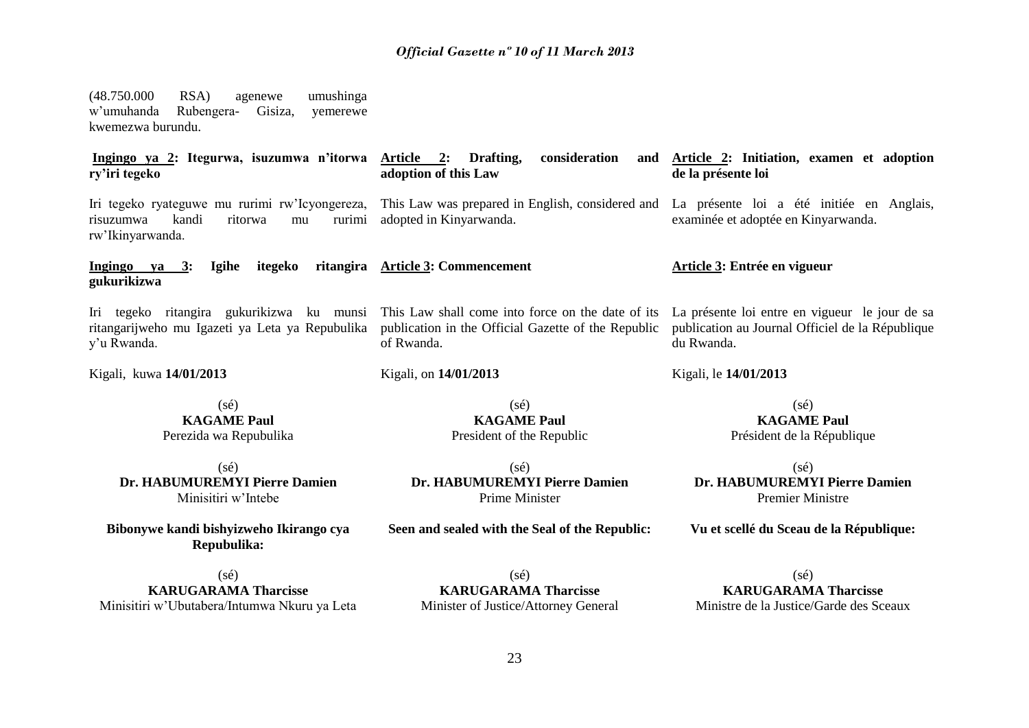(48.750.000 RSA) agenewe umushinga w'umuhanda Rubengera- Gisiza, yemerewe kwemezwa burundu.

**Ingingo ya 2: Itegurwa, isuzumwa n'itorwa ry'iri tegeko**

Iri tegeko ryateguwe mu rurimi rw'Icyongereza, risuzumwa kandi ritorwa mu rurimi rw'Ikinyarwanda.

**Ingingo ya 3: Igihe itegeko ritangira gukurikizwa**

Iri tegeko ritangira gukurikizwa ku munsi ritangarijweho mu Igazeti ya Leta ya Repubulika y'u Rwanda.

Kigali, kuwa **14/01/2013**

(sé)
**KAGAME Paul**
Perezida wa Repubulika

(sé)
**Dr. HABUMUREMYI Pierre Damien**
Minisitiri w'Intebe

**Bibonywe kandi bishyizweho Ikirango cya Repubulika:**

(sé)
**KARUGARAMA Tharcisse**
Minisitiri w'Ubutabera/Intumwa Nkuru ya Leta

**Article 2: Drafting, consideration and adoption of this Law**

This Law was prepared in English, considered and adopted in Kinyarwanda.

**Article 3: Commencement**

This Law shall come into force on the date of its publication in the Official Gazette of the Republic of Rwanda.

Kigali, on **14/01/2013**

(sé)
**KAGAME Paul**
President of the Republic

(sé)
**Dr. HABUMUREMYI Pierre Damien**
Prime Minister

**Seen and sealed with the Seal of the Republic:**

(sé)
**KARUGARAMA Tharcisse**
Minister of Justice/Attorney General

**Article 2: Initiation, examen et adoption de la présente loi**

La présente loi a été initiée en Anglais, examinée et adoptée en Kinyarwanda.

**Article 3: Entrée en vigueur**

La présente loi entre en vigueur le jour de sa publication au Journal Officiel de la République du Rwanda.

Kigali, le **14/01/2013**

(sé)
**KAGAME Paul**
Président de la République

(sé)
**Dr. HABUMUREMYI Pierre Damien**
Premier Ministre

**Vu et scellé du Sceau de la République:**

(sé)
**KARUGARAMA Tharcisse**
Ministre de la Justice/Garde des Sceaux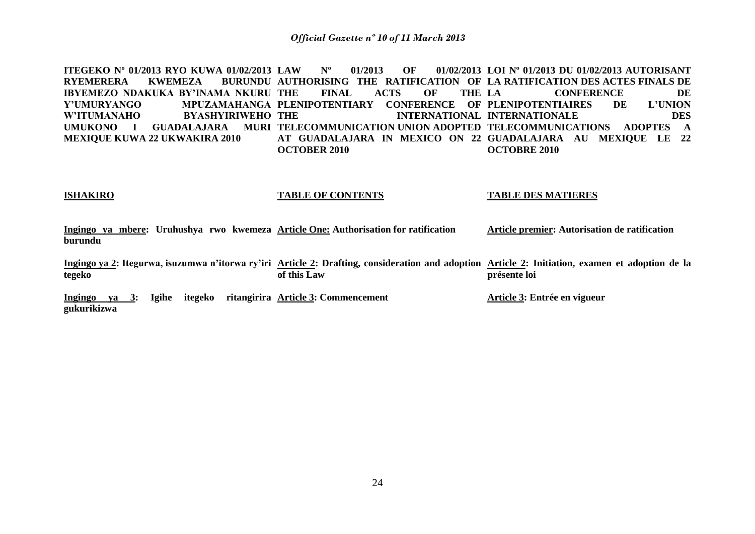**ITEGEKO Nº 01/2013 RYO KUWA 01/02/2013 RYEMERERA KWEMEZA BURUNDU IBYEMEZO NDAKUKA BY'INAMA NKURU Y'UMURYANGO MPUZAMAHANGA W'ITUMANAHO BYASHYIRIWEHO UMUKONO I GUADALAJARA MURI MEXIQUE KUWA 22 UKWAKIRA 2010**

**ISHAKIRO**

**Ingingo ya mbere: Uruhushya rwo kwemeza burundu**

**Ingingo ya 2: Itegurwa, isuzumwa n'itorwa ry'iri tegeko**

**Ingingo ya 3: Igihe itegeko ritangirira gukurikizwa**

**LAW Nº 01/2013 OF 01/02/2013 AUTHORISING THE RATIFICATION OF THE FINAL ACTS OF THE PLENIPOTENTIARY CONFERENCE OF THE INTERNATIONAL TELECOMMUNICATION UNION ADOPTED AT GUADALAJARA IN MEXICO ON 22 OCTOBER 2010**

**TABLE OF CONTENTS**

**Article One: Authorisation for ratification**

**Article 2: Drafting, consideration and adoption of this Law**

**Article 3: Commencement**

**LOI Nº 01/2013 DU 01/02/2013 AUTORISANT LA RATIFICATION DES ACTES FINALS DE LA CONFERENCE DE PLENIPOTENTIAIRES DE L'UNION INTERNATIONALE DES TELECOMMUNICATIONS ADOPTES A GUADALAJARA AU MEXIQUE LE 22 OCTOBRE 2010**

**TABLE DES MATIERES**

**Article premier: Autorisation de ratification**

**Article 2: Initiation, examen et adoption de la présente loi**

**Article 3: Entrée en vigueur**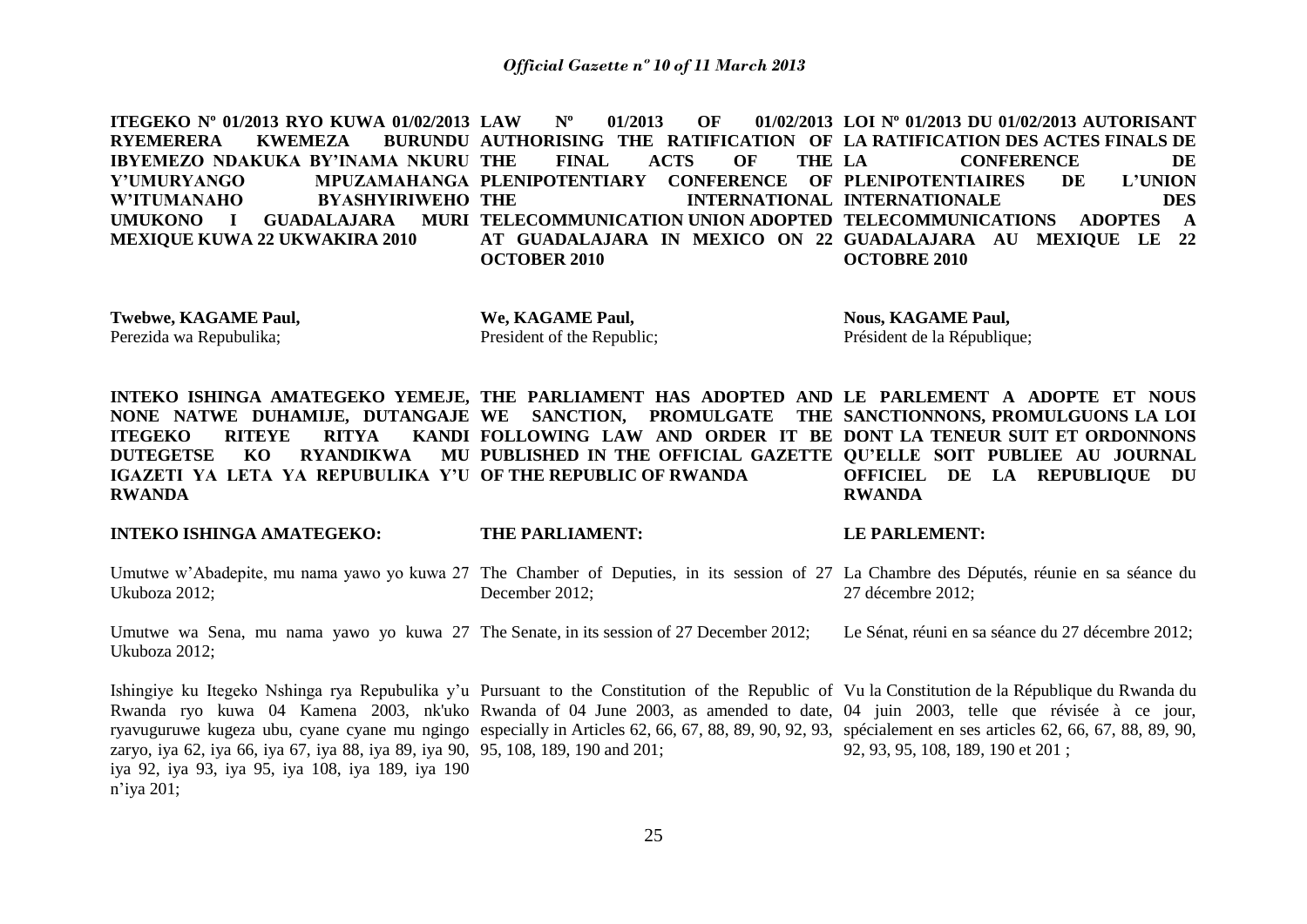**ITEGEKO Nº 01/2013 RYO KUWA 01/02/2013 RYEMERERA KWEMEZA BURUNDU IBYEMEZO NDAKUKA BY'INAMA NKURU Y'UMURYANGO MPUZAMAHANGA W'ITUMANAHO BYASHYIRIWEHO UMUKONO I GUADALAJARA MURI MEXIQUE KUWA 22 UKWAKIRA 2010**

**Twebwe, KAGAME Paul,**
Perezida wa Repubulika;

**INTEKO ISHINGA AMATEGEKO YEMEJE, NONE NATWE DUHAMIJE, DUTANGAJE ITEGEKO RITEYE RITYA KANDI DUTEGETSE KO RYANDIKWA MU IGAZETI YA LETA YA REPUBULIKA Y'U RWANDA**

**INTEKO ISHINGA AMATEGEKO:**

Umutwe w'Abadepite, mu nama yawo yo kuwa 27 Ukuboza 2012;

Umutwe wa Sena, mu nama yawo yo kuwa 27 Ukuboza 2012;

Ishingiye ku Itegeko Nshinga rya Repubulika y'u Rwanda ryo kuwa 04 Kamena 2003, nk'uko ryavuguruwe kugeza ubu, cyane cyane mu ngingo zaryo, iya 62, iya 66, iya 67, iya 88, iya 89, iya 90, iya 92, iya 93, iya 95, iya 108, iya 189, iya 190 n'iya 201;

**LAW Nº 01/2013 OF 01/02/2013 AUTHORISING THE RATIFICATION OF THE FINAL ACTS OF THE PLENIPOTENTIARY CONFERENCE OF THE INTERNATIONAL TELECOMMUNICATION UNION ADOPTED AT GUADALAJARA IN MEXICO ON 22 OCTOBER 2010**

**We, KAGAME Paul,**
President of the Republic;

**THE PARLIAMENT HAS ADOPTED AND WE SANCTION, PROMULGATE THE FOLLOWING LAW AND ORDER IT BE PUBLISHED IN THE OFFICIAL GAZETTE OF THE REPUBLIC OF RWANDA**

**THE PARLIAMENT:**

The Chamber of Deputies, in its session of 27 December 2012;

The Senate, in its session of 27 December 2012;

Pursuant to the Constitution of the Republic of Rwanda of 04 June 2003, as amended to date, especially in Articles 62, 66, 67, 88, 89, 90, 92, 93, 95, 108, 189, 190 and 201;

**LOI Nº 01/2013 DU 01/02/2013 AUTORISANT LA RATIFICATION DES ACTES FINALS DE LA CONFERENCE DE PLENIPOTENTIAIRES DE L'UNION INTERNATIONALE DES TELECOMMUNICATIONS ADOPTES A GUADALAJARA AU MEXIQUE LE 22 OCTOBRE 2010**

**Nous, KAGAME Paul,**
Président de la République;

**LE PARLEMENT A ADOPTE ET NOUS SANCTIONNONS, PROMULGUONS LA LOI DONT LA TENEUR SUIT ET ORDONNONS QU'ELLE SOIT PUBLIEE AU JOURNAL OFFICIEL DE LA REPUBLIQUE DU RWANDA**

**LE PARLEMENT:**

La Chambre des Députés, réunie en sa séance du 27 décembre 2012;

Le Sénat, réuni en sa séance du 27 décembre 2012;

Vu la Constitution de la République du Rwanda du 04 juin 2003, telle que révisée à ce jour, spécialement en ses articles 62, 66, 67, 88, 89, 90, 92, 93, 95, 108, 189, 190 et 201 ;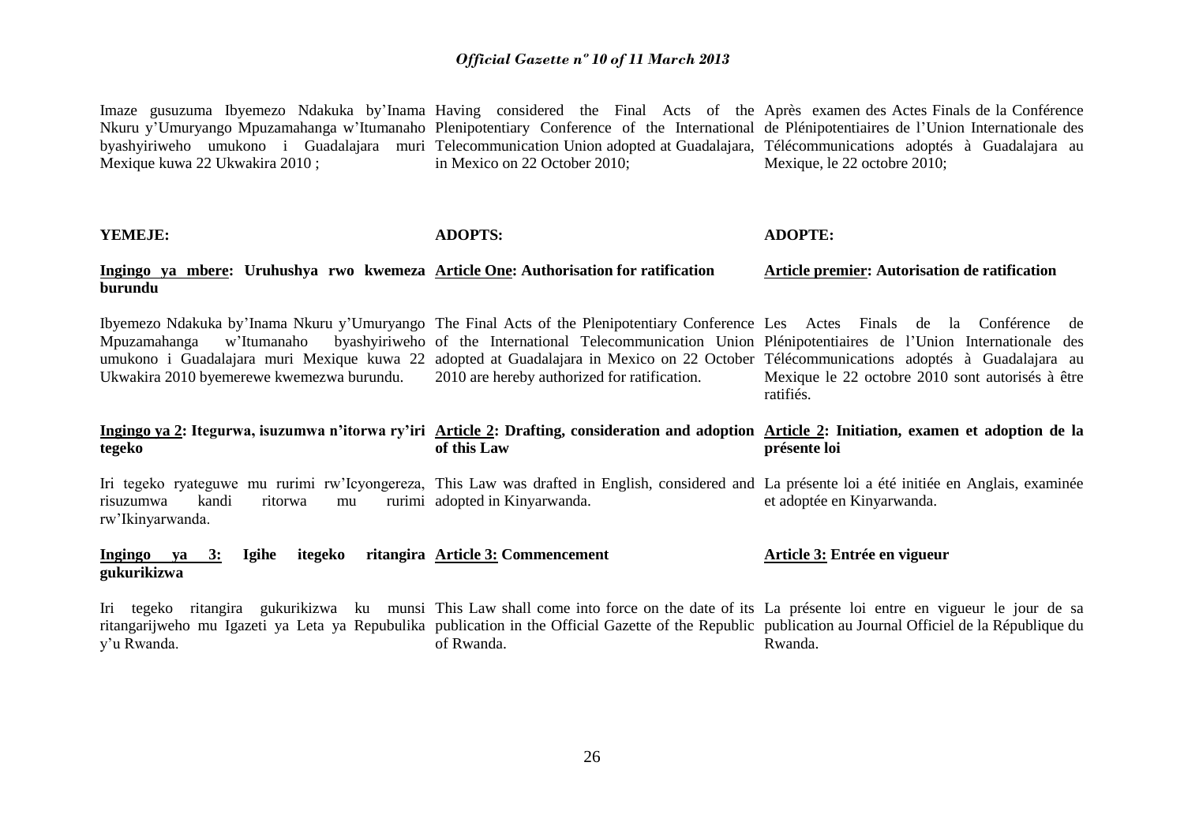Imaze gusuzuma Ibyemezo Ndakuka by'Inama Nkuru y'Umuryango Mpuzamahanga w'Itumanaho byashyiriweho umukono i Guadalajara muri Mexique kuwa 22 Ukwakira 2010 ;

**YEMEJE:**

**Ingingo ya mbere: Uruhushya rwo kwemeza burundu**

Ibyemezo Ndakuka by'Inama Nkuru y'Umuryango Mpuzamahanga w'Itumanaho byashyiriweho umukono i Guadalajara muri Mexique kuwa 22 Ukwakira 2010 byemerewe kwemezwa burundu.

**Ingingo ya 2: Itegurwa, isuzumwa n'itorwa ry'iri tegeko**

Iri tegeko ryateguwe mu rurimi rw'Icyongereza, risuzumwa kandi ritorwa mu rurimi rw'Ikinyarwanda.

**Ingingo ya 3: Igihe itegeko ritangira gukurikizwa**

Iri tegeko ritangira gukurikizwa ku munsi ritangarijweho mu Igazeti ya Leta ya Repubulika y'u Rwanda.

Having considered the Final Acts of the Plenipotentiary Conference of the International Telecommunication Union adopted at Guadalajara, in Mexico on 22 October 2010;

**ADOPTS:**

**Article One: Authorisation for ratification**

The Final Acts of the Plenipotentiary Conference of the International Telecommunication Union adopted at Guadalajara in Mexico on 22 October 2010 are hereby authorized for ratification.

**Article 2: Drafting, consideration and adoption of this Law**

This Law was drafted in English, considered and adopted in Kinyarwanda.

**Article 3: Commencement**

This Law shall come into force on the date of its publication in the Official Gazette of the Republic of Rwanda.

Après examen des Actes Finals de la Conférence de Plénipotentiaires de l'Union Internationale des Télécommunications adoptés à Guadalajara au Mexique, le 22 octobre 2010;

**ADOPTE:**

**Article premier: Autorisation de ratification**

Les Actes Finals de la Conférence de Plénipotentiaires de l'Union Internationale des Télécommunications adoptés à Guadalajara au Mexique le 22 octobre 2010 sont autorisés à être ratifiés.

**Article 2: Initiation, examen et adoption de la présente loi**

La présente loi a été initiée en Anglais, examinée et adoptée en Kinyarwanda.

**Article 3: Entrée en vigueur**

La présente loi entre en vigueur le jour de sa publication au Journal Officiel de la République du Rwanda.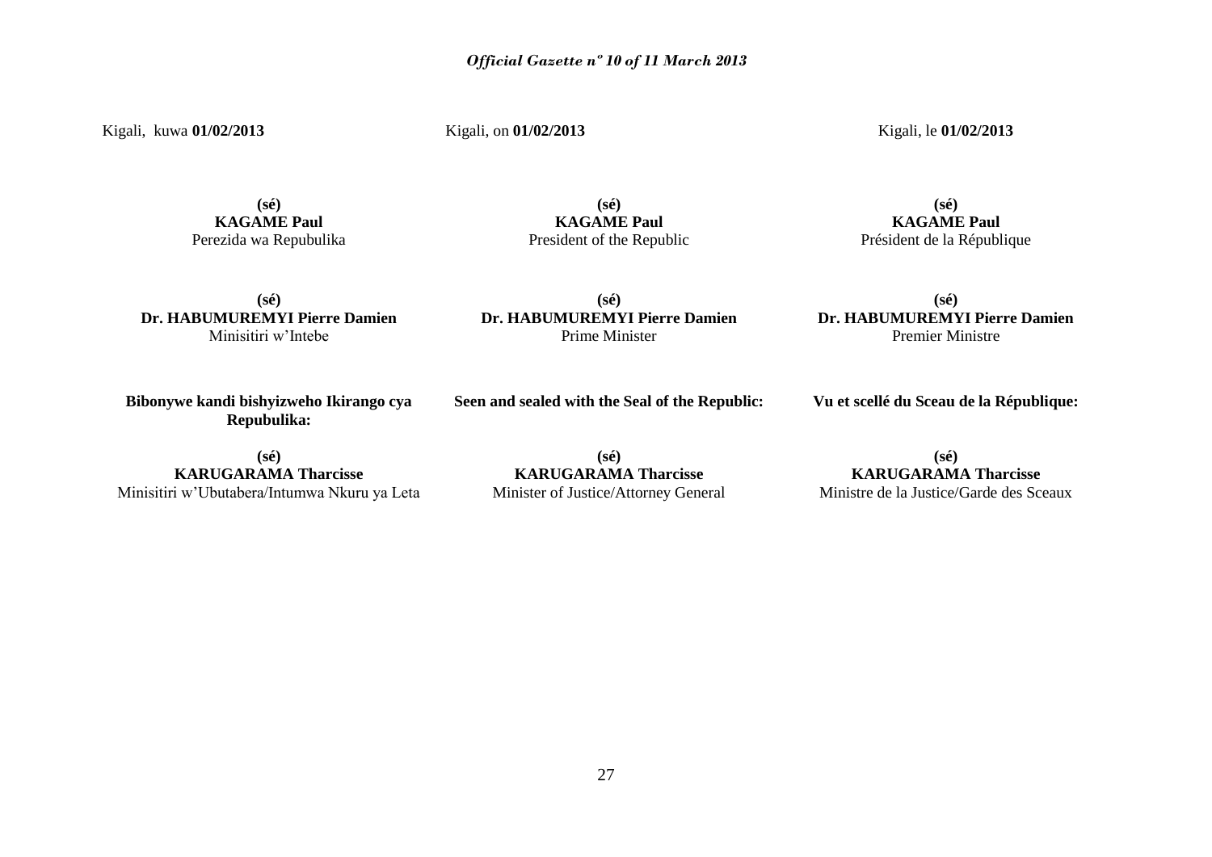Kigali, kuwa **01/02/2013**

Kigali, on **01/02/2013**

Kigali, le **01/02/2013**

**(sé)**
**KAGAME Paul**
Perezida wa Repubulika

**(sé)**
**KAGAME Paul**
President of the Republic

**(sé)**
**KAGAME Paul**
Président de la République

**(sé)**
**Dr. HABUMUREMYI Pierre Damien**
Minisitiri w'Intebe

**(sé)**
**Dr. HABUMUREMYI Pierre Damien**
Prime Minister

**(sé)**
**Dr. HABUMUREMYI Pierre Damien**
Premier Ministre

**Bibonywe kandi bishyizweho Ikirango cya Repubulika:**

**(sé)**
**KARUGARAMA Tharcisse**
Minisitiri w'Ubutabera/Intumwa Nkuru ya Leta

**Seen and sealed with the Seal of the Republic:**

**(sé)**
**KARUGARAMA Tharcisse**
Minister of Justice/Attorney General

**Vu et scellé du Sceau de la République:**

**(sé)**
**KARUGARAMA Tharcisse**
Ministre de la Justice/Garde des Sceaux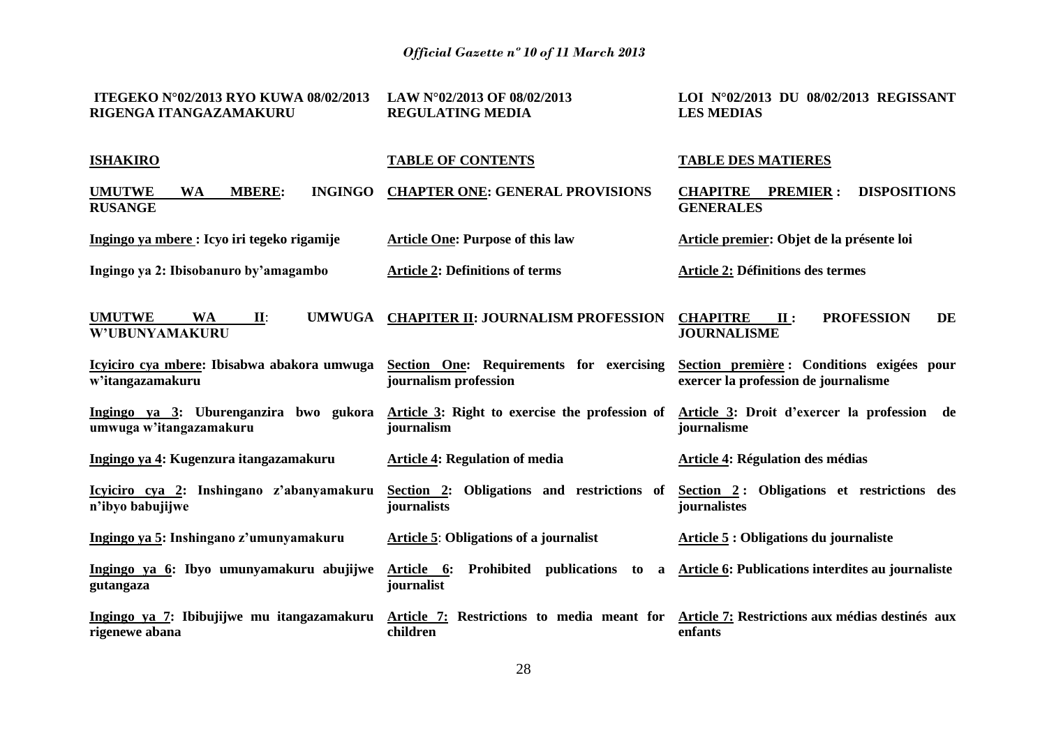| **ITEGEKO N°02/2013 RYO KUWA 08/02/2013 RIGENGA ITANGAZAMAKURU** | **LAW N°02/2013 OF 08/02/2013 REGULATING MEDIA** | **LOI N°02/2013 DU 08/02/2013 REGISSANT LES MEDIAS** |
|---|---|---|
| **ISHAKIRO** | **TABLE OF CONTENTS** | **TABLE DES MATIERES** |
| **UMUTWE WA MBERE: INGINGO RUSANGE** | **CHAPTER ONE: GENERAL PROVISIONS** | **CHAPITRE PREMIER : DISPOSITIONS GENERALES** |
| **Ingingo ya mbere : Icyo iri tegeko rigamije** | **Article One: Purpose of this law** | **Article premier: Objet de la présente loi** |
| **Ingingo ya 2: Ibisobanuro by'amagambo** | **Article 2: Definitions of terms** | **Article 2: Définitions des termes** |
| **UMUTWE WA II: UMWUGA W'UBUNYAMAKURU** | **CHAPITER II: JOURNALISM PROFESSION** | **CHAPITRE II : PROFESSION DE JOURNALISME** |
| **Icyiciro cya mbere: Ibisabwa abakora umwuga w'itangazamakuru** | **Section One: Requirements for exercising journalism profession** | **Section première : Conditions exigées pour exercer la profession de journalisme** |
| **Ingingo ya 3: Uburenganzira bwo gukora umwuga w'itangazamakuru** | **Article 3: Right to exercise the profession of journalism** | **Article 3: Droit d'exercer la profession de journalisme** |
| **Ingingo ya 4: Kugenzura itangazamakuru** | **Article 4: Regulation of media** | **Article 4: Régulation des médias** |
| **Icyiciro cya 2: Inshingano z'abanyamakuru n'ibyo babujijwe** | **Section 2: Obligations and restrictions of journalists** | **Section 2 : Obligations et restrictions des journalistes** |
| **Ingingo ya 5: Inshingano z'umunyamakuru** | **Article 5: Obligations of a journalist** | **Article 5 : Obligations du journaliste** |
| **Ingingo ya 6: Ibyo umunyamakuru abujijwe gutangaza** | **Article 6: Prohibited publications to a journalist** | **Article 6: Publications interdites au journaliste** |
| **Ingingo ya 7: Ibibujijwe mu itangazamakuru rigenewe abana** | **Article 7: Restrictions to media meant for children** | **Article 7: Restrictions aux médias destinés aux enfants** |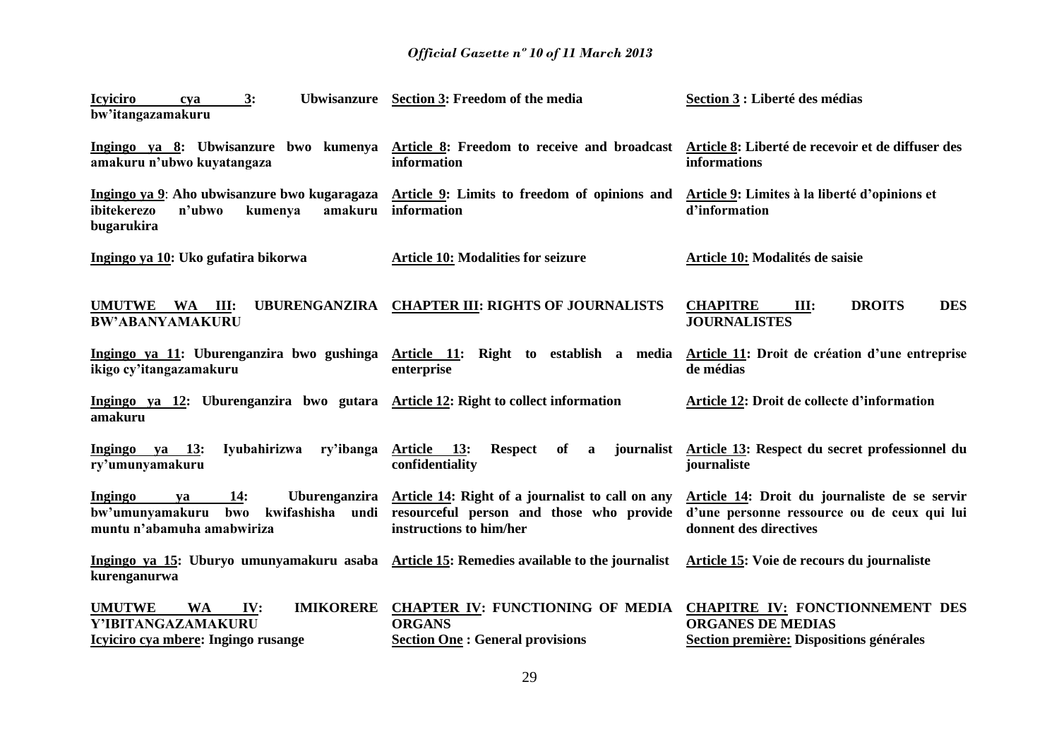**Icyiciro cya 3: Ubwisanzure bw'itangazamakuru**

**Section 3: Freedom of the media**

**Section 3 : Liberté des médias**

**Ingingo ya 8: Ubwisanzure bwo kumenya amakuru n'ubwo kuyatangaza**

**Article 8: Freedom to receive and broadcast information**

**Article 8: Liberté de recevoir et de diffuser des informations**

**Ingingo ya 9: Aho ubwisanzure bwo kugaragaza ibitekerezo n'ubwo kumenya amakuru bugarukira**

**Article 9: Limits to freedom of opinions and information**

**Article 9: Limites à la liberté d'opinions et d'information**

**Ingingo ya 10: Uko gufatira bikorwa**

**Article 10: Modalities for seizure**

**Article 10: Modalités de saisie**

**UMUTWE WA III: UBURENGANZIRA BW'ABANYAMAKURU**

**CHAPTER III: RIGHTS OF JOURNALISTS**

**CHAPITRE III: DROITS DES JOURNALISTES**

**Ingingo ya 11: Uburenganzira bwo gushinga ikigo cy'itangazamakuru**

**Article 11: Right to establish a media enterprise**

**Article 11: Droit de création d'une entreprise de médias**

**Ingingo ya 12: Uburenganzira bwo gutara amakuru**

**Article 12: Right to collect information**

**Article 12: Droit de collecte d'information**

**Ingingo ya 13: Iyubahirizwa ry'ibanga ry'umunyamakuru**

**Article 13: Respect of a journalist confidentiality**

**Article 13: Respect du secret professionnel du journaliste**

**Ingingo ya 14: Uburenganzira bw'umunyamakuru bwo kwifashisha undi muntu n'abamuha amabwiriza**

**Article 14: Right of a journalist to call on any resourceful person and those who provide instructions to him/her**

**Article 14: Droit du journaliste de se servir d'une personne ressource ou de ceux qui lui donnent des directives**

**Ingingo ya 15: Uburyo umunyamakuru asaba kurenganurwa**

**Article 15: Remedies available to the journalist**

**Article 15: Voie de recours du journaliste**

**UMUTWE WA IV: IMIKORERE Y'IBITANGAZAMAKURU**

**Icyiciro cya mbere: Ingingo rusange**

**CHAPTER IV: FUNCTIONING OF MEDIA ORGANS**

**Section One : General provisions**

**CHAPITRE IV: FONCTIONNEMENT DES ORGANES DE MEDIAS**

**Section première: Dispositions générales**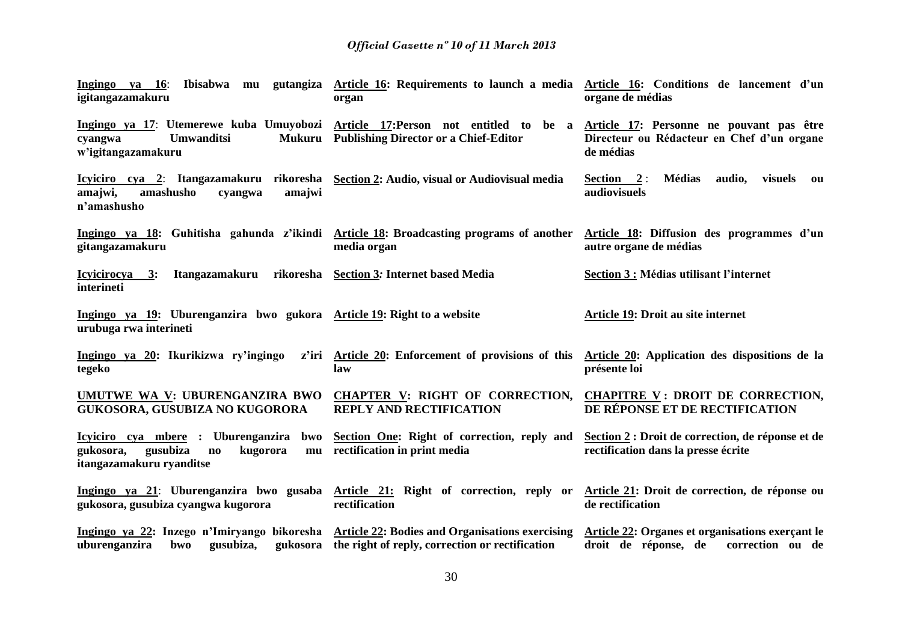| | | |
|---|---|---|
| **Ingingo ya 16**: **Ibisabwa mu gutangiza igitangazamakuru** | **Article 16: Requirements to launch a media organ** | **Article 16: Conditions de lancement d'un organe de médias** |
| **Ingingo ya 17**: **Utemerewe kuba Umuyobozi cyangwa Umwanditsi Mukuru w'igitangazamakuru** | **Article 17:Person not entitled to be a Publishing Director or a Chief-Editor** | **Article 17: Personne ne pouvant pas être Directeur ou Rédacteur en Chef d'un organe de médias** |
| **Icyiciro cya 2**: **Itangazamakuru rikoresha amajwi, amashusho cyangwa amajwi n'amashusho** | **Section 2: Audio, visual or Audiovisual media** | **Section 2** : **Médias audio, visuels ou audiovisuels** |
| **Ingingo ya 18: Guhitisha gahunda z'ikindi gitangazamakuru** | **Article 18: Broadcasting programs of another media organ** | **Article 18: Diffusion des programmes d'un autre organe de médias** |
| **Icyicirocya 3: Itangazamakuru rikoresha interineti** | **Section 3*: Internet based Media*** | **Section 3 : Médias utilisant l'internet** |
| **Ingingo ya 19: Uburenganzira bwo gukora urubuga rwa interineti** | **Article 19: Right to a website** | **Article 19: Droit au site internet** |
| **Ingingo ya 20: Ikurikizwa ry'ingingo z'iri tegeko** | **Article 20: Enforcement of provisions of this law** | **Article 20: Application des dispositions de la présente loi** |
| **UMUTWE WA V: UBURENGANZIRA BWO GUKOSORA, GUSUBIZA NO KUGORORA** | **CHAPTER V: RIGHT OF CORRECTION, REPLY AND RECTIFICATION** | **CHAPITRE V : DROIT DE CORRECTION, DE RÉPONSE ET DE RECTIFICATION** |
| **Icyiciro cya mbere : Uburenganzira bwo gukosora, gusubiza no kugorora mu itangazamakuru ryanditse** | **Section One: Right of correction, reply and rectification in print media** | **Section 2 : Droit de correction, de réponse et de rectification dans la presse écrite** |
| **Ingingo ya 21**: **Uburenganzira bwo gusaba gukosora, gusubiza cyangwa kugorora** | **Article 21: Right of correction, reply or rectification** | **Article 21: Droit de correction, de réponse ou de rectification** |
| **Ingingo ya 22: Inzego n'Imiryango bikoresha uburenganzira bwo gusubiza, gukosora** | **Article 22: Bodies and Organisations exercising the right of reply, correction or rectification** | **Article 22: Organes et organisations exerçant le droit de réponse, de correction ou de** |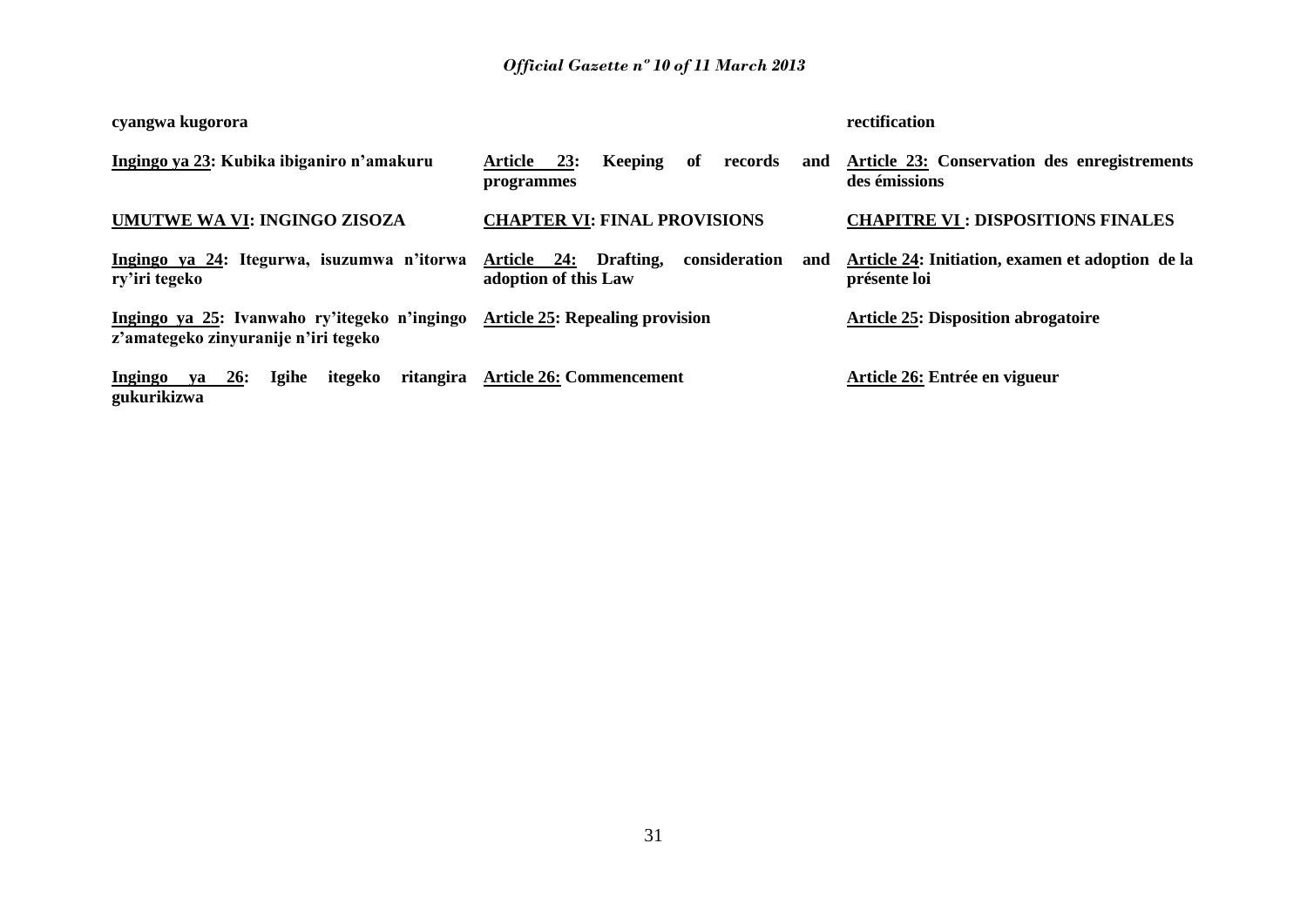| | | |
|---|---|---|
| **cyangwa kugorora** | | **rectification** |
| **Ingingo ya 23: Kubika ibiganiro n'amakuru** | **Article 23: Keeping of records and programmes** | **Article 23: Conservation des enregistrements des émissions** |
| **UMUTWE WA VI: INGINGO ZISOZA** | **CHAPTER VI: FINAL PROVISIONS** | **CHAPITRE VI : DISPOSITIONS FINALES** |
| **Ingingo ya 24: Itegurwa, isuzumwa n'itorwa ry'iri tegeko** | **Article 24: Drafting, consideration and adoption of this Law** | **Article 24: Initiation, examen et adoption de la présente loi** |
| **Ingingo ya 25: Ivanwaho ry'itegeko n'ingingo z'amategeko zinyuranije n'iri tegeko** | **Article 25: Repealing provision** | **Article 25: Disposition abrogatoire** |
| **Ingingo ya 26: Igihe itegeko ritangira gukurikizwa** | **Article 26: Commencement** | **Article 26: Entrée en vigueur** |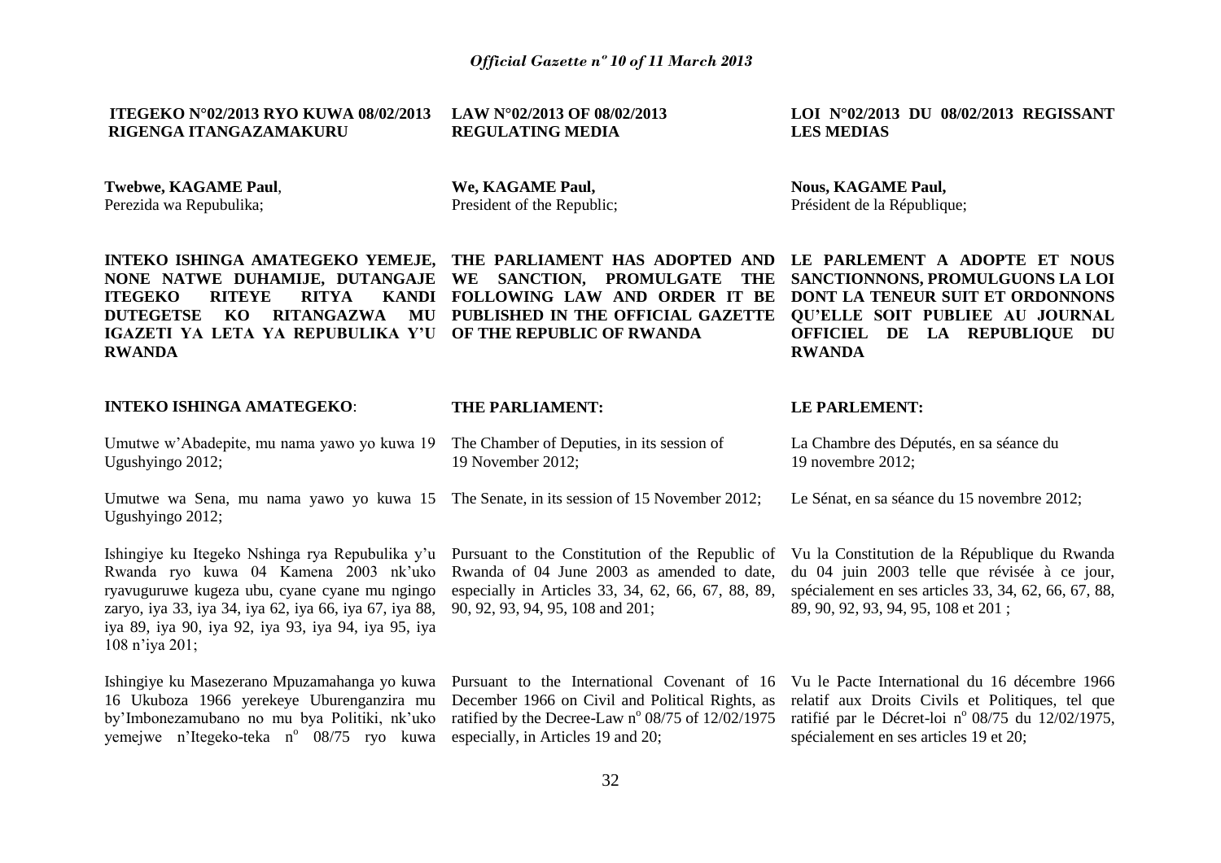**ITEGEKO N°02/2013 RYO KUWA 08/02/2013 RIGENGA ITANGAZAMAKURU**

**Twebwe, KAGAME Paul**,
Perezida wa Repubulika;

**INTEKO ISHINGA AMATEGEKO YEMEJE, NONE NATWE DUHAMIJE, DUTANGAJE ITEGEKO RITEYE RITYA KANDI DUTEGETSE KO RITANGAZWA MU IGAZETI YA LETA YA REPUBULIKA Y'U RWANDA**

**INTEKO ISHINGA AMATEGEKO**:

Umutwe w'Abadepite, mu nama yawo yo kuwa 19 Ugushyingo 2012;

Umutwe wa Sena, mu nama yawo yo kuwa 15 Ugushyingo 2012;

Ishingiye ku Itegeko Nshinga rya Repubulika y'u Rwanda ryo kuwa 04 Kamena 2003 nk'uko ryavuguruwe kugeza ubu, cyane cyane mu ngingo zaryo, iya 33, iya 34, iya 62, iya 66, iya 67, iya 88, iya 89, iya 90, iya 92, iya 93, iya 94, iya 95, iya 108 n'iya 201;

Ishingiye ku Masezerano Mpuzamahanga yo kuwa 16 Ukuboza 1966 yerekeye Uburenganzira mu by'Imbonezamubano no mu bya Politiki, nk'uko yemejwe n'Itegeko-teka n° 08/75 ryo kuwa

**LAW N°02/2013 OF 08/02/2013 REGULATING MEDIA**

**We, KAGAME Paul,**
President of the Republic;

**THE PARLIAMENT HAS ADOPTED AND WE SANCTION, PROMULGATE THE FOLLOWING LAW AND ORDER IT BE PUBLISHED IN THE OFFICIAL GAZETTE OF THE REPUBLIC OF RWANDA**

**THE PARLIAMENT:**

The Chamber of Deputies, in its session of 19 November 2012;

The Senate, in its session of 15 November 2012;

Pursuant to the Constitution of the Republic of Rwanda of 04 June 2003 as amended to date, especially in Articles 33, 34, 62, 66, 67, 88, 89, 90, 92, 93, 94, 95, 108 and 201;

Pursuant to the International Covenant of 16 December 1966 on Civil and Political Rights, as ratified by the Decree-Law n° 08/75 of 12/02/1975 especially, in Articles 19 and 20;

**LOI N°02/2013 DU 08/02/2013 REGISSANT LES MEDIAS**

**Nous, KAGAME Paul,**
Président de la République;

**LE PARLEMENT A ADOPTE ET NOUS SANCTIONNONS, PROMULGUONS LA LOI DONT LA TENEUR SUIT ET ORDONNONS QU'ELLE SOIT PUBLIEE AU JOURNAL OFFICIEL DE LA REPUBLIQUE DU RWANDA**

**LE PARLEMENT:**

La Chambre des Députés, en sa séance du 19 novembre 2012;

Le Sénat, en sa séance du 15 novembre 2012;

Vu la Constitution de la République du Rwanda du 04 juin 2003 telle que révisée à ce jour, spécialement en ses articles 33, 34, 62, 66, 67, 88, 89, 90, 92, 93, 94, 95, 108 et 201 ;

Vu le Pacte International du 16 décembre 1966 relatif aux Droits Civils et Politiques, tel que ratifié par le Décret-loi n° 08/75 du 12/02/1975, spécialement en ses articles 19 et 20;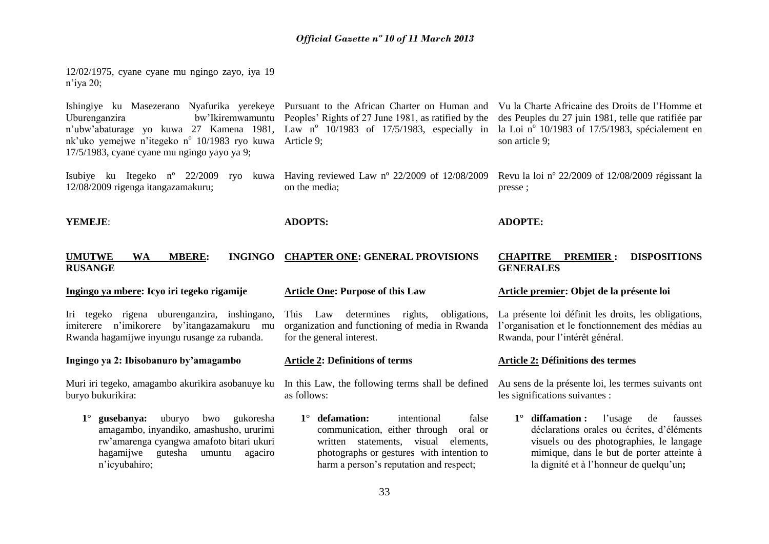12/02/1975, cyane cyane mu ngingo zayo, iya 19 n'iya 20;

Ishingiye ku Masezerano Nyafurika yerekeye Uburenganzira bw'Ikiremwamuntu n'ubw'abaturage yo kuwa 27 Kamena 1981, nk'uko yemejwe n'itegeko n° 10/1983 ryo kuwa 17/5/1983, cyane cyane mu ngingo yayo ya 9;

Isubiye ku Itegeko nº 22/2009 ryo kuwa 12/08/2009 rigenga itangazamakuru;

**YEMEJE**:

## UMUTWE WA MBERE: INGINGO RUSANGE

### Ingingo ya mbere: Icyo iri tegeko rigamije

Iri tegeko rigena uburenganzira, inshingano, imiterere n'imikorere by'itangazamakuru mu Rwanda hagamijwe inyungu rusange za rubanda.

### Ingingo ya 2: Ibisobanuro by'amagambo

Muri iri tegeko, amagambo akurikira asobanuye ku buryo bukurikira:

1° **gusebanya:** uburyo bwo gukoresha amagambo, inyandiko, amashusho, ururimi rw'amarenga cyangwa amafoto bitari ukuri hagamijwe gutesha umuntu agaciro n'icyubahiro;

Pursuant to the African Charter on Human and Peoples' Rights of 27 June 1981, as ratified by the Law n° 10/1983 of 17/5/1983, especially in Article 9;

Having reviewed Law nº 22/2009 of 12/08/2009 on the media;

**ADOPTS:**

## CHAPTER ONE: GENERAL PROVISIONS

### Article One: Purpose of this Law

This Law determines rights, obligations, organization and functioning of media in Rwanda for the general interest.

### Article 2: Definitions of terms

In this Law, the following terms shall be defined as follows:

1° **defamation:** intentional false communication, either through oral or written statements, visual elements, photographs or gestures with intention to harm a person's reputation and respect;

Vu la Charte Africaine des Droits de l'Homme et des Peuples du 27 juin 1981, telle que ratifiée par la Loi n° 10/1983 of 17/5/1983, spécialement en son article 9;

Revu la loi nº 22/2009 of 12/08/2009 régissant la presse ;

**ADOPTE:**

## CHAPITRE PREMIER : DISPOSITIONS GENERALES

### Article premier: Objet de la présente loi

La présente loi définit les droits, les obligations, l'organisation et le fonctionnement des médias au Rwanda, pour l'intérêt général.

### Article 2: Définitions des termes

Au sens de la présente loi, les termes suivants ont les significations suivantes :

1° **diffamation :** l'usage de fausses déclarations orales ou écrites, d'éléments visuels ou des photographies, le langage mimique, dans le but de porter atteinte à la dignité et à l'honneur de quelqu'un**;**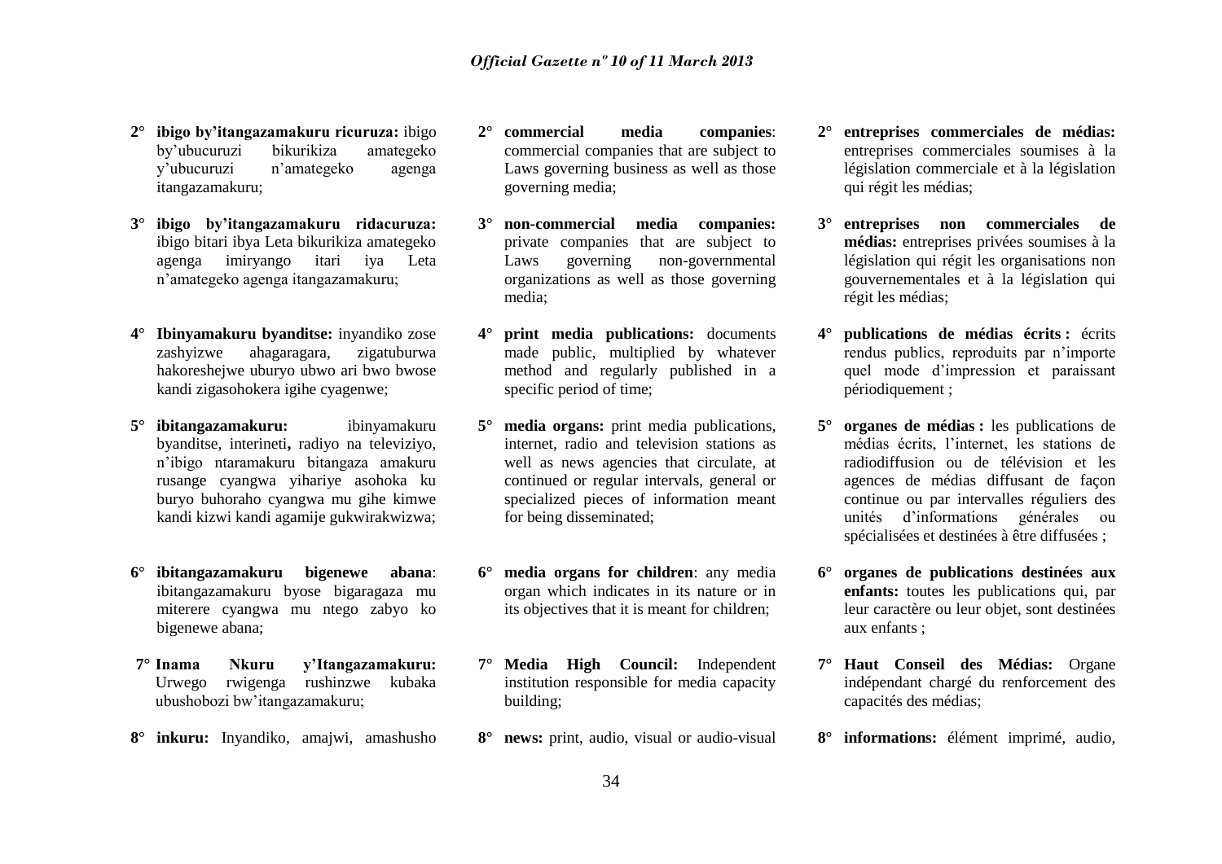**2° ibigo by'itangazamakuru ricuruza:** ibigo by'ubucuruzi bikurikiza amategeko y'ubucuruzi n'amategeko agenga itangazamakuru;

**3° ibigo by'itangazamakuru ridacuruza:** ibigo bitari ibya Leta bikurikiza amategeko agenga imiryango itari iya Leta n'amategeko agenga itangazamakuru;

**4° Ibinyamakuru byanditse:** inyandiko zose zashyizwe ahagaragara, zigatuburwa hakoreshejwe uburyo ubwo ari bwo bwose kandi zigasohokera igihe cyagenwe;

**5° ibitangazamakuru:** ibinyamakuru byanditse, interineti**,** radiyo na televiziyo, n'ibigo ntaramakuru bitangaza amakuru rusange cyangwa yihariye asohoka ku buryo buhoraho cyangwa mu gihe kimwe kandi kizwi kandi agamije gukwirakwizwa;

**6° ibitangazamakuru bigenewe abana**: ibitangazamakuru byose bigaragaza mu miterere cyangwa mu ntego zabyo ko bigenewe abana;

**7° Inama Nkuru y'Itangazamakuru:** Urwego rwigenga rushinzwe kubaka ubushobozi bw'itangazamakuru;

**8° inkuru:** Inyandiko, amajwi, amashusho

**2° commercial media companies**: commercial companies that are subject to Laws governing business as well as those governing media;

**3° non-commercial media companies:** private companies that are subject to Laws governing non-governmental organizations as well as those governing media;

**4° print media publications:** documents made public, multiplied by whatever method and regularly published in a specific period of time;

**5° media organs:** print media publications, internet, radio and television stations as well as news agencies that circulate, at continued or regular intervals, general or specialized pieces of information meant for being disseminated;

**6° media organs for children**: any media organ which indicates in its nature or in its objectives that it is meant for children;

**7° Media High Council:** Independent institution responsible for media capacity building;

**8° news:** print, audio, visual or audio-visual

**2° entreprises commerciales de médias:** entreprises commerciales soumises à la législation commerciale et à la législation qui régit les médias;

**3° entreprises non commerciales de médias:** entreprises privées soumises à la législation qui régit les organisations non gouvernementales et à la législation qui régit les médias;

**4° publications de médias écrits :** écrits rendus publics, reproduits par n'importe quel mode d'impression et paraissant périodiquement ;

**5° organes de médias :** les publications de médias écrits, l'internet, les stations de radiodiffusion ou de télévision et les agences de médias diffusant de façon continue ou par intervalles réguliers des unités d'informations générales ou spécialisées et destinées à être diffusées ;

**6° organes de publications destinées aux enfants:** toutes les publications qui, par leur caractère ou leur objet, sont destinées aux enfants ;

**7° Haut Conseil des Médias:** Organe indépendant chargé du renforcement des capacités des médias;

**8° informations:** élément imprimé, audio,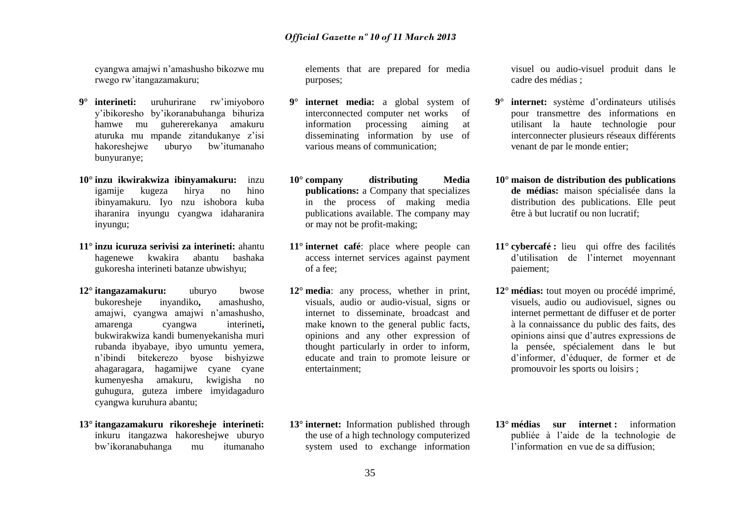cyangwa amajwi n'amashusho bikozwe mu rwego rw'itangazamakuru;

**9° interineti:** uruhurirane rw'imiyoboro y'ibikoresho by'ikoranabuhanga bihuriza hamwe mu guhererekanya amakuru aturuka mu mpande zitandukanye z'isi hakoreshejwe uburyo bw'itumanaho bunyuranye;

**10° inzu ikwirakwiza ibinyamakuru:** inzu igamije kugeza hirya no hino ibinyamakuru. Iyo nzu ishobora kuba iharanira inyungu cyangwa idaharanira inyungu;

**11° inzu icuruza serivisi za interineti:** ahantu hagenewe kwakira abantu bashaka gukoresha interineti batanze ubwishyu;

**12° itangazamakuru:** uburyo bwose bukoresheje inyandiko**,** amashusho, amajwi, cyangwa amajwi n'amashusho, amarenga cyangwa interineti**,** bukwirakwiza kandi bumenyekanisha muri rubanda ibyabaye, ibyo umuntu yemera, n'ibindi bitekerezo byose bishyizwe ahagaragara, hagamijwe cyane cyane kumenyesha amakuru, kwigisha no guhugura, guteza imbere imyidagaduro cyangwa kuruhura abantu;

**13° itangazamakuru rikoresheje interineti:** inkuru itangazwa hakoreshejwe uburyo bw'ikoranabuhanga mu itumanaho

elements that are prepared for media purposes;

**9° internet media:** a global system of interconnected computer net works of information processing aiming at disseminating information by use of various means of communication;

**10° company distributing Media publications:** a Company that specializes in the process of making media publications available. The company may or may not be profit-making;

**11° internet café**: place where people can access internet services against payment of a fee;

**12° media**: any process, whether in print, visuals, audio or audio-visual, signs or internet to disseminate, broadcast and make known to the general public facts, opinions and any other expression of thought particularly in order to inform, educate and train to promote leisure or entertainment;

**13° internet:** Information published through the use of a high technology computerized system used to exchange information

visuel ou audio-visuel produit dans le cadre des médias ;

**9° internet:** système d'ordinateurs utilisés pour transmettre des informations en utilisant la haute technologie pour interconnecter plusieurs réseaux différents venant de par le monde entier;

**10° maison de distribution des publications de médias:** maison spécialisée dans la distribution des publications. Elle peut être à but lucratif ou non lucratif;

**11° cybercafé :** lieu qui offre des facilités d'utilisation de l'internet moyennant paiement;

**12° médias:** tout moyen ou procédé imprimé, visuels, audio ou audiovisuel, signes ou internet permettant de diffuser et de porter à la connaissance du public des faits, des opinions ainsi que d'autres expressions de la pensée, spécialement dans le but d'informer, d'éduquer, de former et de promouvoir les sports ou loisirs ;

**13° médias sur internet :** information publiée à l'aide de la technologie de l'information en vue de sa diffusion;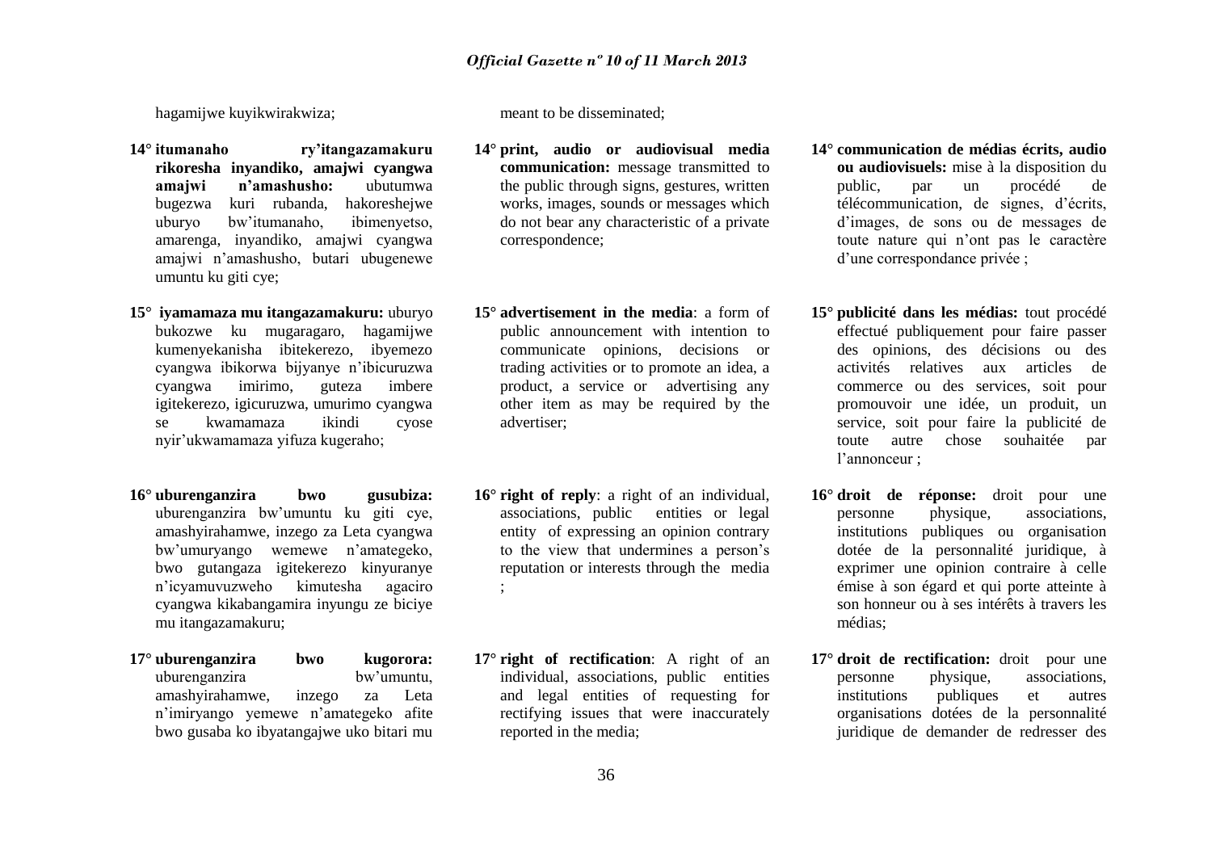hagamijwe kuyikwirakwiza;

**14° itumanaho ry'itangazamakuru rikoresha inyandiko, amajwi cyangwa amajwi n'amashusho:** ubutumwa bugezwa kuri rubanda, hakoreshejwe uburyo bw'itumanaho, ibimenyetso, amarenga, inyandiko, amajwi cyangwa amajwi n'amashusho, butari ubugenewe umuntu ku giti cye;

**15° iyamamaza mu itangazamakuru:** uburyo bukozwe ku mugaragaro, hagamijwe kumenyekanisha ibitekerezo, ibyemezo cyangwa ibikorwa bijyanye n'ibicuruzwa cyangwa imirimo, guteza imbere igitekerezo, igicuruzwa, umurimo cyangwa se kwamamaza ikindi cyose nyir'ukwamamaza yifuza kugeraho;

**16° uburenganzira bwo gusubiza:** uburenganzira bw'umuntu ku giti cye, amashyirahamwe, inzego za Leta cyangwa bw'umuryango wemewe n'amategeko, bwo gutangaza igitekerezo kinyuranye n'icyamuvuzweho kimutesha agaciro cyangwa kikabangamira inyungu ze biciye mu itangazamakuru;

**17° uburenganzira bwo kugorora:** uburenganzira bw'umuntu, amashyirahamwe, inzego za Leta n'imiryango yemewe n'amategeko afite bwo gusaba ko ibyatangajwe uko bitari mu

meant to be disseminated;

**14° print, audio or audiovisual media communication:** message transmitted to the public through signs, gestures, written works, images, sounds or messages which do not bear any characteristic of a private correspondence;

**15° advertisement in the media**: a form of public announcement with intention to communicate opinions, decisions or trading activities or to promote an idea, a product, a service or advertising any other item as may be required by the advertiser;

**16° right of reply**: a right of an individual, associations, public entities or legal entity of expressing an opinion contrary to the view that undermines a person's reputation or interests through the media ;

**17° right of rectification**: A right of an individual, associations, public entities and legal entities of requesting for rectifying issues that were inaccurately reported in the media;

**14° communication de médias écrits, audio ou audiovisuels:** mise à la disposition du public, par un procédé de télécommunication, de signes, d'écrits, d'images, de sons ou de messages de toute nature qui n'ont pas le caractère d'une correspondance privée ;

**15° publicité dans les médias:** tout procédé effectué publiquement pour faire passer des opinions, des décisions ou des activités relatives aux articles de commerce ou des services, soit pour promouvoir une idée, un produit, un service, soit pour faire la publicité de toute autre chose souhaitée par l'annonceur ;

**16° droit de réponse:** droit pour une personne physique, associations, institutions publiques ou organisation dotée de la personnalité juridique, à exprimer une opinion contraire à celle émise à son égard et qui porte atteinte à son honneur ou à ses intérêts à travers les médias;

**17° droit de rectification:** droit pour une personne physique, associations, institutions publiques et autres organisations dotées de la personnalité juridique de demander de redresser des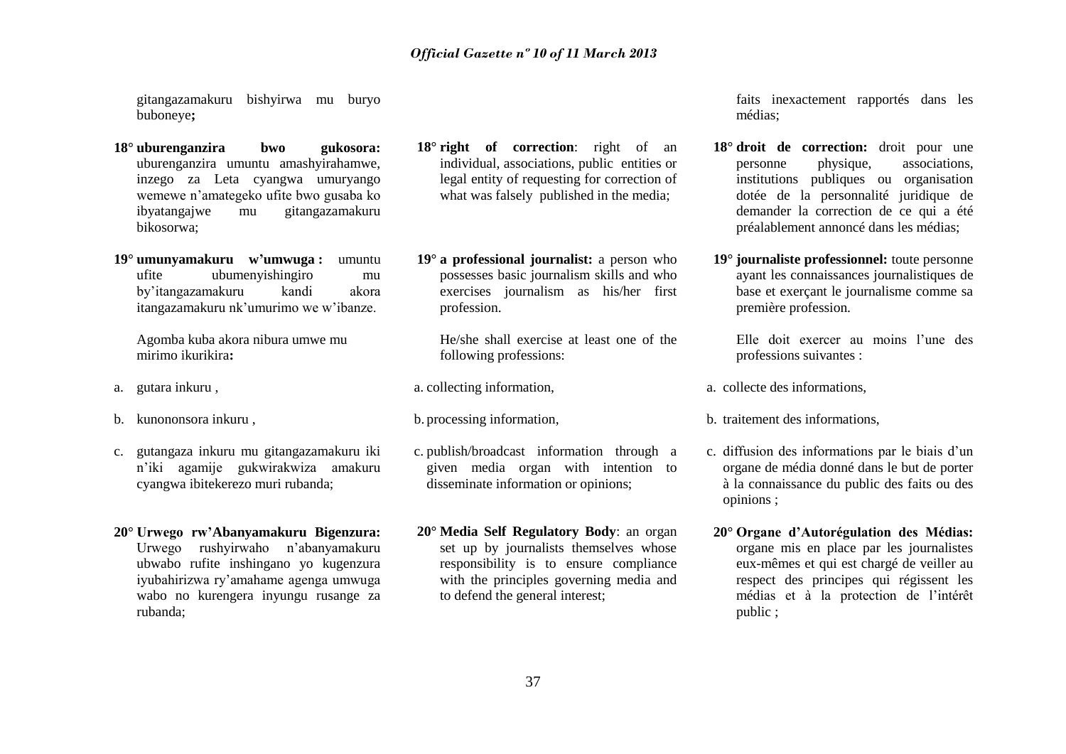gitangazamakuru bishyirwa mu buryo buboneye**;**

**18° uburenganzira bwo gukosora:** uburenganzira umuntu amashyirahamwe, inzego za Leta cyangwa umuryango wemewe n'amategeko ufite bwo gusaba ko ibyatangajwe mu gitangazamakuru bikosorwa;

**19° umunyamakuru w'umwuga :** umuntu ufite ubumenyishingiro mu by'itangazamakuru kandi akora itangazamakuru nk'umurimo we w'ibanze.

Agomba kuba akora nibura umwe mu mirimo ikurikira**:**

a. gutara inkuru ,

b. kunononsora inkuru ,

c. gutangaza inkuru mu gitangazamakuru iki n'iki agamije gukwirakwiza amakuru cyangwa ibitekerezo muri rubanda;

**20° Urwego rw'Abanyamakuru Bigenzura:** Urwego rushyirwaho n'abanyamakuru ubwabo rufite inshingano yo kugenzura iyubahirizwa ry'amahame agenga umwuga wabo no kurengera inyungu rusange za rubanda;

**18° right of correction**: right of an individual, associations, public entities or legal entity of requesting for correction of what was falsely published in the media;

**19° a professional journalist:** a person who possesses basic journalism skills and who exercises journalism as his/her first profession.

He/she shall exercise at least one of the following professions:

a. collecting information,

b. processing information,

c. publish/broadcast information through a given media organ with intention to disseminate information or opinions;

**20° Media Self Regulatory Body**: an organ set up by journalists themselves whose responsibility is to ensure compliance with the principles governing media and to defend the general interest;

faits inexactement rapportés dans les médias;

**18° droit de correction:** droit pour une personne physique, associations, institutions publiques ou organisation dotée de la personnalité juridique de demander la correction de ce qui a été préalablement annoncé dans les médias;

**19° journaliste professionnel:** toute personne ayant les connaissances journalistiques de base et exerçant le journalisme comme sa première profession.

Elle doit exercer au moins l'une des professions suivantes :

a. collecte des informations,

b. traitement des informations,

c. diffusion des informations par le biais d'un organe de média donné dans le but de porter à la connaissance du public des faits ou des opinions ;

**20° Organe d'Autorégulation des Médias:** organe mis en place par les journalistes eux-mêmes et qui est chargé de veiller au respect des principes qui régissent les médias et à la protection de l'intérêt public ;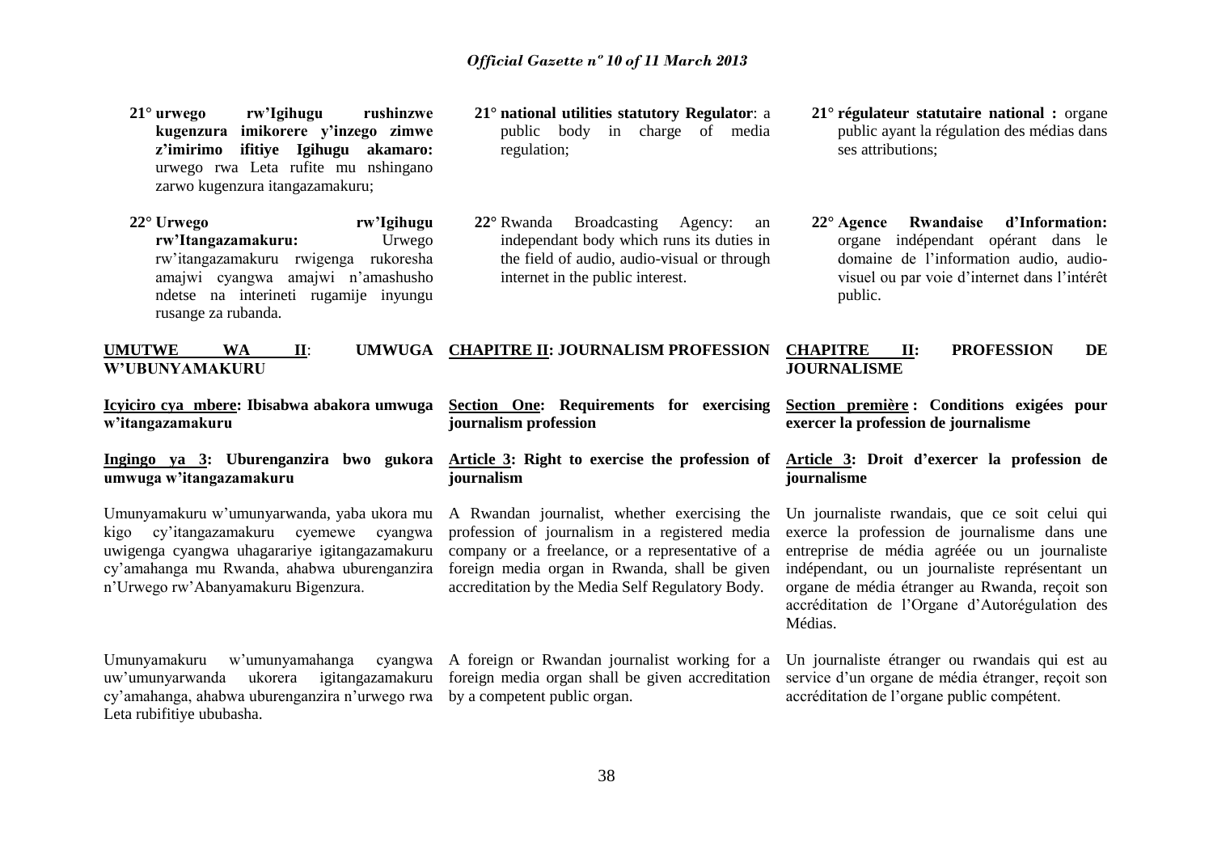21° **urwego rw'Igihugu rushinzwe kugenzura imikorere y'inzego zimwe z'imirimo ifitiye Igihugu akamaro:** urwego rwa Leta rufite mu nshingano zarwo kugenzura itangazamakuru;

22° **Urwego rw'Igihugu rw'Itangazamakuru:** Urwego rw'itangazamakuru rwigenga rukoresha amajwi cyangwa amajwi n'amashusho ndetse na interineti rugamije inyungu rusange za rubanda.

21° **national utilities statutory Regulator**: a public body in charge of media regulation;

22° Rwanda Broadcasting Agency: an independant body which runs its duties in the field of audio, audio-visual or through internet in the public interest.

21° **régulateur statutaire national :** organe public ayant la régulation des médias dans ses attributions;

22° **Agence Rwandaise d'Information:** organe indépendant opérant dans le domaine de l'information audio, audio-visuel ou par voie d'internet dans l'intérêt public.

## UMUTWE WA II: UMWUGA W'UBUNYAMAKURU

### Icyiciro cya mbere: Ibisabwa abakora umwuga w'itangazamakuru

#### Ingingo ya 3: Uburenganzira bwo gukora umwuga w'itangazamakuru

Umunyamakuru w'umunyarwanda, yaba ukora mu kigo cy'itangazamakuru cyemewe cyangwa uwigenga cyangwa uhagarariye igitangazamakuru cy'amahanga mu Rwanda, ahabwa uburenganzira n'Urwego rw'Abanyamakuru Bigenzura.

Umunyamakuru w'umunyamahanga cyangwa uw'umunyarwanda ukorera igitangazamakuru cy'amahanga, ahabwa uburenganzira n'urwego rwa Leta rubifitiye ububasha.

## CHAPITRE II: JOURNALISM PROFESSION

### Section One: Requirements for exercising journalism profession

#### Article 3: Right to exercise the profession of journalism

A Rwandan journalist, whether exercising the profession of journalism in a registered media company or a freelance, or a representative of a foreign media organ in Rwanda, shall be given accreditation by the Media Self Regulatory Body.

A foreign or Rwandan journalist working for a foreign media organ shall be given accreditation by a competent public organ.

## CHAPITRE II: PROFESSION DE JOURNALISME

### Section première : Conditions exigées pour exercer la profession de journalisme

#### Article 3: Droit d'exercer la profession de journalisme

Un journaliste rwandais, que ce soit celui qui exerce la profession de journalisme dans une entreprise de média agréée ou un journaliste indépendant, ou un journaliste représentant un organe de média étranger au Rwanda, reçoit son accréditation de l'Organe d'Autorégulation des Médias.

Un journaliste étranger ou rwandais qui est au service d'un organe de média étranger, reçoit son accréditation de l'organe public compétent.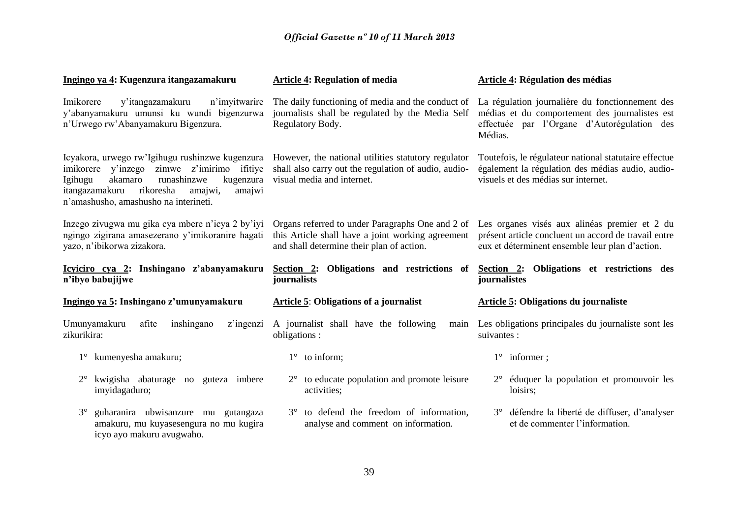**Ingingo ya 4: Kugenzura itangazamakuru**

Imikorere y'itangazamakuru n'imyitwarire y'abanyamakuru umunsi ku wundi bigenzurwa n'Urwego rw'Abanyamakuru Bigenzura.

Icyakora, urwego rw'Igihugu rushinzwe kugenzura imikorere y'inzego zimwe z'imirimo ifitiye Igihugu akamaro runashinzwe kugenzura itangazamakuru rikoresha amajwi, amajwi n'amashusho, amashusho na interineti.

Inzego zivugwa mu gika cya mbere n'icya 2 by'iyi ngingo zigirana amasezerano y'imikoranire hagati yazo, n'ibikorwa zizakora.

**Icyiciro cya 2: Inshingano z'abanyamakuru n'ibyo babujijwe**

**Ingingo ya 5: Inshingano z'umunyamakuru**

Umunyamakuru afite inshingano z'ingenzi zikurikira:

1° kumenyesha amakuru;

2° kwigisha abaturage no guteza imbere imyidagaduro;

3° guharanira ubwisanzure mu gutangaza amakuru, mu kuyasesengura no mu kugira icyo ayo makuru avugwaho.

**Article 4: Regulation of media**

The daily functioning of media and the conduct of journalists shall be regulated by the Media Self Regulatory Body.

However, the national utilities statutory regulator shall also carry out the regulation of audio, audio-visual media and internet.

Organs referred to under Paragraphs One and 2 of this Article shall have a joint working agreement and shall determine their plan of action.

**Section 2: Obligations and restrictions of journalists**

**Article 5: Obligations of a journalist**

A journalist shall have the following main obligations :

1° to inform;

2° to educate population and promote leisure activities;

3° to defend the freedom of information, analyse and comment on information.

**Article 4: Régulation des médias**

La régulation journalière du fonctionnement des médias et du comportement des journalistes est effectuée par l'Organe d'Autorégulation des Médias.

Toutefois, le régulateur national statutaire effectue également la régulation des médias audio, audio-visuels et des médias sur internet.

Les organes visés aux alinéas premier et 2 du présent article concluent un accord de travail entre eux et déterminent ensemble leur plan d'action.

**Section 2: Obligations et restrictions des journalistes**

**Article 5: Obligations du journaliste**

Les obligations principales du journaliste sont les suivantes :

1° informer ;

2° éduquer la population et promouvoir les loisirs;

3° défendre la liberté de diffuser, d'analyser et de commenter l'information.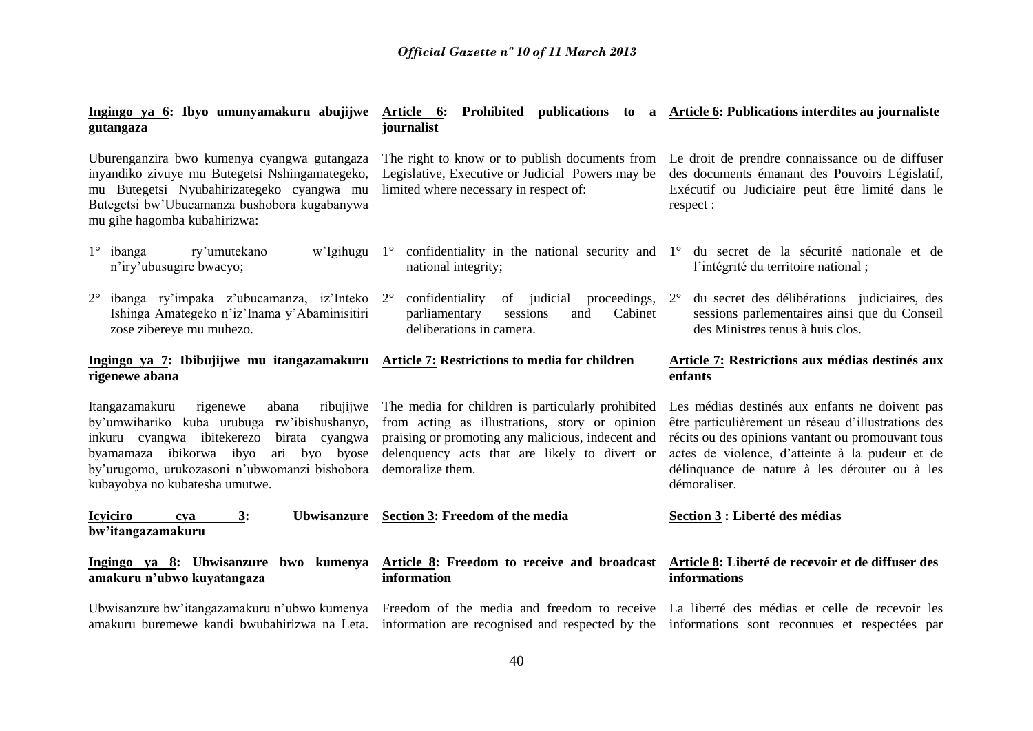**Ingingo ya 6: Ibyo umunyamakuru abujijwe gutangaza**

Uburenganzira bwo kumenya cyangwa gutangaza inyandiko zivuye mu Butegetsi Nshingamategeko, mu Butegetsi Nyubahirizategeko cyangwa mu Butegetsi bw'Ubucamanza bushobora kugabanywa mu gihe hagomba kubahirizwa:

1° ibanga ry'umutekano w'Igihugu n'iry'ubusugire bwacyo;

2° ibanga ry'impaka z'ubucamanza, iz'Inteko Ishinga Amategeko n'iz'Inama y'Abaminisitiri zose zibereye mu muhezo.

**Ingingo ya 7: Ibibujijwe mu itangazamakuru rigenewe abana**

Itangazamakuru rigenewe abana ribujijwe by'umwihariko kuba urubuga rw'ibishushanyo, inkuru cyangwa ibitekerezo birata cyangwa byamamaza ibikorwa ibyo ari byo byose by'urugomo, urukozasoni n'ubwomanzi bishobora kubayobya no kubatesha umutwe.

**Icyiciro cya 3: Ubwisanzure bw'itangazamakuru**

**Ingingo ya 8: Ubwisanzure bwo kumenya amakuru n'ubwo kuyatangaza**

Ubwisanzure bw'itangazamakuru n'ubwo kumenya amakuru buremewe kandi bwubahirizwa na Leta.

**Article 6: Prohibited publications to a journalist**

The right to know or to publish documents from Legislative, Executive or Judicial Powers may be limited where necessary in respect of:

1° confidentiality in the national security and national integrity;

2° confidentiality of judicial proceedings, parliamentary sessions and Cabinet deliberations in camera.

**Article 7: Restrictions to media for children**

The media for children is particularly prohibited from acting as illustrations, story or opinion praising or promoting any malicious, indecent and delenquency acts that are likely to divert or demoralize them.

**Section 3: Freedom of the media**

**Article 8: Freedom to receive and broadcast information**

Freedom of the media and freedom to receive information are recognised and respected by the

**Article 6: Publications interdites au journaliste**

Le droit de prendre connaissance ou de diffuser des documents émanant des Pouvoirs Législatif, Exécutif ou Judiciaire peut être limité dans le respect :

1° du secret de la sécurité nationale et de l'intégrité du territoire national ;

2° du secret des délibérations judiciaires, des sessions parlementaires ainsi que du Conseil des Ministres tenus à huis clos.

**Article 7: Restrictions aux médias destinés aux enfants**

Les médias destinés aux enfants ne doivent pas être particulièrement un réseau d'illustrations des récits ou des opinions vantant ou promouvant tous actes de violence, d'atteinte à la pudeur et de délinquance de nature à les dérouter ou à les démoraliser.

**Section 3 : Liberté des médias**

**Article 8: Liberté de recevoir et de diffuser des informations**

La liberté des médias et celle de recevoir les informations sont reconnues et respectées par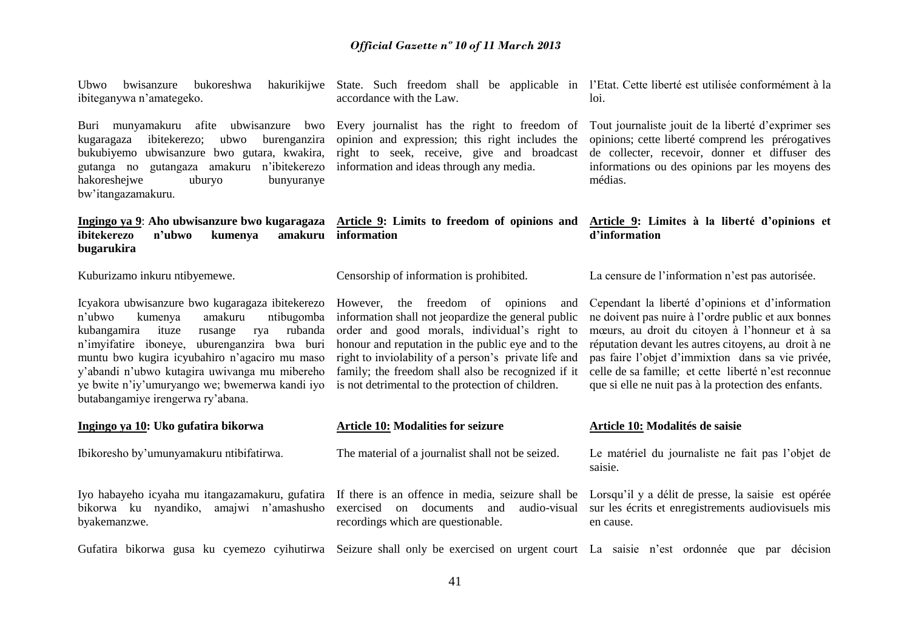Ubwo bwisanzure bukoreshwa hakurikijwe ibiteganywa n'amategeko.

Buri munyamakuru afite ubwisanzure bwo kugaragaza ibitekerezo; ubwo burenganzira bukubiyemo ubwisanzure bwo gutara, kwakira, gutanga no gutangaza amakuru n'ibitekerezo hakoreshejwe uburyo bunyuranye bw'itangazamakuru.

**Ingingo ya 9: Aho ubwisanzure bwo kugaragaza ibitekerezo n'ubwo kumenya amakuru bugarukira**

Kuburizamo inkuru ntibyemewe.

Icyakora ubwisanzure bwo kugaragaza ibitekerezo n'ubwo kumenya amakuru ntibugomba kubangamira ituze rusange rya rubanda n'imyifatire iboneye, uburenganzira bwa buri muntu bwo kugira icyubahiro n'agaciro mu maso y'abandi n'ubwo kutagira uwivanga mu mibereho ye bwite n'iy'umuryango we; bwemerwa kandi iyo butabangamiye irengerwa ry'abana.

**Ingingo ya 10: Uko gufatira bikorwa**

Ibikoresho by'umunyamakuru ntibifatirwa.

Iyo habayeho icyaha mu itangazamakuru, gufatira bikorwa ku nyandiko, amajwi n'amashusho byakemanzwe.

Gufatira bikorwa gusa ku cyemezo cyihutirwa

State. Such freedom shall be applicable in accordance with the Law.

Every journalist has the right to freedom of opinion and expression; this right includes the right to seek, receive, give and broadcast information and ideas through any media.

**Article 9: Limits to freedom of opinions and information**

Censorship of information is prohibited.

However, the freedom of opinions and information shall not jeopardize the general public order and good morals, individual's right to honour and reputation in the public eye and to the right to inviolability of a person's private life and family; the freedom shall also be recognized if it is not detrimental to the protection of children.

**Article 10: Modalities for seizure**

The material of a journalist shall not be seized.

If there is an offence in media, seizure shall be exercised on documents and audio-visual recordings which are questionable.

Seizure shall only be exercised on urgent court

l'Etat. Cette liberté est utilisée conformément à la loi.

Tout journaliste jouit de la liberté d'exprimer ses opinions; cette liberté comprend les prérogatives de collecter, recevoir, donner et diffuser des informations ou des opinions par les moyens des médias.

**Article 9: Limites à la liberté d'opinions et d'information**

La censure de l'information n'est pas autorisée.

Cependant la liberté d'opinions et d'information ne doivent pas nuire à l'ordre public et aux bonnes mœurs, au droit du citoyen à l'honneur et à sa réputation devant les autres citoyens, au droit à ne pas faire l'objet d'immixtion dans sa vie privée, celle de sa famille; et cette liberté n'est reconnue que si elle ne nuit pas à la protection des enfants.

**Article 10: Modalités de saisie**

Le matériel du journaliste ne fait pas l'objet de saisie.

Lorsqu'il y a délit de presse, la saisie est opérée sur les écrits et enregistrements audiovisuels mis en cause.

La saisie n'est ordonnée que par décision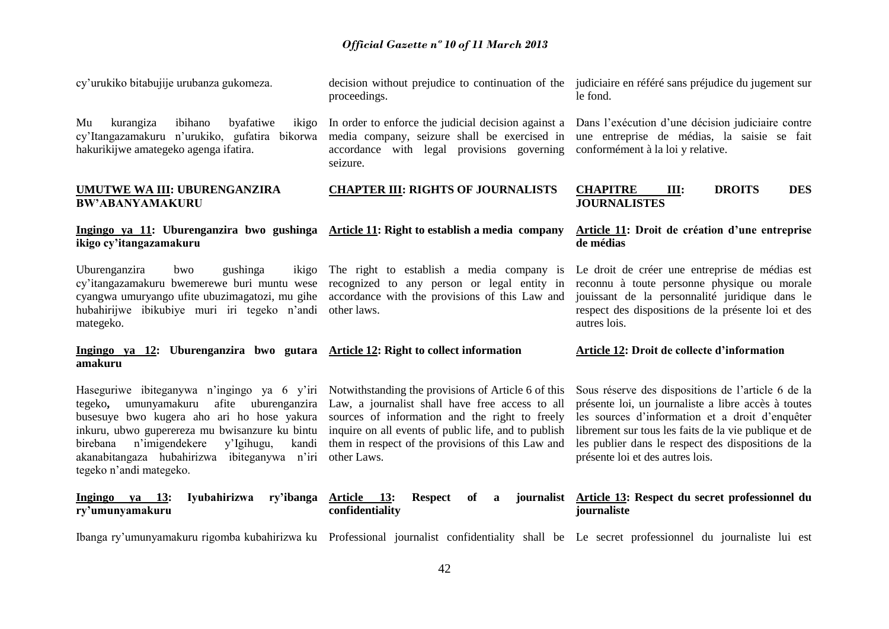cy'urukiko bitabujije urubanza gukomeza.

Mu kurangiza ibihano byafatiwe ikigo cy'Itangazamakuru n'urukiko, gufatira bikorwa hakurikijwe amategeko agenga ifatira.

## UMUTWE WA III: UBURENGANZIRA BW'ABANYAMAKURU

### Ingingo ya 11: Uburenganzira bwo gushinga ikigo cy'itangazamakuru

Uburenganzira bwo gushinga ikigo cy'itangazamakuru bwemerewe buri muntu wese cyangwa umuryango ufite ubuzimagatozi, mu gihe hubahirijwe ibikubiye muri iri tegeko n'andi mategeko.

### Ingingo ya 12: Uburenganzira bwo gutara amakuru

Haseguriwe ibiteganywa n'ingingo ya 6 y'iri tegeko**,** umunyamakuru afite uburenganzira busesuye bwo kugera aho ari ho hose yakura inkuru, ubwo gupererereza mu bwisanzure ku bintu birebana n'imigendekere y'Igihugu, kandi akanabitangaza hubahirizwa ibiteganywa n'iri tegeko n'andi mategeko.

### Ingingo ya 13: Iyubahirizwa ry'ibanga ry'umunyamakuru

Ibanga ry'umunyamakuru rigomba kubahirizwa ku

decision without prejudice to continuation of the proceedings.

In order to enforce the judicial decision against a media company, seizure shall be exercised in accordance with legal provisions governing seizure.

## CHAPTER III: RIGHTS OF JOURNALISTS

### Article 11: Right to establish a media company

The right to establish a media company is recognized to any person or legal entity in accordance with the provisions of this Law and other laws.

### Article 12: Right to collect information

Notwithstanding the provisions of Article 6 of this Law, a journalist shall have free access to all sources of information and the right to freely inquire on all events of public life, and to publish them in respect of the provisions of this Law and other Laws.

### Article 13: Respect of a journalist confidentiality

Professional journalist confidentiality shall be

judiciaire en référé sans préjudice du jugement sur le fond.

Dans l'exécution d'une décision judiciaire contre une entreprise de médias, la saisie se fait conformément à la loi y relative.

## CHAPITRE III: DROITS DES JOURNALISTES

### Article 11: Droit de création d'une entreprise de médias

Le droit de créer une entreprise de médias est reconnu à toute personne physique ou morale jouissant de la personnalité juridique dans le respect des dispositions de la présente loi et des autres lois.

### Article 12: Droit de collecte d'information

Sous réserve des dispositions de l'article 6 de la présente loi, un journaliste a libre accès à toutes les sources d'information et a droit d'enquêter librement sur tous les faits de la vie publique et de les publier dans le respect des dispositions de la présente loi et des autres lois.

### Article 13: Respect du secret professionnel du journaliste

Le secret professionnel du journaliste lui est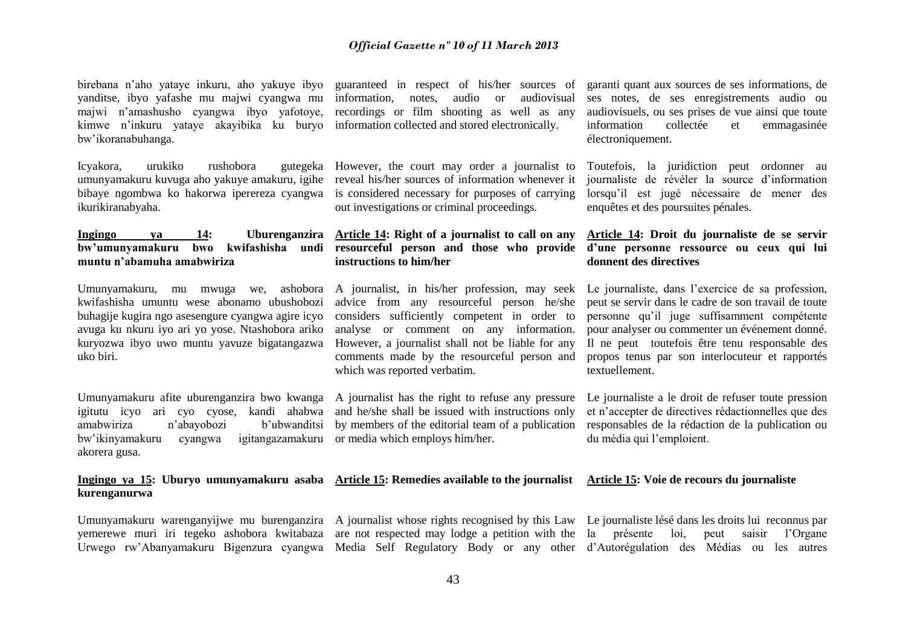birebana n'aho yataye inkuru, aho yakuye ibyo yanditse, ibyo yafashe mu majwi cyangwa mu majwi n'amashusho cyangwa ibyo yafotoye, kimwe n'inkuru yataye akayibika ku buryo bw'ikoranabuhanga.

Icyakora, urukiko rushobora gutegeka umunyamakuru kuvuga aho yakuye amakuru, igihe bibaye ngombwa ko hakorwa iperereza cyangwa ikurikiranabyaha.

**Ingingo ya 14: Uburenganzira bw'umunyamakuru bwo kwifashisha undi muntu n'abamuha amabwiriza**

Umunyamakuru, mu mwuga we, ashobora kwifashisha umuntu wese abonamo ubushobozi buhagije kugira ngo asesengure cyangwa agire icyo avuga ku nkuru iyo ari yo yose. Ntashobora ariko kuryozwa ibyo uwo muntu yavuze bigatangazwa uko biri.

Umunyamakuru afite uburenganzira bwo kwanga igitutu icyo ari cyo cyose, kandi ahabwa amabwiriza n'abayobozi b'ubwanditsi bw'ikinyamakuru cyangwa igitangazamakuru akorera gusa.

**Ingingo ya 15: Uburyo umunyamakuru asaba kurenganurwa**

Umunyamakuru warenganyijwe mu burenganzira yemerewe muri iri tegeko ashobora kwitabaza Urwego rw'Abanyamakuru Bigenzura cyangwa

guaranteed in respect of his/her sources of information, notes, audio or audiovisual recordings or film shooting as well as any information collected and stored electronically.

However, the court may order a journalist to reveal his/her sources of information whenever it is considered necessary for purposes of carrying out investigations or criminal proceedings.

**Article 14: Right of a journalist to call on any resourceful person and those who provide instructions to him/her**

A journalist, in his/her profession, may seek advice from any resourceful person he/she considers sufficiently competent in order to analyse or comment on any information. However, a journalist shall not be liable for any comments made by the resourceful person and which was reported verbatim.

A journalist has the right to refuse any pressure and he/she shall be issued with instructions only by members of the editorial team of a publication or media which employs him/her.

**Article 15: Remedies available to the journalist**

A journalist whose rights recognised by this Law are not respected may lodge a petition with the Media Self Regulatory Body or any other

garanti quant aux sources de ses informations, de ses notes, de ses enregistrements audio ou audiovisuels, ou ses prises de vue ainsi que toute information collectée et emmagasinée électroniquement.

Toutefois, la juridiction peut ordonner au journaliste de révéler la source d'information lorsqu'il est jugé nécessaire de mener des enquêtes et des poursuites pénales.

**Article 14: Droit du journaliste de se servir d'une personne ressource ou ceux qui lui donnent des directives**

Le journaliste, dans l'exercice de sa profession, peut se servir dans le cadre de son travail de toute personne qu'il juge suffisamment compétente pour analyser ou commenter un événement donné. Il ne peut toutefois être tenu responsable des propos tenus par son interlocuteur et rapportés textuellement.

Le journaliste a le droit de refuser toute pression et n'accepter de directives rédactionnelles que des responsables de la rédaction de la publication ou du média qui l'emploient.

**Article 15: Voie de recours du journaliste**

Le journaliste lésé dans les droits lui reconnus par la présente loi, peut saisir l'Organe d'Autorégulation des Médias ou les autres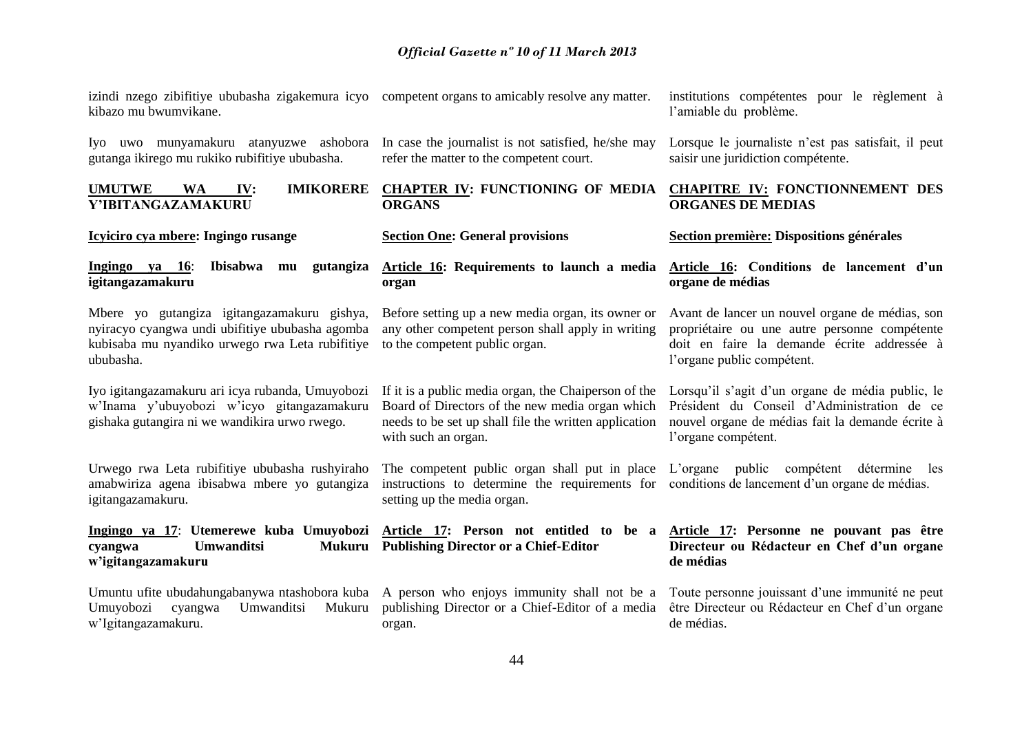izindi nzego zibifitiye ububasha zigakemura icyo kibazo mu bwumvikane.

Iyo uwo munyamakuru atanyuzwe ashobora gutanga ikirego mu rukiko rubifitiye ububasha.

**UMUTWE WA IV: IMIKORERE Y'IBITANGAZAMAKURU**

**Icyiciro cya mbere: Ingingo rusange**

**Ingingo ya 16: Ibisabwa mu gutangiza igitangazamakuru**

Mbere yo gutangiza igitangazamakuru gishya, nyiracyo cyangwa undi ubifitiye ububasha agomba kubisaba mu nyandiko urwego rwa Leta rubifitiye ububasha.

Iyo igitangazamakuru ari icya rubanda, Umuyobozi w'Inama y'ubuyobozi w'icyo gitangazamakuru gishaka gutangira ni we wandikira urwo rwego.

Urwego rwa Leta rubifitiye ububasha rushyiraho amabwiriza agena ibisabwa mbere yo gutangiza igitangazamakuru.

**Ingingo ya 17: Utemerewe kuba Umuyobozi cyangwa Umwanditsi Mukuru w'igitangazamakuru**

Umuntu ufite ubudahungabanywa ntashobora kuba Umuyobozi cyangwa Umwanditsi Mukuru w'Igitangazamakuru.

---

competent organs to amicably resolve any matter.

In case the journalist is not satisfied, he/she may refer the matter to the competent court.

**CHAPTER IV: FUNCTIONING OF MEDIA ORGANS**

**Section One: General provisions**

**Article 16: Requirements to launch a media organ**

Before setting up a new media organ, its owner or any other competent person shall apply in writing to the competent public organ.

If it is a public media organ, the Chaiperson of the Board of Directors of the new media organ which needs to be set up shall file the written application with such an organ.

The competent public organ shall put in place instructions to determine the requirements for setting up the media organ.

**Article 17: Person not entitled to be a Publishing Director or a Chief-Editor**

A person who enjoys immunity shall not be a publishing Director or a Chief-Editor of a media organ.

---

institutions compétentes pour le règlement à l'amiable du problème.

Lorsque le journaliste n'est pas satisfait, il peut saisir une juridiction compétente.

**CHAPITRE IV: FONCTIONNEMENT DES ORGANES DE MEDIAS**

**Section première: Dispositions générales**

**Article 16: Conditions de lancement d'un organe de médias**

Avant de lancer un nouvel organe de médias, son propriétaire ou une autre personne compétente doit en faire la demande écrite addressée à l'organe public compétent.

Lorsqu'il s'agit d'un organe de média public, le Président du Conseil d'Administration de ce nouvel organe de médias fait la demande écrite à l'organe compétent.

L'organe public compétent détermine les conditions de lancement d'un organe de médias.

**Article 17: Personne ne pouvant pas être Directeur ou Rédacteur en Chef d'un organe de médias**

Toute personne jouissant d'une immunité ne peut être Directeur ou Rédacteur en Chef d'un organe de médias.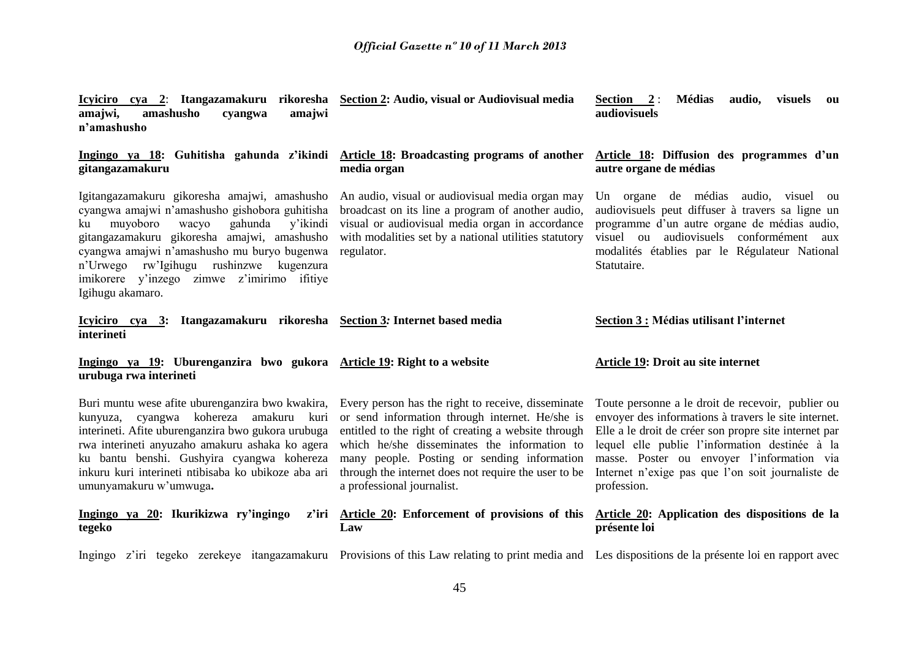**Icyiciro cya 2**: **Itangazamakuru rikoresha amajwi, amashusho cyangwa amajwi n'amashusho**

**Ingingo ya 18: Guhitisha gahunda z'ikindi gitangazamakuru**

Igitangazamakuru gikoresha amajwi, amashusho cyangwa amajwi n'amashusho gishobora guhitisha ku muyoboro wacyo gahunda y'ikindi gitangazamakuru gikoresha amajwi, amashusho cyangwa amajwi n'amashusho mu buryo bugenwa n'Urwego rw'Igihugu rushinzwe kugenzura imikorere y'inzego zimwe z'imirimo ifitiye Igihugu akamaro.

**Icyiciro cya 3: Itangazamakuru rikoresha interineti**

**Ingingo ya 19: Uburenganzira bwo gukora urubuga rwa interineti**

Buri muntu wese afite uburenganzira bwo kwakira, kunyuza, cyangwa kohereza amakuru kuri interineti. Afite uburenganzira bwo gukora urubuga rwa interineti anyuzaho amakuru ashaka ko agera ku bantu benshi. Gushyira cyangwa kohereza inkuru kuri interineti ntibisaba ko ubikoze aba ari umunyamakuru w'umwuga**.**

**Ingingo ya 20: Ikurikizwa ry'ingingo z'iri tegeko**

Ingingo z'iri tegeko zerekeye itangazamakuru

**Section 2: Audio, visual or Audiovisual media**

**Article 18: Broadcasting programs of another media organ**

An audio, visual or audiovisual media organ may broadcast on its line a program of another audio, visual or audiovisual media organ in accordance with modalities set by a national utilities statutory regulator.

**Section 3*:* Internet based media**

**Article 19: Right to a website**

Every person has the right to receive, disseminate or send information through internet. He/she is entitled to the right of creating a website through which he/she disseminates the information to many people. Posting or sending information through the internet does not require the user to be a professional journalist.

**Article 20: Enforcement of provisions of this Law**

Provisions of this Law relating to print media and

**Section 2** : **Médias audio, visuels ou audiovisuels**

**Article 18: Diffusion des programmes d'un autre organe de médias**

Un organe de médias audio, visuel ou audiovisuels peut diffuser à travers sa ligne un programme d'un autre organe de médias audio, visuel ou audiovisuels conformément aux modalités établies par le Régulateur National Statutaire.

**Section 3 : Médias utilisant l'internet**

**Article 19: Droit au site internet**

Toute personne a le droit de recevoir, publier ou envoyer des informations à travers le site internet. Elle a le droit de créer son propre site internet par lequel elle publie l'information destinée à la masse. Poster ou envoyer l'information via Internet n'exige pas que l'on soit journaliste de profession.

**Article 20: Application des dispositions de la présente loi**

Les dispositions de la présente loi en rapport avec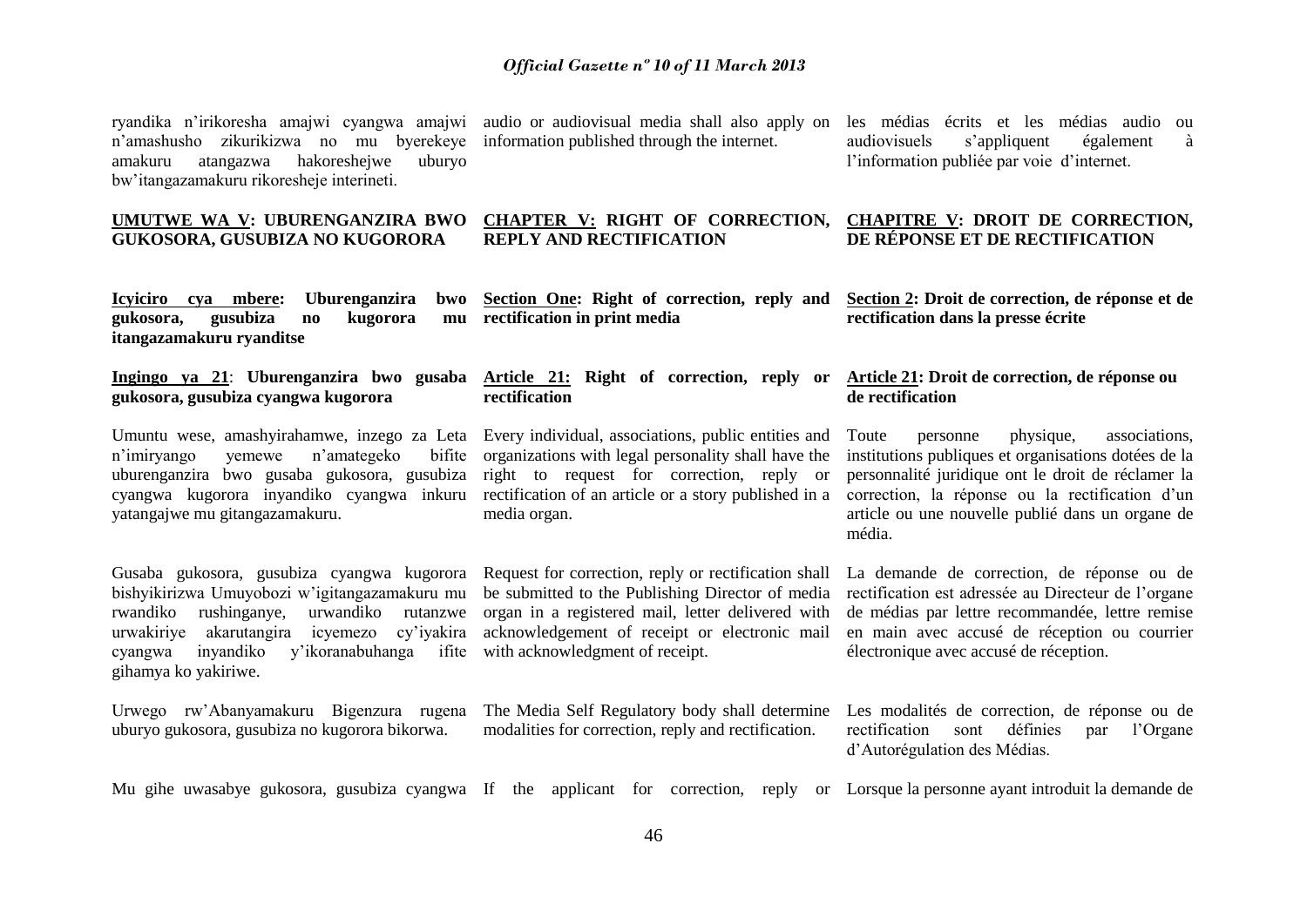ryandika n'irikoresha amajwi cyangwa amajwi n'amashusho zikurikizwa no mu byerekeye amakuru atangazwa hakoreshejwe uburyo bw'itangazamakuru rikoresheje interineti.

audio or audiovisual media shall also apply on information published through the internet.

les médias écrits et les médias audio ou audiovisuels s'appliquent également à l'information publiée par voie d'internet.

**UMUTWE WA V: UBURENGANZIRA BWO GUKOSORA, GUSUBIZA NO KUGORORA**

**CHAPTER V: RIGHT OF CORRECTION, REPLY AND RECTIFICATION**

**CHAPITRE V: DROIT DE CORRECTION, DE RÉPONSE ET DE RECTIFICATION**

**Icyiciro cya mbere: Uburenganzira bwo gukosora, gusubiza no kugorora mu itangazamakuru ryanditse**

**Section One: Right of correction, reply and rectification in print media**

**Section 2: Droit de correction, de réponse et de rectification dans la presse écrite**

**Ingingo ya 21: Uburenganzira bwo gusaba gukosora, gusubiza cyangwa kugorora**

Umuntu wese, amashyirahamwe, inzego za Leta n'imiryango yemewe n'amategeko bifite uburenganzira bwo gusaba gukosora, gusubiza cyangwa kugorora inyandiko cyangwa inkuru yatangajwe mu gitangazamakuru.

Gusaba gukosora, gusubiza cyangwa kugorora bishyikirizwa Umuyobozi w'igitangazamakuru mu rwandiko rushinganye, urwandiko rutanzwe urwakiriye akarutangira icyemezo cy'iyakira cyangwa inyandiko y'ikoranabuhanga ifite gihamya ko yakiriwe.

Urwego rw'Abanyamakuru Bigenzura rugena uburyo gukosora, gusubiza no kugorora bikorwa.

Mu gihe uwasabye gukosora, gusubiza cyangwa

**Article 21: Right of correction, reply or rectification**

Every individual, associations, public entities and organizations with legal personality shall have the right to request for correction, reply or rectification of an article or a story published in a media organ.

Request for correction, reply or rectification shall be submitted to the Publishing Director of media organ in a registered mail, letter delivered with acknowledgement of receipt or electronic mail with acknowledgment of receipt.

The Media Self Regulatory body shall determine modalities for correction, reply and rectification.

If the applicant for correction, reply or

**Article 21: Droit de correction, de réponse ou de rectification**

Toute personne physique, associations, institutions publiques et organisations dotées de la personnalité juridique ont le droit de réclamer la correction, la réponse ou la rectification d'un article ou une nouvelle publié dans un organe de média.

La demande de correction, de réponse ou de rectification est adressée au Directeur de l'organe de médias par lettre recommandée, lettre remise en main avec accusé de réception ou courrier électronique avec accusé de réception.

Les modalités de correction, de réponse ou de rectification sont définies par l'Organe d'Autorégulation des Médias.

Lorsque la personne ayant introduit la demande de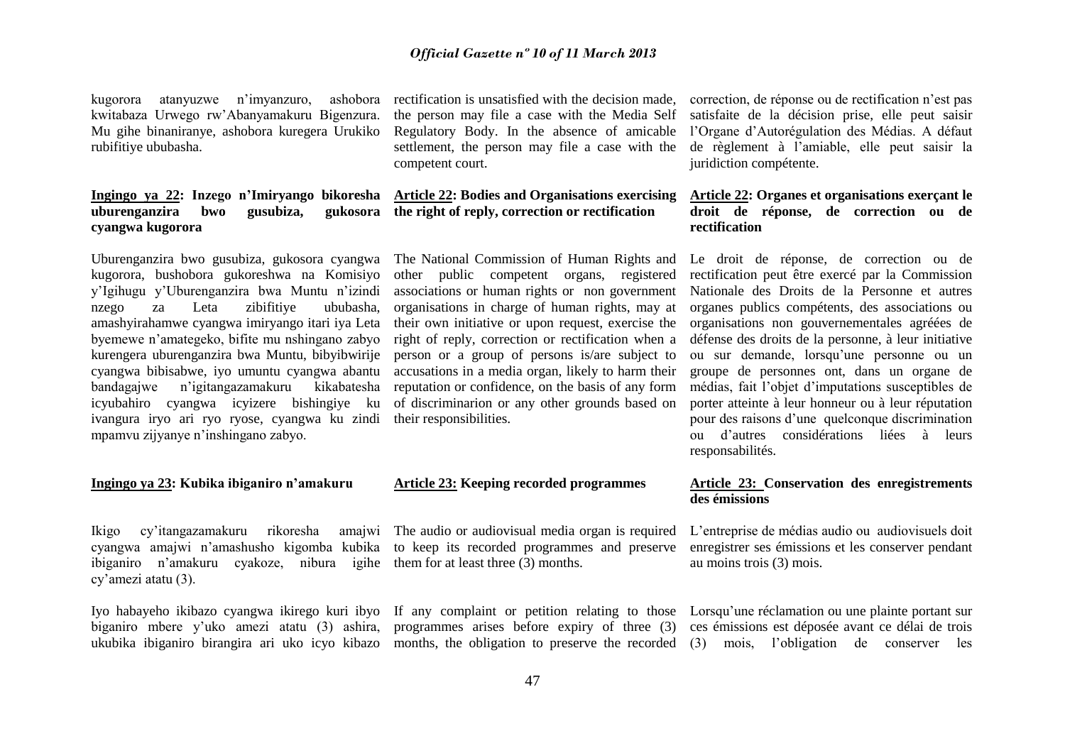kugorora atanyuzwe n'imyanzuro, ashobora kwitabaza Urwego rw'Abanyamakuru Bigenzura. Mu gihe binaniranye, ashobora kuregera Urukiko rubifitiye ububasha.

**Ingingo ya 22: Inzego n'Imiryango bikoresha uburenganzira bwo gusubiza, gukosora cyangwa kugorora**

Uburenganzira bwo gusubiza, gukosora cyangwa kugorora, bushobora gukoreshwa na Komisiyo y'Igihugu y'Uburenganzira bwa Muntu n'izindi nzego za Leta zibifitiye ububasha, amashyirahamwe cyangwa imiryango itari iya Leta byemewe n'amategeko, bifite mu nshingano zabyo kurengera uburenganzira bwa Muntu, bibyibwirije cyangwa bibisabwe, iyo umuntu cyangwa abantu bandagajwe n'igitangazamakuru kikabatesha icyubahiro cyangwa icyizere bishingiye ku ivangura iryo ari ryo ryose, cyangwa ku zindi mpamvu zijyanye n'inshingano zabyo.

**Ingingo ya 23: Kubika ibiganiro n'amakuru**

Ikigo cy'itangazamakuru rikoresha amajwi cyangwa amajwi n'amashusho kigomba kubika ibiganiro n'amakuru cyakoze, nibura igihe cy'amezi atatu (3).

Iyo habayeho ikibazo cyangwa ikirego kuri ibyo biganiro mbere y'uko amezi atatu (3) ashira, ukubika ibiganiro birangira ari uko icyo kibazo

rectification is unsatisfied with the decision made, the person may file a case with the Media Self Regulatory Body. In the absence of amicable settlement, the person may file a case with the competent court.

**Article 22: Bodies and Organisations exercising the right of reply, correction or rectification**

The National Commission of Human Rights and other public competent organs, registered associations or human rights or non government organisations in charge of human rights, may at their own initiative or upon request, exercise the right of reply, correction or rectification when a person or a group of persons is/are subject to accusations in a media organ, likely to harm their reputation or confidence, on the basis of any form of discriminarion or any other grounds based on their responsibilities.

**Article 23: Keeping recorded programmes**

The audio or audiovisual media organ is required to keep its recorded programmes and preserve them for at least three (3) months.

If any complaint or petition relating to those programmes arises before expiry of three (3) months, the obligation to preserve the recorded

correction, de réponse ou de rectification n'est pas satisfaite de la décision prise, elle peut saisir l'Organe d'Autorégulation des Médias. A défaut de règlement à l'amiable, elle peut saisir la juridiction compétente.

**Article 22: Organes et organisations exerçant le droit de réponse, de correction ou de rectification**

Le droit de réponse, de correction ou de rectification peut être exercé par la Commission Nationale des Droits de la Personne et autres organes publics compétents, des associations ou organisations non gouvernementales agréées de défense des droits de la personne, à leur initiative ou sur demande, lorsqu'une personne ou un groupe de personnes ont, dans un organe de médias, fait l'objet d'imputations susceptibles de porter atteinte à leur honneur ou à leur réputation pour des raisons d'une quelconque discrimination ou d'autres considérations liées à leurs responsabilités.

**Article 23: Conservation des enregistrements des émissions**

L'entreprise de médias audio ou audiovisuels doit enregistrer ses émissions et les conserver pendant au moins trois (3) mois.

Lorsqu'une réclamation ou une plainte portant sur ces émissions est déposée avant ce délai de trois (3) mois, l'obligation de conserver les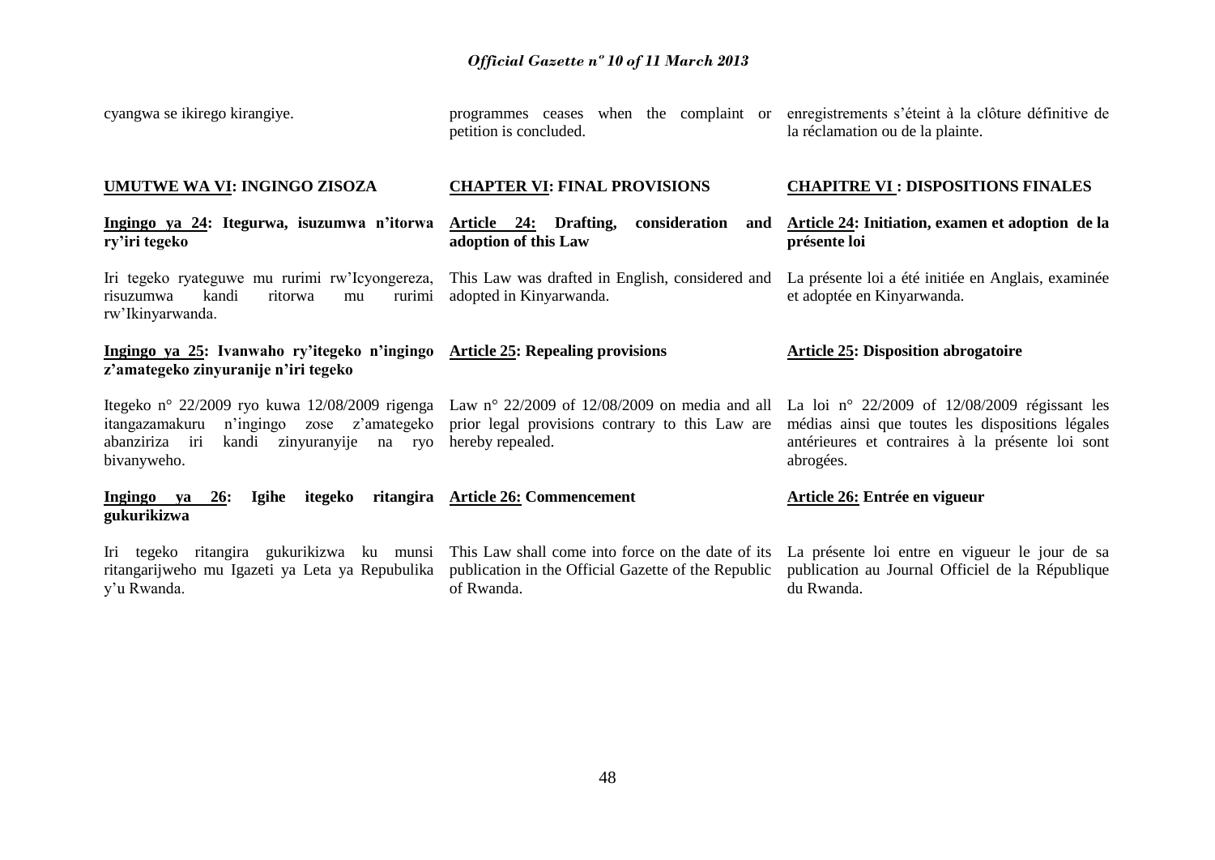cyangwa se ikirego kirangiye.

**UMUTWE WA VI: INGINGO ZISOZA**

**Ingingo ya 24: Itegurwa, isuzumwa n'itorwa ry'iri tegeko**

Iri tegeko ryateguwe mu rurimi rw'Icyongereza, risuzumwa kandi ritorwa mu rurimi rw'Ikinyarwanda.

**Ingingo ya 25: Ivanwaho ry'itegeko n'ingingo z'amategeko zinyuranije n'iri tegeko**

Itegeko n° 22/2009 ryo kuwa 12/08/2009 rigenga itangazamakuru n'ingingo zose z'amategeko abanziriza iri kandi zinyuranyije na ryo bivanyweho.

**Ingingo ya 26: Igihe itegeko ritangira gukurikizwa**

Iri tegeko ritangira gukurikizwa ku munsi ritangarijweho mu Igazeti ya Leta ya Repubulika y'u Rwanda.

programmes ceases when the complaint or petition is concluded.

**CHAPTER VI: FINAL PROVISIONS**

**Article 24: Drafting, consideration and adoption of this Law**

This Law was drafted in English, considered and adopted in Kinyarwanda.

**Article 25: Repealing provisions**

Law n° 22/2009 of 12/08/2009 on media and all prior legal provisions contrary to this Law are hereby repealed.

**Article 26: Commencement**

This Law shall come into force on the date of its publication in the Official Gazette of the Republic of Rwanda.

enregistrements s'éteint à la clôture définitive de la réclamation ou de la plainte.

**CHAPITRE VI : DISPOSITIONS FINALES**

**Article 24: Initiation, examen et adoption de la présente loi**

La présente loi a été initiée en Anglais, examinée et adoptée en Kinyarwanda.

**Article 25: Disposition abrogatoire**

La loi n° 22/2009 of 12/08/2009 régissant les médias ainsi que toutes les dispositions légales antérieures et contraires à la présente loi sont abrogées.

**Article 26: Entrée en vigueur**

La présente loi entre en vigueur le jour de sa publication au Journal Officiel de la République du Rwanda.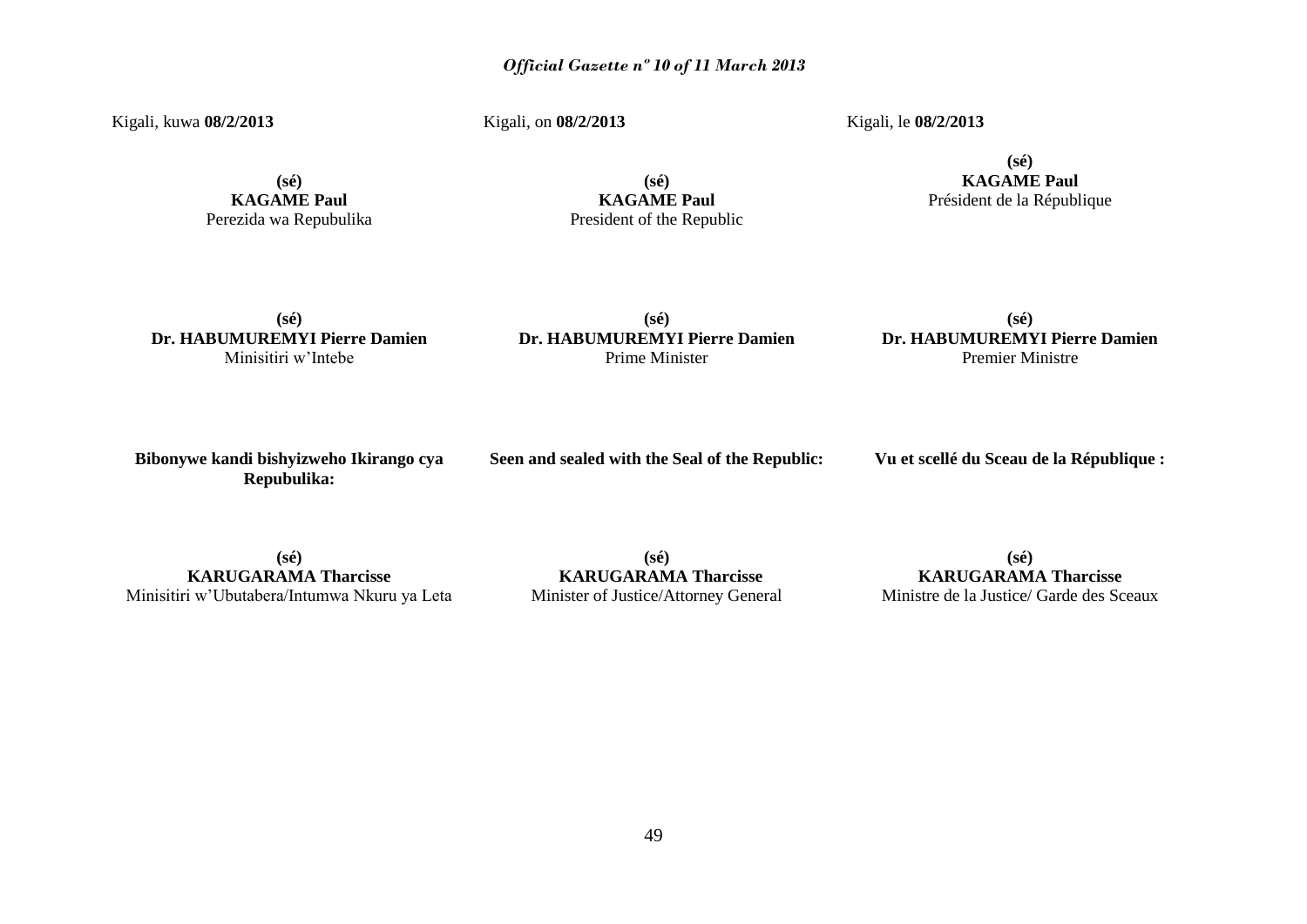Kigali, kuwa **08/2/2013**

**(sé)**
**KAGAME Paul**
Perezida wa Repubulika

**(sé)**
**Dr. HABUMUREMYI Pierre Damien**
Minisitiri w'Intebe

**Bibonywe kandi bishyizweho Ikirango cya Repubulika:**

**(sé)**
**KARUGARAMA Tharcisse**
Minisitiri w'Ubutabera/Intumwa Nkuru ya Leta

Kigali, on **08/2/2013**

**(sé)**
**KAGAME Paul**
President of the Republic

**(sé)**
**Dr. HABUMUREMYI Pierre Damien**
Prime Minister

**Seen and sealed with the Seal of the Republic:**

**(sé)**
**KARUGARAMA Tharcisse**
Minister of Justice/Attorney General

Kigali, le **08/2/2013**

**(sé)**
**KAGAME Paul**
Président de la République

**(sé)**
**Dr. HABUMUREMYI Pierre Damien**
Premier Ministre

**Vu et scellé du Sceau de la République :**

**(sé)**
**KARUGARAMA Tharcisse**
Ministre de la Justice/ Garde des Sceaux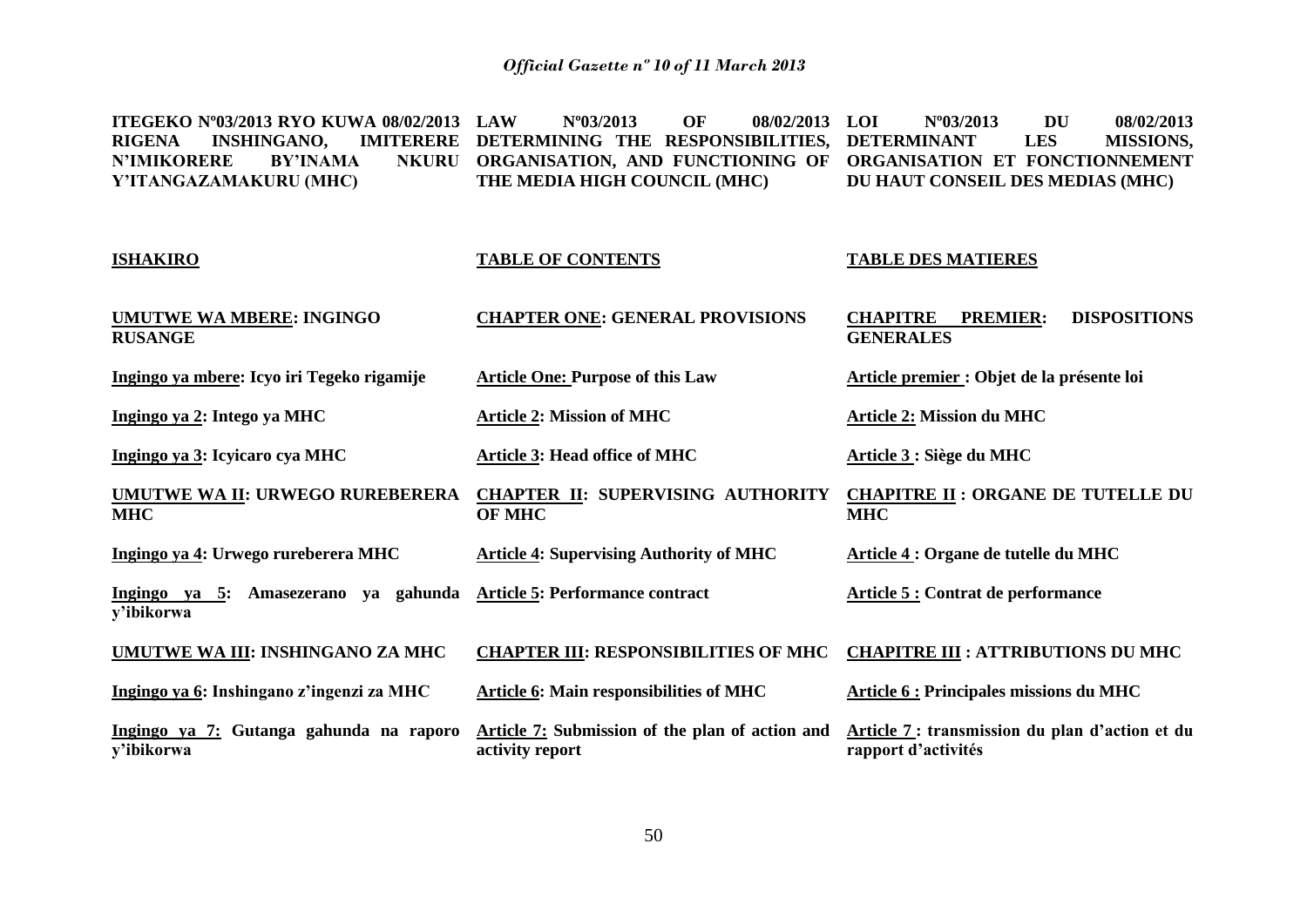| **ITEGEKO Nº03/2013 RYO KUWA 08/02/2013 RIGENA INSHINGANO, IMITERERE N'IMIKORERE BY'INAMA NKURU Y'ITANGAZAMAKURU (MHC)** | **LAW Nº03/2013 OF 08/02/2013 DETERMINING THE RESPONSIBILITIES, ORGANISATION, AND FUNCTIONING OF THE MEDIA HIGH COUNCIL (MHC)** | **LOI Nº03/2013 DU 08/02/2013 DETERMINANT LES MISSIONS, ORGANISATION ET FONCTIONNEMENT DU HAUT CONSEIL DES MEDIAS (MHC)** |
|---|---|---|
| **ISHAKIRO** | **TABLE OF CONTENTS** | **TABLE DES MATIERES** |
| **UMUTWE WA MBERE: INGINGO RUSANGE** | **CHAPTER ONE: GENERAL PROVISIONS** | **CHAPITRE PREMIER: DISPOSITIONS GENERALES** |
| **Ingingo ya mbere: Icyo iri Tegeko rigamije** | **Article One: Purpose of this Law** | **Article premier : Objet de la présente loi** |
| **Ingingo ya 2: Intego ya MHC** | **Article 2: Mission of MHC** | **Article 2: Mission du MHC** |
| **Ingingo ya 3: Icyicaro cya MHC** | **Article 3: Head office of MHC** | **Article 3 : Siège du MHC** |
| **UMUTWE WA II: URWEGO RUREBERERA MHC** | **CHAPTER II: SUPERVISING AUTHORITY OF MHC** | **CHAPITRE II : ORGANE DE TUTELLE DU MHC** |
| **Ingingo ya 4: Urwego rureberera MHC** | **Article 4: Supervising Authority of MHC** | **Article 4 : Organe de tutelle du MHC** |
| **Ingingo ya 5: Amasezerano ya gahunda y'ibikorwa** | **Article 5: Performance contract** | **Article 5 : Contrat de performance** |
| **UMUTWE WA III: INSHINGANO ZA MHC** | **CHAPTER III: RESPONSIBILITIES OF MHC** | **CHAPITRE III : ATTRIBUTIONS DU MHC** |
| **Ingingo ya 6: Inshingano z'ingenzi za MHC** | **Article 6: Main responsibilities of MHC** | **Article 6 : Principales missions du MHC** |
| **Ingingo ya 7: Gutanga gahunda na raporo y'ibikorwa** | **Article 7: Submission of the plan of action and activity report** | **Article 7 : transmission du plan d'action et du rapport d'activités** |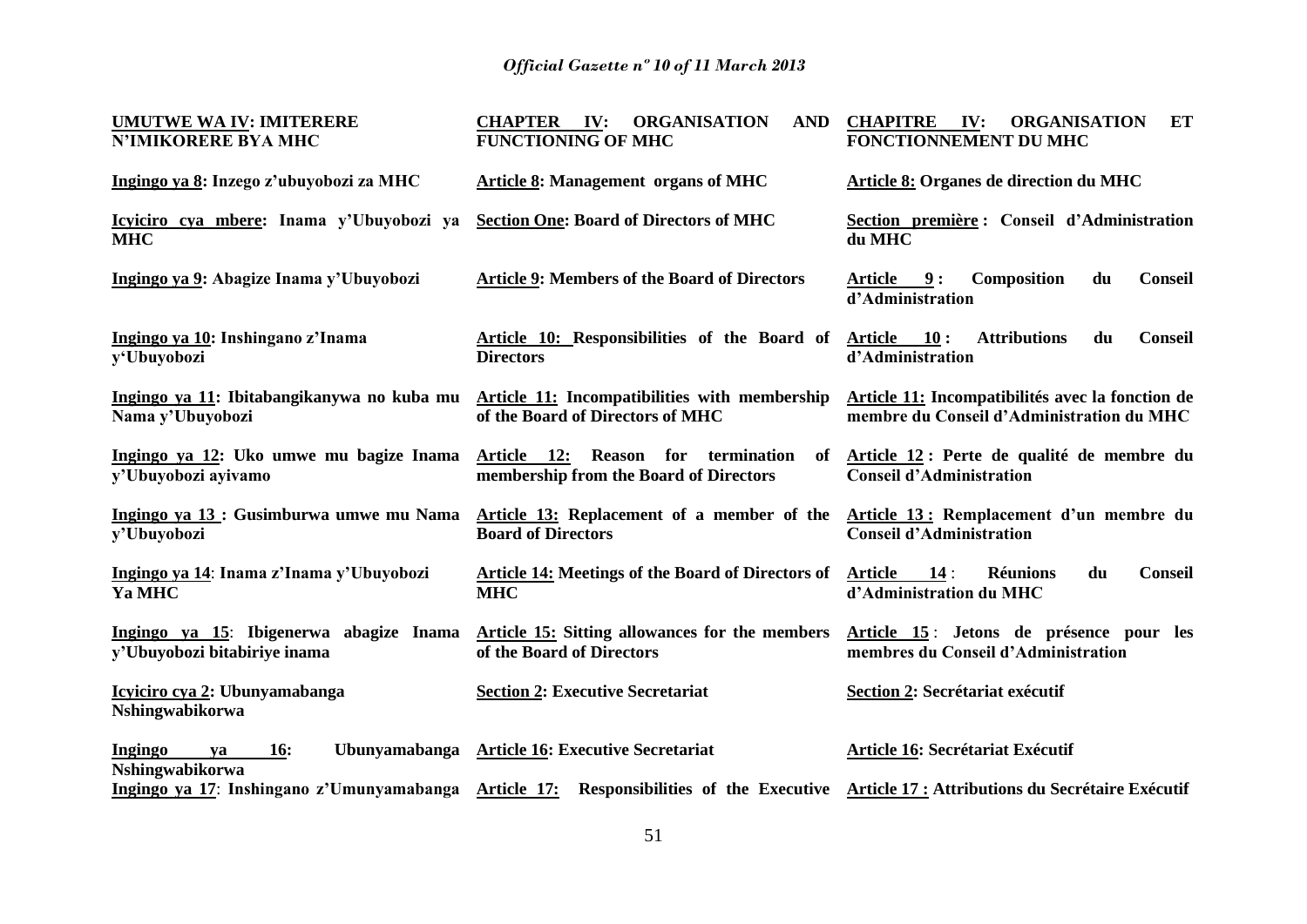| UMUTWE WA IV: IMITERERE N'IMIKORERE BYA MHC | CHAPTER IV: ORGANISATION AND FUNCTIONING OF MHC | CHAPITRE IV: ORGANISATION ET FONCTIONNEMENT DU MHC |
|---|---|---|
| Ingingo ya 8: Inzego z'ubuyobozi za MHC | Article 8: Management organs of MHC | Article 8: Organes de direction du MHC |
| Icyiciro cya mbere: Inama y'Ubuyobozi ya MHC | Section One: Board of Directors of MHC | Section première : Conseil d'Administration du MHC |
| Ingingo ya 9: Abagize Inama y'Ubuyobozi | Article 9: Members of the Board of Directors | Article 9 : Composition du Conseil d'Administration |
| Ingingo ya 10: Inshingano z'Inama y'Ubuyobozi | Article 10: Responsibilities of the Board of Directors | Article 10 : Attributions du Conseil d'Administration |
| Ingingo ya 11: Ibitabangikanywa no kuba mu Nama y'Ubuyobozi | Article 11: Incompatibilities with membership of the Board of Directors of MHC | Article 11: Incompatibilités avec la fonction de membre du Conseil d'Administration du MHC |
| Ingingo ya 12: Uko umwe mu bagize Inama y'Ubuyobozi ayivamo | Article 12: Reason for termination of membership from the Board of Directors | Article 12 : Perte de qualité de membre du Conseil d'Administration |
| Ingingo ya 13 : Gusimburwa umwe mu Nama y'Ubuyobozi | Article 13: Replacement of a member of the Board of Directors | Article 13 : Remplacement d'un membre du Conseil d'Administration |
| Ingingo ya 14: Inama z'Inama y'Ubuyobozi Ya MHC | Article 14: Meetings of the Board of Directors of MHC | Article 14 : Réunions du Conseil d'Administration du MHC |
| Ingingo ya 15: Ibigenerwa abagize Inama y'Ubuyobozi bitabiriye inama | Article 15: Sitting allowances for the members of the Board of Directors | Article 15 : Jetons de présence pour les membres du Conseil d'Administration |
| Icyiciro cya 2: Ubunyamabanga Nshingwabikorwa | Section 2: Executive Secretariat | Section 2: Secrétariat exécutif |
| Ingingo ya 16: Ubunyamabanga Nshingwabikorwa | Article 16: Executive Secretariat | Article 16: Secrétariat Exécutif |
| Ingingo ya 17: Inshingano z'Umunyamabanga | Article 17: Responsibilities of the Executive | Article 17 : Attributions du Secrétaire Exécutif |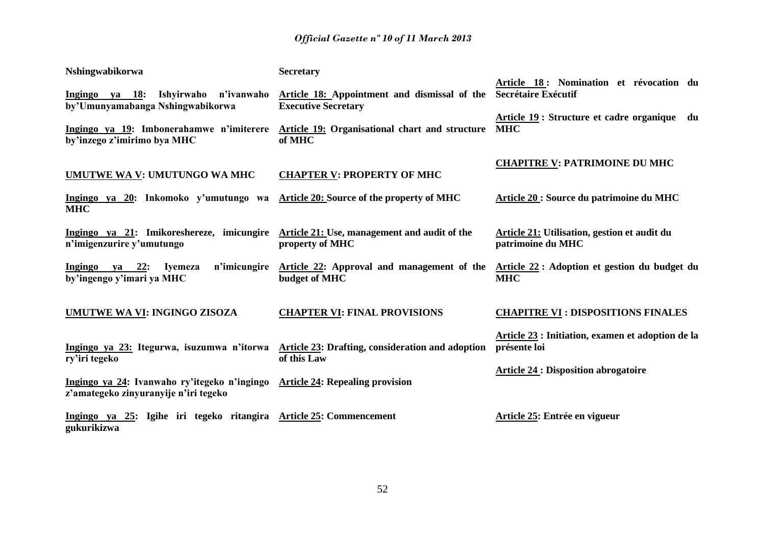| | | |
|---|---|---|
| **Nshingwabikorwa** | **Secretary** | |
| **<u>Ingingo ya 18</u>: Ishyirwaho n'ivanwaho by'Umunyamabanga Nshingwabikorwa** | **<u>Article 18:</u> Appointment and dismissal of the Executive Secretary** | **<u>Article 18</u> : Nomination et révocation du Secrétaire Exécutif** |
| **<u>Ingingo ya 19</u>: Imbonerahamwe n'imiterere by'inzego z'imirimo bya MHC** | **<u>Article 19:</u> Organisational chart and structure of MHC** | **<u>Article 19</u> : Structure et cadre organique du MHC** |
| **<u>UMUTWE WA V</u>: UMUTUNGO WA MHC** | **<u>CHAPTER V</u>: PROPERTY OF MHC** | **<u>CHAPITRE V</u>: PATRIMOINE DU MHC** |
| **<u>Ingingo ya 20</u>: Inkomoko y'umutungo wa MHC** | **<u>Article 20:</u> Source of the property of MHC** | **<u>Article 20</u> : Source du patrimoine du MHC** |
| **<u>Ingingo ya 21</u>: Imikoreshereze, imicungire n'imigenzurire y'umutungo** | **<u>Article 21:</u> Use, management and audit of the property of MHC** | **<u>Article 21:</u> Utilisation, gestion et audit du patrimoine du MHC** |
| **<u>Ingingo ya 22</u>: Iyemeza n'imicungire by'ingengo y'imari ya MHC** | **<u>Article 22</u>: Approval and management of the budget of MHC** | **<u>Article 22</u> : Adoption et gestion du budget du MHC** |
| **<u>UMUTWE WA VI</u>: INGINGO ZISOZA** | **<u>CHAPTER VI</u>: FINAL PROVISIONS** | **<u>CHAPITRE VI</u> : DISPOSITIONS FINALES** |
| **<u>Ingingo ya 23:</u> Itegurwa, isuzumwa n'itorwa ry'iri tegeko** | **<u>Article 23</u>: Drafting, consideration and adoption of this Law** | **<u>Article 23</u> : Initiation, examen et adoption de la présente loi** |
| **<u>Ingingo ya 24</u>: Ivanwaho ry'itegeko n'ingingo z'amategeko zinyuranyije n'iri tegeko** | **<u>Article 24</u>: Repealing provision** | **<u>Article 24</u> : Disposition abrogatoire** |
| **<u>Ingingo ya 25</u>: Igihe iri tegeko ritangira gukurikizwa** | **<u>Article 25</u>: Commencement** | **<u>Article 25</u>: Entrée en vigueur** |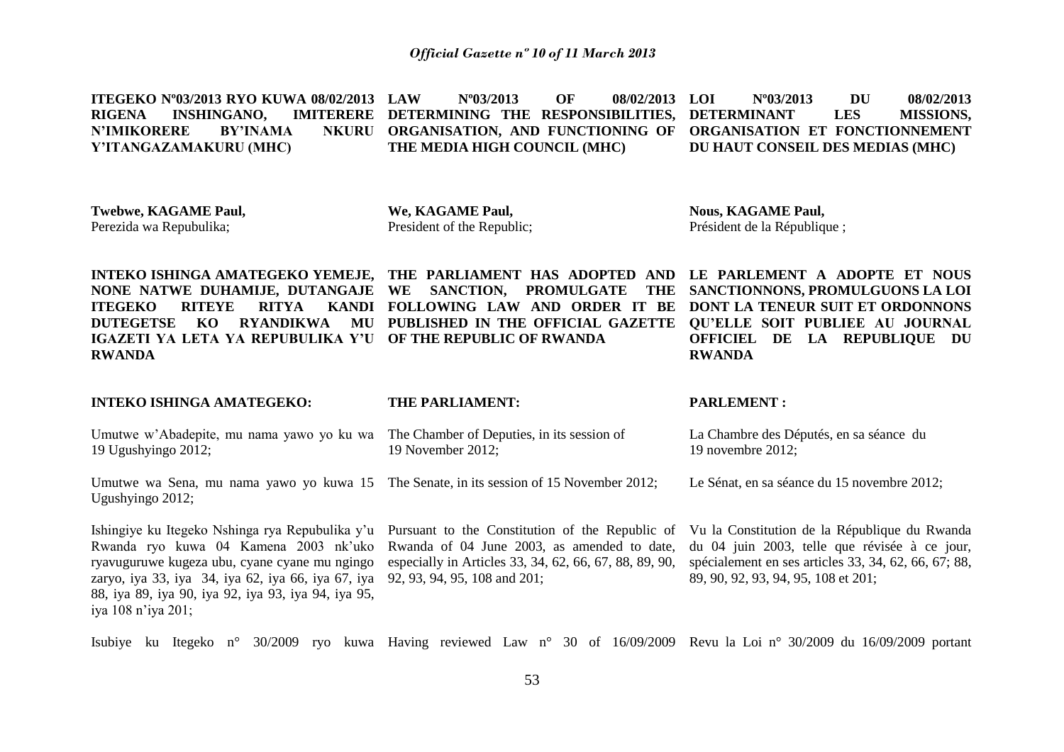**ITEGEKO Nº03/2013 RYO KUWA 08/02/2013 RIGENA INSHINGANO, IMITERERE N'IMIKORERE BY'INAMA NKURU Y'ITANGAZAMAKURU (MHC)**

**Twebwe, KAGAME Paul,**
Perezida wa Repubulika;

**INTEKO ISHINGA AMATEGEKO YEMEJE, NONE NATWE DUHAMIJE, DUTANGAJE ITEGEKO RITEYE RITYA KANDI DUTEGETSE KO RYANDIKWA MU IGAZETI YA LETA YA REPUBULIKA Y'U RWANDA**

**INTEKO ISHINGA AMATEGEKO:**

Umutwe w'Abadepite, mu nama yawo yo ku wa 19 Ugushyingo 2012;

Umutwe wa Sena, mu nama yawo yo kuwa 15 Ugushyingo 2012;

Ishingiye ku Itegeko Nshinga rya Repubulika y'u Rwanda ryo kuwa 04 Kamena 2003 nk'uko ryavuguruwe kugeza ubu, cyane cyane mu ngingo zaryo, iya 33, iya 34, iya 62, iya 66, iya 67, iya 88, iya 89, iya 90, iya 92, iya 93, iya 94, iya 95, iya 108 n'iya 201;

Isubiye ku Itegeko n° 30/2009 ryo kuwa

**LAW Nº03/2013 OF 08/02/2013 DETERMINING THE RESPONSIBILITIES, ORGANISATION, AND FUNCTIONING OF THE MEDIA HIGH COUNCIL (MHC)**

**We, KAGAME Paul,**
President of the Republic;

**THE PARLIAMENT HAS ADOPTED AND WE SANCTION, PROMULGATE THE FOLLOWING LAW AND ORDER IT BE PUBLISHED IN THE OFFICIAL GAZETTE OF THE REPUBLIC OF RWANDA**

**THE PARLIAMENT:**

The Chamber of Deputies, in its session of 19 November 2012;

The Senate, in its session of 15 November 2012;

Pursuant to the Constitution of the Republic of Rwanda of 04 June 2003, as amended to date, especially in Articles 33, 34, 62, 66, 67, 88, 89, 90, 92, 93, 94, 95, 108 and 201;

Having reviewed Law n° 30 of 16/09/2009

**LOI Nº03/2013 DU 08/02/2013 DETERMINANT LES MISSIONS, ORGANISATION ET FONCTIONNEMENT DU HAUT CONSEIL DES MEDIAS (MHC)**

**Nous, KAGAME Paul,**
Président de la République ;

**LE PARLEMENT A ADOPTE ET NOUS SANCTIONNONS, PROMULGUONS LA LOI DONT LA TENEUR SUIT ET ORDONNONS QU'ELLE SOIT PUBLIEE AU JOURNAL OFFICIEL DE LA REPUBLIQUE DU RWANDA**

**PARLEMENT :**

La Chambre des Députés, en sa séance du 19 novembre 2012;

Le Sénat, en sa séance du 15 novembre 2012;

Vu la Constitution de la République du Rwanda du 04 juin 2003, telle que révisée à ce jour, spécialement en ses articles 33, 34, 62, 66, 67; 88, 89, 90, 92, 93, 94, 95, 108 et 201;

Revu la Loi n° 30/2009 du 16/09/2009 portant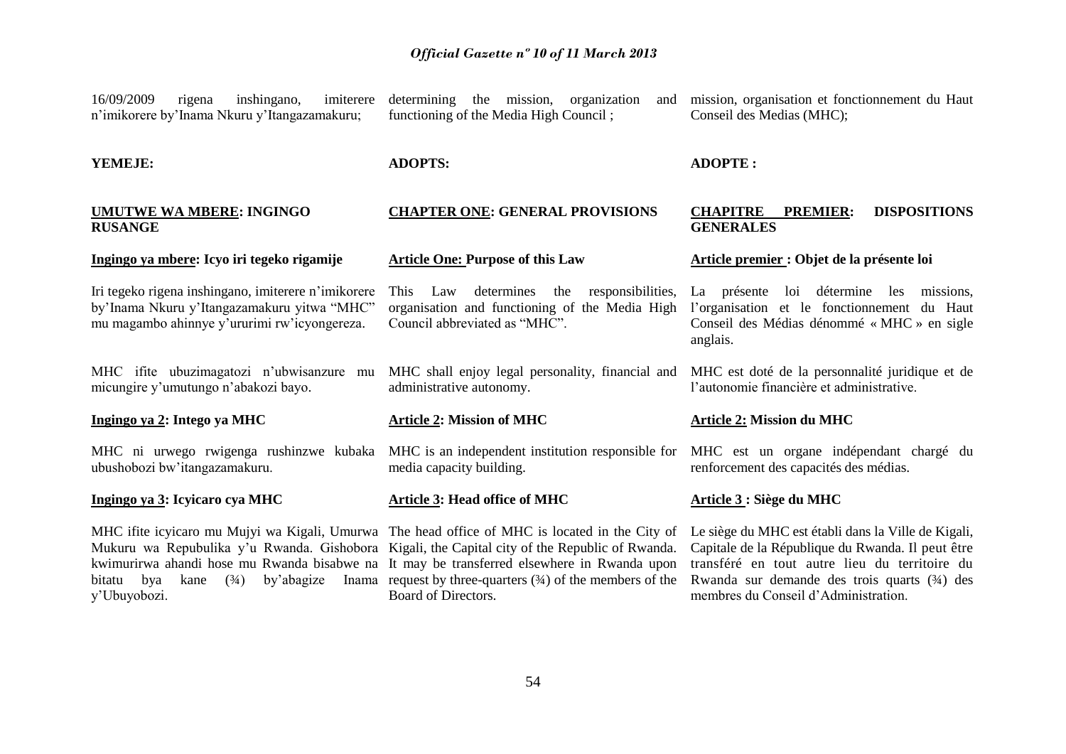16/09/2009 rigena inshingano, imiterere n'imikorere by'Inama Nkuru y'Itangazamakuru;

**YEMEJE:**

**UMUTWE WA MBERE: INGINGO RUSANGE**

**Ingingo ya mbere: Icyo iri tegeko rigamije**

Iri tegeko rigena inshingano, imiterere n'imikorere by'Inama Nkuru y'Itangazamakuru yitwa "MHC" mu magambo ahinnye y'ururimi rw'icyongereza.

MHC ifite ubuzimagatozi n'ubwisanzure mu micungire y'umutungo n'abakozi bayo.

**Ingingo ya 2: Intego ya MHC**

MHC ni urwego rwigenga rushinzwe kubaka ubushobozi bw'itangazamakuru.

**Ingingo ya 3: Icyicaro cya MHC**

MHC ifite icyicaro mu Mujyi wa Kigali, Umurwa Mukuru wa Repubulika y'u Rwanda. Gishobora kwimurirwa ahandi hose mu Rwanda bisabwe na bitatu bya kane (¾) by'abagize Inama y'Ubuyobozi.

determining the mission, organization and functioning of the Media High Council ;

**ADOPTS:**

**CHAPTER ONE: GENERAL PROVISIONS**

**Article One: Purpose of this Law**

This Law determines the responsibilities, organisation and functioning of the Media High Council abbreviated as "MHC".

MHC shall enjoy legal personality, financial and administrative autonomy.

**Article 2: Mission of MHC**

MHC is an independent institution responsible for media capacity building.

**Article 3: Head office of MHC**

The head office of MHC is located in the City of Kigali, the Capital city of the Republic of Rwanda. It may be transferred elsewhere in Rwanda upon request by three-quarters (¾) of the members of the Board of Directors.

mission, organisation et fonctionnement du Haut Conseil des Medias (MHC);

**ADOPTE :**

**CHAPITRE PREMIER: DISPOSITIONS GENERALES**

**Article premier : Objet de la présente loi**

La présente loi détermine les missions, l'organisation et le fonctionnement du Haut Conseil des Médias dénommé « MHC » en sigle anglais.

MHC est doté de la personnalité juridique et de l'autonomie financière et administrative.

**Article 2: Mission du MHC**

MHC est un organe indépendant chargé du renforcement des capacités des médias.

**Article 3 : Siège du MHC**

Le siège du MHC est établi dans la Ville de Kigali, Capitale de la République du Rwanda. Il peut être transféré en tout autre lieu du territoire du Rwanda sur demande des trois quarts (¾) des membres du Conseil d'Administration.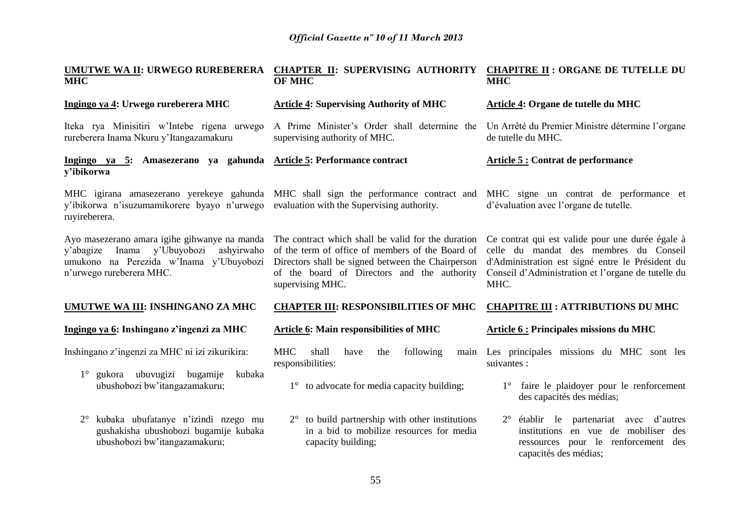**UMUTWE WA II: URWEGO RUREBERERA MHC**

**Ingingo ya 4: Urwego rureberera MHC**

Iteka rya Minisitiri w'Intebe rigena urwego rureberera Inama Nkuru y'Itangazamakuru

**Ingingo ya 5: Amasezerano ya gahunda y'ibikorwa**

MHC igirana amasezerano yerekeye gahunda y'ibikorwa n'isuzumamikorere byayo n'urwego ruyireberera.

Ayo masezerano amara igihe gihwanye na manda y'abagize Inama y'Ubuyobozi ashyirwaho umukono na Perezida w'Inama y'Ubuyobozi n'urwego rureberera MHC.

**UMUTWE WA III: INSHINGANO ZA MHC**

**Ingingo ya 6: Inshingano z'ingenzi za MHC**

Inshingano z'ingenzi za MHC ni izi zikurikira:

1° gukora ubuvugizi bugamije kubaka ubushobozi bw'itangazamakuru;

2° kubaka ubufatanye n'izindi nzego mu gushakisha ubushobozi bugamije kubaka ubushobozi bw'itangazamakuru;

**CHAPTER II: SUPERVISING AUTHORITY OF MHC**

**Article 4: Supervising Authority of MHC**

A Prime Minister's Order shall determine the supervising authority of MHC.

**Article 5: Performance contract**

MHC shall sign the performance contract and evaluation with the Supervising authority.

The contract which shall be valid for the duration of the term of office of members of the Board of Directors shall be signed between the Chairperson of the board of Directors and the authority supervising MHC.

**CHAPTER III: RESPONSIBILITIES OF MHC**

**Article 6: Main responsibilities of MHC**

MHC shall have the following main responsibilities:

1° to advocate for media capacity building;

2° to build partnership with other institutions in a bid to mobilize resources for media capacity building;

**CHAPITRE II : ORGANE DE TUTELLE DU MHC**

**Article 4: Organe de tutelle du MHC**

Un Arrêté du Premier Ministre détermine l'organe de tutelle du MHC.

**Article 5 : Contrat de performance**

MHC signe un contrat de performance et d'évaluation avec l'organe de tutelle.

Ce contrat qui est valide pour une durée égale à celle du mandat des membres du Conseil d'Administration est signé entre le Président du Conseil d'Administration et l'organe de tutelle du MHC.

**CHAPITRE III : ATTRIBUTIONS DU MHC**

**Article 6 : Principales missions du MHC**

Les principales missions du MHC sont les suivantes :

1° faire le plaidoyer pour le renforcement des capacités des médias;

2° établir le partenariat avec d'autres institutions en vue de mobiliser des ressources pour le renforcement des capacités des médias;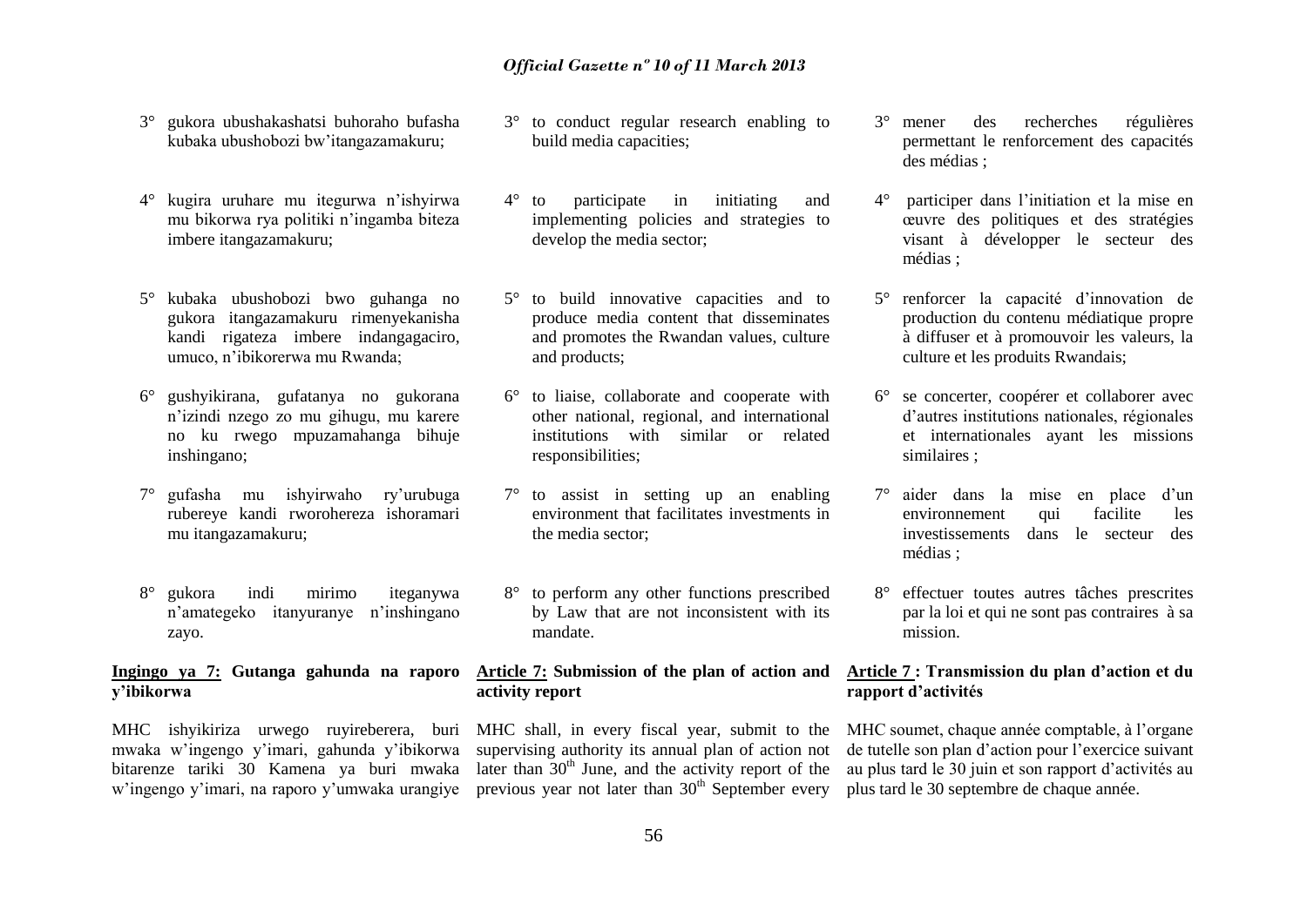3° gukora ubushakashatsi buhoraho bufasha kubaka ubushobozi bw'itangazamakuru;

4° kugira uruhare mu itegurwa n'ishyirwa mu bikorwa rya politiki n'ingamba biteza imbere itangazamakuru;

5° kubaka ubushobozi bwo guhanga no gukora itangazamakuru rimenyekanisha kandi rigateza imbere indangagaciro, umuco, n'ibikorerwa mu Rwanda;

6° gushyikirana, gufatanya no gukorana n'izindi nzego zo mu gihugu, mu karere no ku rwego mpuzamahanga bihuje inshingano;

7° gufasha mu ishyirwaho ry'urubuga rubereye kandi rworohereza ishoramari mu itangazamakuru;

8° gukora indi mirimo iteganywa n'amategeko itanyuranye n'inshingano zayo.

**Ingingo ya 7: Gutanga gahunda na raporo y'ibikorwa**

MHC ishyikiriza urwego ruyireberera, buri mwaka w'ingengo y'imari, gahunda y'ibikorwa bitarenze tariki 30 Kamena ya buri mwaka w'ingengo y'imari, na raporo y'umwaka urangiye

3° to conduct regular research enabling to build media capacities;

4° to participate in initiating and implementing policies and strategies to develop the media sector;

5° to build innovative capacities and to produce media content that disseminates and promotes the Rwandan values, culture and products;

6° to liaise, collaborate and cooperate with other national, regional, and international institutions with similar or related responsibilities;

7° to assist in setting up an enabling environment that facilitates investments in the media sector;

8° to perform any other functions prescribed by Law that are not inconsistent with its mandate.

**Article 7: Submission of the plan of action and activity report**

MHC shall, in every fiscal year, submit to the supervising authority its annual plan of action not later than 30th June, and the activity report of the previous year not later than 30th September every

3° mener des recherches régulières permettant le renforcement des capacités des médias ;

4° participer dans l'initiation et la mise en œuvre des politiques et des stratégies visant à développer le secteur des médias ;

5° renforcer la capacité d'innovation de production du contenu médiatique propre à diffuser et à promouvoir les valeurs, la culture et les produits Rwandais;

6° se concerter, coopérer et collaborer avec d'autres institutions nationales, régionales et internationales ayant les missions similaires ;

7° aider dans la mise en place d'un environnement qui facilite les investissements dans le secteur des médias ;

8° effectuer toutes autres tâches prescrites par la loi et qui ne sont pas contraires à sa mission.

**Article 7 : Transmission du plan d'action et du rapport d'activités**

MHC soumet, chaque année comptable, à l'organe de tutelle son plan d'action pour l'exercice suivant au plus tard le 30 juin et son rapport d'activités au plus tard le 30 septembre de chaque année.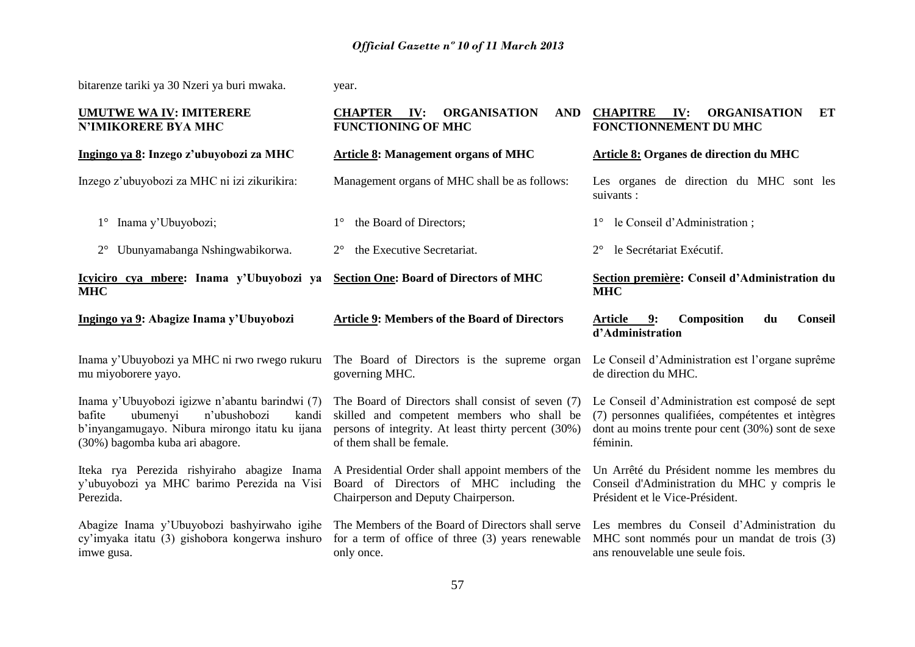bitarenze tariki ya 30 Nzeri ya buri mwaka.

year.

**UMUTWE WA IV: IMITERERE N'IMIKORERE BYA MHC**

**Ingingo ya 8: Inzego z'ubuyobozi za MHC**

Inzego z'ubuyobozi za MHC ni izi zikurikira:

1° Inama y'Ubuyobozi;

2° Ubunyamabanga Nshingwabikorwa.

**Icyiciro cya mbere: Inama y'Ubuyobozi ya MHC**

**Ingingo ya 9: Abagize Inama y'Ubuyobozi**

Inama y'Ubuyobozi ya MHC ni rwo rwego rukuru mu miyoborere yayo.

Inama y'Ubuyobozi igizwe n'abantu barindwi (7) bafite ubumenyi n'ubushobozi kandi b'inyangamugayo. Nibura mirongo itatu ku ijana (30%) bagomba kuba ari abagore.

Iteka rya Perezida rishyiraho abagize Inama y'ubuyobozi ya MHC barimo Perezida na Visi Perezida.

Abagize Inama y'Ubuyobozi bashyirwaho igihe cy'imyaka itatu (3) gishobora kongerwa inshuro imwe gusa.

**CHAPTER IV: ORGANISATION AND FUNCTIONING OF MHC**

**Article 8: Management organs of MHC**

Management organs of MHC shall be as follows:

1° the Board of Directors;

2° the Executive Secretariat.

**Section One: Board of Directors of MHC**

**Article 9: Members of the Board of Directors**

The Board of Directors is the supreme organ governing MHC.

The Board of Directors shall consist of seven (7) skilled and competent members who shall be persons of integrity. At least thirty percent (30%) of them shall be female.

A Presidential Order shall appoint members of the Board of Directors of MHC including the Chairperson and Deputy Chairperson.

The Members of the Board of Directors shall serve for a term of office of three (3) years renewable only once.

**CHAPITRE IV: ORGANISATION ET FONCTIONNEMENT DU MHC**

**Article 8: Organes de direction du MHC**

Les organes de direction du MHC sont les suivants :

1° le Conseil d'Administration ;

2° le Secrétariat Exécutif.

**Section première: Conseil d'Administration du MHC**

**Article 9: Composition du Conseil d'Administration**

Le Conseil d'Administration est l'organe suprême de direction du MHC.

Le Conseil d'Administration est composé de sept (7) personnes qualifiées, compétentes et intègres dont au moins trente pour cent (30%) sont de sexe féminin.

Un Arrêté du Président nomme les membres du Conseil d'Administration du MHC y compris le Président et le Vice-Président.

Les membres du Conseil d'Administration du MHC sont nommés pour un mandat de trois (3) ans renouvelable une seule fois.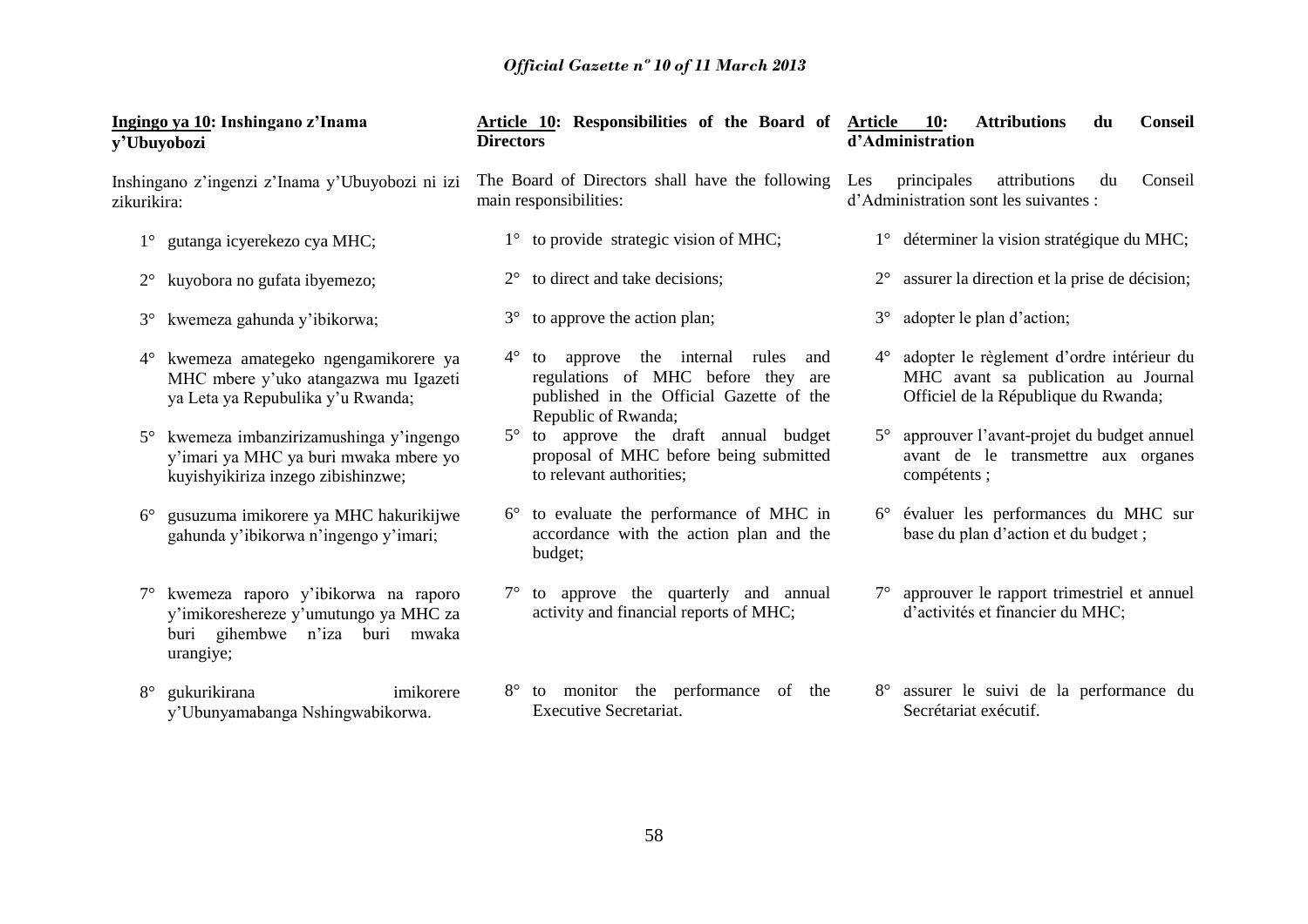**Ingingo ya 10: Inshingano z'Inama y'Ubuyobozi**

Inshingano z'ingenzi z'Inama y'Ubuyobozi ni izi zikurikira:

1° gutanga icyerekezo cya MHC;

2° kuyobora no gufata ibyemezo;

3° kwemeza gahunda y'ibikorwa;

4° kwemeza amategeko ngengamikorere ya MHC mbere y'uko atangazwa mu Igazeti ya Leta ya Repubulika y'u Rwanda;

5° kwemeza imbanzirizamushinga y'ingengo y'imari ya MHC ya buri mwaka mbere yo kuyishyikiriza inzego zibishinzwe;

6° gusuzuma imikorere ya MHC hakurikijwe gahunda y'ibikorwa n'ingengo y'imari;

7° kwemeza raporo y'ibikorwa na raporo y'imikoreshereze y'umutungo ya MHC za buri gihembwe n'iza buri mwaka urangiye;

8° gukurikirana imikorere y'Ubunyamabanga Nshingwabikorwa.

**Article 10: Responsibilities of the Board of Directors**

The Board of Directors shall have the following main responsibilities:

1° to provide strategic vision of MHC;

2° to direct and take decisions;

3° to approve the action plan;

4° to approve the internal rules and regulations of MHC before they are published in the Official Gazette of the Republic of Rwanda;

5° to approve the draft annual budget proposal of MHC before being submitted to relevant authorities;

6° to evaluate the performance of MHC in accordance with the action plan and the budget;

7° to approve the quarterly and annual activity and financial reports of MHC;

8° to monitor the performance of the Executive Secretariat.

**Article 10: Attributions du Conseil d'Administration**

Les principales attributions du Conseil d'Administration sont les suivantes :

1° déterminer la vision stratégique du MHC;

2° assurer la direction et la prise de décision;

3° adopter le plan d'action;

4° adopter le règlement d'ordre intérieur du MHC avant sa publication au Journal Officiel de la République du Rwanda;

5° approuver l'avant-projet du budget annuel avant de le transmettre aux organes compétents ;

6° évaluer les performances du MHC sur base du plan d'action et du budget ;

7° approuver le rapport trimestriel et annuel d'activités et financier du MHC;

8° assurer le suivi de la performance du Secrétariat exécutif.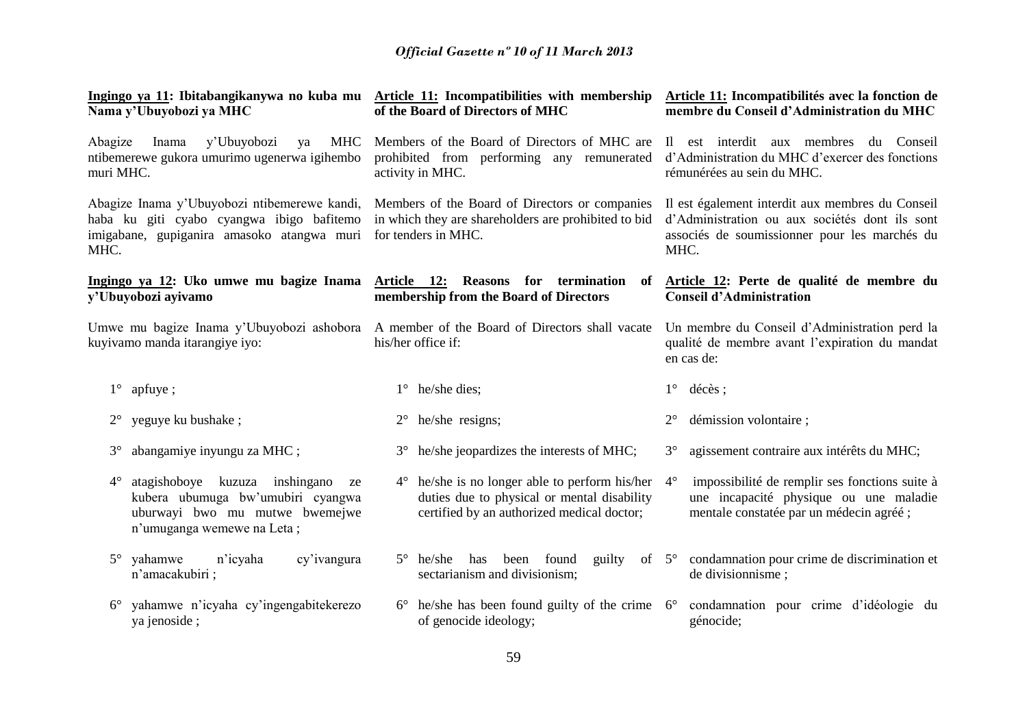**Ingingo ya 11: Ibitabangikanywa no kuba mu Nama y'Ubuyobozi ya MHC**

Abagize Inama y'Ubuyobozi ya MHC ntibemerewe gukora umurimo ugenerwa igihembo muri MHC.

Abagize Inama y'Ubuyobozi ntibemerewe kandi, haba ku giti cyabo cyangwa ibigo bafitemo imigabane, gupiganira amasoko atangwa muri MHC.

**Ingingo ya 12: Uko umwe mu bagize Inama y'Ubuyobozi ayivamo**

Umwe mu bagize Inama y'Ubuyobozi ashobora kuyivamo manda itarangiye iyo:

1° apfuye ;

2° yeguye ku bushake ;

3° abangamiye inyungu za MHC ;

4° atagishoboye kuzuza inshingano ze kubera ubumuga bw'umubiri cyangwa uburwayi bwo mu mutwe bwemejwe n'umuganga wemewe na Leta ;

5° yahamwe n'icyaha cy'ivangura n'amacakubiri ;

6° yahamwe n'icyaha cy'ingengabitekerezo ya jenoside ;

**Article 11: Incompatibilities with membership of the Board of Directors of MHC**

Members of the Board of Directors of MHC are prohibited from performing any remunerated activity in MHC.

Members of the Board of Directors or companies in which they are shareholders are prohibited to bid for tenders in MHC.

**Article 12: Reasons for termination of membership from the Board of Directors**

A member of the Board of Directors shall vacate his/her office if:

1° he/she dies;

2° he/she resigns;

3° he/she jeopardizes the interests of MHC;

4° he/she is no longer able to perform his/her duties due to physical or mental disability certified by an authorized medical doctor;

5° he/she has been found guilty of sectarianism and divisionism;

6° he/she has been found guilty of the crime of genocide ideology;

**Article 11: Incompatibilités avec la fonction de membre du Conseil d'Administration du MHC**

Il est interdit aux membres du Conseil d'Administration du MHC d'exercer des fonctions rémunérées au sein du MHC.

Il est également interdit aux membres du Conseil d'Administration ou aux sociétés dont ils sont associés de soumissionner pour les marchés du MHC.

**Article 12: Perte de qualité de membre du Conseil d'Administration**

Un membre du Conseil d'Administration perd la qualité de membre avant l'expiration du mandat en cas de:

1° décès ;

2° démission volontaire ;

3° agissement contraire aux intérêts du MHC;

4° impossibilité de remplir ses fonctions suite à une incapacité physique ou une maladie mentale constatée par un médecin agréé ;

5° condamnation pour crime de discrimination et de divisionnisme ;

6° condamnation pour crime d'idéologie du génocide;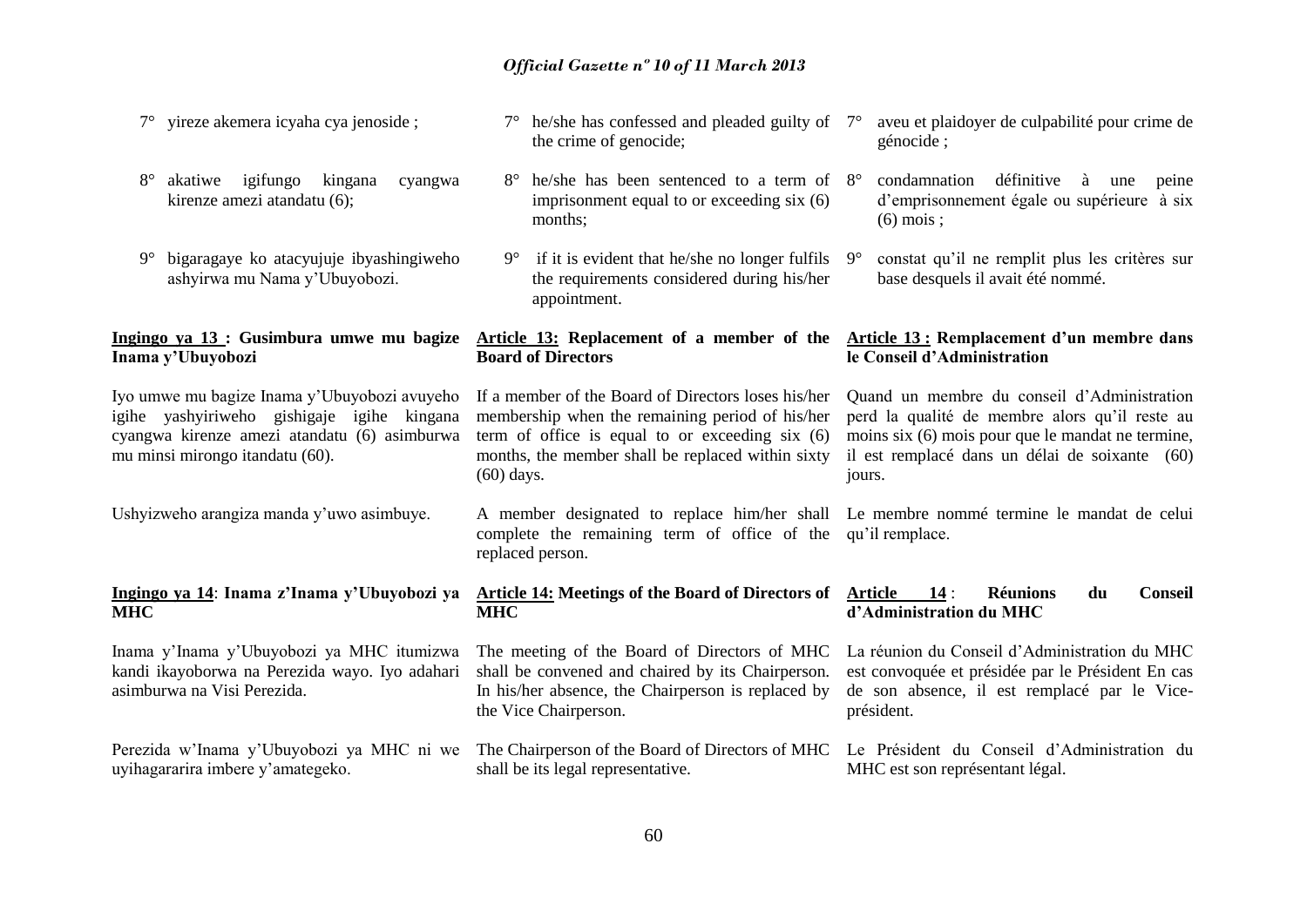7° yireze akemera icyaha cya jenoside ;

8° akatiwe igifungo kingana cyangwa kirenze amezi atandatu (6);

9° bigaragaye ko atacyujuje ibyashingiweho ashyirwa mu Nama y'Ubuyobozi.

**Ingingo ya 13 : Gusimbura umwe mu bagize Inama y'Ubuyobozi**

Iyo umwe mu bagize Inama y'Ubuyobozi avuyeho igihe yashyiriweho gishigaje igihe kingana cyangwa kirenze amezi atandatu (6) asimburwa mu minsi mirongo itandatu (60).

Ushyizweho arangiza manda y'uwo asimbuye.

**Ingingo ya 14: Inama z'Inama y'Ubuyobozi ya MHC**

Inama y'Inama y'Ubuyobozi ya MHC itumizwa kandi ikayoborwa na Perezida wayo. Iyo adahari asimburwa na Visi Perezida.

Perezida w'Inama y'Ubuyobozi ya MHC ni we uyihagararira imbere y'amategeko.

7° he/she has confessed and pleaded guilty of the crime of genocide;

8° he/she has been sentenced to a term of imprisonment equal to or exceeding six (6) months;

9° if it is evident that he/she no longer fulfils the requirements considered during his/her appointment.

**Article 13: Replacement of a member of the Board of Directors**

If a member of the Board of Directors loses his/her membership when the remaining period of his/her term of office is equal to or exceeding six (6) months, the member shall be replaced within sixty (60) days.

A member designated to replace him/her shall complete the remaining term of office of the replaced person.

**Article 14: Meetings of the Board of Directors of MHC**

The meeting of the Board of Directors of MHC shall be convened and chaired by its Chairperson. In his/her absence, the Chairperson is replaced by the Vice Chairperson.

The Chairperson of the Board of Directors of MHC shall be its legal representative.

7° aveu et plaidoyer de culpabilité pour crime de génocide ;

8° condamnation définitive à une peine d'emprisonnement égale ou supérieure à six (6) mois ;

9° constat qu'il ne remplit plus les critères sur base desquels il avait été nommé.

**Article 13 : Remplacement d'un membre dans le Conseil d'Administration**

Quand un membre du conseil d'Administration perd la qualité de membre alors qu'il reste au moins six (6) mois pour que le mandat ne termine, il est remplacé dans un délai de soixante (60) jours.

Le membre nommé termine le mandat de celui qu'il remplace.

**Article 14 : Réunions du Conseil d'Administration du MHC**

La réunion du Conseil d'Administration du MHC est convoquée et présidée par le Président En cas de son absence, il est remplacé par le Vice-président.

Le Président du Conseil d'Administration du MHC est son représentant légal.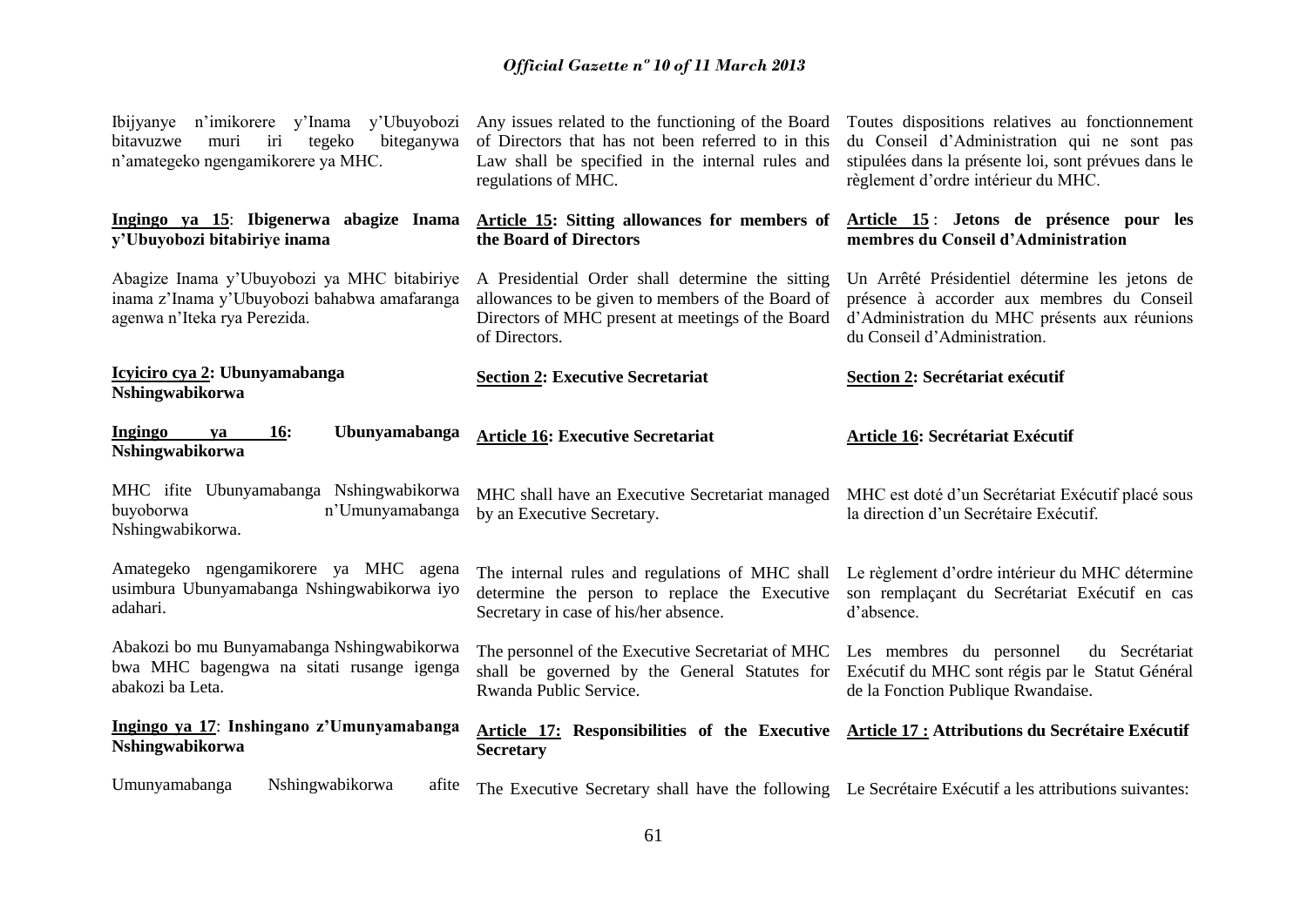Ibijyanye n'imikorere y'Inama y'Ubuyobozi bitavuzwe muri iri tegeko biteganywa n'amategeko ngengamikorere ya MHC.

Any issues related to the functioning of the Board of Directors that has not been referred to in this Law shall be specified in the internal rules and regulations of MHC.

Toutes dispositions relatives au fonctionnement du Conseil d'Administration qui ne sont pas stipulées dans la présente loi, sont prévues dans le règlement d'ordre intérieur du MHC.

**Ingingo ya 15: Ibigenerwa abagize Inama y'Ubuyobozi bitabiriye inama**

Abagize Inama y'Ubuyobozi ya MHC bitabiriye inama z'Inama y'Ubuyobozi bahabwa amafaranga agenwa n'Iteka rya Perezida.

**Article 15: Sitting allowances for members of the Board of Directors**

A Presidential Order shall determine the sitting allowances to be given to members of the Board of Directors of MHC present at meetings of the Board of Directors.

**Article 15 : Jetons de présence pour les membres du Conseil d'Administration**

Un Arrêté Présidentiel détermine les jetons de présence à accorder aux membres du Conseil d'Administration du MHC présents aux réunions du Conseil d'Administration.

**Icyiciro cya 2: Ubunyamabanga Nshingwabikorwa**

**Ingingo ya 16: Ubunyamabanga Nshingwabikorwa**

MHC ifite Ubunyamabanga Nshingwabikorwa buyoborwa n'Umunyamabanga Nshingwabikorwa.

Amategeko ngengamikorere ya MHC agena usimbura Ubunyamabanga Nshingwabikorwa iyo adahari.

Abakozi bo mu Bunyamabanga Nshingwabikorwa bwa MHC bagengwa na sitati rusange igenga abakozi ba Leta.

**Section 2: Executive Secretariat**

**Article 16: Executive Secretariat**

MHC shall have an Executive Secretariat managed by an Executive Secretary.

The internal rules and regulations of MHC shall determine the person to replace the Executive Secretary in case of his/her absence.

The personnel of the Executive Secretariat of MHC shall be governed by the General Statutes for Rwanda Public Service.

**Section 2: Secrétariat exécutif**

**Article 16: Secrétariat Exécutif**

MHC est doté d'un Secrétariat Exécutif placé sous la direction d'un Secrétaire Exécutif.

Le règlement d'ordre intérieur du MHC détermine son remplaçant du Secrétariat Exécutif en cas d'absence.

Les membres du personnel du Secrétariat Exécutif du MHC sont régis par le Statut Général de la Fonction Publique Rwandaise.

**Ingingo ya 17: Inshingano z'Umunyamabanga Nshingwabikorwa**

Umunyamabanga Nshingwabikorwa afite

**Article 17: Responsibilities of the Executive Secretary**

The Executive Secretary shall have the following

**Article 17 : Attributions du Secrétaire Exécutif**

Le Secrétaire Exécutif a les attributions suivantes: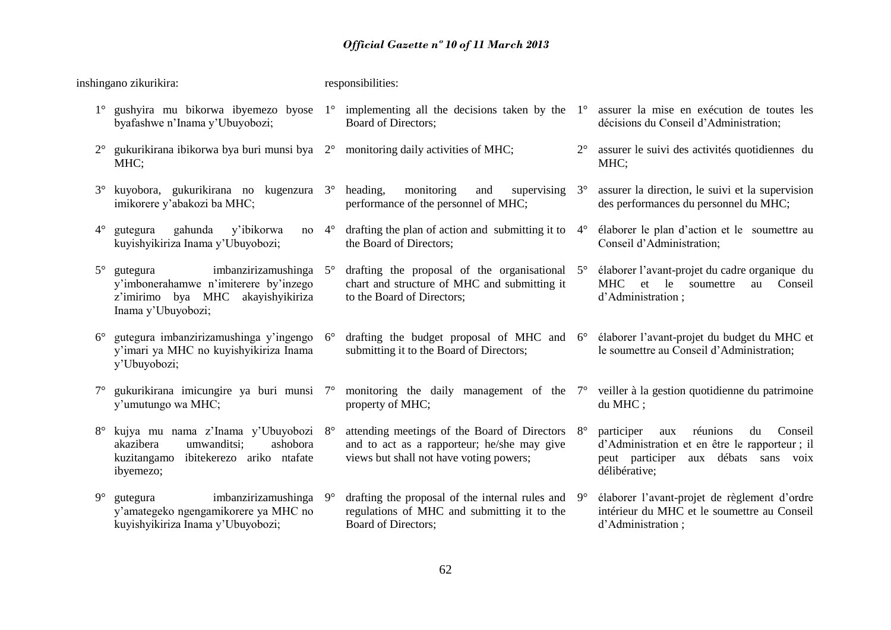inshingano zikurikira:

1° gushyira mu bikorwa ibyemezo byose byafashwe n'Inama y'Ubuyobozi;

2° gukurikirana ibikorwa bya buri munsi bya MHC;

3° kuyobora, gukurikirana no kugenzura imikorere y'abakozi ba MHC;

4° gutegura gahunda y'ibikorwa no kuyishyikiriza Inama y'Ubuyobozi;

5° gutegura imbanzirizamushinga y'imbonerahamwe n'imiterere by'inzego z'imirimo bya MHC akayishyikiriza Inama y'Ubuyobozi;

6° gutegura imbanzirizamushinga y'ingengo y'imari ya MHC no kuyishyikiriza Inama y'Ubuyobozi;

7° gukurikirana imicungire ya buri munsi y'umutungo wa MHC;

8° kujya mu nama z'Inama y'Ubuyobozi akazibera umwanditsi; ashobora kuzitangamo ibitekerezo ariko ntafate ibyemezo;

9° gutegura imbanzirizamushinga y'amategeko ngengamikorere ya MHC no kuyishyikiriza Inama y'Ubuyobozi;

responsibilities:

1° implementing all the decisions taken by the Board of Directors;

2° monitoring daily activities of MHC;

3° heading, monitoring and supervising performance of the personnel of MHC;

4° drafting the plan of action and submitting it to the Board of Directors;

5° drafting the proposal of the organisational chart and structure of MHC and submitting it to the Board of Directors;

6° drafting the budget proposal of MHC and submitting it to the Board of Directors;

7° monitoring the daily management of the property of MHC;

8° attending meetings of the Board of Directors and to act as a rapporteur; he/she may give views but shall not have voting powers;

9° drafting the proposal of the internal rules and regulations of MHC and submitting it to the Board of Directors;

1° assurer la mise en exécution de toutes les décisions du Conseil d'Administration;

2° assurer le suivi des activités quotidiennes du MHC;

3° assurer la direction, le suivi et la supervision des performances du personnel du MHC;

4° élaborer le plan d'action et le soumettre au Conseil d'Administration;

5° élaborer l'avant-projet du cadre organique du MHC et le soumettre au Conseil d'Administration ;

6° élaborer l'avant-projet du budget du MHC et le soumettre au Conseil d'Administration;

7° veiller à la gestion quotidienne du patrimoine du MHC ;

8° participer aux réunions du Conseil d'Administration et en être le rapporteur ; il peut participer aux débats sans voix délibérative;

9° élaborer l'avant-projet de règlement d'ordre intérieur du MHC et le soumettre au Conseil d'Administration ;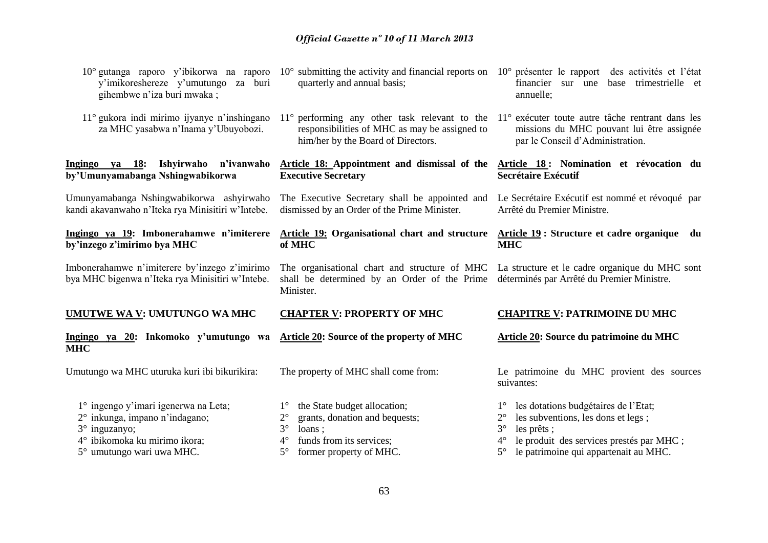10° gutanga raporo y'ibikorwa na raporo y'imikoreshereze y'umutungo za buri gihembwe n'iza buri mwaka ;

11° gukora indi mirimo ijyanye n'inshingano za MHC yasabwa n'Inama y'Ubuyobozi.

**Ingingo ya 18: Ishyirwaho n'ivanwaho by'Umunyamabanga Nshingwabikorwa**

Umunyamabanga Nshingwabikorwa ashyirwaho kandi akavanwaho n'Iteka rya Minisitiri w'Intebe.

**Ingingo ya 19: Imbonerahamwe n'imiterere by'inzego z'imirimo bya MHC**

Imbonerahamwe n'imiterere by'inzego z'imirimo bya MHC bigenwa n'Iteka rya Minisitiri w'Intebe.

**UMUTWE WA V: UMUTUNGO WA MHC**

**Ingingo ya 20: Inkomoko y'umutungo wa MHC**

Umutungo wa MHC uturuka kuri ibi bikurikira:

1° ingengo y'imari igenerwa na Leta;
2° inkunga, impano n'indagano;
3° inguzanyo;
4° ibikomoka ku mirimo ikora;
5° umutungo wari uwa MHC.

10° submitting the activity and financial reports on quarterly and annual basis;

11° performing any other task relevant to the responsibilities of MHC as may be assigned to him/her by the Board of Directors.

**Article 18: Appointment and dismissal of the Executive Secretary**

The Executive Secretary shall be appointed and dismissed by an Order of the Prime Minister.

**Article 19: Organisational chart and structure of MHC**

The organisational chart and structure of MHC shall be determined by an Order of the Prime Minister.

**CHAPTER V: PROPERTY OF MHC**

**Article 20: Source of the property of MHC**

The property of MHC shall come from:

1° the State budget allocation;
2° grants, donation and bequests;
3° loans ;
4° funds from its services;
5° former property of MHC.

10° présenter le rapport des activités et l'état financier sur une base trimestrielle et annuelle;

11° exécuter toute autre tâche rentrant dans les missions du MHC pouvant lui être assignée par le Conseil d'Administration.

**Article 18 : Nomination et révocation du Secrétaire Exécutif**

Le Secrétaire Exécutif est nommé et révoqué par Arrêté du Premier Ministre.

**Article 19 : Structure et cadre organique du MHC**

La structure et le cadre organique du MHC sont déterminés par Arrêté du Premier Ministre.

**CHAPITRE V: PATRIMOINE DU MHC**

**Article 20: Source du patrimoine du MHC**

Le patrimoine du MHC provient des sources suivantes:

1° les dotations budgétaires de l'Etat;
2° les subventions, les dons et legs ;
3° les prêts ;
4° le produit des services prestés par MHC ;
5° le patrimoine qui appartenait au MHC.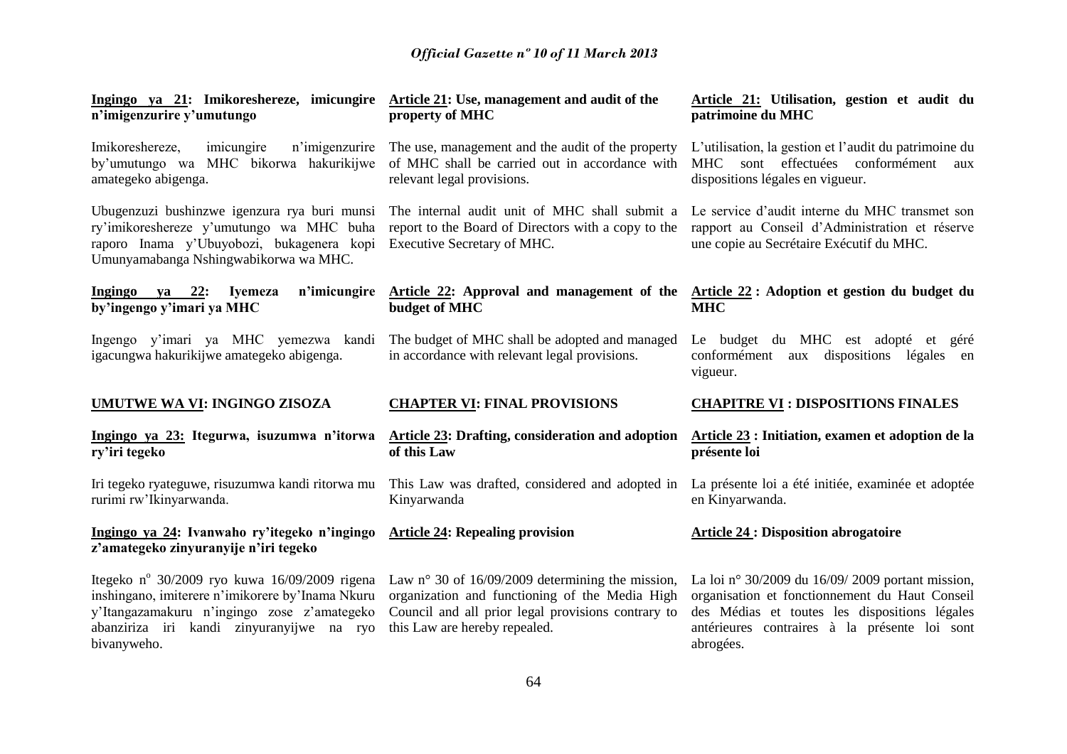**Ingingo ya 21: Imikoreshereze, imicungire n'imigenzurire y'umutungo**

Imikoreshereze, imicungire n'imigenzurire by'umutungo wa MHC bikorwa hakurikijwe amategeko abigenga.

Ubugenzuzi bushinzwe igenzura rya buri munsi ry'imikoreshereze y'umutungo wa MHC buha raporo Inama y'Ubuyobozi, bukagenera kopi Umunyamabanga Nshingwabikorwa wa MHC.

**Ingingo ya 22: Iyemeza n'imicungire by'ingengo y'imari ya MHC**

Ingengo y'imari ya MHC yemezwa kandi igacungwa hakurikijwe amategeko abigenga.

**UMUTWE WA VI: INGINGO ZISOZA**

**Ingingo ya 23: Itegurwa, isuzumwa n'itorwa ry'iri tegeko**

Iri tegeko ryateguwe, risuzumwa kandi ritorwa mu rurimi rw'Ikinyarwanda.

**Ingingo ya 24: Ivanwaho ry'itegeko n'ingingo z'amategeko zinyuranyije n'iri tegeko**

Itegeko n° 30/2009 ryo kuwa 16/09/2009 rigena inshingano, imiterere n'imikorere by'Inama Nkuru y'Itangazamakuru n'ingingo zose z'amategeko abanziriza iri kandi zinyuranyijwe na ryo bivanyweho.

**Article 21: Use, management and audit of the property of MHC**

The use, management and the audit of the property of MHC shall be carried out in accordance with relevant legal provisions.

The internal audit unit of MHC shall submit a report to the Board of Directors with a copy to the Executive Secretary of MHC.

**Article 22: Approval and management of the budget of MHC**

The budget of MHC shall be adopted and managed in accordance with relevant legal provisions.

**CHAPTER VI: FINAL PROVISIONS**

**Article 23: Drafting, consideration and adoption of this Law**

This Law was drafted, considered and adopted in Kinyarwanda

**Article 24: Repealing provision**

Law n° 30 of 16/09/2009 determining the mission, organization and functioning of the Media High Council and all prior legal provisions contrary to this Law are hereby repealed.

**Article 21: Utilisation, gestion et audit du patrimoine du MHC**

L'utilisation, la gestion et l'audit du patrimoine du MHC sont effectuées conformément aux dispositions légales en vigueur.

Le service d'audit interne du MHC transmet son rapport au Conseil d'Administration et réserve une copie au Secrétaire Exécutif du MHC.

**Article 22 : Adoption et gestion du budget du MHC**

Le budget du MHC est adopté et géré conformément aux dispositions légales en vigueur.

**CHAPITRE VI : DISPOSITIONS FINALES**

**Article 23 : Initiation, examen et adoption de la présente loi**

La présente loi a été initiée, examinée et adoptée en Kinyarwanda.

**Article 24 : Disposition abrogatoire**

La loi n° 30/2009 du 16/09/ 2009 portant mission, organisation et fonctionnement du Haut Conseil des Médias et toutes les dispositions légales antérieures contraires à la présente loi sont abrogées.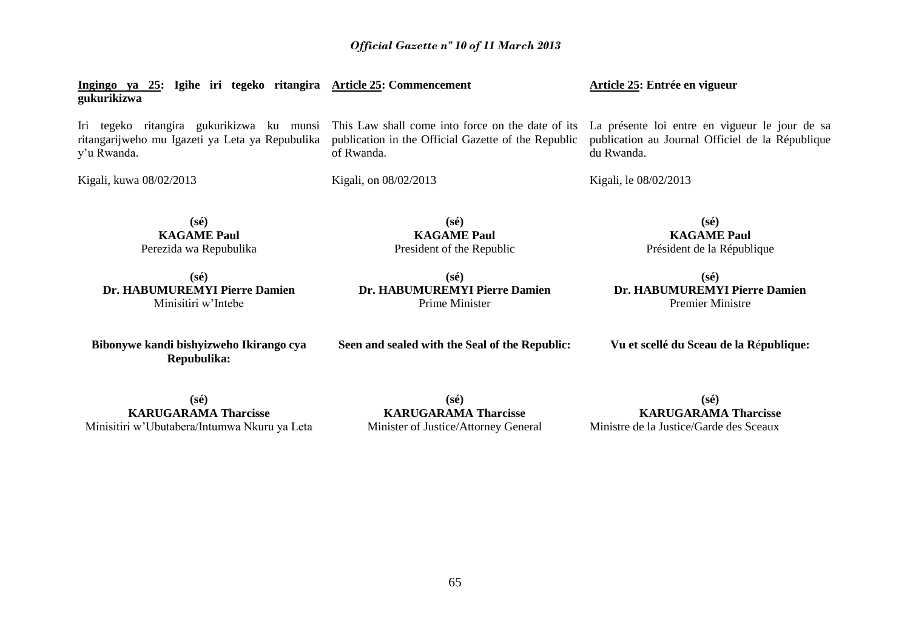**Ingingo ya 25: Igihe iri tegeko ritangira gukurikizwa**

Iri tegeko ritangira gukurikizwa ku munsi ritangarijweho mu Igazeti ya Leta ya Repubulika y'u Rwanda.

Kigali, kuwa 08/02/2013

**(sé)**
**KAGAME Paul**
Perezida wa Repubulika

**(sé)**
**Dr. HABUMUREMYI Pierre Damien**
Minisitiri w'Intebe

**Bibonywe kandi bishyizweho Ikirango cya Repubulika:**

**(sé)**
**KARUGARAMA Tharcisse**
Minisitiri w'Ubutabera/Intumwa Nkuru ya Leta

**Article 25: Commencement**

This Law shall come into force on the date of its publication in the Official Gazette of the Republic of Rwanda.

Kigali, on 08/02/2013

**(sé)**
**KAGAME Paul**
President of the Republic

**(sé)**
**Dr. HABUMUREMYI Pierre Damien**
Prime Minister

**Seen and sealed with the Seal of the Republic:**

**(sé)**
**KARUGARAMA Tharcisse**
Minister of Justice/Attorney General

**Article 25: Entrée en vigueur**

La présente loi entre en vigueur le jour de sa publication au Journal Officiel de la République du Rwanda.

Kigali, le 08/02/2013

**(sé)**
**KAGAME Paul**
Président de la République

**(sé)**
**Dr. HABUMUREMYI Pierre Damien**
Premier Ministre

**Vu et scellé du Sceau de la République:**

**(sé)**
**KARUGARAMA Tharcisse**
Ministre de la Justice/Garde des Sceaux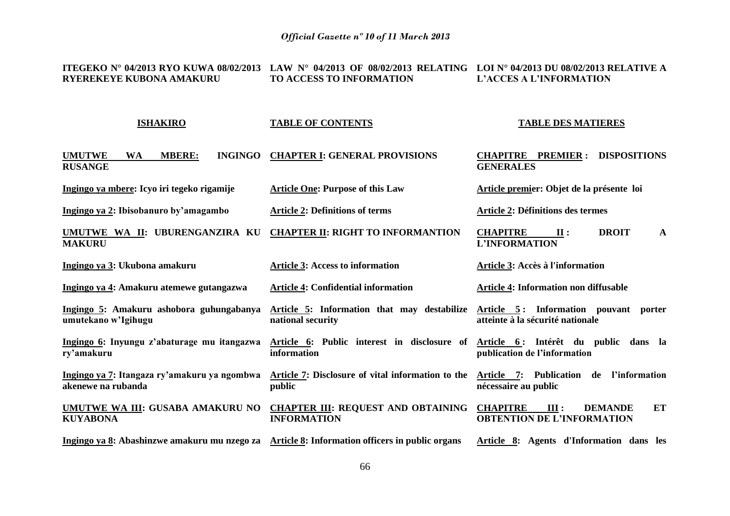| ITEGEKO N° 04/2013 RYO KUWA 08/02/2013 RYEREKEYE KUBONA AMAKURU | LAW N° 04/2013 OF 08/02/2013 RELATING TO ACCESS TO INFORMATION | LOI N° 04/2013 DU 08/02/2013 RELATIVE A L'ACCES A L'INFORMATION |
|---|---|---|
| **ISHAKIRO** | **TABLE OF CONTENTS** | **TABLE DES MATIERES** |
| **UMUTWE WA MBERE: INGINGO RUSANGE** | **CHAPTER I: GENERAL PROVISIONS** | **CHAPITRE PREMIER : DISPOSITIONS GENERALES** |
| **Ingingo ya mbere: Icyo iri tegeko rigamije** | **Article One: Purpose of this Law** | **Article premier: Objet de la présente loi** |
| **Ingingo ya 2: Ibisobanuro by'amagambo** | **Article 2: Definitions of terms** | **Article 2: Définitions des termes** |
| **UMUTWE WA II: UBURENGANZIRA KU MAKURU** | **CHAPTER II: RIGHT TO INFORMANTION** | **CHAPITRE II : DROIT A L'INFORMATION** |
| **Ingingo ya 3: Ukubona amakuru** | **Article 3: Access to information** | **Article 3: Accès à l'information** |
| **Ingingo ya 4: Amakuru atemewe gutangazwa** | **Article 4: Confidential information** | **Article 4: Information non diffusable** |
| **Ingingo 5: Amakuru ashobora guhungabanya umutekano w'Igihugu** | **Article 5: Information that may destabilize national security** | **Article 5 : Information pouvant porter atteinte à la sécurité nationale** |
| **Ingingo 6: Inyungu z'abaturage mu itangazwa ry'amakuru** | **Article 6: Public interest in disclosure of information** | **Article 6 : Intérêt du public dans la publication de l'information** |
| **Ingingo ya 7: Itangaza ry'amakuru ya ngombwa akenewe na rubanda** | **Article 7: Disclosure of vital information to the public** | **Article 7: Publication de l'information nécessaire au public** |
| **UMUTWE WA III: GUSABA AMAKURU NO KUYABONA** | **CHAPTER III: REQUEST AND OBTAINING INFORMATION** | **CHAPITRE III : DEMANDE ET OBTENTION DE L'INFORMATION** |
| **Ingingo ya 8: Abashinzwe amakuru mu nzego za** | **Article 8: Information officers in public organs** | **Article 8: Agents d'Information dans les** |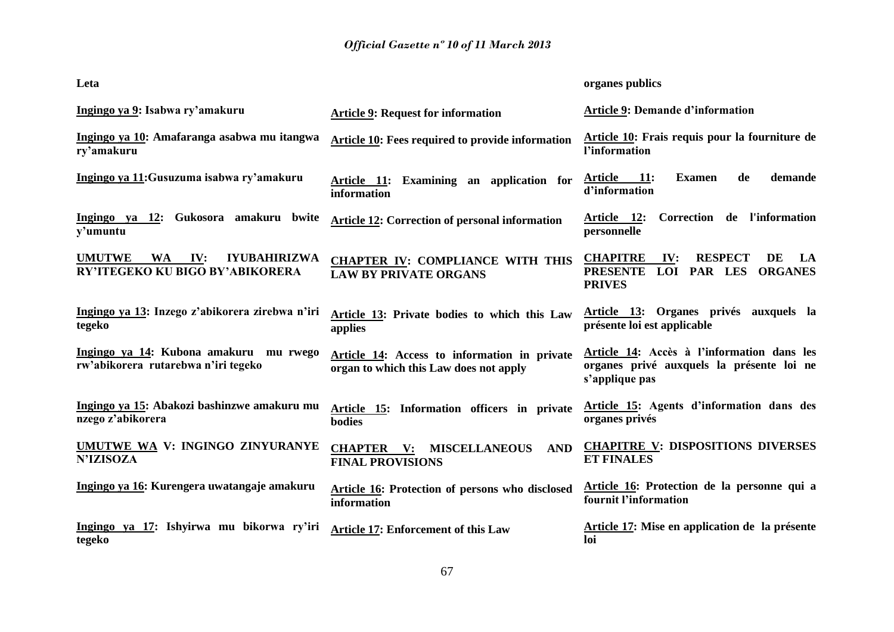| | | |
|---|---|---|
| **Leta** | | **organes publics** |
| **Ingingo ya 9: Isabwa ry'amakuru** | **Article 9: Request for information** | **Article 9: Demande d'information** |
| **Ingingo ya 10: Amafaranga asabwa mu itangwa ry'amakuru** | **Article 10: Fees required to provide information** | **Article 10: Frais requis pour la fourniture de l'information** |
| **Ingingo ya 11:Gusuzuma isabwa ry'amakuru** | **Article 11: Examining an application for information** | **Article 11: Examen de demande d'information** |
| **Ingingo ya 12: Gukosora amakuru bwite y'umuntu** | **Article 12: Correction of personal information** | **Article 12: Correction de l'information personnelle** |
| **UMUTWE WA IV: IYUBAHIRIZWA RY'ITEGEKO KU BIGO BY'ABIKORERA** | **CHAPTER IV: COMPLIANCE WITH THIS LAW BY PRIVATE ORGANS** | **CHAPITRE IV: RESPECT DE LA PRESENTE LOI PAR LES ORGANES PRIVES** |
| **Ingingo ya 13: Inzego z'abikorera zirebwa n'iri tegeko** | **Article 13: Private bodies to which this Law applies** | **Article 13: Organes privés auxquels la présente loi est applicable** |
| **Ingingo ya 14: Kubona amakuru mu rwego rw'abikorera rutarebwa n'iri tegeko** | **Article 14: Access to information in private organ to which this Law does not apply** | **Article 14: Accès à l'information dans les organes privé auxquels la présente loi ne s'applique pas** |
| **Ingingo ya 15: Abakozi bashinzwe amakuru mu nzego z'abikorera** | **Article 15: Information officers in private bodies** | **Article 15: Agents d'information dans des organes privés** |
| **UMUTWE WA V: INGINGO ZINYURANYE N'IZISOZA** | **CHAPTER V: MISCELLANEOUS AND FINAL PROVISIONS** | **CHAPITRE V: DISPOSITIONS DIVERSES ET FINALES** |
| **Ingingo ya 16: Kurengera uwatangaje amakuru** | **Article 16: Protection of persons who disclosed information** | **Article 16: Protection de la personne qui a fournit l'information** |
| **Ingingo ya 17: Ishyirwa mu bikorwa ry'iri tegeko** | **Article 17: Enforcement of this Law** | **Article 17: Mise en application de la présente loi** |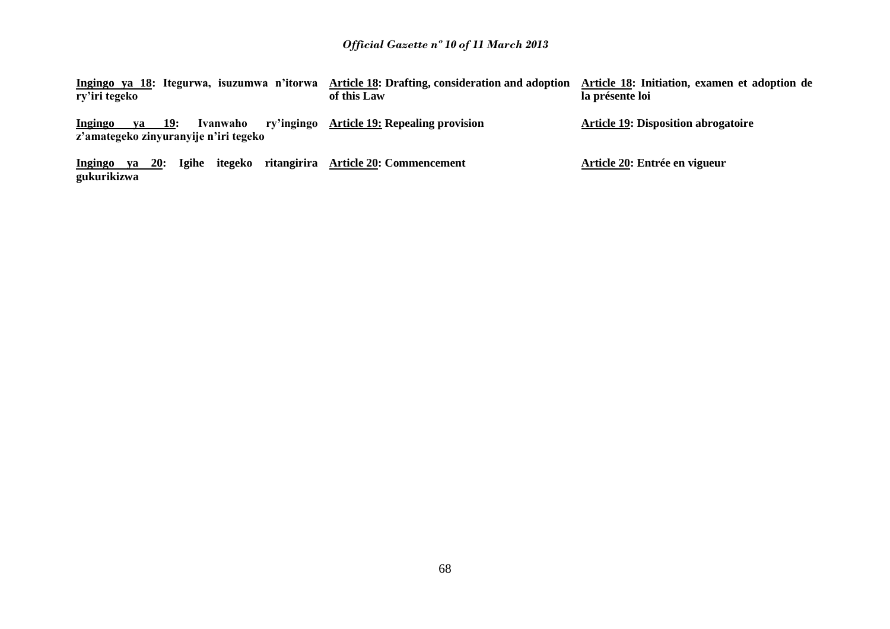**<u>Ingingo ya 18</u>: Itegurwa, isuzumwa n'itorwa ry'iri tegeko**

**<u>Ingingo ya 19</u>: Ivanwaho ry'ingingo z'amategeko zinyuranyije n'iri tegeko**

**<u>Ingingo ya 20</u>: Igihe itegeko ritangirira gukurikizwa**

**<u>Article 18</u>: Drafting, consideration and adoption of this Law**

**<u>Article 19:</u> Repealing provision**

**<u>Article 20</u>: Commencement**

**<u>Article 18</u>: Initiation, examen et adoption de la présente loi**

**<u>Article 19</u>: Disposition abrogatoire**

**<u>Article 20</u>: Entrée en vigueur**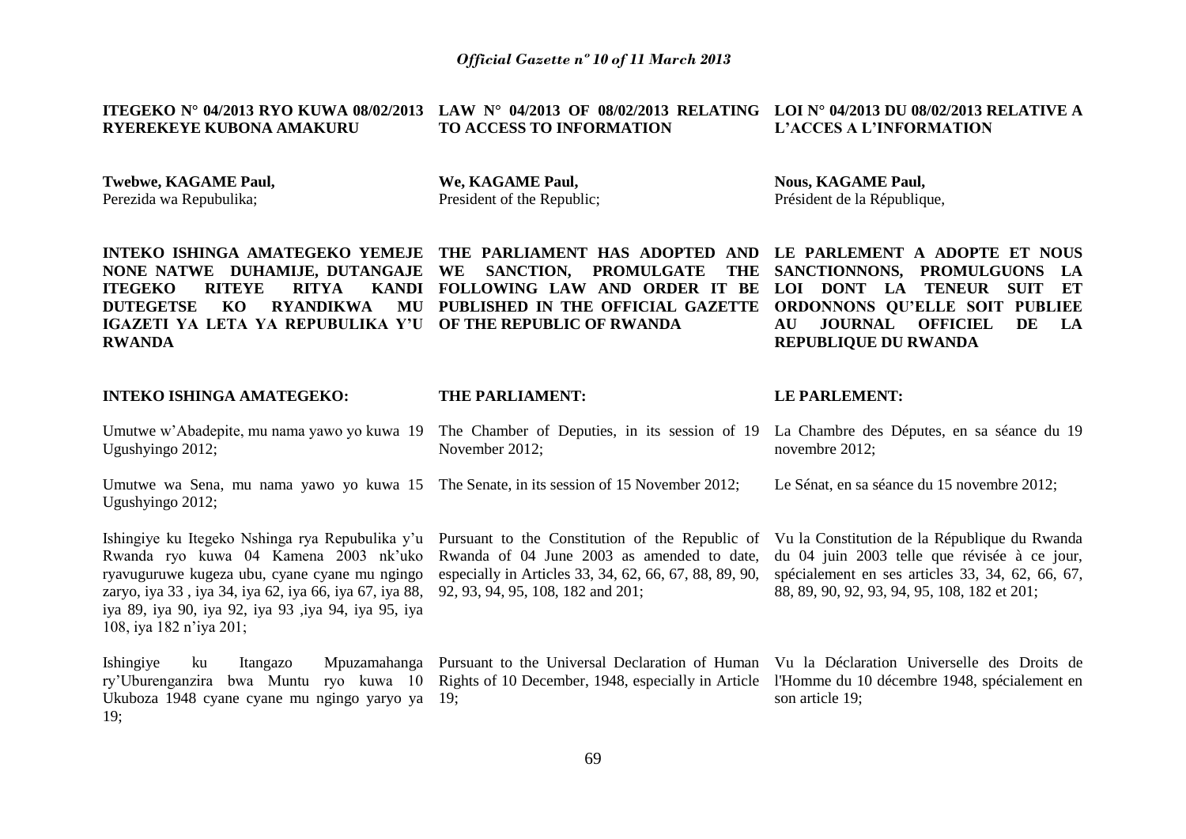**ITEGEKO N° 04/2013 RYO KUWA 08/02/2013 RYEREKEYE KUBONA AMAKURU**

**Twebwe, KAGAME Paul,**
Perezida wa Repubulika;

**INTEKO ISHINGA AMATEGEKO YEMEJE NONE NATWE DUHAMIJE, DUTANGAJE ITEGEKO RITEYE RITYA KANDI DUTEGETSE KO RYANDIKWA MU IGAZETI YA LETA YA REPUBULIKA Y'U RWANDA**

**INTEKO ISHINGA AMATEGEKO:**

Umutwe w'Abadepite, mu nama yawo yo kuwa 19 Ugushyingo 2012;

Umutwe wa Sena, mu nama yawo yo kuwa 15 Ugushyingo 2012;

Ishingiye ku Itegeko Nshinga rya Repubulika y'u Rwanda ryo kuwa 04 Kamena 2003 nk'uko ryavuguruwe kugeza ubu, cyane cyane mu ngingo zaryo, iya 33 , iya 34, iya 62, iya 66, iya 67, iya 88, iya 89, iya 90, iya 92, iya 93 ,iya 94, iya 95, iya 108, iya 182 n'iya 201;

Ishingiye ku Itangazo Mpuzamahanga ry'Uburenganzira bwa Muntu ryo kuwa 10 Ukuboza 1948 cyane cyane mu ngingo yaryo ya 19;

**LAW N° 04/2013 OF 08/02/2013 RELATING TO ACCESS TO INFORMATION**

**We, KAGAME Paul,**
President of the Republic;

**THE PARLIAMENT HAS ADOPTED AND WE SANCTION, PROMULGATE THE FOLLOWING LAW AND ORDER IT BE PUBLISHED IN THE OFFICIAL GAZETTE OF THE REPUBLIC OF RWANDA**

**THE PARLIAMENT:**

The Chamber of Deputies, in its session of 19 November 2012;

The Senate, in its session of 15 November 2012;

Pursuant to the Constitution of the Republic of Rwanda of 04 June 2003 as amended to date, especially in Articles 33, 34, 62, 66, 67, 88, 89, 90, 92, 93, 94, 95, 108, 182 and 201;

Pursuant to the Universal Declaration of Human Rights of 10 December, 1948, especially in Article 19;

**LOI N° 04/2013 DU 08/02/2013 RELATIVE A L'ACCES A L'INFORMATION**

**Nous, KAGAME Paul,**
Président de la République,

**LE PARLEMENT A ADOPTE ET NOUS SANCTIONNONS, PROMULGUONS LA LOI DONT LA TENEUR SUIT ET ORDONNONS QU'ELLE SOIT PUBLIEE AU JOURNAL OFFICIEL DE LA REPUBLIQUE DU RWANDA**

**LE PARLEMENT:**

La Chambre des Députes, en sa séance du 19 novembre 2012;

Le Sénat, en sa séance du 15 novembre 2012;

Vu la Constitution de la République du Rwanda du 04 juin 2003 telle que révisée à ce jour, spécialement en ses articles 33, 34, 62, 66, 67, 88, 89, 90, 92, 93, 94, 95, 108, 182 et 201;

Vu la Déclaration Universelle des Droits de l'Homme du 10 décembre 1948, spécialement en son article 19;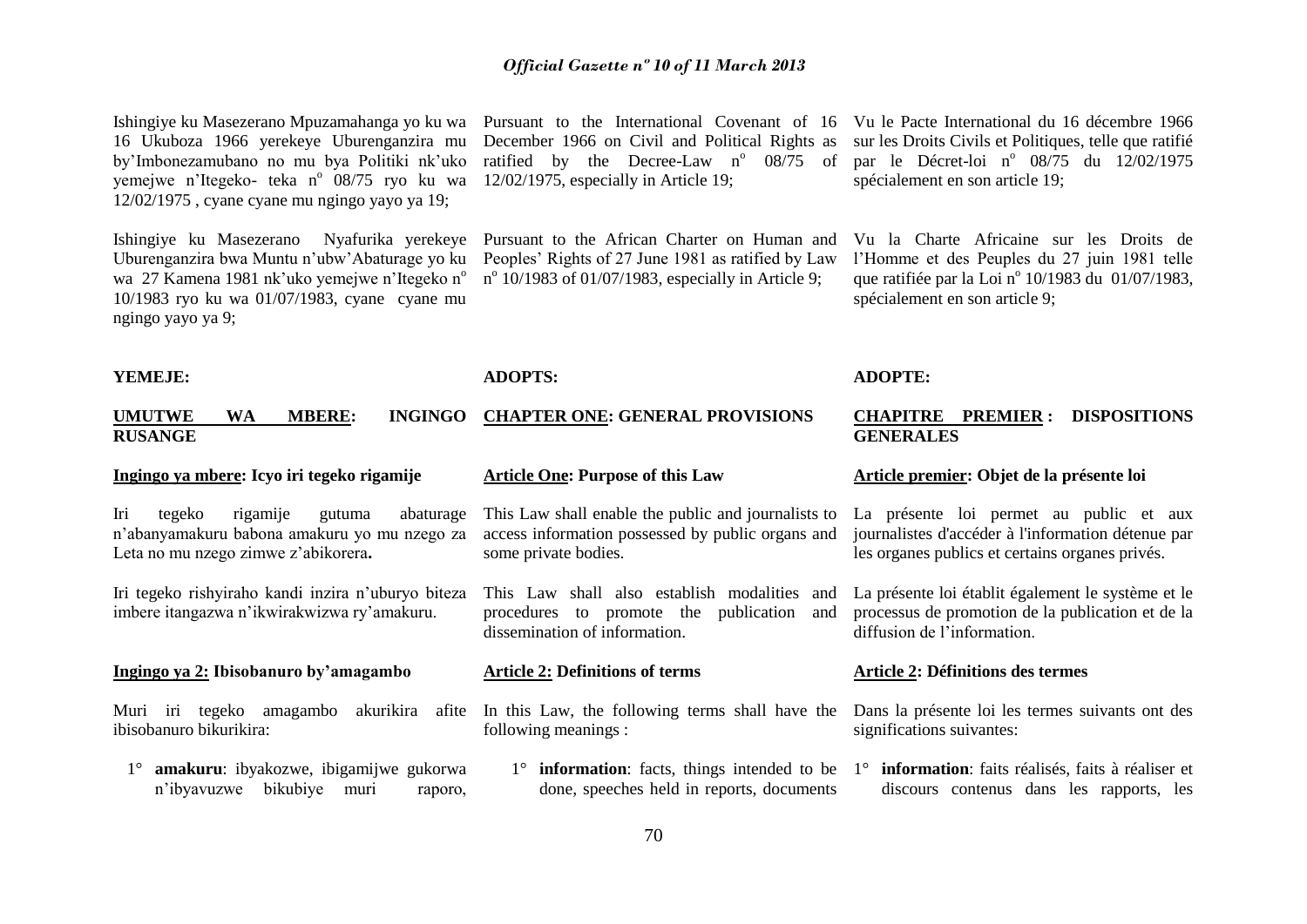Ishingiye ku Masezerano Mpuzamahanga yo ku wa 16 Ukuboza 1966 yerekeye Uburenganzira mu by'Imbonezamubano no mu bya Politiki nk'uko yemejwe n'Itegeko- teka n° 08/75 ryo ku wa 12/02/1975 , cyane cyane mu ngingo yayo ya 19;

Ishingiye ku Masezerano Nyafurika yerekeye Uburenganzira bwa Muntu n'ubw'Abaturage yo ku wa 27 Kamena 1981 nk'uko yemejwe n'Itegeko n° 10/1983 ryo ku wa 01/07/1983, cyane cyane mu ngingo yayo ya 9;

**YEMEJE:**

**UMUTWE WA MBERE: INGINGO RUSANGE**

**Ingingo ya mbere: Icyo iri tegeko rigamije**

Iri tegeko rigamije gutuma abaturage n'abanyamakuru babona amakuru yo mu nzego za Leta no mu nzego zimwe z'abikorera**.**

Iri tegeko rishyiraho kandi inzira n'uburyo biteza imbere itangazwa n'ikwirakwizwa ry'amakuru.

**Ingingo ya 2: Ibisobanuro by'amagambo**

Muri iri tegeko amagambo akurikira afite ibisobanuro bikurikira:

1° **amakuru**: ibyakozwe, ibigamijwe gukorwa n'ibyavuzwe bikubiye muri raporo,

Pursuant to the International Covenant of 16 December 1966 on Civil and Political Rights as ratified by the Decree-Law n° 08/75 of 12/02/1975, especially in Article 19;

Pursuant to the African Charter on Human and Peoples' Rights of 27 June 1981 as ratified by Law n° 10/1983 of 01/07/1983, especially in Article 9;

**ADOPTS:**

**CHAPTER ONE: GENERAL PROVISIONS**

**Article One: Purpose of this Law**

This Law shall enable the public and journalists to access information possessed by public organs and some private bodies.

This Law shall also establish modalities and procedures to promote the publication and dissemination of information.

**Article 2: Definitions of terms**

In this Law, the following terms shall have the following meanings :

1° **information**: facts, things intended to be done, speeches held in reports, documents

Vu le Pacte International du 16 décembre 1966 sur les Droits Civils et Politiques, telle que ratifié par le Décret-loi n° 08/75 du 12/02/1975 spécialement en son article 19;

Vu la Charte Africaine sur les Droits de l'Homme et des Peuples du 27 juin 1981 telle que ratifiée par la Loi n° 10/1983 du 01/07/1983, spécialement en son article 9;

**ADOPTE:**

**CHAPITRE PREMIER : DISPOSITIONS GENERALES**

**Article premier: Objet de la présente loi**

La présente loi permet au public et aux journalistes d'accéder à l'information détenue par les organes publics et certains organes privés.

La présente loi établit également le système et le processus de promotion de la publication et de la diffusion de l'information.

**Article 2: Définitions des termes**

Dans la présente loi les termes suivants ont des significations suivantes:

1° **information**: faits réalisés, faits à réaliser et discours contenus dans les rapports, les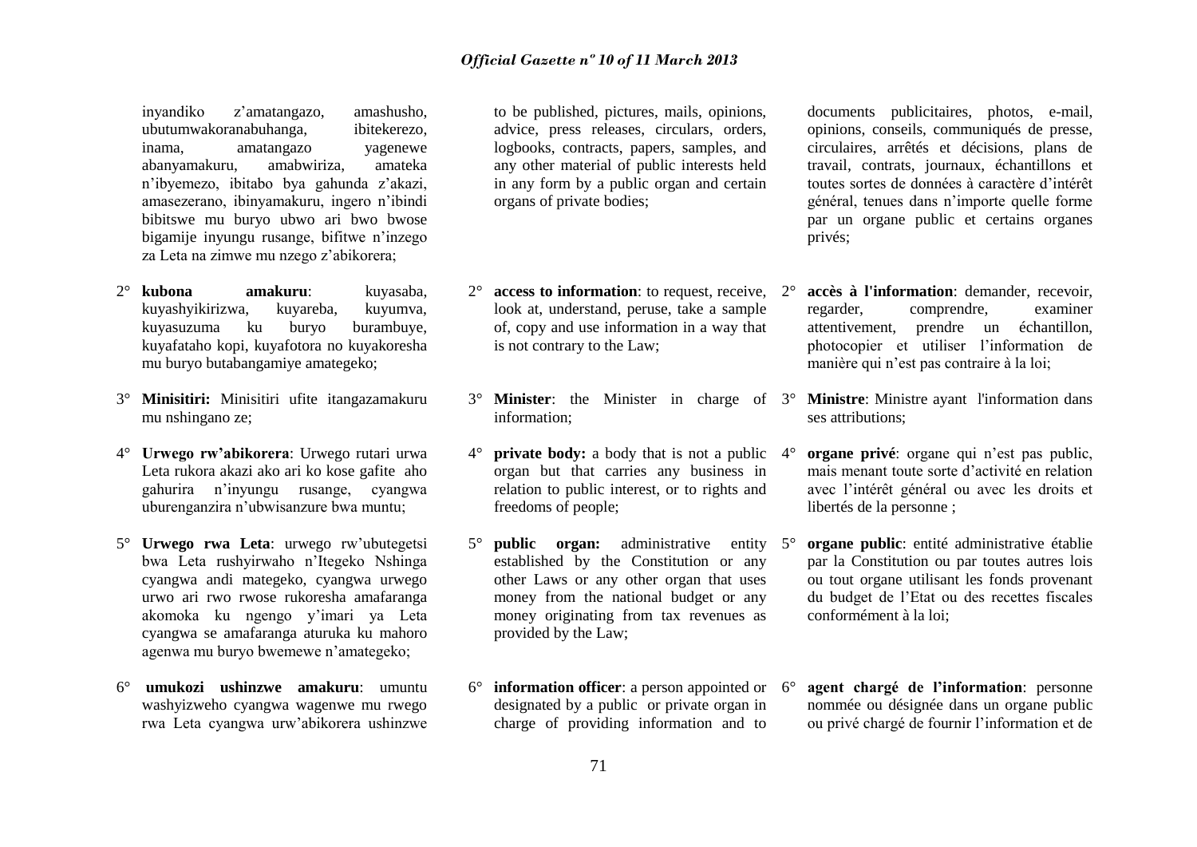inyandiko z'amatangazo, amashusho, ubutumwakoranabuhanga, ibitekerezo, inama, amatangazo yagenewe abanyamakuru, amabwiriza, amateka n'ibyemezo, ibitabo bya gahunda z'akazi, amasezerano, ibinyamakuru, ingero n'ibindi bibitswe mu buryo ubwo ari bwo bwose bigamije inyungu rusange, bifitwe n'inzego za Leta na zimwe mu nzego z'abikorera;

2° **kubona amakuru**: kuyasaba, kuyashyikirizwa, kuyareba, kuyumva, kuyasuzuma ku buryo burambuye, kuyafataho kopi, kuyafotora no kuyakoresha mu buryo butabangamiye amategeko;

3° **Minisitiri:** Minisitiri ufite itangazamakuru mu nshingano ze;

4° **Urwego rw'abikorera**: Urwego rutari urwa Leta rukora akazi ako ari ko kose gafite aho gahurira n'inyungu rusange, cyangwa uburenganzira n'ubwisanzure bwa muntu;

5° **Urwego rwa Leta**: urwego rw'ubutegetsi bwa Leta rushyirwaho n'Itegeko Nshinga cyangwa andi mategeko, cyangwa urwego urwo ari rwo rwose rukoresha amafaranga akomoka ku ngengo y'imari ya Leta cyangwa se amafaranga aturuka ku mahoro agenwa mu buryo bwemewe n'amategeko;

6° **umukozi ushinzwe amakuru**: umuntu washyizweho cyangwa wagenwe mu rwego rwa Leta cyangwa urw'abikorera ushinzwe

to be published, pictures, mails, opinions, advice, press releases, circulars, orders, logbooks, contracts, papers, samples, and any other material of public interests held in any form by a public organ and certain organs of private bodies;

2° **access to information**: to request, receive, look at, understand, peruse, take a sample of, copy and use information in a way that is not contrary to the Law;

3° **Minister**: the Minister in charge of information;

4° **private body:** a body that is not a public organ but that carries any business in relation to public interest, or to rights and freedoms of people;

5° **public organ:** administrative entity established by the Constitution or any other Laws or any other organ that uses money from the national budget or any money originating from tax revenues as provided by the Law;

6° **information officer**: a person appointed or designated by a public or private organ in charge of providing information and to

documents publicitaires, photos, e-mail, opinions, conseils, communiqués de presse, circulaires, arrêtés et décisions, plans de travail, contrats, journaux, échantillons et toutes sortes de données à caractère d'intérêt général, tenues dans n'importe quelle forme par un organe public et certains organes privés;

2° **accès à l'information**: demander, recevoir, regarder, comprendre, examiner attentivement, prendre un échantillon, photocopier et utiliser l'information de manière qui n'est pas contraire à la loi;

3° **Ministre**: Ministre ayant l'information dans ses attributions;

4° **organe privé**: organe qui n'est pas public, mais menant toute sorte d'activité en relation avec l'intérêt général ou avec les droits et libertés de la personne ;

5° **organe public**: entité administrative établie par la Constitution ou par toutes autres lois ou tout organe utilisant les fonds provenant du budget de l'Etat ou des recettes fiscales conformément à la loi;

6° **agent chargé de l'information**: personne nommée ou désignée dans un organe public ou privé chargé de fournir l'information et de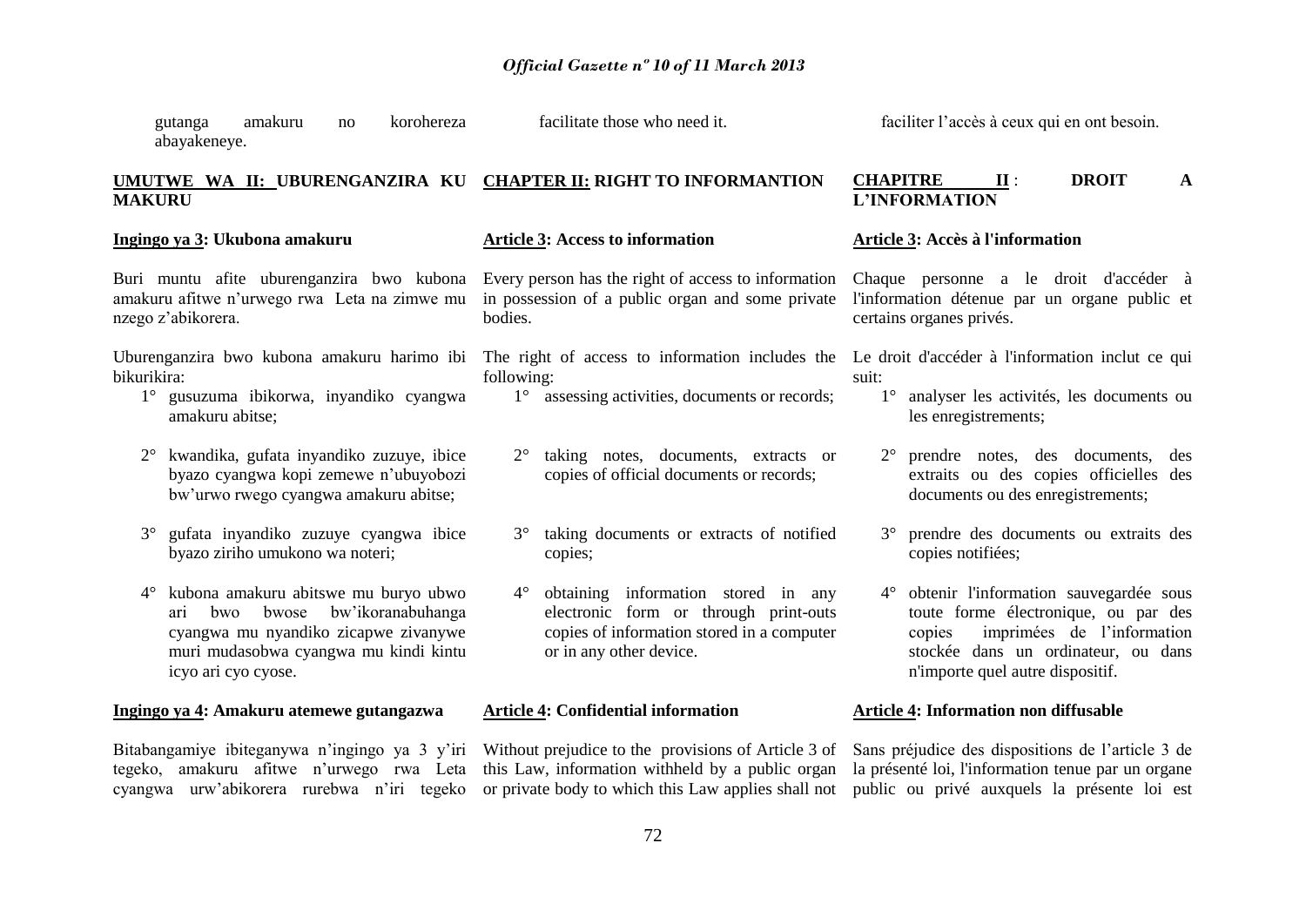gutanga amakuru no korohereza abayakeneye.

**UMUTWE WA II: UBURENGANZIRA KU MAKURU**

**Ingingo ya 3: Ukubona amakuru**

Buri muntu afite uburenganzira bwo kubona amakuru afitwe n'urwego rwa Leta na zimwe mu nzego z'abikorera.

Uburenganzira bwo kubona amakuru harimo ibi bikurikira:

1° gusuzuma ibikorwa, inyandiko cyangwa amakuru abitse;

2° kwandika, gufata inyandiko zuzuye, ibice byazo cyangwa kopi zemewe n'ubuyobozi bw'urwo rwego cyangwa amakuru abitse;

3° gufata inyandiko zuzuye cyangwa ibice byazo ziriho umukono wa noteri;

4° kubona amakuru abitswe mu buryo ubwo ari bwo bwose bw'ikoranabuhanga cyangwa mu nyandiko zicapwe zivanywe muri mudasobwa cyangwa mu kindi kintu icyo ari cyo cyose.

**Ingingo ya 4: Amakuru atemewe gutangazwa**

Bitabangamiye ibiteganywa n'ingingo ya 3 y'iri tegeko, amakuru afitwe n'urwego rwa Leta cyangwa urw'abikorera rurebwa n'iri tegeko

facilitate those who need it.

**CHAPTER II: RIGHT TO INFORMANTION**

**Article 3: Access to information**

Every person has the right of access to information in possession of a public organ and some private bodies.

The right of access to information includes the following:

1° assessing activities, documents or records;

2° taking notes, documents, extracts or copies of official documents or records;

3° taking documents or extracts of notified copies;

4° obtaining information stored in any electronic form or through print-outs copies of information stored in a computer or in any other device.

**Article 4: Confidential information**

Without prejudice to the provisions of Article 3 of this Law, information withheld by a public organ or private body to which this Law applies shall not

faciliter l'accès à ceux qui en ont besoin.

**CHAPITRE II : DROIT A L'INFORMATION**

**Article 3: Accès à l'information**

Chaque personne a le droit d'accéder à l'information détenue par un organe public et certains organes privés.

Le droit d'accéder à l'information inclut ce qui suit:

1° analyser les activités, les documents ou les enregistrements;

2° prendre notes, des documents, des extraits ou des copies officielles des documents ou des enregistrements;

3° prendre des documents ou extraits des copies notifiées;

4° obtenir l'information sauvegardée sous toute forme électronique, ou par des copies imprimées de l'information stockée dans un ordinateur, ou dans n'importe quel autre dispositif.

**Article 4: Information non diffusable**

Sans préjudice des dispositions de l'article 3 de la présenté loi, l'information tenue par un organe public ou privé auxquels la présente loi est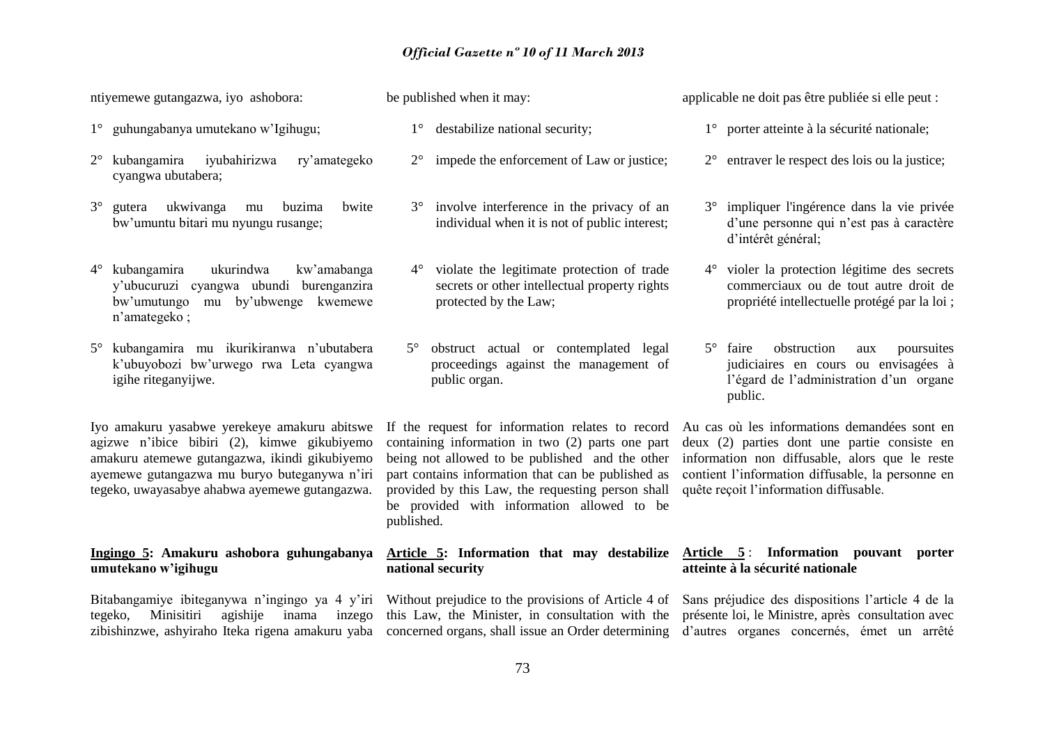ntiyemewe gutangazwa, iyo ashobora:

1° guhungabanya umutekano w'Igihugu;

2° kubangamira iyubahirizwa ry'amategeko cyangwa ubutabera;

3° gutera ukwivanga mu buzima bwite bw'umuntu bitari mu nyungu rusange;

4° kubangamira ukurindwa kw'amabanga y'ubucuruzi cyangwa ubundi burenganzira bw'umutungo mu by'ubwenge kwemewe n'amategeko ;

5° kubangamira mu ikurikiranwa n'ubutabera k'ubuyobozi bw'urwego rwa Leta cyangwa igihe riteganyijwe.

Iyo amakuru yasabwe yerekeye amakuru abitswe agizwe n'ibice bibiri (2), kimwe gikubiyemo amakuru atemewe gutangazwa, ikindi gikubiyemo ayemewe gutangazwa mu buryo buteganywa n'iri tegeko, uwayasabye ahabwa ayemewe gutangazwa.

**Ingingo 5: Amakuru ashobora guhungabanya umutekano w'igihugu**

Bitabangamiye ibiteganywa n'ingingo ya 4 y'iri tegeko, Minisitiri agishije inama inzego zibishinzwe, ashyiraho Iteka rigena amakuru yaba

be published when it may:

1° destabilize national security;

2° impede the enforcement of Law or justice;

3° involve interference in the privacy of an individual when it is not of public interest;

4° violate the legitimate protection of trade secrets or other intellectual property rights protected by the Law;

5° obstruct actual or contemplated legal proceedings against the management of public organ.

If the request for information relates to record containing information in two (2) parts one part being not allowed to be published and the other part contains information that can be published as provided by this Law, the requesting person shall be provided with information allowed to be published.

**Article 5: Information that may destabilize national security**

Without prejudice to the provisions of Article 4 of this Law, the Minister, in consultation with the concerned organs, shall issue an Order determining

applicable ne doit pas être publiée si elle peut :

1° porter atteinte à la sécurité nationale;

2° entraver le respect des lois ou la justice;

3° impliquer l'ingérence dans la vie privée d'une personne qui n'est pas à caractère d'intérêt général;

4° violer la protection légitime des secrets commerciaux ou de tout autre droit de propriété intellectuelle protégé par la loi ;

5° faire obstruction aux poursuites judiciaires en cours ou envisagées à l'égard de l'administration d'un organe public.

Au cas où les informations demandées sont en deux (2) parties dont une partie consiste en information non diffusable, alors que le reste contient l'information diffusable, la personne en quête reçoit l'information diffusable.

**Article 5 : Information pouvant porter atteinte à la sécurité nationale**

Sans préjudice des dispositions l'article 4 de la présente loi, le Ministre, après consultation avec d'autres organes concernés, émet un arrêté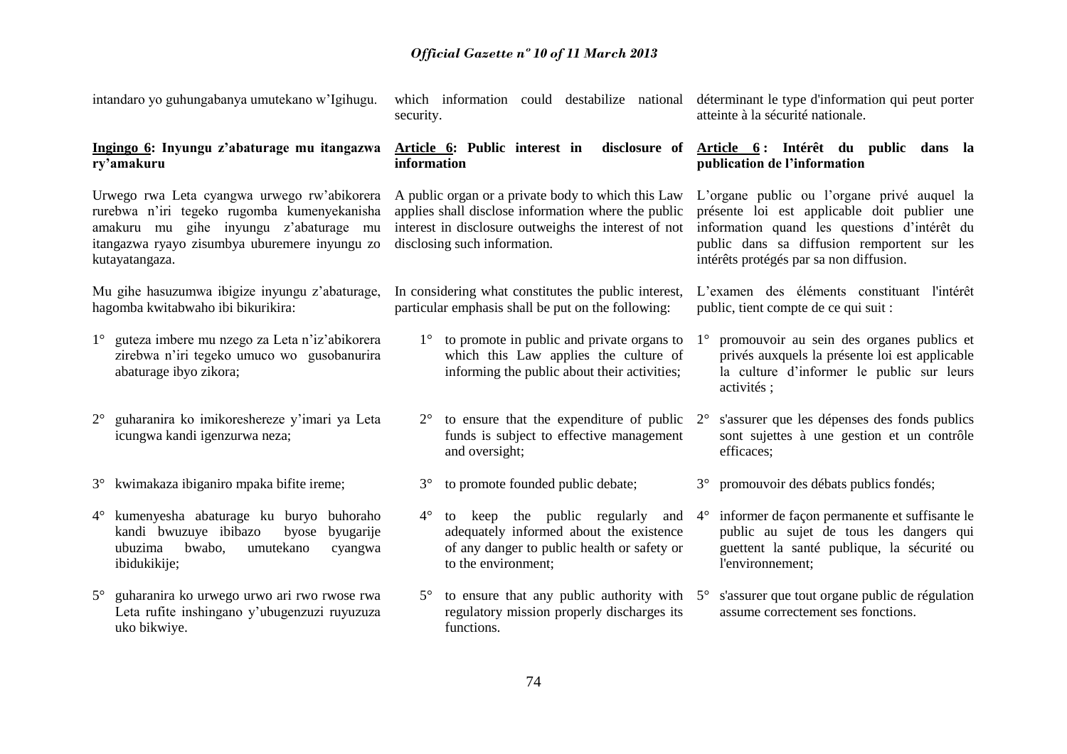intandaro yo guhungabanya umutekano w'Igihugu.

**Ingingo 6: Inyungu z'abaturage mu itangazwa ry'amakuru**

Urwego rwa Leta cyangwa urwego rw'abikorera rurebwa n'iri tegeko rugomba kumenyekanisha amakuru mu gihe inyungu z'abaturage mu itangazwa ryayo zisumbya uburemere inyungu zo kutayatangaza.

Mu gihe hasuzumwa ibigize inyungu z'abaturage, hagomba kwitabwaho ibi bikurikira:

1° guteza imbere mu nzego za Leta n'iz'abikorera zirebwa n'iri tegeko umuco wo gusobanurira abaturage ibyo zikora;

2° guharanira ko imikoreshereze y'imari ya Leta icungwa kandi igenzurwa neza;

3° kwimakaza ibiganiro mpaka bifite ireme;

4° kumenyesha abaturage ku buryo buhoraho kandi bwuzuye ibibazo byose byugarije ubuzima bwabo, umutekano cyangwa ibidukikije;

5° guharanira ko urwego urwo ari rwo rwose rwa Leta rufite inshingano y'ubugenzuzi ruyuzuza uko bikwiye.

which information could destabilize national security.

**Article 6: Public interest in disclosure of information**

A public organ or a private body to which this Law applies shall disclose information where the public interest in disclosure outweighs the interest of not disclosing such information.

In considering what constitutes the public interest, particular emphasis shall be put on the following:

1° to promote in public and private organs to which this Law applies the culture of informing the public about their activities;

2° to ensure that the expenditure of public funds is subject to effective management and oversight;

3° to promote founded public debate;

4° to keep the public regularly and adequately informed about the existence of any danger to public health or safety or to the environment;

5° to ensure that any public authority with regulatory mission properly discharges its functions.

déterminant le type d'information qui peut porter atteinte à la sécurité nationale.

**Article 6 : Intérêt du public dans la publication de l'information**

L'organe public ou l'organe privé auquel la présente loi est applicable doit publier une information quand les questions d'intérêt du public dans sa diffusion remportent sur les intérêts protégés par sa non diffusion.

L'examen des éléments constituant l'intérêt public, tient compte de ce qui suit :

1° promouvoir au sein des organes publics et privés auxquels la présente loi est applicable la culture d'informer le public sur leurs activités ;

2° s'assurer que les dépenses des fonds publics sont sujettes à une gestion et un contrôle efficaces;

3° promouvoir des débats publics fondés;

4° informer de façon permanente et suffisante le public au sujet de tous les dangers qui guettent la santé publique, la sécurité ou l'environnement;

5° s'assurer que tout organe public de régulation assume correctement ses fonctions.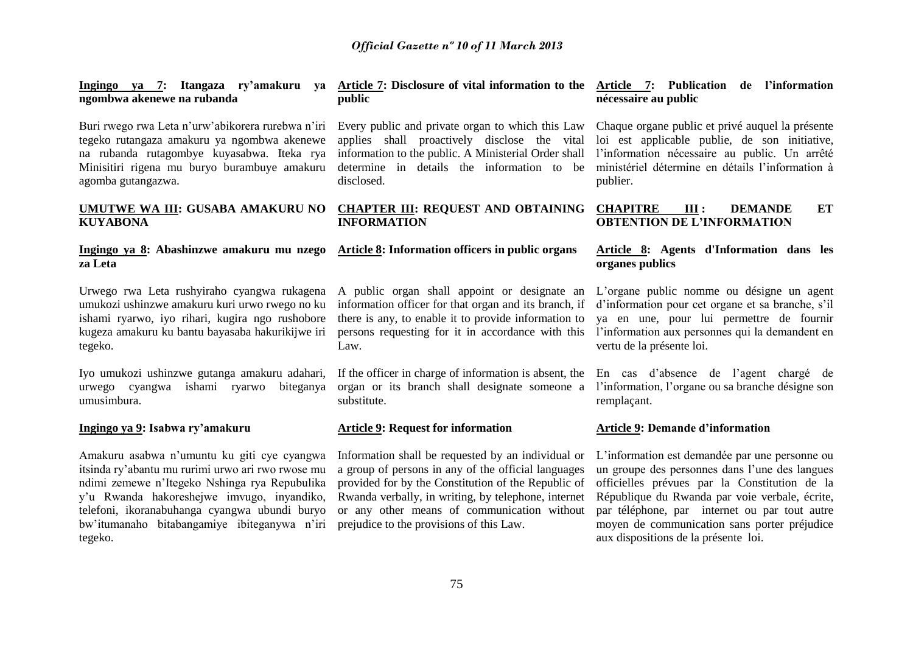**Ingingo ya 7: Itangaza ry'amakuru ya ngombwa akenewe na rubanda**

Buri rwego rwa Leta n'urw'abikorera rurebwa n'iri tegeko rutangaza amakuru ya ngombwa akenewe na rubanda rutagombye kuyasabwa. Iteka rya Minisitiri rigena mu buryo burambuye amakuru agomba gutangazwa.

**UMUTWE WA III: GUSABA AMAKURU NO KUYABONA**

**Ingingo ya 8: Abashinzwe amakuru mu nzego za Leta**

Urwego rwa Leta rushyiraho cyangwa rukagena umukozi ushinzwe amakuru kuri urwo rwego no ku ishami ryarwo, iyo rihari, kugira ngo rushobore kugeza amakuru ku bantu bayasaba hakurikijwe iri tegeko.

Iyo umukozi ushinzwe gutanga amakuru adahari, urwego cyangwa ishami ryarwo biteganya umusimbura.

**Ingingo ya 9: Isabwa ry'amakuru**

Amakuru asabwa n'umuntu ku giti cye cyangwa itsinda ry'abantu mu rurimi urwo ari rwo rwose mu ndimi zemewe n'Itegeko Nshinga rya Repubulika y'u Rwanda hakoreshejwe imvugo, inyandiko, telefoni, ikoranabuhanga cyangwa ubundi buryo bw'itumanaho bitabangamiye ibiteganywa n'iri tegeko.

**Article 7: Disclosure of vital information to the public**

Every public and private organ to which this Law applies shall proactively disclose the vital information to the public. A Ministerial Order shall determine in details the information to be disclosed.

**CHAPTER III: REQUEST AND OBTAINING INFORMATION**

**Article 8: Information officers in public organs**

A public organ shall appoint or designate an information officer for that organ and its branch, if there is any, to enable it to provide information to persons requesting for it in accordance with this Law.

If the officer in charge of information is absent, the organ or its branch shall designate someone a substitute.

**Article 9: Request for information**

Information shall be requested by an individual or a group of persons in any of the official languages provided for by the Constitution of the Republic of Rwanda verbally, in writing, by telephone, internet or any other means of communication without prejudice to the provisions of this Law.

**Article 7: Publication de l'information nécessaire au public**

Chaque organe public et privé auquel la présente loi est applicable publie, de son initiative, l'information nécessaire au public. Un arrêté ministériel détermine en détails l'information à publier.

**CHAPITRE III : DEMANDE ET OBTENTION DE L'INFORMATION**

**Article 8: Agents d'Information dans les organes publics**

L'organe public nomme ou désigne un agent d'information pour cet organe et sa branche, s'il ya en une, pour lui permettre de fournir l'information aux personnes qui la demandent en vertu de la présente loi.

En cas d'absence de l'agent chargé de l'information, l'organe ou sa branche désigne son remplaçant.

**Article 9: Demande d'information**

L'information est demandée par une personne ou un groupe des personnes dans l'une des langues officielles prévues par la Constitution de la République du Rwanda par voie verbale, écrite, par téléphone, par internet ou par tout autre moyen de communication sans porter préjudice aux dispositions de la présente loi.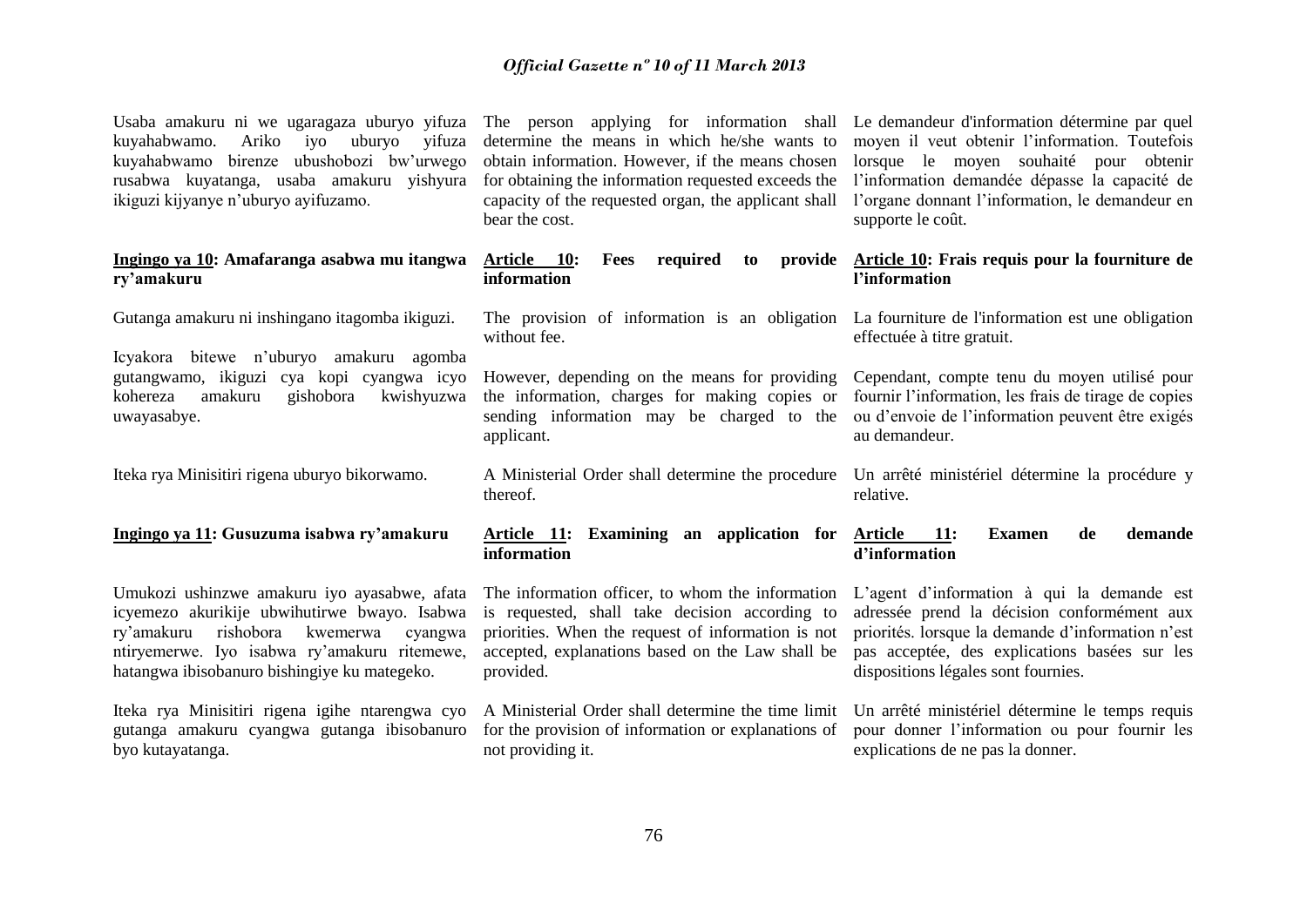Usaba amakuru ni we ugaragaza uburyo yifuza kuyahabwamo. Ariko iyo uburyo yifuza kuyahabwamo birenze ubushobozi bw'urwego rusabwa kuyatanga, usaba amakuru yishyura ikiguzi kijyanye n'uburyo ayifuzamo.

**<u>Ingingo ya 10</u>: Amafaranga asabwa mu itangwa ry'amakuru**

Gutanga amakuru ni inshingano itagomba ikiguzi.

Icyakora bitewe n'uburyo amakuru agomba gutangwamo, ikiguzi cya kopi cyangwa icyo kohereza amakuru gishobora kwishyuzwa uwayasabye.

Iteka rya Minisitiri rigena uburyo bikorwamo.

**<u>Ingingo ya 11</u>: Gusuzuma isabwa ry'amakuru**

Umukozi ushinzwe amakuru iyo ayasabwe, afata icyemezo akurikije ubwihutirwe bwayo. Isabwa ry'amakuru rishobora kwemerwa cyangwa ntiryemerwe. Iyo isabwa ry'amakuru ritemewe, hatangwa ibisobanuro bishingiye ku mategeko.

Iteka rya Minisitiri rigena igihe ntarengwa cyo gutanga amakuru cyangwa gutanga ibisobanuro byo kutayatanga.

The person applying for information shall determine the means in which he/she wants to obtain information. However, if the means chosen for obtaining the information requested exceeds the capacity of the requested organ, the applicant shall bear the cost.

**<u>Article 10</u>: Fees required to provide information**

The provision of information is an obligation without fee.

However, depending on the means for providing the information, charges for making copies or sending information may be charged to the applicant.

A Ministerial Order shall determine the procedure thereof.

**<u>Article 11</u>: Examining an application for information**

The information officer, to whom the information is requested, shall take decision according to priorities. When the request of information is not accepted, explanations based on the Law shall be provided.

A Ministerial Order shall determine the time limit for the provision of information or explanations of not providing it.

Le demandeur d'information détermine par quel moyen il veut obtenir l'information. Toutefois lorsque le moyen souhaité pour obtenir l'information demandée dépasse la capacité de l'organe donnant l'information, le demandeur en supporte le coût.

**<u>Article 10</u>: Frais requis pour la fourniture de l'information**

La fourniture de l'information est une obligation effectuée à titre gratuit.

Cependant, compte tenu du moyen utilisé pour fournir l'information, les frais de tirage de copies ou d'envoie de l'information peuvent être exigés au demandeur.

Un arrêté ministériel détermine la procédure y relative.

**<u>Article 11</u>: Examen de demande d'information**

L'agent d'information à qui la demande est adressée prend la décision conformément aux priorités. lorsque la demande d'information n'est pas acceptée, des explications basées sur les dispositions légales sont fournies.

Un arrêté ministériel détermine le temps requis pour donner l'information ou pour fournir les explications de ne pas la donner.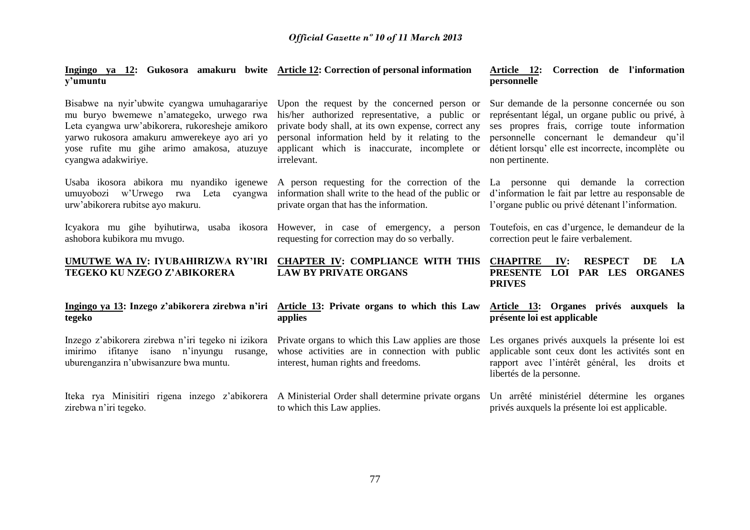**Ingingo ya 12: Gukosora amakuru bwite y'umuntu**

Bisabwe na nyir'ubwite cyangwa umuhagarariye mu buryo bwemewe n'amategeko, urwego rwa Leta cyangwa urw'abikorera, rukoresheje amikoro yarwo rukosora amakuru amwerekeye ayo ari yo yose rufite mu gihe arimo amakosa, atuzuye cyangwa adakwiriye.

Usaba ikosora abikora mu nyandiko igenewe umuyobozi w'Urwego rwa Leta cyangwa urw'abikorera rubitse ayo makuru.

Icyakora mu gihe byihutirwa, usaba ikosora ashobora kubikora mu mvugo.

**UMUTWE WA IV: IYUBAHIRIZWA RY'IRI TEGEKO KU NZEGO Z'ABIKORERA**

**Ingingo ya 13: Inzego z'abikorera zirebwa n'iri tegeko**

Inzego z'abikorera zirebwa n'iri tegeko ni izikora imirimo ifitanye isano n'inyungu rusange, uburenganzira n'ubwisanzure bwa muntu.

Iteka rya Minisitiri rigena inzego z'abikorera zirebwa n'iri tegeko.

**Article 12: Correction of personal information**

Upon the request by the concerned person or his/her authorized representative, a public or private body shall, at its own expense, correct any personal information held by it relating to the applicant which is inaccurate, incomplete or irrelevant.

A person requesting for the correction of the information shall write to the head of the public or private organ that has the information.

However, in case of emergency, a person requesting for correction may do so verbally.

**CHAPTER IV: COMPLIANCE WITH THIS LAW BY PRIVATE ORGANS**

**Article 13: Private organs to which this Law applies**

Private organs to which this Law applies are those whose activities are in connection with public interest, human rights and freedoms.

A Ministerial Order shall determine private organs to which this Law applies.

**Article 12: Correction de l'information personnelle**

Sur demande de la personne concernée ou son représentant légal, un organe public ou privé, à ses propres frais, corrige toute information personnelle concernant le demandeur qu'il détient lorsqu' elle est incorrecte, incomplète ou non pertinente.

La personne qui demande la correction d'information le fait par lettre au responsable de l'organe public ou privé détenant l'information.

Toutefois, en cas d'urgence, le demandeur de la correction peut le faire verbalement.

**CHAPITRE IV: RESPECT DE LA PRESENTE LOI PAR LES ORGANES PRIVES**

**Article 13: Organes privés auxquels la présente loi est applicable**

Les organes privés auxquels la présente loi est applicable sont ceux dont les activités sont en rapport avec l'intérêt général, les droits et libertés de la personne.

Un arrêté ministériel détermine les organes privés auxquels la présente loi est applicable.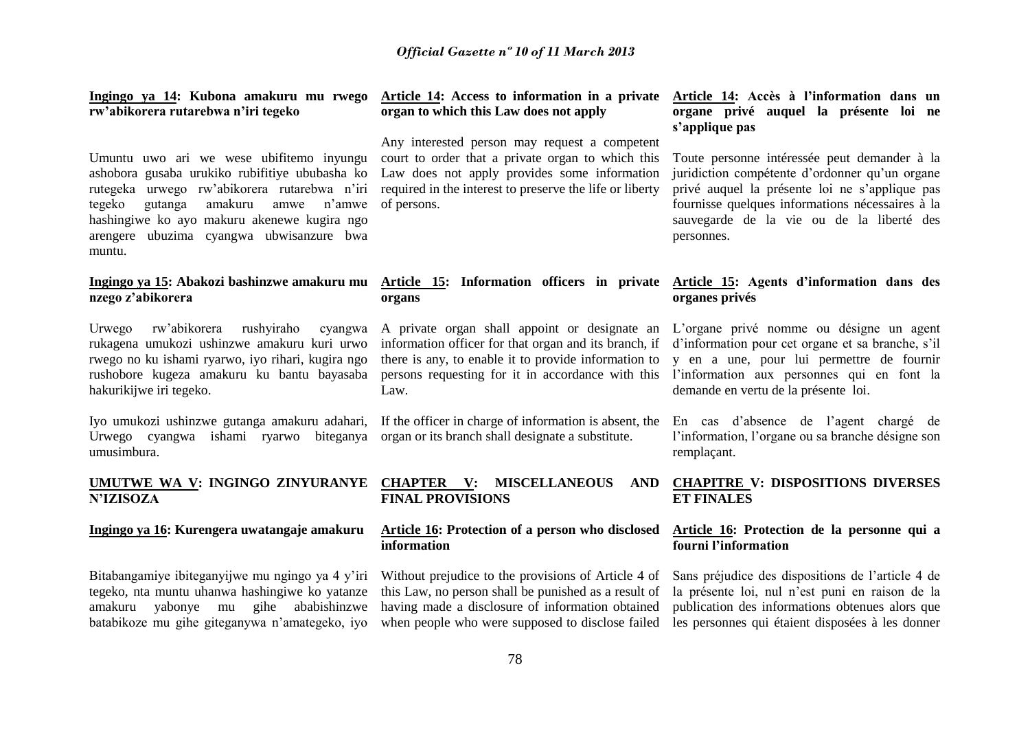**Ingingo ya 14: Kubona amakuru mu rwego rw'abikorera rutarebwa n'iri tegeko**

Umuntu uwo ari we wese ubifitemo inyungu ashobora gusaba urukiko rubifitiye ububasha ko rutegeka urwego rw'abikorera rutarebwa n'iri tegeko gutanga amakuru amwe n'amwe hashingiwe ko ayo makuru akenewe kugira ngo arengere ubuzima cyangwa ubwisanzure bwa muntu.

**Ingingo ya 15: Abakozi bashinzwe amakuru mu nzego z'abikorera**

Urwego rw'abikorera rushyiraho cyangwa rukagena umukozi ushinzwe amakuru kuri urwo rwego no ku ishami ryarwo, iyo rihari, kugira ngo rushobore kugeza amakuru ku bantu bayasaba hakurikijwe iri tegeko.

Iyo umukozi ushinzwe gutanga amakuru adahari, Urwego cyangwa ishami ryarwo biteganya umusimbura.

**UMUTWE WA V: INGINGO ZINYURANYE N'IZISOZA**

**Ingingo ya 16: Kurengera uwatangaje amakuru**

Bitabangamiye ibiteganyijwe mu ngingo ya 4 y'iri tegeko, nta muntu uhanwa hashingiwe ko yatanze amakuru yabonye mu gihe ababishinzwe batabikoze mu gihe giteganywa n'amategeko, iyo

**Article 14: Access to information in a private organ to which this Law does not apply**

Any interested person may request a competent court to order that a private organ to which this Law does not apply provides some information required in the interest to preserve the life or liberty of persons.

**Article 15: Information officers in private organs**

A private organ shall appoint or designate an information officer for that organ and its branch, if there is any, to enable it to provide information to persons requesting for it in accordance with this Law.

If the officer in charge of information is absent, the organ or its branch shall designate a substitute.

**CHAPTER V: MISCELLANEOUS AND FINAL PROVISIONS**

**Article 16: Protection of a person who disclosed information**

Without prejudice to the provisions of Article 4 of this Law, no person shall be punished as a result of having made a disclosure of information obtained when people who were supposed to disclose failed

**Article 14: Accès à l'information dans un organe privé auquel la présente loi ne s'applique pas**

Toute personne intéressée peut demander à la juridiction compétente d'ordonner qu'un organe privé auquel la présente loi ne s'applique pas fournisse quelques informations nécessaires à la sauvegarde de la vie ou de la liberté des personnes.

**Article 15: Agents d'information dans des organes privés**

L'organe privé nomme ou désigne un agent d'information pour cet organe et sa branche, s'il y en a une, pour lui permettre de fournir l'information aux personnes qui en font la demande en vertu de la présente loi.

En cas d'absence de l'agent chargé de l'information, l'organe ou sa branche désigne son remplaçant.

**CHAPITRE V: DISPOSITIONS DIVERSES ET FINALES**

**Article 16: Protection de la personne qui a fourni l'information**

Sans préjudice des dispositions de l'article 4 de la présente loi, nul n'est puni en raison de la publication des informations obtenues alors que les personnes qui étaient disposées à les donner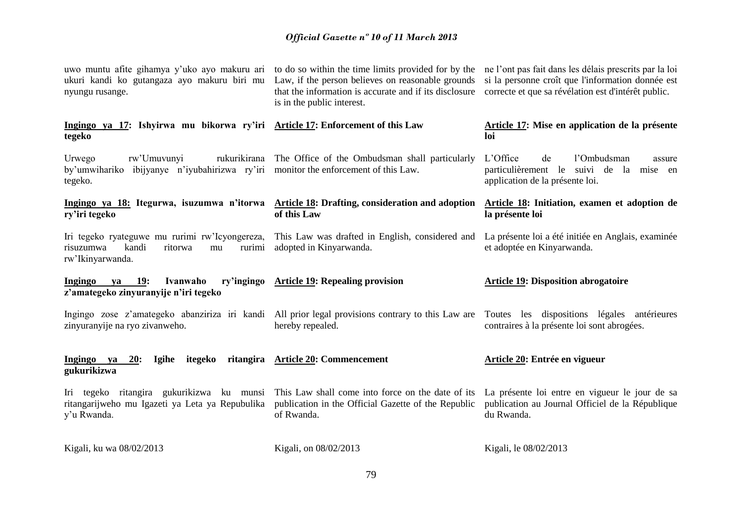uwo muntu afite gihamya y'uko ayo makuru ari ukuri kandi ko gutangaza ayo makuru biri mu nyungu rusange.

**Ingingo ya 17: Ishyirwa mu bikorwa ry'iri tegeko**

Urwego rw'Umuvunyi rukurikirana by'umwihariko ibijyanye n'iyubahirizwa ry'iri tegeko.

**Ingingo ya 18: Itegurwa, isuzumwa n'itorwa ry'iri tegeko**

Iri tegeko ryateguwe mu rurimi rw'Icyongereza, risuzumwa kandi ritorwa mu rurimi rw'Ikinyarwanda.

**Ingingo ya 19: Ivanwaho ry'ingingo z'amategeko zinyuranyije n'iri tegeko**

Ingingo zose z'amategeko abanziriza iri kandi zinyuranyije na ryo zivanweho.

**Ingingo ya 20: Igihe itegeko ritangira gukurikizwa**

Iri tegeko ritangira gukurikizwa ku munsi ritangarijweho mu Igazeti ya Leta ya Repubulika y'u Rwanda.

Kigali, ku wa 08/02/2013

to do so within the time limits provided for by the Law, if the person believes on reasonable grounds that the information is accurate and if its disclosure is in the public interest.

**Article 17: Enforcement of this Law**

The Office of the Ombudsman shall particularly monitor the enforcement of this Law.

**Article 18: Drafting, consideration and adoption of this Law**

This Law was drafted in English, considered and adopted in Kinyarwanda.

**Article 19: Repealing provision**

All prior legal provisions contrary to this Law are hereby repealed.

**Article 20: Commencement**

This Law shall come into force on the date of its publication in the Official Gazette of the Republic of Rwanda.

Kigali, on 08/02/2013

ne l'ont pas fait dans les délais prescrits par la loi si la personne croît que l'information donnée est correcte et que sa révélation est d'intérêt public.

**Article 17: Mise en application de la présente loi**

L'Office de l'Ombudsman assure particulièrement le suivi de la mise en application de la présente loi.

**Article 18: Initiation, examen et adoption de la présente loi**

La présente loi a été initiée en Anglais, examinée et adoptée en Kinyarwanda.

**Article 19: Disposition abrogatoire**

Toutes les dispositions légales antérieures contraires à la présente loi sont abrogées.

**Article 20: Entrée en vigueur**

La présente loi entre en vigueur le jour de sa publication au Journal Officiel de la République du Rwanda.

Kigali, le 08/02/2013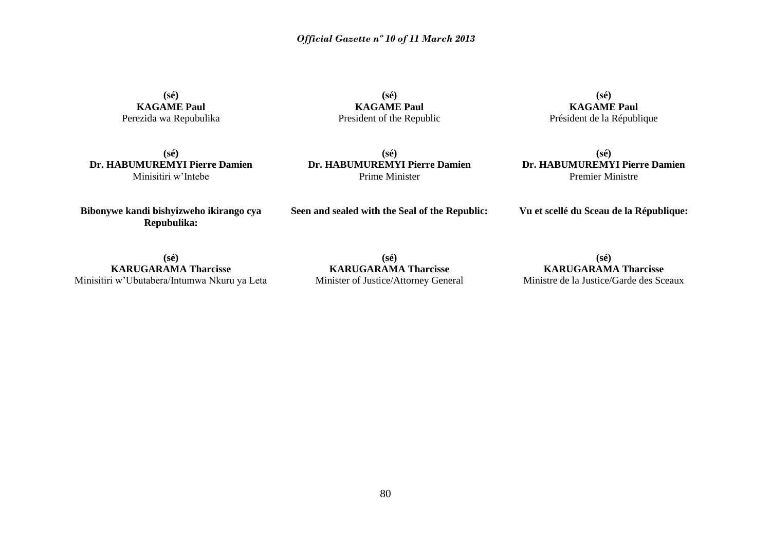**(sé)**
**KAGAME Paul**
Perezida wa Repubulika

**(sé)**
**Dr. HABUMUREMYI Pierre Damien**
Minisitiri w'Intebe

**Bibonywe kandi bishyizweho ikirango cya Repubulika:**

**(sé)**
**KARUGARAMA Tharcisse**
Minisitiri w'Ubutabera/Intumwa Nkuru ya Leta

**(sé)**
**KAGAME Paul**
President of the Republic

**(sé)**
**Dr. HABUMUREMYI Pierre Damien**
Prime Minister

**Seen and sealed with the Seal of the Republic:**

**(sé)**
**KARUGARAMA Tharcisse**
Minister of Justice/Attorney General

**(sé)**
**KAGAME Paul**
Président de la République

**(sé)**
**Dr. HABUMUREMYI Pierre Damien**
Premier Ministre

**Vu et scellé du Sceau de la République:**

**(sé)**
**KARUGARAMA Tharcisse**
Ministre de la Justice/Garde des Sceaux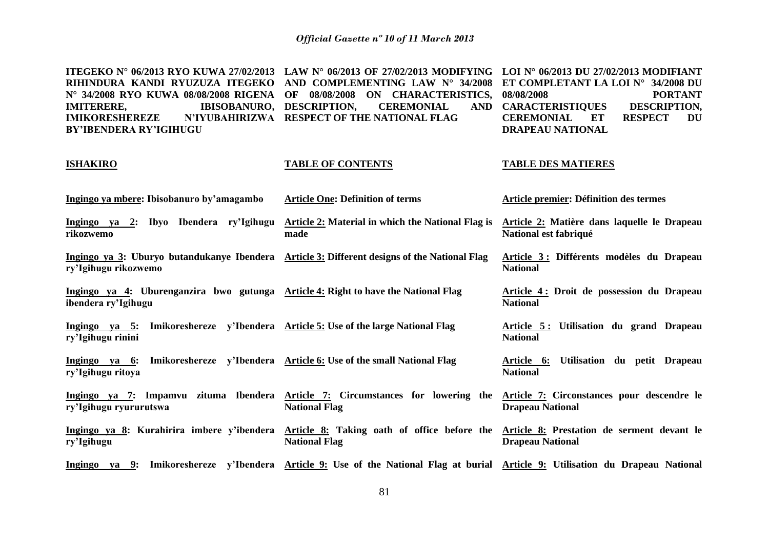**ITEGEKO N° 06/2013 RYO KUWA 27/02/2013 RIHINDURA KANDI RYUZUZA ITEGEKO N° 34/2008 RYO KUWA 08/08/2008 RIGENA IMITERERE, IBISOBANURO, IMIKORESHEREZE N'IYUBAHIRIZWA BY'IBENDERA RY'IGIHUGU**

**LAW N° 06/2013 OF 27/02/2013 MODIFYING AND COMPLEMENTING LAW N° 34/2008 OF 08/08/2008 ON CHARACTERISTICS, DESCRIPTION, CEREMONIAL AND RESPECT OF THE NATIONAL FLAG**

**LOI N° 06/2013 DU 27/02/2013 MODIFIANT ET COMPLETANT LA LOI N° 34/2008 DU 08/08/2008 PORTANT CARACTERISTIQUES DESCRIPTION, CEREMONIAL ET RESPECT DU DRAPEAU NATIONAL**

| **ISHAKIRO** | **TABLE OF CONTENTS** | **TABLE DES MATIERES** |
|---|---|---|
| **Ingingo ya mbere: Ibisobanuro by'amagambo** | **Article One: Definition of terms** | **Article premier: Définition des termes** |
| **Ingingo ya 2: Ibyo Ibendera ry'Igihugu rikozwemo** | **Article 2: Material in which the National Flag is made** | **Article 2: Matière dans laquelle le Drapeau National est fabriqué** |
| **Ingingo ya 3: Uburyo butandukanye Ibendera ry'Igihugu rikozwemo** | **Article 3: Different designs of the National Flag** | **Article 3 : Différents modèles du Drapeau National** |
| **Ingingo ya 4: Uburenganzira bwo gutunga ibendera ry'Igihugu** | **Article 4: Right to have the National Flag** | **Article 4 : Droit de possession du Drapeau National** |
| **Ingingo ya 5: Imikoreshereze y'Ibendera ry'Igihugu rinini** | **Article 5: Use of the large National Flag** | **Article 5 : Utilisation du grand Drapeau National** |
| **Ingingo ya 6: Imikoreshereze y'Ibendera ry'Igihugu ritoya** | **Article 6: Use of the small National Flag** | **Article 6: Utilisation du petit Drapeau National** |
| **Ingingo ya 7: Impamvu zituma Ibendera ry'Igihugu ryururutswa** | **Article 7: Circumstances for lowering the National Flag** | **Article 7: Circonstances pour descendre le Drapeau National** |
| **Ingingo ya 8: Kurahirira imbere y'ibendera ry'Igihugu** | **Article 8: Taking oath of office before the National Flag** | **Article 8: Prestation de serment devant le Drapeau National** |
| **Ingingo ya 9: Imikoreshereze y'Ibendera** | **Article 9: Use of the National Flag at burial** | **Article 9: Utilisation du Drapeau National** |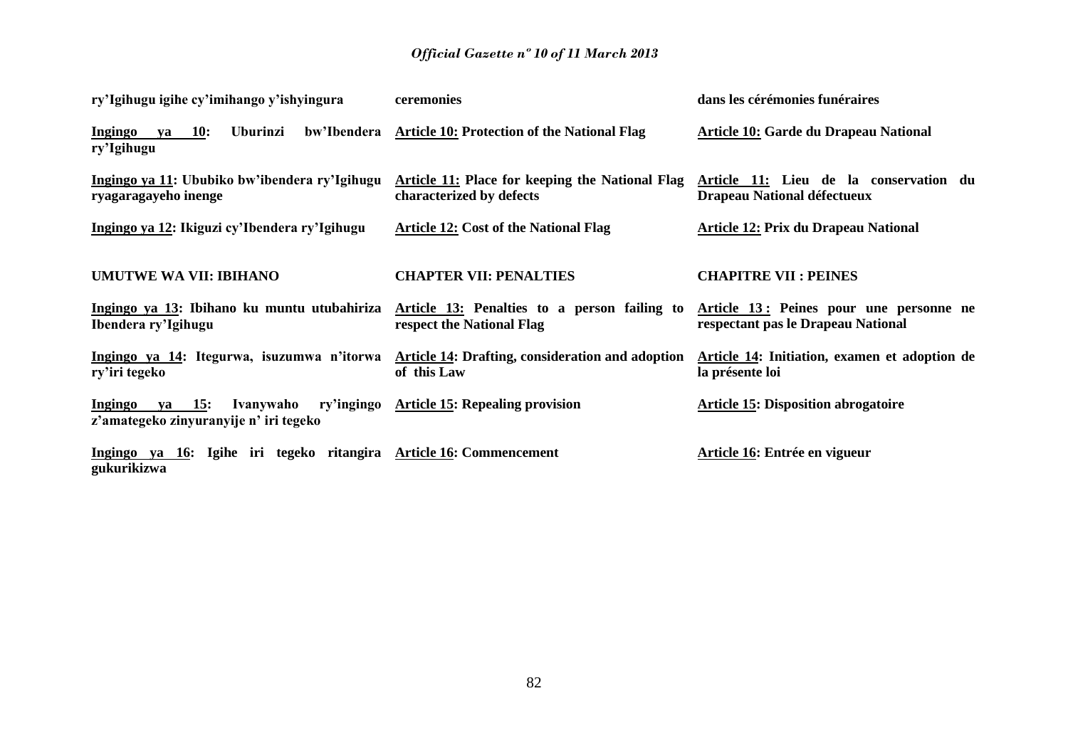ry'Igihugu igihe cy'imihango y'ishyingura | ceremonies | dans les cérémonies funéraires

**Ingingo ya 10: Uburinzi bw'Ibendera ry'Igihugu**

**Article 10: Protection of the National Flag**

**Article 10: Garde du Drapeau National**

**Ingingo ya 11: Ububiko bw'ibendera ry'Igihugu ryagaragayeho inenge**

**Article 11: Place for keeping the National Flag characterized by defects**

**Article 11: Lieu de la conservation du Drapeau National défectueux**

**Ingingo ya 12: Ikiguzi cy'Ibendera ry'Igihugu**

**Article 12: Cost of the National Flag**

**Article 12: Prix du Drapeau National**

**UMUTWE WA VII: IBIHANO**

**CHAPTER VII: PENALTIES**

**CHAPITRE VII : PEINES**

**Ingingo ya 13: Ibihano ku muntu utubahiriza Ibendera ry'Igihugu**

**Article 13: Penalties to a person failing to respect the National Flag**

**Article 13 : Peines pour une personne ne respectant pas le Drapeau National**

**Ingingo ya 14: Itegurwa, isuzumwa n'itorwa ry'iri tegeko**

**Article 14: Drafting, consideration and adoption of this Law**

**Article 14: Initiation, examen et adoption de la présente loi**

**Ingingo ya 15: Ivanywaho ry'ingingo z'amategeko zinyuranyije n' iri tegeko**

**Article 15: Repealing provision**

**Article 15: Disposition abrogatoire**

**Ingingo ya 16: Igihe iri tegeko ritangira gukurikizwa**

**Article 16: Commencement**

**Article 16: Entrée en vigueur**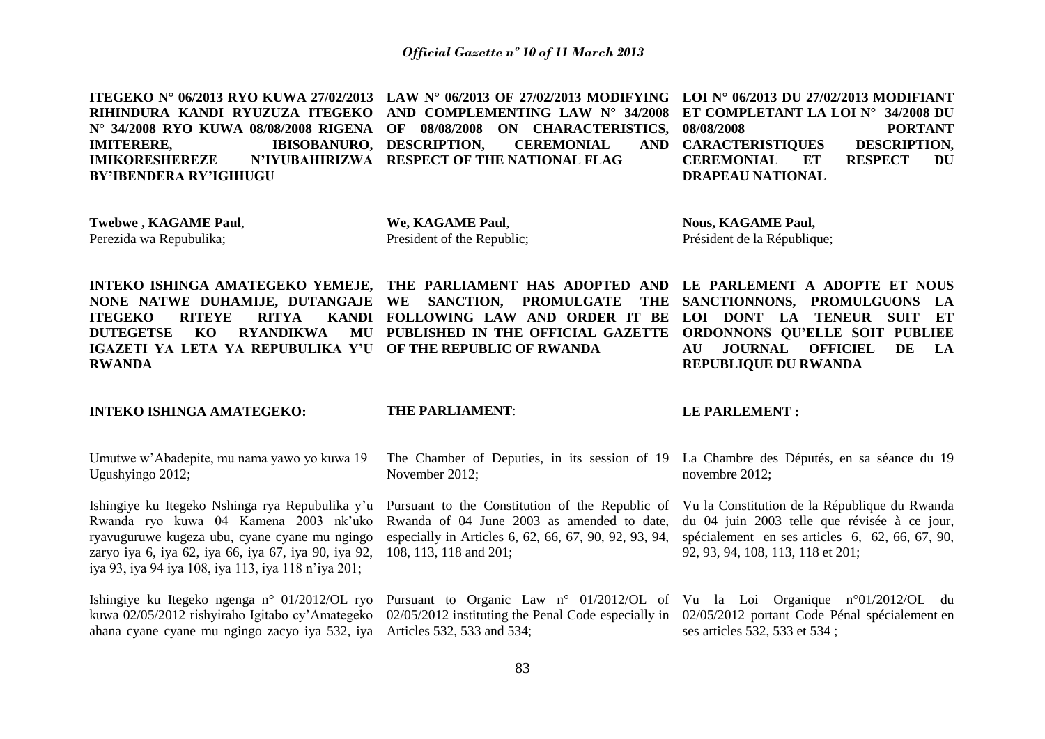**ITEGEKO N° 06/2013 RYO KUWA 27/02/2013 RIHINDURA KANDI RYUZUZA ITEGEKO N° 34/2008 RYO KUWA 08/08/2008 RIGENA IMITERERE, IBISOBANURO, IMIKORESHEREZE N'IYUBAHIRIZWA BY'IBENDERA RY'IGIHUGU**

**Twebwe , KAGAME Paul**,
Perezida wa Repubulika;

**INTEKO ISHINGA AMATEGEKO YEMEJE, NONE NATWE DUHAMIJE, DUTANGAJE ITEGEKO RITEYE RITYA KANDI DUTEGETSE KO RYANDIKWA MU IGAZETI YA LETA YA REPUBULIKA Y'U RWANDA**

**INTEKO ISHINGA AMATEGEKO:**

Umutwe w'Abadepite, mu nama yawo yo kuwa 19 Ugushyingo 2012;

Ishingiye ku Itegeko Nshinga rya Repubulika y'u Rwanda ryo kuwa 04 Kamena 2003 nk'uko ryavuguruwe kugeza ubu, cyane cyane mu ngingo zaryo iya 6, iya 62, iya 66, iya 67, iya 90, iya 92, iya 93, iya 94 iya 108, iya 113, iya 118 n'iya 201;

Ishingiye ku Itegeko ngenga n° 01/2012/OL ryo kuwa 02/05/2012 rishyiraho Igitabo cy'Amategeko ahana cyane cyane mu ngingo zacyo iya 532, iya

**LAW N° 06/2013 OF 27/02/2013 MODIFYING AND COMPLEMENTING LAW N° 34/2008 OF 08/08/2008 ON CHARACTERISTICS, DESCRIPTION, CEREMONIAL AND RESPECT OF THE NATIONAL FLAG**

**We, KAGAME Paul**,
President of the Republic;

**THE PARLIAMENT HAS ADOPTED AND WE SANCTION, PROMULGATE THE FOLLOWING LAW AND ORDER IT BE PUBLISHED IN THE OFFICIAL GAZETTE OF THE REPUBLIC OF RWANDA**

**THE PARLIAMENT**:

The Chamber of Deputies, in its session of 19 November 2012;

Pursuant to the Constitution of the Republic of Rwanda of 04 June 2003 as amended to date, especially in Articles 6, 62, 66, 67, 90, 92, 93, 94, 108, 113, 118 and 201;

Pursuant to Organic Law n° 01/2012/OL of 02/05/2012 instituting the Penal Code especially in Articles 532, 533 and 534;

**LOI N° 06/2013 DU 27/02/2013 MODIFIANT ET COMPLETANT LA LOI N° 34/2008 DU 08/08/2008 PORTANT CARACTERISTIQUES DESCRIPTION, CEREMONIAL ET RESPECT DU DRAPEAU NATIONAL**

**Nous, KAGAME Paul,**
Président de la République;

**LE PARLEMENT A ADOPTE ET NOUS SANCTIONNONS, PROMULGUONS LA LOI DONT LA TENEUR SUIT ET ORDONNONS QU'ELLE SOIT PUBLIEE AU JOURNAL OFFICIEL DE LA REPUBLIQUE DU RWANDA**

**LE PARLEMENT :**

La Chambre des Députés, en sa séance du 19 novembre 2012;

Vu la Constitution de la République du Rwanda du 04 juin 2003 telle que révisée à ce jour, spécialement en ses articles 6, 62, 66, 67, 90, 92, 93, 94, 108, 113, 118 et 201;

Vu la Loi Organique n°01/2012/OL du 02/05/2012 portant Code Pénal spécialement en ses articles 532, 533 et 534 ;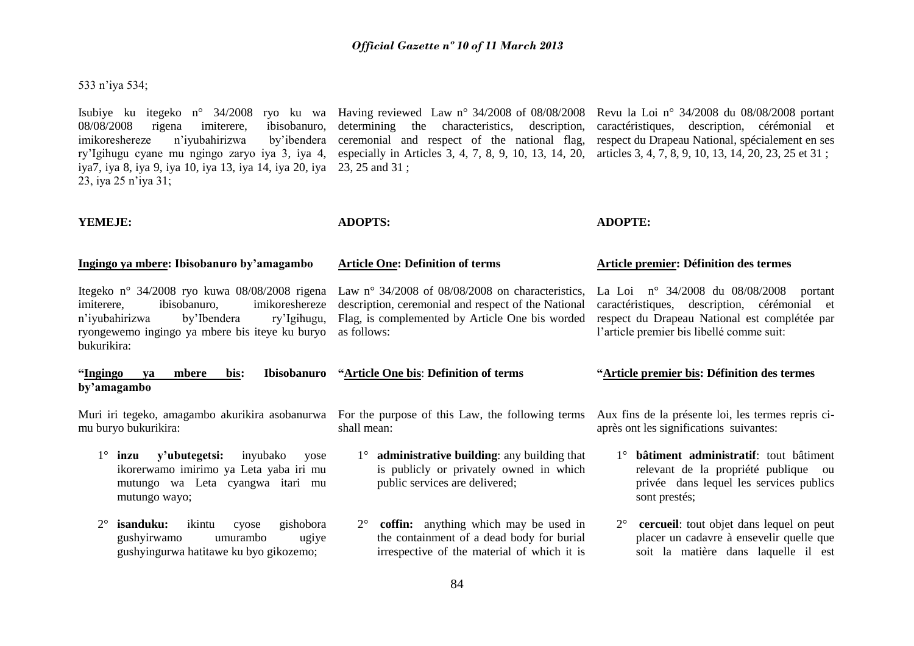533 n'iya 534;

Isubiye ku itegeko n° 34/2008 ryo ku wa 08/08/2008 rigena imiterere, ibisobanuro, imikoreshereze n'iyubahirizwa by'ibendera ry'Igihugu cyane mu ngingo zaryo iya 3, iya 4, iya7, iya 8, iya 9, iya 10, iya 13, iya 14, iya 20, iya 23, iya 25 n'iya 31;

**YEMEJE:**

**Ingingo ya mbere: Ibisobanuro by'amagambo**

Itegeko n° 34/2008 ryo kuwa 08/08/2008 rigena imiterere, ibisobanuro, imikoreshereze n'iyubahirizwa by'Ibendera ry'Igihugu, ryongewemo ingingo ya mbere bis iteye ku buryo bukurikira:

**"Ingingo ya mbere bis: Ibisobanuro by'amagambo**

Muri iri tegeko, amagambo akurikira asobanurwa mu buryo bukurikira:

1° **inzu y'ubutegetsi:** inyubako yose ikorerwamo imirimo ya Leta yaba iri mu mutungo wa Leta cyangwa itari mu mutungo wayo;

2° **isanduku:** ikintu cyose gishobora gushyirwamo umurambo ugiye gushyingurwa hatitawe ku byo gikozemo;

Having reviewed Law n° 34/2008 of 08/08/2008 determining the characteristics, description, ceremonial and respect of the national flag, especially in Articles 3, 4, 7, 8, 9, 10, 13, 14, 20, 23, 25 and 31 ;

**ADOPTS:**

**Article One: Definition of terms**

Law n° 34/2008 of 08/08/2008 on characteristics, description, ceremonial and respect of the National Flag, is complemented by Article One bis worded as follows:

**"Article One bis: Definition of terms**

For the purpose of this Law, the following terms shall mean:

1° **administrative building**: any building that is publicly or privately owned in which public services are delivered;

2° **coffin:** anything which may be used in the containment of a dead body for burial irrespective of the material of which it is

Revu la Loi n° 34/2008 du 08/08/2008 portant caractéristiques, description, cérémonial et respect du Drapeau National, spécialement en ses articles 3, 4, 7, 8, 9, 10, 13, 14, 20, 23, 25 et 31 ;

**ADOPTE:**

**Article premier: Définition des termes**

La Loi n° 34/2008 du 08/08/2008 portant caractéristiques, description, cérémonial et respect du Drapeau National est complétée par l'article premier bis libellé comme suit:

**"Article premier bis: Définition des termes**

Aux fins de la présente loi, les termes repris ci-après ont les significations suivantes:

1° **bâtiment administratif**: tout bâtiment relevant de la propriété publique ou privée dans lequel les services publics sont prestés;

2° **cercueil**: tout objet dans lequel on peut placer un cadavre à ensevelir quelle que soit la matière dans laquelle il est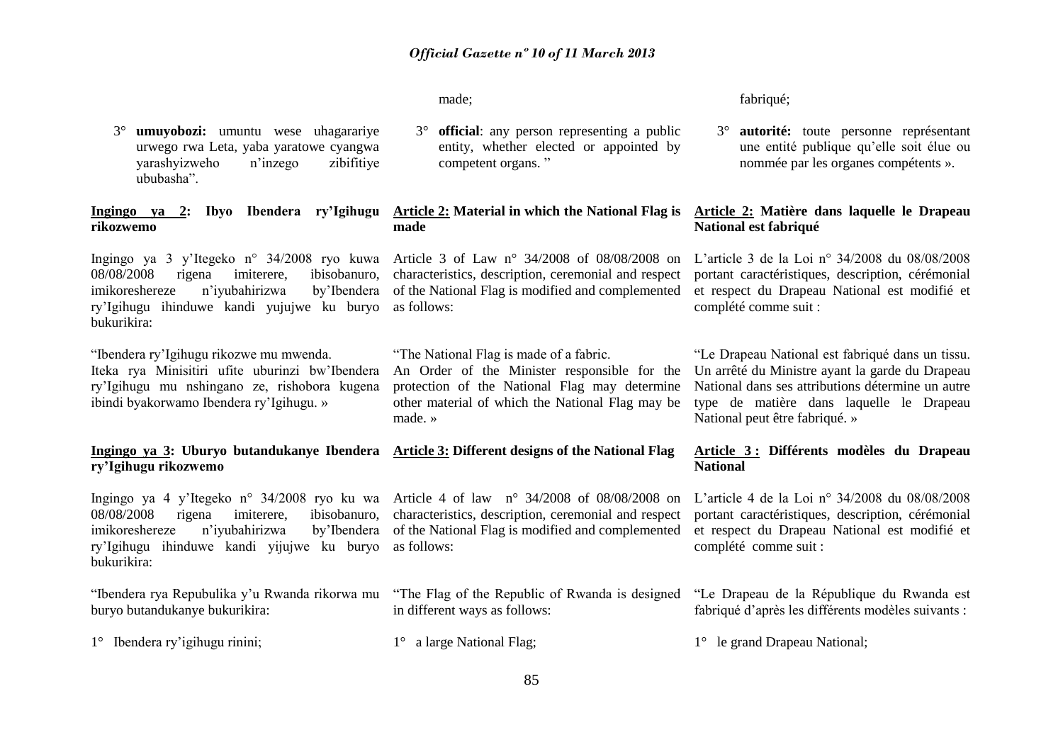made;

fabriqué;

3° **umuyobozi:** umuntu wese uhagarariye urwego rwa Leta, yaba yaratowe cyangwa yarashyizweho n'inzego zibifitiye ububasha".

3° **official**: any person representing a public entity, whether elected or appointed by competent organs. "

3° **autorité:** toute personne représentant une entité publique qu'elle soit élue ou nommée par les organes compétents ».

**Ingingo ya 2: Ibyo Ibendera ry'Igihugu rikozwemo**

Ingingo ya 3 y'Itegeko n° 34/2008 ryo kuwa 08/08/2008 rigena imiterere, ibisobanuro, imikoreshereze n'iyubahirizwa by'Ibendera ry'Igihugu ihinduwe kandi yujujwe ku buryo bukurikira:

"Ibendera ry'Igihugu rikozwe mu mwenda.
Iteka rya Minisitiri ufite uburinzi bw'Ibendera ry'Igihugu mu nshingano ze, rishobora kugena ibindi byakorwamo Ibendera ry'Igihugu. »

**Article 2: Material in which the National Flag is made**

Article 3 of Law n° 34/2008 of 08/08/2008 on characteristics, description, ceremonial and respect of the National Flag is modified and complemented as follows:

"The National Flag is made of a fabric.
An Order of the Minister responsible for the protection of the National Flag may determine other material of which the National Flag may be made. »

**Article 2: Matière dans laquelle le Drapeau National est fabriqué**

L'article 3 de la Loi n° 34/2008 du 08/08/2008 portant caractéristiques, description, cérémonial et respect du Drapeau National est modifié et complété comme suit :

"Le Drapeau National est fabriqué dans un tissu.
Un arrêté du Ministre ayant la garde du Drapeau National dans ses attributions détermine un autre type de matière dans laquelle le Drapeau National peut être fabriqué. »

**Ingingo ya 3: Uburyo butandukanye Ibendera ry'Igihugu rikozwemo**

Ingingo ya 4 y'Itegeko n° 34/2008 ryo ku wa 08/08/2008 rigena imiterere, ibisobanuro, imikoreshereze n'iyubahirizwa by'Ibendera ry'Igihugu ihinduwe kandi yijujwe ku buryo bukurikira:

"Ibendera rya Repubulika y'u Rwanda rikorwa mu buryo butandukanye bukurikira:

1° Ibendera ry'igihugu rinini;

**Article 3: Different designs of the National Flag**

Article 4 of law n° 34/2008 of 08/08/2008 on characteristics, description, ceremonial and respect of the National Flag is modified and complemented as follows:

"The Flag of the Republic of Rwanda is designed in different ways as follows:

1° a large National Flag;

**Article 3 : Différents modèles du Drapeau National**

L'article 4 de la Loi n° 34/2008 du 08/08/2008 portant caractéristiques, description, cérémonial et respect du Drapeau National est modifié et complété comme suit :

"Le Drapeau de la République du Rwanda est fabriqué d'après les différents modèles suivants :

1° le grand Drapeau National;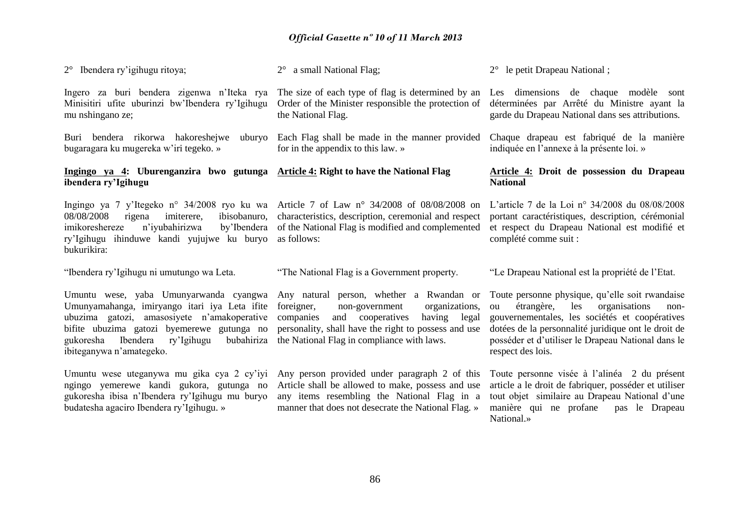2° Ibendera ry'igihugu ritoya;

Ingero za buri bendera zigenwa n'Iteka rya Minisitiri ufite uburinzi bw'Ibendera ry'Igihugu mu nshingano ze;

Buri bendera rikorwa hakoreshejwe uburyo bugaragara ku mugereka w'iri tegeko. »

**Ingingo ya 4: Uburenganzira bwo gutunga ibendera ry'Igihugu**

Ingingo ya 7 y'Itegeko n° 34/2008 ryo ku wa 08/08/2008 rigena imiterere, ibisobanuro, imikoreshereze n'iyubahirizwa by'Ibendera ry'Igihugu ihinduwe kandi yujujwe ku buryo bukurikira:

"Ibendera ry'Igihugu ni umutungo wa Leta.

Umuntu wese, yaba Umunyarwanda cyangwa Umunyamahanga, imiryango itari iya Leta ifite ubuzima gatozi, amasosiyete n'amakoperative bifite ubuzima gatozi byemerewe gutunga no gukoresha Ibendera ry'Igihugu bubahiriza ibiteganywa n'amategeko.

Umuntu wese uteganywa mu gika cya 2 cy'iyi ngingo yemerewe kandi gukora, gutunga no gukoresha ibisa n'Ibendera ry'Igihugu mu buryo budatesha agaciro Ibendera ry'Igihugu. »

2° a small National Flag;

The size of each type of flag is determined by an Order of the Minister responsible the protection of the National Flag.

Each Flag shall be made in the manner provided for in the appendix to this law. »

**Article 4: Right to have the National Flag**

Article 7 of Law n° 34/2008 of 08/08/2008 on characteristics, description, ceremonial and respect of the National Flag is modified and complemented as follows:

"The National Flag is a Government property.

Any natural person, whether a Rwandan or foreigner, non-government organizations, companies and cooperatives having legal personality, shall have the right to possess and use the National Flag in compliance with laws.

Any person provided under paragraph 2 of this Article shall be allowed to make, possess and use any items resembling the National Flag in a manner that does not desecrate the National Flag. »

2° le petit Drapeau National ;

Les dimensions de chaque modèle sont déterminées par Arrêté du Ministre ayant la garde du Drapeau National dans ses attributions.

Chaque drapeau est fabriqué de la manière indiquée en l'annexe à la présente loi. »

**Article 4: Droit de possession du Drapeau National**

L'article 7 de la Loi n° 34/2008 du 08/08/2008 portant caractéristiques, description, cérémonial et respect du Drapeau National est modifié et complété comme suit :

"Le Drapeau National est la propriété de l'Etat.

Toute personne physique, qu'elle soit rwandaise ou étrangère, les organisations non-gouvernementales, les sociétés et coopératives dotées de la personnalité juridique ont le droit de posséder et d'utiliser le Drapeau National dans le respect des lois.

Toute personne visée à l'alinéa 2 du présent article a le droit de fabriquer, posséder et utiliser tout objet similaire au Drapeau National d'une manière qui ne profane pas le Drapeau National.»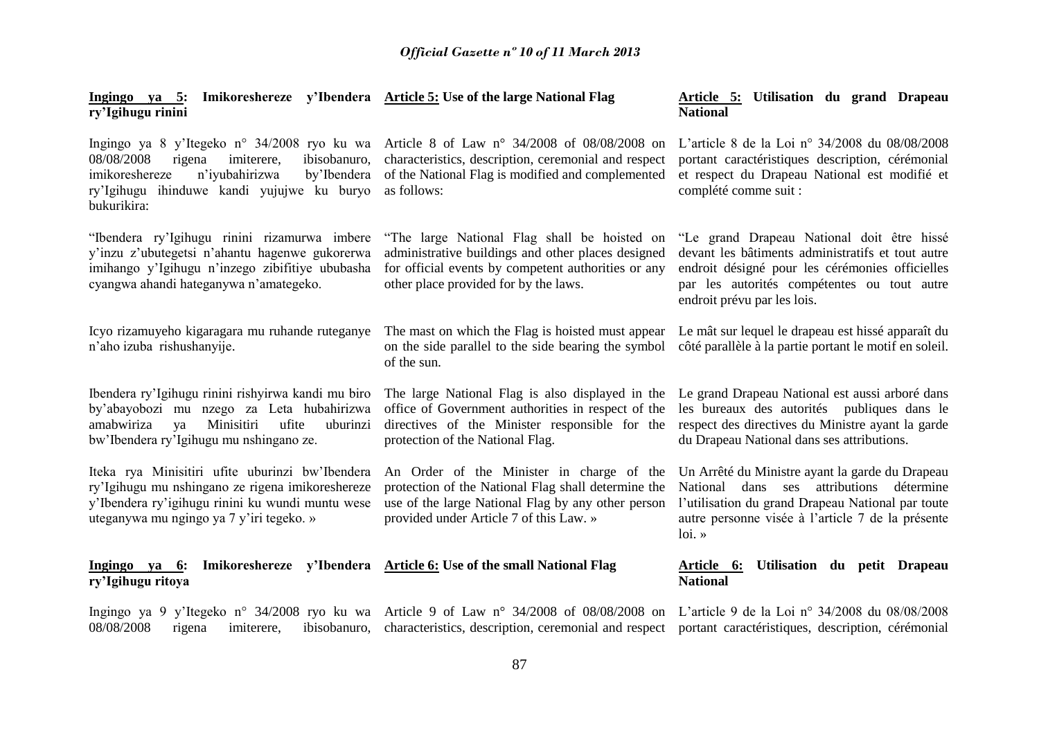**Ingingo ya 5: Imikoreshereze y'Ibendera ry'Igihugu rinini**

Ingingo ya 8 y'Itegeko n° 34/2008 ryo ku wa 08/08/2008 rigena imiterere, ibisobanuro, imikoreshereze n'iyubahirizwa by'Ibendera ry'Igihugu ihinduwe kandi yujujwe ku buryo bukurikira:

"Ibendera ry'Igihugu rinini rizamurwa imbere y'inzu z'ubutegetsi n'ahantu hagenwe gukorerwa imihango y'Igihugu n'inzego zibifitiye ububasha cyangwa ahandi hateganywa n'amategeko.

Icyo rizamuyeho kigaragara mu ruhande ruteganye n'aho izuba rishushanyije.

Ibendera ry'Igihugu rinini rishyirwa kandi mu biro by'abayobozi mu nzego za Leta hubahirizwa amabwiriza ya Minisitiri ufite uburinzi bw'Ibendera ry'Igihugu mu nshingano ze.

Iteka rya Minisitiri ufite uburinzi bw'Ibendera ry'Igihugu mu nshingano ze rigena imikoreshereze y'Ibendera ry'igihugu rinini ku wundi muntu wese uteganywa mu ngingo ya 7 y'iri tegeko. »

**Ingingo ya 6: Imikoreshereze y'Ibendera ry'Igihugu ritoya**

Ingingo ya 9 y'Itegeko n° 34/2008 ryo ku wa 08/08/2008 rigena imiterere, ibisobanuro,

---

**Article 5: Use of the large National Flag**

Article 8 of Law n° 34/2008 of 08/08/2008 on characteristics, description, ceremonial and respect of the National Flag is modified and complemented as follows:

"The large National Flag shall be hoisted on administrative buildings and other places designed for official events by competent authorities or any other place provided for by the laws.

The mast on which the Flag is hoisted must appear on the side parallel to the side bearing the symbol of the sun.

The large National Flag is also displayed in the office of Government authorities in respect of the directives of the Minister responsible for the protection of the National Flag.

An Order of the Minister in charge of the protection of the National Flag shall determine the use of the large National Flag by any other person provided under Article 7 of this Law. »

**Article 6: Use of the small National Flag**

Article 9 of Law n° 34/2008 of 08/08/2008 on characteristics, description, ceremonial and respect

---

**Article 5: Utilisation du grand Drapeau National**

L'article 8 de la Loi n° 34/2008 du 08/08/2008 portant caractéristiques description, cérémonial et respect du Drapeau National est modifié et complété comme suit :

"Le grand Drapeau National doit être hissé devant les bâtiments administratifs et tout autre endroit désigné pour les cérémonies officielles par les autorités compétentes ou tout autre endroit prévu par les lois.

Le mât sur lequel le drapeau est hissé apparaît du côté parallèle à la partie portant le motif en soleil.

Le grand Drapeau National est aussi arboré dans les bureaux des autorités publiques dans le respect des directives du Ministre ayant la garde du Drapeau National dans ses attributions.

Un Arrêté du Ministre ayant la garde du Drapeau National dans ses attributions détermine l'utilisation du grand Drapeau National par toute autre personne visée à l'article 7 de la présente loi. »

**Article 6: Utilisation du petit Drapeau National**

L'article 9 de la Loi n° 34/2008 du 08/08/2008 portant caractéristiques, description, cérémonial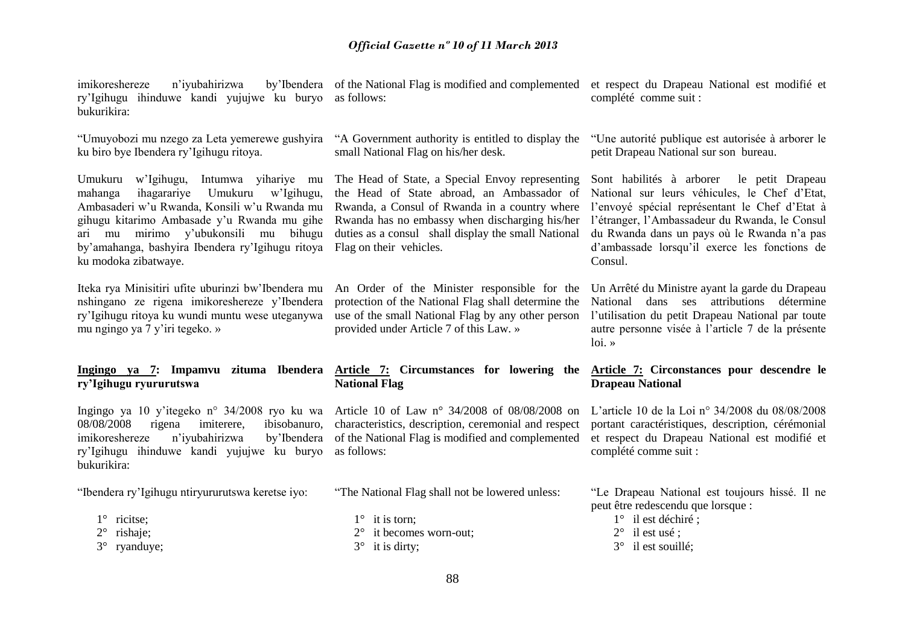imikoreshereze n'iyubahirizwa by'Ibendera ry'Igihugu ihinduwe kandi yujujwe ku buryo bukurikira:

"Umuyobozi mu nzego za Leta yemerewe gushyira ku biro bye Ibendera ry'Igihugu ritoya.

Umukuru w'Igihugu, Intumwa yihariye mu mahanga ihagarariye Umukuru w'Igihugu, Ambasaderi w'u Rwanda, Konsili w'u Rwanda mu gihugu kitarimo Ambasade y'u Rwanda mu gihe ari mu mirimo y'ubukonsili mu bihugu by'amahanga, bashyira Ibendera ry'Igihugu ritoya ku modoka zibatwaye.

Iteka rya Minisitiri ufite uburinzi bw'Ibendera mu nshingano ze rigena imikoreshereze y'Ibendera ry'Igihugu ritoya ku wundi muntu wese uteganywa mu ngingo ya 7 y'iri tegeko. »

**Ingingo ya 7: Impamvu zituma Ibendera ry'Igihugu ryururutswa**

Ingingo ya 10 y'itegeko n° 34/2008 ryo ku wa 08/08/2008 rigena imiterere, ibisobanuro, imikoreshereze n'iyubahirizwa by'Ibendera ry'Igihugu ihinduwe kandi yujujwe ku buryo bukurikira:

"Ibendera ry'Igihugu ntiryururutswa keretse iyo:

1° ricitse;
2° rishaje;
3° ryanduye;

of the National Flag is modified and complemented as follows:

"A Government authority is entitled to display the small National Flag on his/her desk.

The Head of State, a Special Envoy representing the Head of State abroad, an Ambassador of Rwanda, a Consul of Rwanda in a country where Rwanda has no embassy when discharging his/her duties as a consul shall display the small National Flag on their vehicles.

An Order of the Minister responsible for the protection of the National Flag shall determine the use of the small National Flag by any other person provided under Article 7 of this Law. »

**Article 7: Circumstances for lowering the National Flag**

Article 10 of Law n° 34/2008 of 08/08/2008 on characteristics, description, ceremonial and respect of the National Flag is modified and complemented as follows:

"The National Flag shall not be lowered unless:

1° it is torn;
2° it becomes worn-out;
3° it is dirty;

et respect du Drapeau National est modifié et complété comme suit :

"Une autorité publique est autorisée à arborer le petit Drapeau National sur son bureau.

Sont habilités à arborer le petit Drapeau National sur leurs véhicules, le Chef d'Etat, l'envoyé spécial représentant le Chef d'Etat à l'étranger, l'Ambassadeur du Rwanda, le Consul du Rwanda dans un pays où le Rwanda n'a pas d'ambassade lorsqu'il exerce les fonctions de Consul.

Un Arrêté du Ministre ayant la garde du Drapeau National dans ses attributions détermine l'utilisation du petit Drapeau National par toute autre personne visée à l'article 7 de la présente loi. »

**Article 7: Circonstances pour descendre le Drapeau National**

L'article 10 de la Loi n° 34/2008 du 08/08/2008 portant caractéristiques, description, cérémonial et respect du Drapeau National est modifié et complété comme suit :

"Le Drapeau National est toujours hissé. Il ne peut être redescendu que lorsque :

1° il est déchiré ;
2° il est usé ;
3° il est souillé;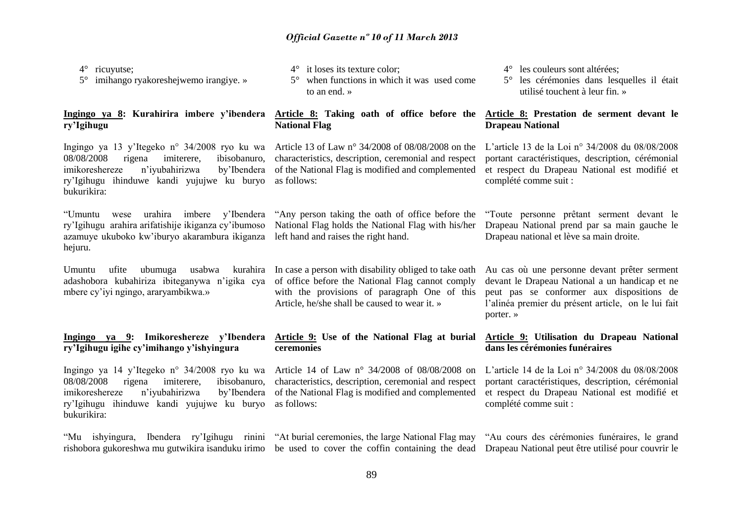4° ricuyutse;

5° imihango ryakoreshejwemo irangiye. »

## Ingingo ya 8: Kurahirira imbere y'ibendera ry'Igihugu

Ingingo ya 13 y'Itegeko n° 34/2008 ryo ku wa 08/08/2008 rigena imiterere, ibisobanuro, imikoreshereze n'iyubahirizwa by'Ibendera ry'Igihugu ihinduwe kandi yujujwe ku buryo bukurikira:

"Umuntu wese urahira imbere y'Ibendera ry'Igihugu arahira arifatishije ikiganza cy'ibumoso azamuye ukuboko kw'iburyo akarambura ikiganza hejuru.

Umuntu ufite ubumuga usabwa kurahira adashobora kubahiriza ibiteganywa n'igika cya mbere cy'iyi ngingo, araryambikwa.»

## Ingingo ya 9: Imikoreshereze y'Ibendera ry'Igihugu igihe cy'imihango y'ishyingura

Ingingo ya 14 y'Itegeko n° 34/2008 ryo ku wa 08/08/2008 rigena imiterere, ibisobanuro, imikoreshereze n'iyubahirizwa by'Ibendera ry'Igihugu ihinduwe kandi yujujwe ku buryo bukurikira:

"Mu ishyingura, Ibendera ry'Igihugu rinini rishobora gukoreshwa mu gutwikira isanduku irimo

---

4° it loses its texture color;

5° when functions in which it was used come to an end. »

## Article 8: Taking oath of office before the National Flag

Article 13 of Law n° 34/2008 of 08/08/2008 on the characteristics, description, ceremonial and respect of the National Flag is modified and complemented as follows:

"Any person taking the oath of office before the National Flag holds the National Flag with his/her left hand and raises the right hand.

In case a person with disability obliged to take oath of office before the National Flag cannot comply with the provisions of paragraph One of this Article, he/she shall be caused to wear it. »

## Article 9: Use of the National Flag at burial ceremonies

Article 14 of Law n° 34/2008 of 08/08/2008 on characteristics, description, ceremonial and respect of the National Flag is modified and complemented as follows:

"At burial ceremonies, the large National Flag may be used to cover the coffin containing the dead

---

4° les couleurs sont altérées;

5° les cérémonies dans lesquelles il était utilisé touchent à leur fin. »

## Article 8: Prestation de serment devant le Drapeau National

L'article 13 de la Loi n° 34/2008 du 08/08/2008 portant caractéristiques, description, cérémonial et respect du Drapeau National est modifié et complété comme suit :

"Toute personne prêtant serment devant le Drapeau National prend par sa main gauche le Drapeau national et lève sa main droite.

Au cas où une personne devant prêter serment devant le Drapeau National a un handicap et ne peut pas se conformer aux dispositions de l'alinéa premier du présent article, on le lui fait porter. »

## Article 9: Utilisation du Drapeau National dans les cérémonies funéraires

L'article 14 de la Loi n° 34/2008 du 08/08/2008 portant caractéristiques, description, cérémonial et respect du Drapeau National est modifié et complété comme suit :

"Au cours des cérémonies funéraires, le grand Drapeau National peut être utilisé pour couvrir le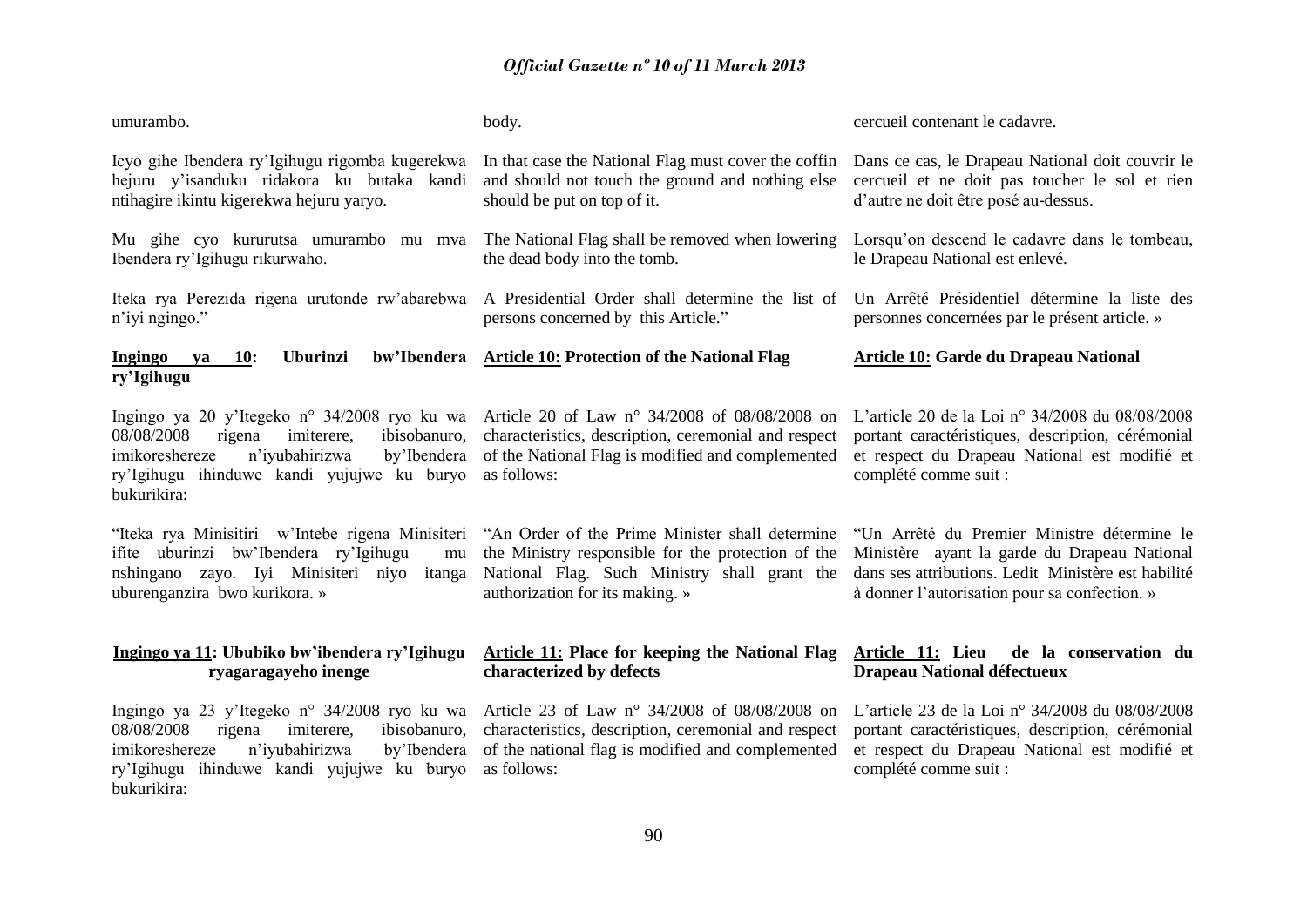umurambo.

Icyo gihe Ibendera ry'Igihugu rigomba kugerekwa hejuru y'isanduku ridakora ku butaka kandi ntihagire ikintu kigerekwa hejuru yaryo.

Mu gihe cyo kururutsa umurambo mu mva Ibendera ry'Igihugu rikurwaho.

Iteka rya Perezida rigena urutonde rw'abarebwa n'iyi ngingo."

**<u>Ingingo ya 10</u>: Uburinzi bw'Ibendera ry'Igihugu**

Ingingo ya 20 y'Itegeko n° 34/2008 ryo ku wa 08/08/2008 rigena imiterere, ibisobanuro, imikoreshereze n'iyubahirizwa by'Ibendera ry'Igihugu ihinduwe kandi yujujwe ku buryo bukurikira:

"Iteka rya Minisitiri w'Intebe rigena Minisiteri ifite uburinzi bw'Ibendera ry'Igihugu mu nshingano zayo. Iyi Minisiteri niyo itanga uburenganzira bwo kurikora. »

**<u>Ingingo ya 11</u>: Ububiko bw'ibendera ry'Igihugu ryagaragayeho inenge**

Ingingo ya 23 y'Itegeko n° 34/2008 ryo ku wa 08/08/2008 rigena imiterere, ibisobanuro, imikoreshereze n'iyubahirizwa by'Ibendera ry'Igihugu ihinduwe kandi yujujwe ku buryo bukurikira:

body.

In that case the National Flag must cover the coffin and should not touch the ground and nothing else should be put on top of it.

The National Flag shall be removed when lowering the dead body into the tomb.

A Presidential Order shall determine the list of persons concerned by this Article."

**<u>Article 10:</u> Protection of the National Flag**

Article 20 of Law n° 34/2008 of 08/08/2008 on characteristics, description, ceremonial and respect of the National Flag is modified and complemented as follows:

"An Order of the Prime Minister shall determine the Ministry responsible for the protection of the National Flag. Such Ministry shall grant the authorization for its making. »

**<u>Article 11:</u> Place for keeping the National Flag characterized by defects**

Article 23 of Law n° 34/2008 of 08/08/2008 on characteristics, description, ceremonial and respect of the national flag is modified and complemented as follows:

cercueil contenant le cadavre.

Dans ce cas, le Drapeau National doit couvrir le cercueil et ne doit pas toucher le sol et rien d'autre ne doit être posé au-dessus.

Lorsqu'on descend le cadavre dans le tombeau, le Drapeau National est enlevé.

Un Arrêté Présidentiel détermine la liste des personnes concernées par le présent article. »

**<u>Article 10:</u> Garde du Drapeau National**

L'article 20 de la Loi n° 34/2008 du 08/08/2008 portant caractéristiques, description, cérémonial et respect du Drapeau National est modifié et complété comme suit :

"Un Arrêté du Premier Ministre détermine le Ministère ayant la garde du Drapeau National dans ses attributions. Ledit Ministère est habilité à donner l'autorisation pour sa confection. »

**<u>Article 11:</u> Lieu de la conservation du Drapeau National défectueux**

L'article 23 de la Loi n° 34/2008 du 08/08/2008 portant caractéristiques, description, cérémonial et respect du Drapeau National est modifié et complété comme suit :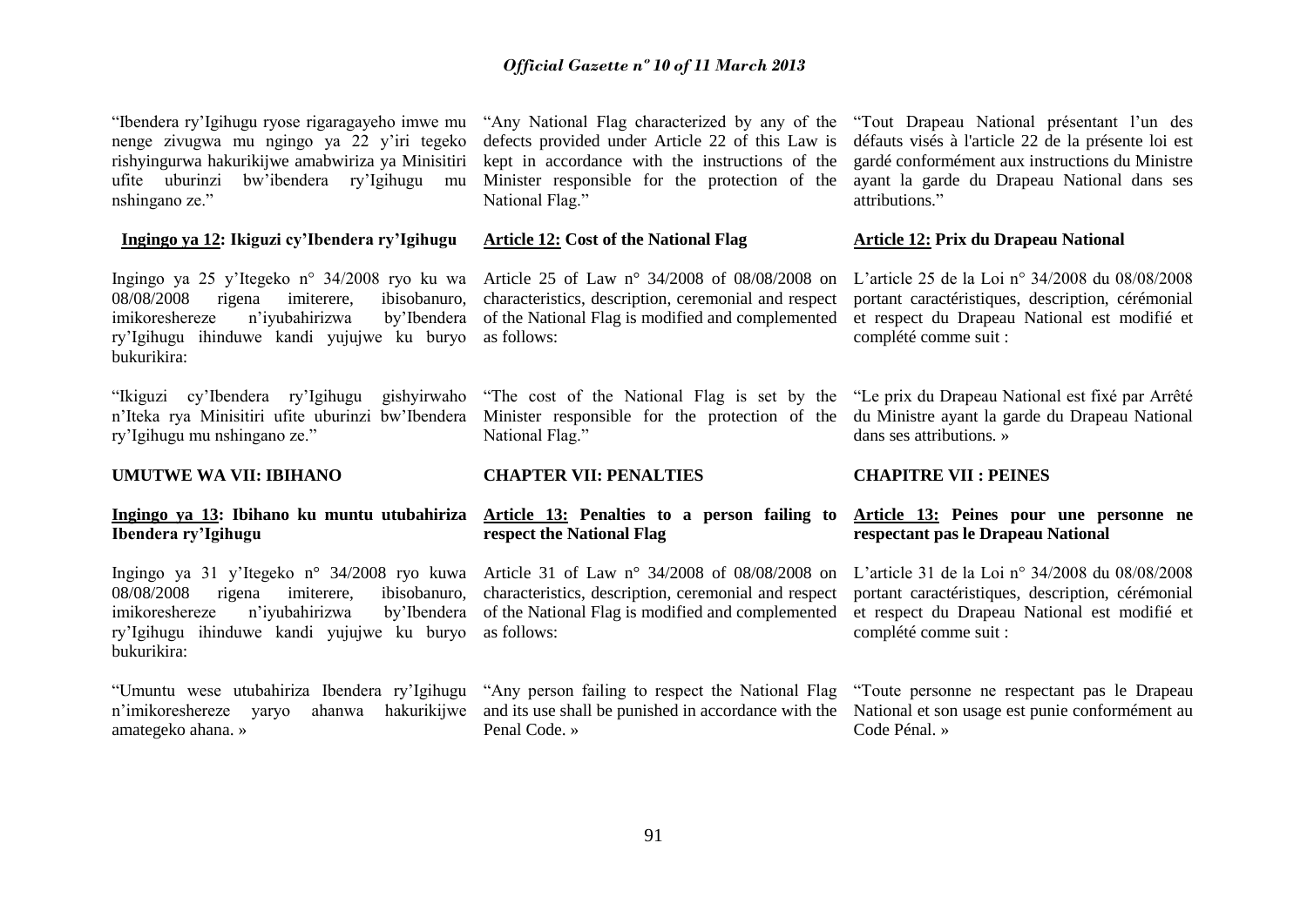"Ibendera ry'Igihugu ryose rigaragayeho imwe mu nenge zivugwa mu ngingo ya 22 y'iri tegeko rishyingurwa hakurikijwe amabwiriza ya Minisitiri ufite uburinzi bw'ibendera ry'Igihugu mu nshingano ze."

**Ingingo ya 12: Ikiguzi cy'Ibendera ry'Igihugu**

Ingingo ya 25 y'Itegeko n° 34/2008 ryo ku wa 08/08/2008 rigena imiterere, ibisobanuro, imikoreshereze n'iyubahirizwa by'Ibendera ry'Igihugu ihinduwe kandi yujujwe ku buryo bukurikira:

"Ikiguzi cy'Ibendera ry'Igihugu gishyirwaho n'Iteka rya Minisitiri ufite uburinzi bw'Ibendera ry'Igihugu mu nshingano ze."

**UMUTWE WA VII: IBIHANO**

**Ingingo ya 13: Ibihano ku muntu utubahiriza Ibendera ry'Igihugu**

Ingingo ya 31 y'Itegeko n° 34/2008 ryo kuwa 08/08/2008 rigena imiterere, ibisobanuro, imikoreshereze n'iyubahirizwa by'Ibendera ry'Igihugu ihinduwe kandi yujujwe ku buryo bukurikira:

"Umuntu wese utubahiriza Ibendera ry'Igihugu n'imikoreshereze yaryo ahanwa hakurikijwe amategeko ahana. »

"Any National Flag characterized by any of the defects provided under Article 22 of this Law is kept in accordance with the instructions of the Minister responsible for the protection of the National Flag."

**Article 12: Cost of the National Flag**

Article 25 of Law n° 34/2008 of 08/08/2008 on characteristics, description, ceremonial and respect of the National Flag is modified and complemented as follows:

"The cost of the National Flag is set by the Minister responsible for the protection of the National Flag."

**CHAPTER VII: PENALTIES**

**Article 13: Penalties to a person failing to respect the National Flag**

Article 31 of Law n° 34/2008 of 08/08/2008 on characteristics, description, ceremonial and respect of the National Flag is modified and complemented as follows:

"Any person failing to respect the National Flag and its use shall be punished in accordance with the Penal Code. »

"Tout Drapeau National présentant l'un des défauts visés à l'article 22 de la présente loi est gardé conformément aux instructions du Ministre ayant la garde du Drapeau National dans ses attributions."

**Article 12: Prix du Drapeau National**

L'article 25 de la Loi n° 34/2008 du 08/08/2008 portant caractéristiques, description, cérémonial et respect du Drapeau National est modifié et complété comme suit :

"Le prix du Drapeau National est fixé par Arrêté du Ministre ayant la garde du Drapeau National dans ses attributions. »

**CHAPITRE VII : PEINES**

**Article 13: Peines pour une personne ne respectant pas le Drapeau National**

L'article 31 de la Loi n° 34/2008 du 08/08/2008 portant caractéristiques, description, cérémonial et respect du Drapeau National est modifié et complété comme suit :

"Toute personne ne respectant pas le Drapeau National et son usage est punie conformément au Code Pénal. »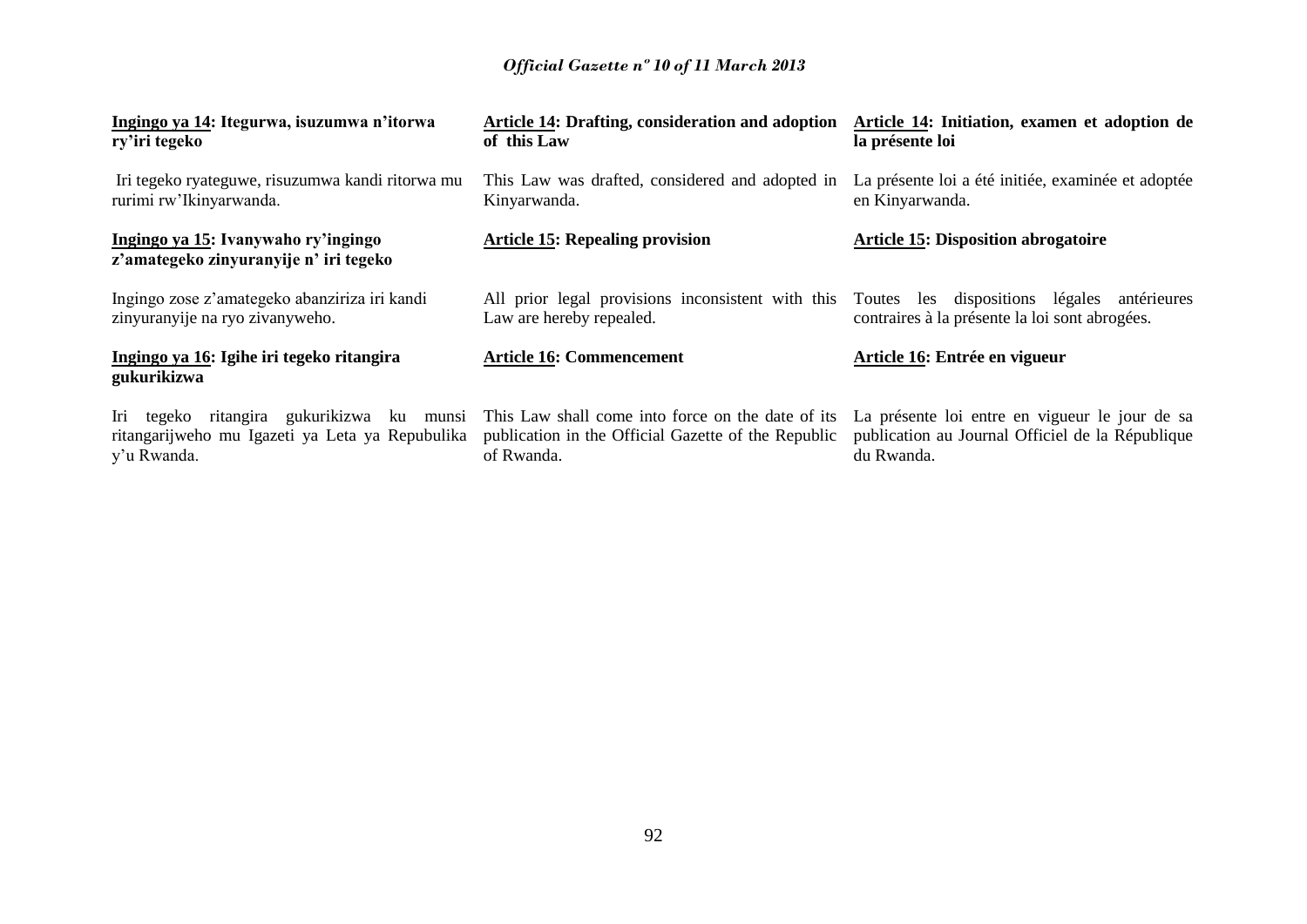**Ingingo ya 14: Itegurwa, isuzumwa n'itorwa ry'iri tegeko**

Iri tegeko ryateguwe, risuzumwa kandi ritorwa mu rurimi rw'Ikinyarwanda.

**Ingingo ya 15: Ivanywaho ry'ingingo z'amategeko zinyuranyije n' iri tegeko**

Ingingo zose z'amategeko abanziriza iri kandi zinyuranyije na ryo zivanyweho.

**Ingingo ya 16: Igihe iri tegeko ritangira gukurikizwa**

Iri tegeko ritangira gukurikizwa ku munsi ritangarijweho mu Igazeti ya Leta ya Repubulika y'u Rwanda.

**Article 14: Drafting, consideration and adoption of this Law**

This Law was drafted, considered and adopted in Kinyarwanda.

**Article 15: Repealing provision**

All prior legal provisions inconsistent with this Law are hereby repealed.

**Article 16: Commencement**

This Law shall come into force on the date of its publication in the Official Gazette of the Republic of Rwanda.

**Article 14: Initiation, examen et adoption de la présente loi**

La présente loi a été initiée, examinée et adoptée en Kinyarwanda.

**Article 15: Disposition abrogatoire**

Toutes les dispositions légales antérieures contraires à la présente la loi sont abrogées.

**Article 16: Entrée en vigueur**

La présente loi entre en vigueur le jour de sa publication au Journal Officiel de la République du Rwanda.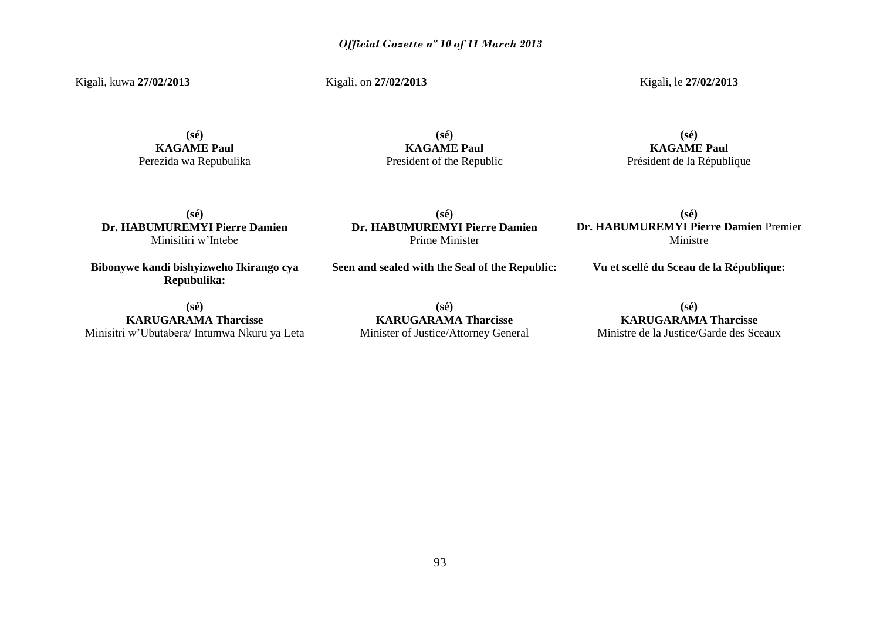Kigali, kuwa **27/02/2013**

Kigali, on **27/02/2013**

Kigali, le **27/02/2013**

**(sé)**
**KAGAME Paul**
Perezida wa Repubulika

**(sé)**
**KAGAME Paul**
President of the Republic

**(sé)**
**KAGAME Paul**
Président de la République

**(sé)**
**Dr. HABUMUREMYI Pierre Damien**
Minisitiri w'Intebe

**(sé)**
**Dr. HABUMUREMYI Pierre Damien**
Prime Minister

**(sé)**
**Dr. HABUMUREMYI Pierre Damien** Premier Ministre

**Bibonywe kandi bishyizweho Ikirango cya Repubulika:**

**Seen and sealed with the Seal of the Republic:**

**Vu et scellé du Sceau de la République:**

**(sé)**
**KARUGARAMA Tharcisse**
Minisitri w'Ubutabera/ Intumwa Nkuru ya Leta

**(sé)**
**KARUGARAMA Tharcisse**
Minister of Justice/Attorney General

**(sé)**
**KARUGARAMA Tharcisse**
Ministre de la Justice/Garde des Sceaux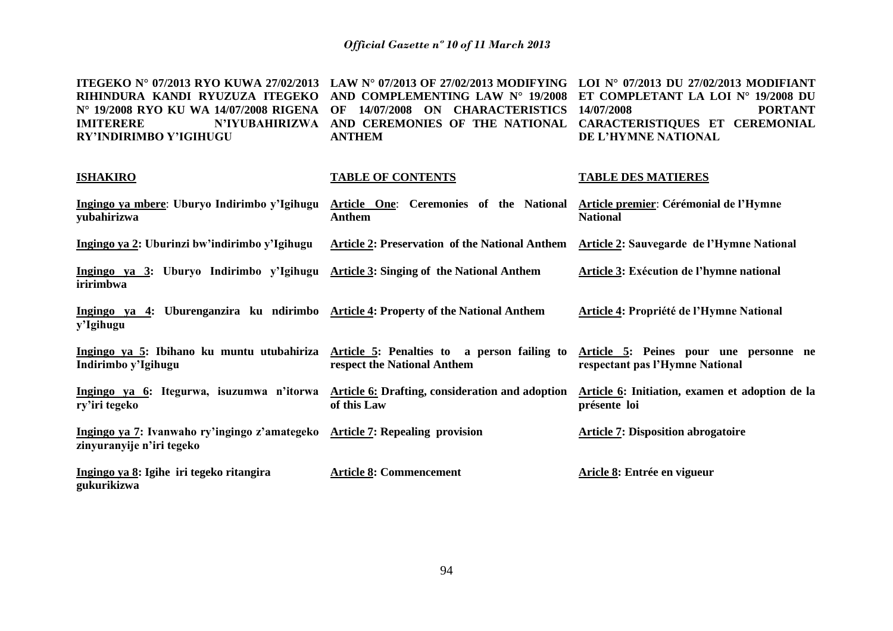**ITEGEKO N° 07/2013 RYO KUWA 27/02/2013 RIHINDURA KANDI RYUZUZA ITEGEKO N° 19/2008 RYO KU WA 14/07/2008 RIGENA IMITERERE N'IYUBAHIRIZWA RY'INDIRIMBO Y'IGIHUGU**

**ISHAKIRO**

**Ingingo ya mbere: Uburyo Indirimbo y'Igihugu yubahirizwa**

**Ingingo ya 2: Uburinzi bw'indirimbo y'Igihugu**

**Ingingo ya 3: Uburyo Indirimbo y'Igihugu iririmbwa**

**Ingingo ya 4: Uburenganzira ku ndirimbo y'Igihugu**

**Ingingo ya 5: Ibihano ku muntu utubahiriza Indirimbo y'Igihugu**

**Ingingo ya 6: Itegurwa, isuzumwa n'itorwa ry'iri tegeko**

**Ingingo ya 7: Ivanwaho ry'ingingo z'amategeko zinyuranyije n'iri tegeko**

**Ingingo ya 8: Igihe iri tegeko ritangira gukurikizwa**

**LAW N° 07/2013 OF 27/02/2013 MODIFYING AND COMPLEMENTING LAW N° 19/2008 OF 14/07/2008 ON CHARACTERISTICS AND CEREMONIES OF THE NATIONAL ANTHEM**

**TABLE OF CONTENTS**

**Article One: Ceremonies of the National Anthem**

**Article 2: Preservation of the National Anthem**

**Article 3: Singing of the National Anthem**

**Article 4: Property of the National Anthem**

**Article 5: Penalties to a person failing to respect the National Anthem**

**Article 6: Drafting, consideration and adoption of this Law**

**Article 7: Repealing provision**

**Article 8: Commencement**

**LOI N° 07/2013 DU 27/02/2013 MODIFIANT ET COMPLETANT LA LOI N° 19/2008 DU 14/07/2008 PORTANT CARACTERISTIQUES ET CEREMONIAL DE L'HYMNE NATIONAL**

**TABLE DES MATIERES**

**Article premier: Cérémonial de l'Hymne National**

**Article 2: Sauvegarde de l'Hymne National**

**Article 3: Exécution de l'hymne national**

**Article 4: Propriété de l'Hymne National**

**Article 5: Peines pour une personne ne respectant pas l'Hymne National**

**Article 6: Initiation, examen et adoption de la présente loi**

**Article 7: Disposition abrogatoire**

**Aricle 8: Entrée en vigueur**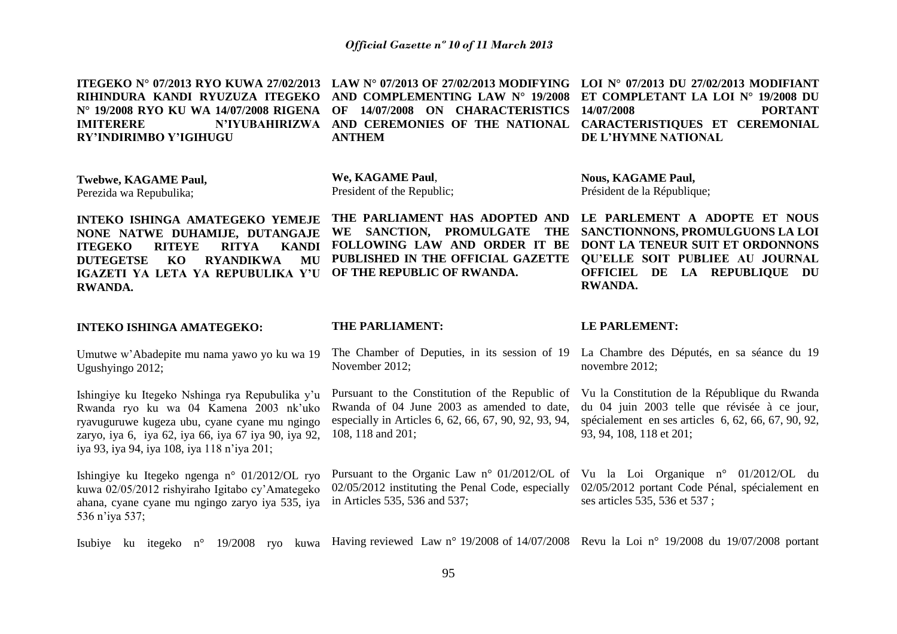**ITEGEKO N° 07/2013 RYO KUWA 27/02/2013 RIHINDURA KANDI RYUZUZA ITEGEKO N° 19/2008 RYO KU WA 14/07/2008 RIGENA IMITERERE N'IYUBAHIRIZWA RY'INDIRIMBO Y'IGIHUGU**

**Twebwe, KAGAME Paul,**
Perezida wa Repubulika;

**INTEKO ISHINGA AMATEGEKO YEMEJE NONE NATWE DUHAMIJE, DUTANGAJE ITEGEKO RITEYE RITYA KANDI DUTEGETSE KO RYANDIKWA MU IGAZETI YA LETA YA REPUBULIKA Y'U RWANDA.**

**INTEKO ISHINGA AMATEGEKO:**

Umutwe w'Abadepite mu nama yawo yo ku wa 19 Ugushyingo 2012;

Ishingiye ku Itegeko Nshinga rya Repubulika y'u Rwanda ryo ku wa 04 Kamena 2003 nk'uko ryavuguruwe kugeza ubu, cyane cyane mu ngingo zaryo, iya 6, iya 62, iya 66, iya 67 iya 90, iya 92, iya 93, iya 94, iya 108, iya 118 n'iya 201;

Ishingiye ku Itegeko ngenga n° 01/2012/OL ryo kuwa 02/05/2012 rishyiraho Igitabo cy'Amategeko ahana, cyane cyane mu ngingo zaryo iya 535, iya 536 n'iya 537;

Isubiye ku itegeko n° 19/2008 ryo kuwa

**LAW N° 07/2013 OF 27/02/2013 MODIFYING AND COMPLEMENTING LAW N° 19/2008 OF 14/07/2008 ON CHARACTERISTICS AND CEREMONIES OF THE NATIONAL ANTHEM**

**We, KAGAME Paul**,
President of the Republic;

**THE PARLIAMENT HAS ADOPTED AND WE SANCTION, PROMULGATE THE FOLLOWING LAW AND ORDER IT BE PUBLISHED IN THE OFFICIAL GAZETTE OF THE REPUBLIC OF RWANDA.**

**THE PARLIAMENT:**

The Chamber of Deputies, in its session of 19 November 2012;

Pursuant to the Constitution of the Republic of Rwanda of 04 June 2003 as amended to date, especially in Articles 6, 62, 66, 67, 90, 92, 93, 94, 108, 118 and 201;

Pursuant to the Organic Law n° 01/2012/OL of 02/05/2012 instituting the Penal Code, especially in Articles 535, 536 and 537;

Having reviewed Law n° 19/2008 of 14/07/2008

**LOI N° 07/2013 DU 27/02/2013 MODIFIANT ET COMPLETANT LA LOI N° 19/2008 DU 14/07/2008 PORTANT CARACTERISTIQUES ET CEREMONIAL DE L'HYMNE NATIONAL**

**Nous, KAGAME Paul,**
Président de la République;

**LE PARLEMENT A ADOPTE ET NOUS SANCTIONNONS, PROMULGUONS LA LOI DONT LA TENEUR SUIT ET ORDONNONS QU'ELLE SOIT PUBLIEE AU JOURNAL OFFICIEL DE LA REPUBLIQUE DU RWANDA.**

**LE PARLEMENT:**

La Chambre des Députés, en sa séance du 19 novembre 2012;

Vu la Constitution de la République du Rwanda du 04 juin 2003 telle que révisée à ce jour, spécialement en ses articles 6, 62, 66, 67, 90, 92, 93, 94, 108, 118 et 201;

Vu la Loi Organique n° 01/2012/OL du 02/05/2012 portant Code Pénal, spécialement en ses articles 535, 536 et 537 ;

Revu la Loi n° 19/2008 du 19/07/2008 portant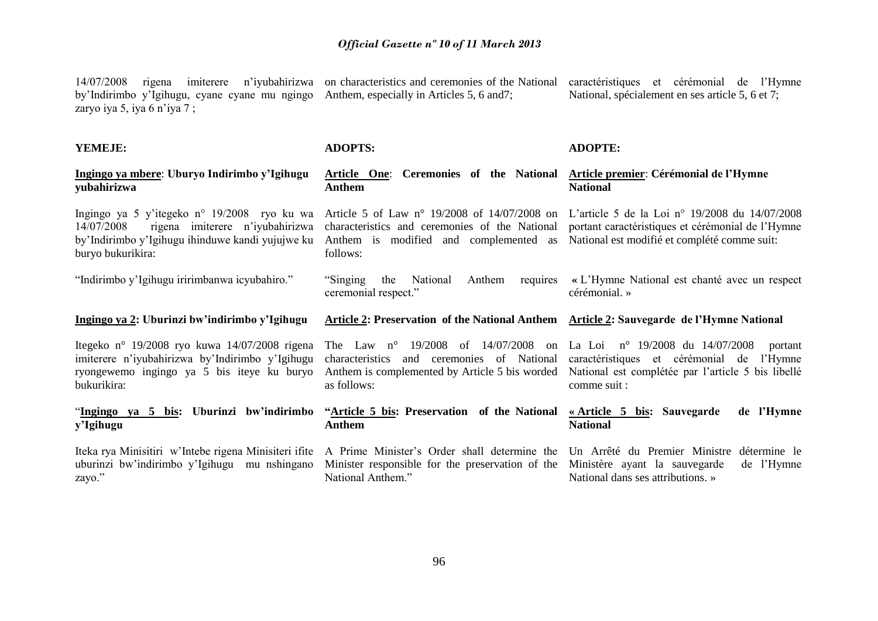14/07/2008 rigena imiterere n'iyubahirizwa by'Indirimbo y'Igihugu, cyane cyane mu ngingo zaryo iya 5, iya 6 n'iya 7 ;

**YEMEJE:**

**<u>Ingingo ya mbere</u>: Uburyo Indirimbo y'Igihugu yubahirizwa**

Ingingo ya 5 y'itegeko n° 19/2008 ryo ku wa 14/07/2008 rigena imiterere n'iyubahirizwa by'Indirimbo y'Igihugu ihinduwe kandi yujujwe ku buryo bukurikira:

"Indirimbo y'Igihugu iririmbanwa icyubahiro."

**<u>Ingingo ya 2</u>: Uburinzi bw'indirimbo y'Igihugu**

Itegeko n° 19/2008 ryo kuwa 14/07/2008 rigena imiterere n'iyubahirizwa by'Indirimbo y'Igihugu ryongewemo ingingo ya 5 bis iteye ku buryo bukurikira:

"**<u>Ingingo ya 5 bis</u>: Uburinzi bw'indirimbo y'Igihugu**

Iteka rya Minisitiri w'Intebe rigena Minisiteri ifite uburinzi bw'indirimbo y'Igihugu mu nshingano zayo."

on characteristics and ceremonies of the National Anthem, especially in Articles 5, 6 and7;

**ADOPTS:**

**<u>Article One</u>: Ceremonies of the National Anthem**

Article 5 of Law n° 19/2008 of 14/07/2008 on characteristics and ceremonies of the National Anthem is modified and complemented as follows:

"Singing the National Anthem requires ceremonial respect."

**<u>Article 2</u>: Preservation of the National Anthem**

The Law n° 19/2008 of 14/07/2008 on characteristics and ceremonies of National Anthem is complemented by Article 5 bis worded as follows:

**"<u>Article 5 bis</u>: Preservation of the National Anthem**

A Prime Minister's Order shall determine the Minister responsible for the preservation of the National Anthem."

caractéristiques et cérémonial de l'Hymne National, spécialement en ses article 5, 6 et 7;

**ADOPTE:**

**<u>Article premier</u>: Cérémonial de l'Hymne National**

L'article 5 de la Loi n° 19/2008 du 14/07/2008 portant caractéristiques et cérémonial de l'Hymne National est modifié et complété comme suit:

« L'Hymne National est chanté avec un respect cérémonial. »

**<u>Article 2</u>: Sauvegarde de l'Hymne National**

La Loi n° 19/2008 du 14/07/2008 portant caractéristiques et cérémonial de l'Hymne National est complétée par l'article 5 bis libellé comme suit :

**« <u>Article 5 bis</u>: Sauvegarde de l'Hymne National**

Un Arrêté du Premier Ministre détermine le Ministère ayant la sauvegarde de l'Hymne National dans ses attributions. »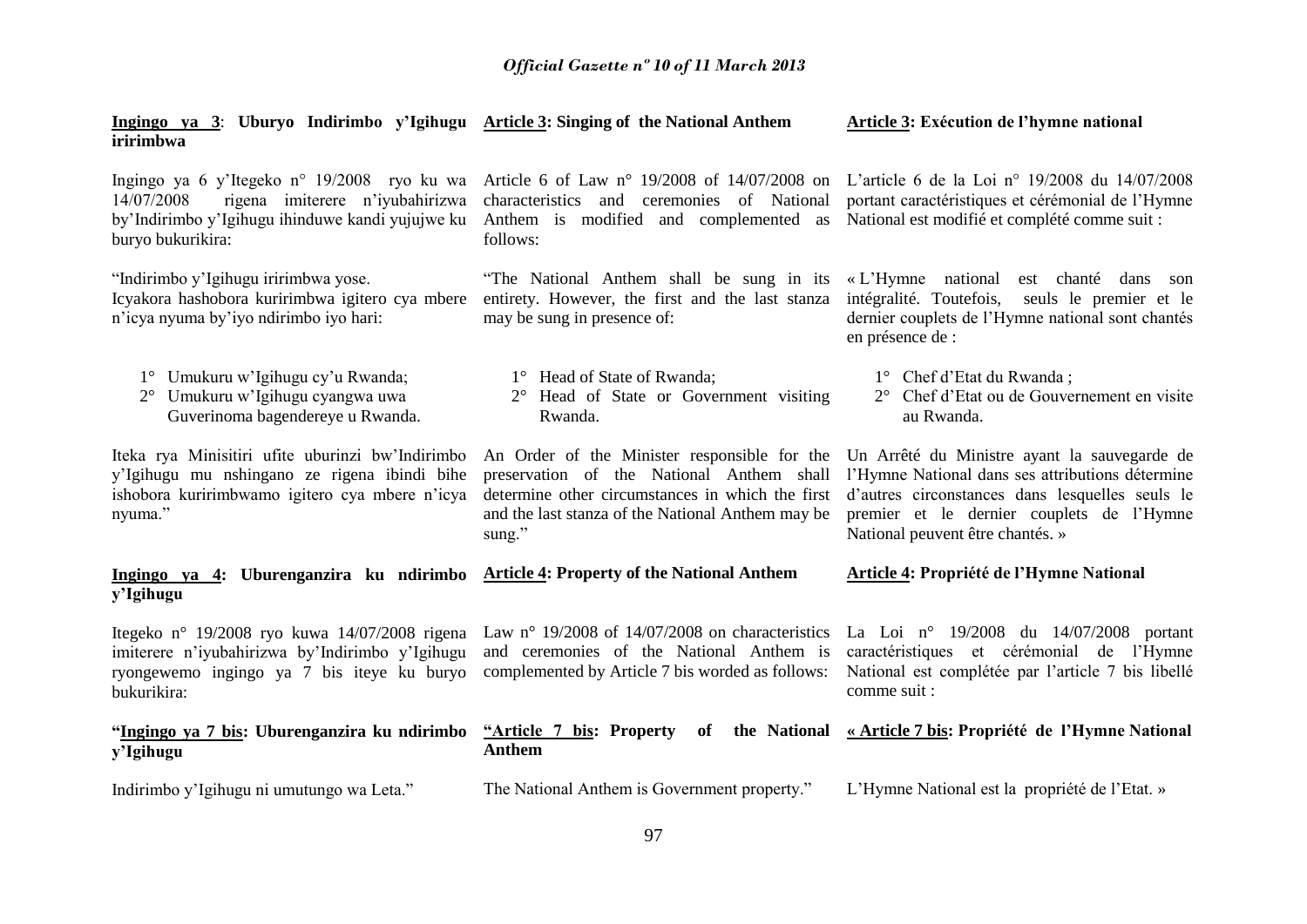**Ingingo ya 3**: **Uburyo Indirimbo y'Igihugu iririmbwa**

Ingingo ya 6 y'Itegeko n° 19/2008 ryo ku wa 14/07/2008 rigena imiterere n'iyubahirizwa by'Indirimbo y'Igihugu ihinduwe kandi yujujwe ku buryo bukurikira:

"Indirimbo y'Igihugu iririmbwa yose.
Icyakora hashobora kuririmbwa igitero cya mbere n'icya nyuma by'iyo ndirimbo iyo hari:

1° Umukuru w'Igihugu cy'u Rwanda;
2° Umukuru w'Igihugu cyangwa uwa Guverinoma bagendereye u Rwanda.

Iteka rya Minisitiri ufite uburinzi bw'Indirimbo y'Igihugu mu nshingano ze rigena ibindi bihe ishobora kuririmbwamo igitero cya mbere n'icya nyuma."

**Ingingo ya 4**: **Uburenganzira ku ndirimbo y'Igihugu**

Itegeko n° 19/2008 ryo kuwa 14/07/2008 rigena imiterere n'iyubahirizwa by'Indirimbo y'Igihugu ryongewemo ingingo ya 7 bis iteye ku buryo bukurikira:

"**Ingingo ya 7 bis**: **Uburenganzira ku ndirimbo y'Igihugu**

Indirimbo y'Igihugu ni umutungo wa Leta."

**Article 3**: **Singing of the National Anthem**

Article 6 of Law n° 19/2008 of 14/07/2008 on characteristics and ceremonies of National Anthem is modified and complemented as follows:

"The National Anthem shall be sung in its entirety. However, the first and the last stanza may be sung in presence of:

1° Head of State of Rwanda;
2° Head of State or Government visiting Rwanda.

An Order of the Minister responsible for the preservation of the National Anthem shall determine other circumstances in which the first and the last stanza of the National Anthem may be sung."

**Article 4**: **Property of the National Anthem**

Law n° 19/2008 of 14/07/2008 on characteristics and ceremonies of the National Anthem is complemented by Article 7 bis worded as follows:

"**Article 7 bis**: **Property of the National Anthem**

The National Anthem is Government property."

**Article 3**: **Exécution de l'hymne national**

L'article 6 de la Loi n° 19/2008 du 14/07/2008 portant caractéristiques et cérémonial de l'Hymne National est modifié et complété comme suit :

« L'Hymne national est chanté dans son intégralité. Toutefois, seuls le premier et le dernier couplets de l'Hymne national sont chantés en présence de :

1° Chef d'Etat du Rwanda ;
2° Chef d'Etat ou de Gouvernement en visite au Rwanda.

Un Arrêté du Ministre ayant la sauvegarde de l'Hymne National dans ses attributions détermine d'autres circonstances dans lesquelles seuls le premier et le dernier couplets de l'Hymne National peuvent être chantés. »

**Article 4**: **Propriété de l'Hymne National**

La Loi n° 19/2008 du 14/07/2008 portant caractéristiques et cérémonial de l'Hymne National est complétée par l'article 7 bis libellé comme suit :

« **Article 7 bis**: **Propriété de l'Hymne National**

L'Hymne National est la propriété de l'Etat. »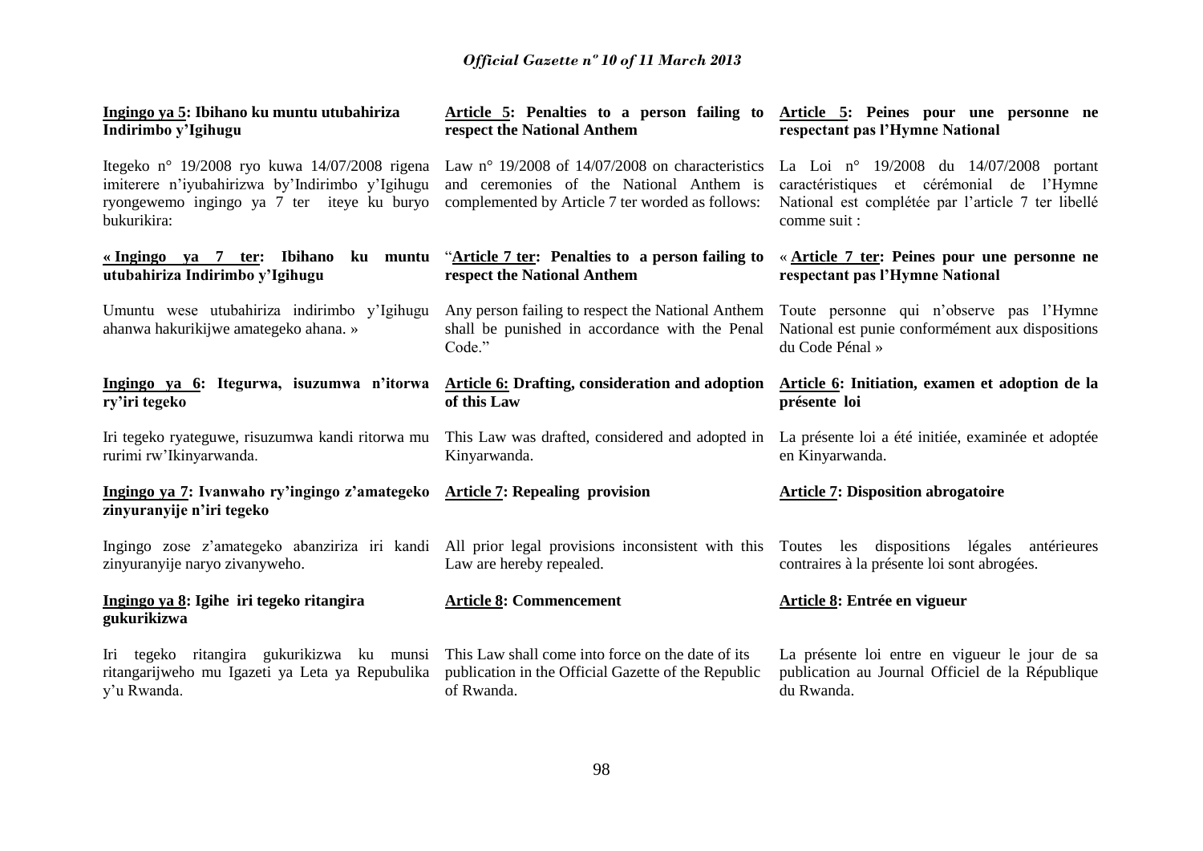**Ingingo ya 5: Ibihano ku muntu utubahiriza Indirimbo y'Igihugu**

Itegeko n° 19/2008 ryo kuwa 14/07/2008 rigena imiterere n'iyubahirizwa by'Indirimbo y'Igihugu ryongewemo ingingo ya 7 ter iteye ku buryo bukurikira:

**« Ingingo ya 7 ter: Ibihano ku muntu utubahiriza Indirimbo y'Igihugu**

Umuntu wese utubahiriza indirimbo y'Igihugu ahanwa hakurikijwe amategeko ahana. »

**Ingingo ya 6: Itegurwa, isuzumwa n'itorwa ry'iri tegeko**

Iri tegeko ryateguwe, risuzumwa kandi ritorwa mu rurimi rw'Ikinyarwanda.

**Ingingo ya 7: Ivanwaho ry'ingingo z'amategeko zinyuranyije n'iri tegeko**

Ingingo zose z'amategeko abanziriza iri kandi zinyuranyije naryo zivanyweho.

**Ingingo ya 8: Igihe iri tegeko ritangira gukurikizwa**

Iri tegeko ritangira gukurikizwa ku munsi ritangarijweho mu Igazeti ya Leta ya Repubulika y'u Rwanda.

**Article 5: Penalties to a person failing to respect the National Anthem**

Law n° 19/2008 of 14/07/2008 on characteristics and ceremonies of the National Anthem is complemented by Article 7 ter worded as follows:

**"Article 7 ter: Penalties to a person failing to respect the National Anthem**

Any person failing to respect the National Anthem shall be punished in accordance with the Penal Code."

**Article 6: Drafting, consideration and adoption of this Law**

This Law was drafted, considered and adopted in Kinyarwanda.

**Article 7: Repealing provision**

All prior legal provisions inconsistent with this Law are hereby repealed.

**Article 8: Commencement**

This Law shall come into force on the date of its publication in the Official Gazette of the Republic of Rwanda.

**Article 5: Peines pour une personne ne respectant pas l'Hymne National**

La Loi n° 19/2008 du 14/07/2008 portant caractéristiques et cérémonial de l'Hymne National est complétée par l'article 7 ter libellé comme suit :

**« Article 7 ter: Peines pour une personne ne respectant pas l'Hymne National**

Toute personne qui n'observe pas l'Hymne National est punie conformément aux dispositions du Code Pénal »

**Article 6: Initiation, examen et adoption de la présente loi**

La présente loi a été initiée, examinée et adoptée en Kinyarwanda.

**Article 7: Disposition abrogatoire**

Toutes les dispositions légales antérieures contraires à la présente loi sont abrogées.

**Article 8: Entrée en vigueur**

La présente loi entre en vigueur le jour de sa publication au Journal Officiel de la République du Rwanda.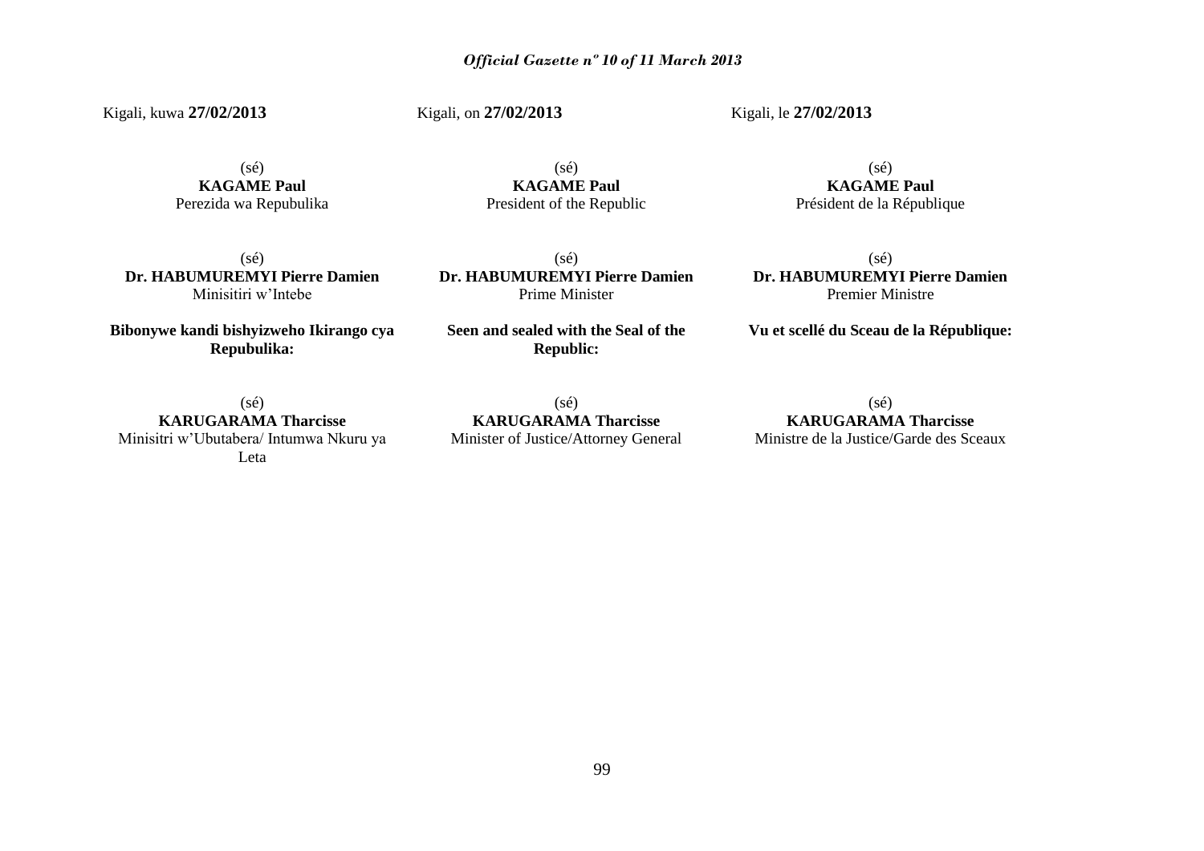Kigali, kuwa **27/02/2013**

(sé)
**KAGAME Paul**
Perezida wa Repubulika

(sé)
**Dr. HABUMUREMYI Pierre Damien**
Minisitiri w'Intebe

**Bibonywe kandi bishyizweho Ikirango cya Repubulika:**

(sé)
**KARUGARAMA Tharcisse**
Minisitri w'Ubutabera/ Intumwa Nkuru ya Leta

Kigali, on **27/02/2013**

(sé)
**KAGAME Paul**
President of the Republic

(sé)
**Dr. HABUMUREMYI Pierre Damien**
Prime Minister

**Seen and sealed with the Seal of the Republic:**

(sé)
**KARUGARAMA Tharcisse**
Minister of Justice/Attorney General

Kigali, le **27/02/2013**

(sé)
**KAGAME Paul**
Président de la République

(sé)
**Dr. HABUMUREMYI Pierre Damien**
Premier Ministre

**Vu et scellé du Sceau de la République:**

(sé)
**KARUGARAMA Tharcisse**
Ministre de la Justice/Garde des Sceaux